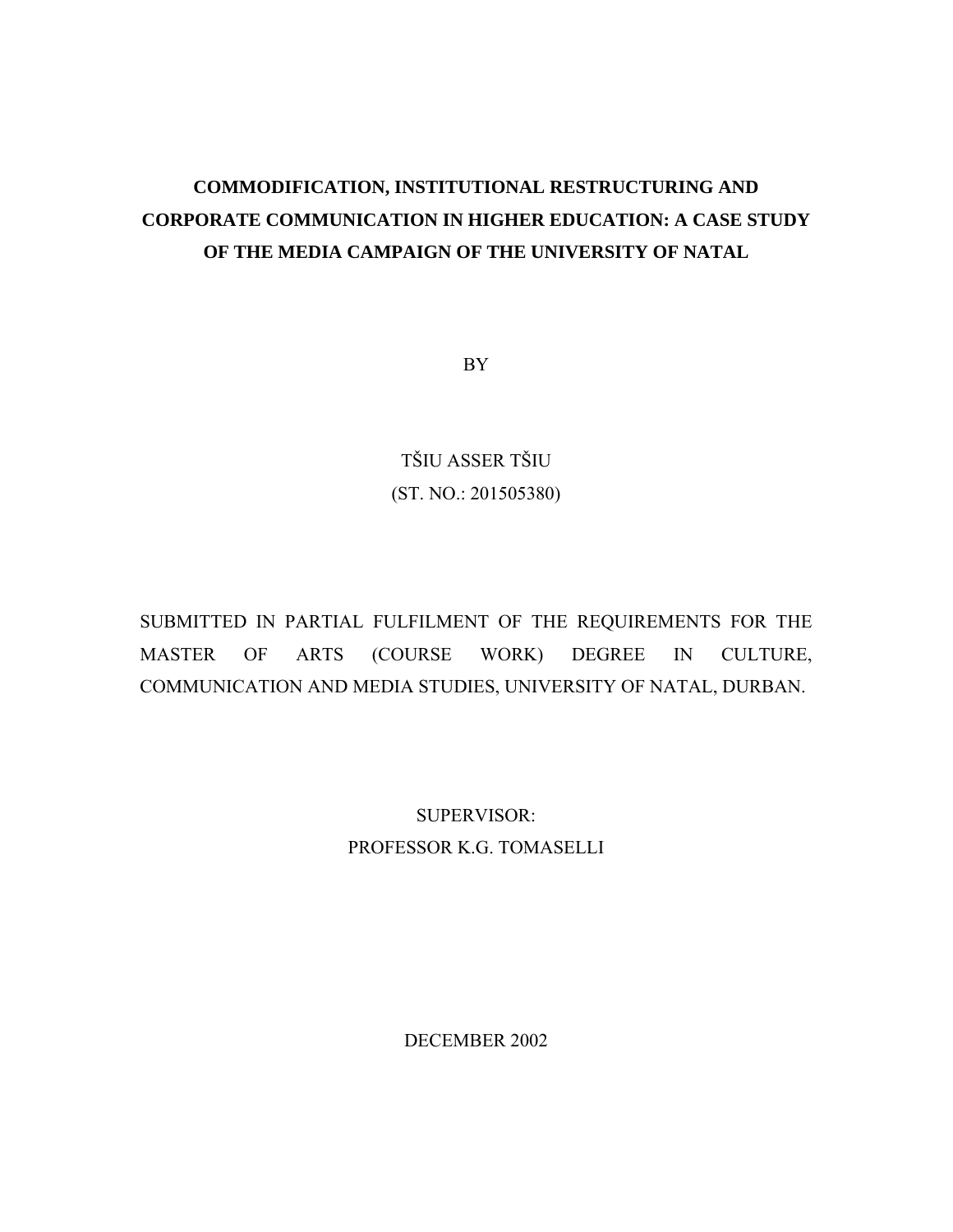# COMMODIFICATION, INSTITUTIONAL RESTRUCTURING AND CORPORATE COMMUNICATION IN HIGHER EDUCATION: A CASE STUDY OF THE MEDIA CAMPAIGN OF THE UNIVERSITY OF NATAL

BY

TŠIU ASSER TŠIU

(ST. NO.: 201505380)

SUBMITTED IN PARTIAL FULFILMENT OF THE REQUIREMENTS FOR THE MASTER OF ARTS (COURSE WORK) DEGREE IN CULTURE, COMMUNICATION AND MEDIA STUDIES, UNIVERSITY OF NATAL, DURBAN.

SUPERVISOR:

PROFESSOR K.G. TOMASELLI

DECEMBER 2002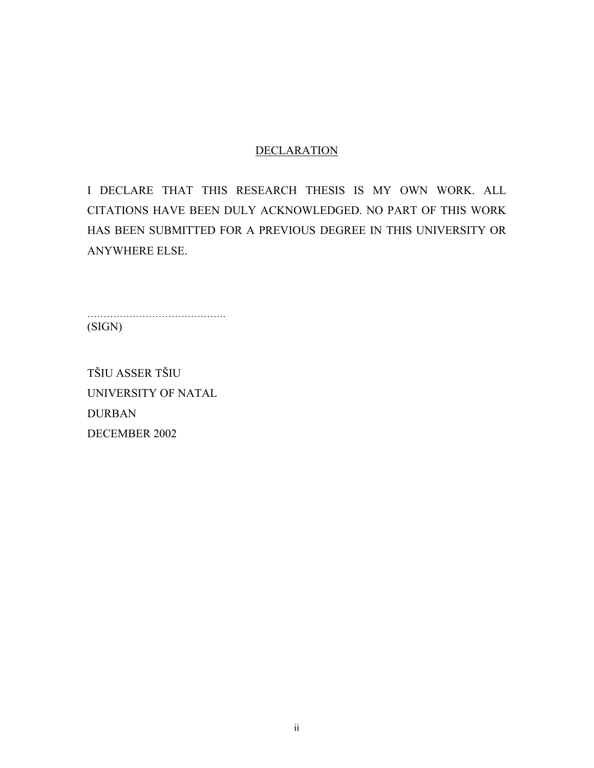## DECLARATION

I DECLARE THAT THIS RESEARCH THESIS IS MY OWN WORK. ALL CITATIONS HAVE BEEN DULY ACKNOWLEDGED. NO PART OF THIS WORK HAS BEEN SUBMITTED FOR A PREVIOUS DEGREE IN THIS UNIVERSITY OR ANYWHERE ELSE.

…………………………………….
(SIGN)

TŠIU ASSER TŠIU
UNIVERSITY OF NATAL
DURBAN
DECEMBER 2002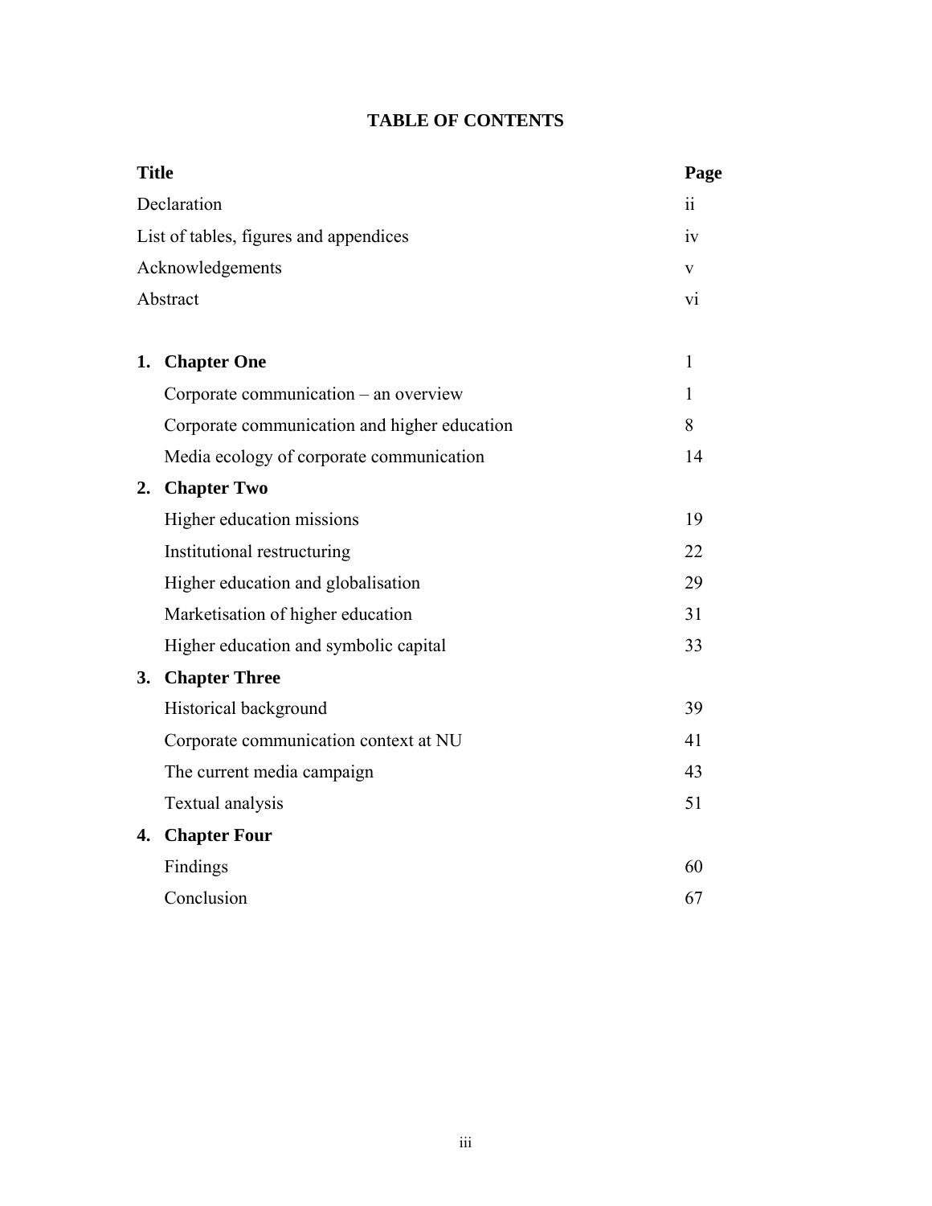# TABLE OF CONTENTS

| Title | Page |
|---|---|
| Declaration | ii |
| List of tables, figures and appendices | iv |
| Acknowledgements | v |
| Abstract | vi |
| | |
| **1. Chapter One** | 1 |
| Corporate communication – an overview | 1 |
| Corporate communication and higher education | 8 |
| Media ecology of corporate communication | 14 |
| **2. Chapter Two** | |
| Higher education missions | 19 |
| Institutional restructuring | 22 |
| Higher education and globalisation | 29 |
| Marketisation of higher education | 31 |
| Higher education and symbolic capital | 33 |
| **3. Chapter Three** | |
| Historical background | 39 |
| Corporate communication context at NU | 41 |
| The current media campaign | 43 |
| Textual analysis | 51 |
| **4. Chapter Four** | |
| Findings | 60 |
| Conclusion | 67 |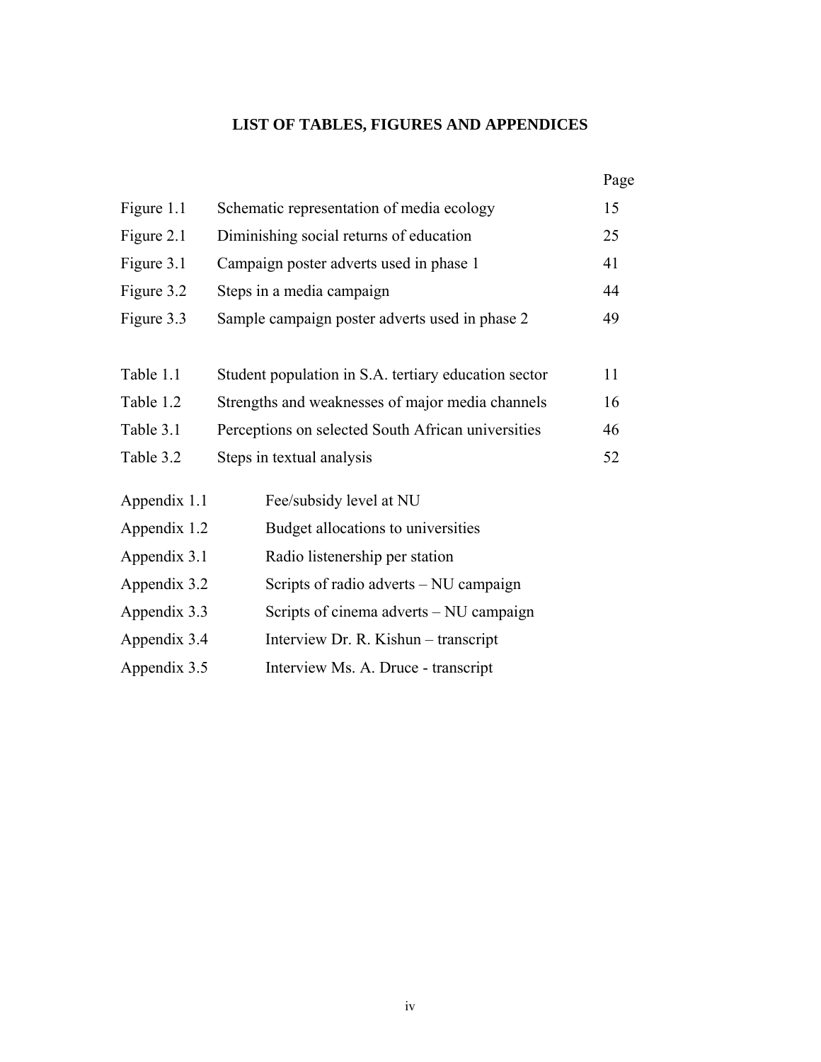# LIST OF TABLES, FIGURES AND APPENDICES

| | | Page |
|---|---|---|
| Figure 1.1 | Schematic representation of media ecology | 15 |
| Figure 2.1 | Diminishing social returns of education | 25 |
| Figure 3.1 | Campaign poster adverts used in phase 1 | 41 |
| Figure 3.2 | Steps in a media campaign | 44 |
| Figure 3.3 | Sample campaign poster adverts used in phase 2 | 49 |
| | | |
| Table 1.1 | Student population in S.A. tertiary education sector | 11 |
| Table 1.2 | Strengths and weaknesses of major media channels | 16 |
| Table 3.1 | Perceptions on selected South African universities | 46 |
| Table 3.2 | Steps in textual analysis | 52 |
| | | |
| Appendix 1.1 | Fee/subsidy level at NU | |
| Appendix 1.2 | Budget allocations to universities | |
| Appendix 3.1 | Radio listenership per station | |
| Appendix 3.2 | Scripts of radio adverts – NU campaign | |
| Appendix 3.3 | Scripts of cinema adverts – NU campaign | |
| Appendix 3.4 | Interview Dr. R. Kishun – transcript | |
| Appendix 3.5 | Interview Ms. A. Druce - transcript | |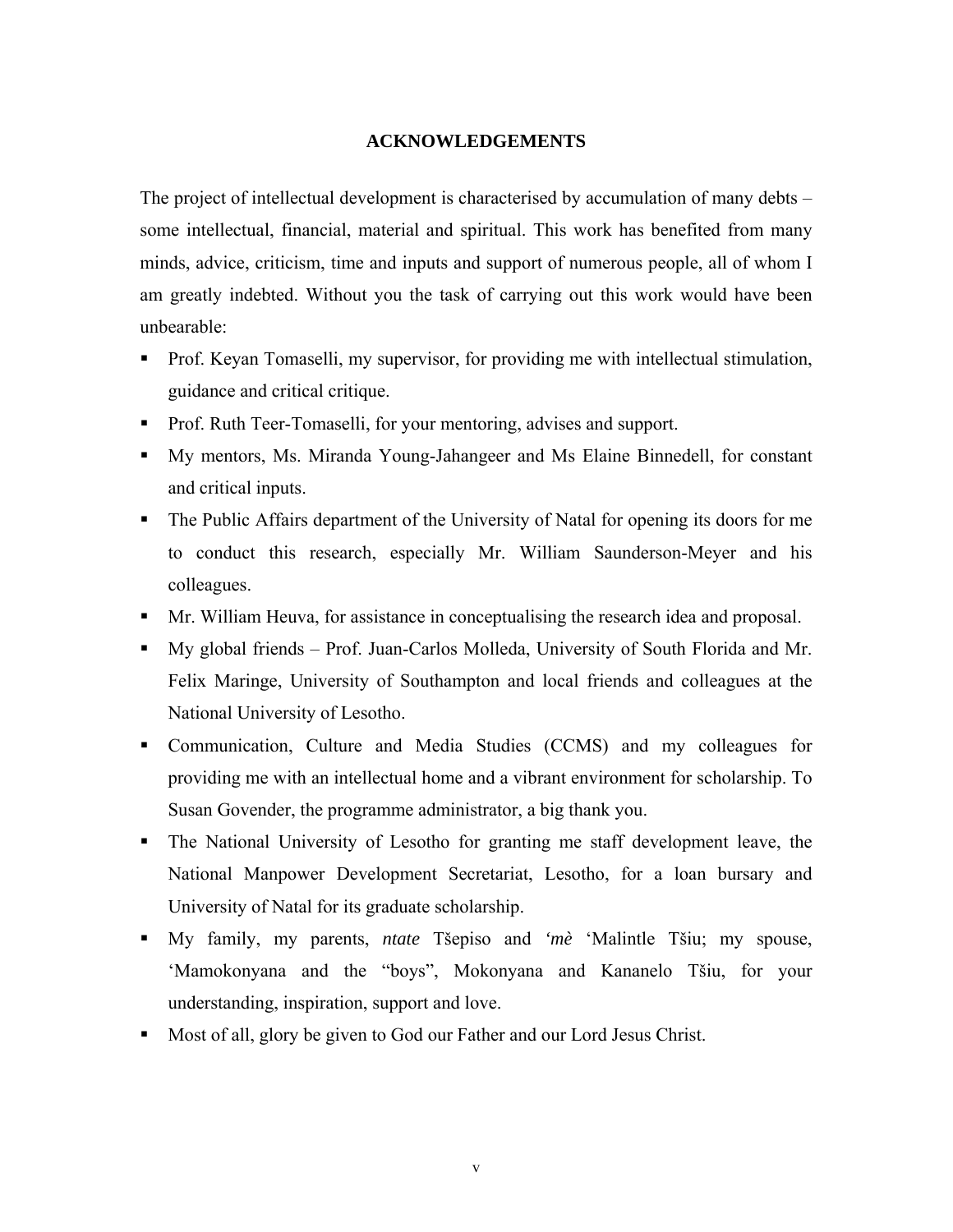# ACKNOWLEDGEMENTS

The project of intellectual development is characterised by accumulation of many debts – some intellectual, financial, material and spiritual. This work has benefited from many minds, advice, criticism, time and inputs and support of numerous people, all of whom I am greatly indebted. Without you the task of carrying out this work would have been unbearable:

- Prof. Keyan Tomaselli, my supervisor, for providing me with intellectual stimulation, guidance and critical critique.
- Prof. Ruth Teer-Tomaselli, for your mentoring, advises and support.
- My mentors, Ms. Miranda Young-Jahangeer and Ms Elaine Binnedell, for constant and critical inputs.
- The Public Affairs department of the University of Natal for opening its doors for me to conduct this research, especially Mr. William Saunderson-Meyer and his colleagues.
- Mr. William Heuva, for assistance in conceptualising the research idea and proposal.
- My global friends – Prof. Juan-Carlos Molleda, University of South Florida and Mr. Felix Maringe, University of Southampton and local friends and colleagues at the National University of Lesotho.
- Communication, Culture and Media Studies (CCMS) and my colleagues for providing me with an intellectual home and a vibrant environment for scholarship. To Susan Govender, the programme administrator, a big thank you.
- The National University of Lesotho for granting me staff development leave, the National Manpower Development Secretariat, Lesotho, for a loan bursary and University of Natal for its graduate scholarship.
- My family, my parents, *ntate* Tšepiso and *'mè* 'Malintle Tšiu; my spouse, 'Mamokonyana and the "boys", Mokonyana and Kananelo Tšiu, for your understanding, inspiration, support and love.
- Most of all, glory be given to God our Father and our Lord Jesus Christ.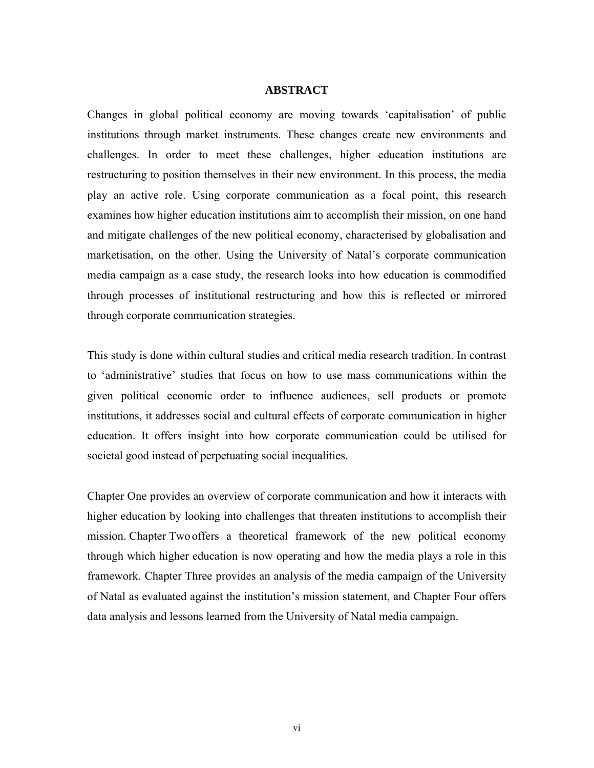## ABSTRACT

Changes in global political economy are moving towards 'capitalisation' of public institutions through market instruments. These changes create new environments and challenges. In order to meet these challenges, higher education institutions are restructuring to position themselves in their new environment. In this process, the media play an active role. Using corporate communication as a focal point, this research examines how higher education institutions aim to accomplish their mission, on one hand and mitigate challenges of the new political economy, characterised by globalisation and marketisation, on the other. Using the University of Natal's corporate communication media campaign as a case study, the research looks into how education is commodified through processes of institutional restructuring and how this is reflected or mirrored through corporate communication strategies.

This study is done within cultural studies and critical media research tradition. In contrast to 'administrative' studies that focus on how to use mass communications within the given political economic order to influence audiences, sell products or promote institutions, it addresses social and cultural effects of corporate communication in higher education. It offers insight into how corporate communication could be utilised for societal good instead of perpetuating social inequalities.

Chapter One provides an overview of corporate communication and how it interacts with higher education by looking into challenges that threaten institutions to accomplish their mission. Chapter Two offers a theoretical framework of the new political economy through which higher education is now operating and how the media plays a role in this framework. Chapter Three provides an analysis of the media campaign of the University of Natal as evaluated against the institution's mission statement, and Chapter Four offers data analysis and lessons learned from the University of Natal media campaign.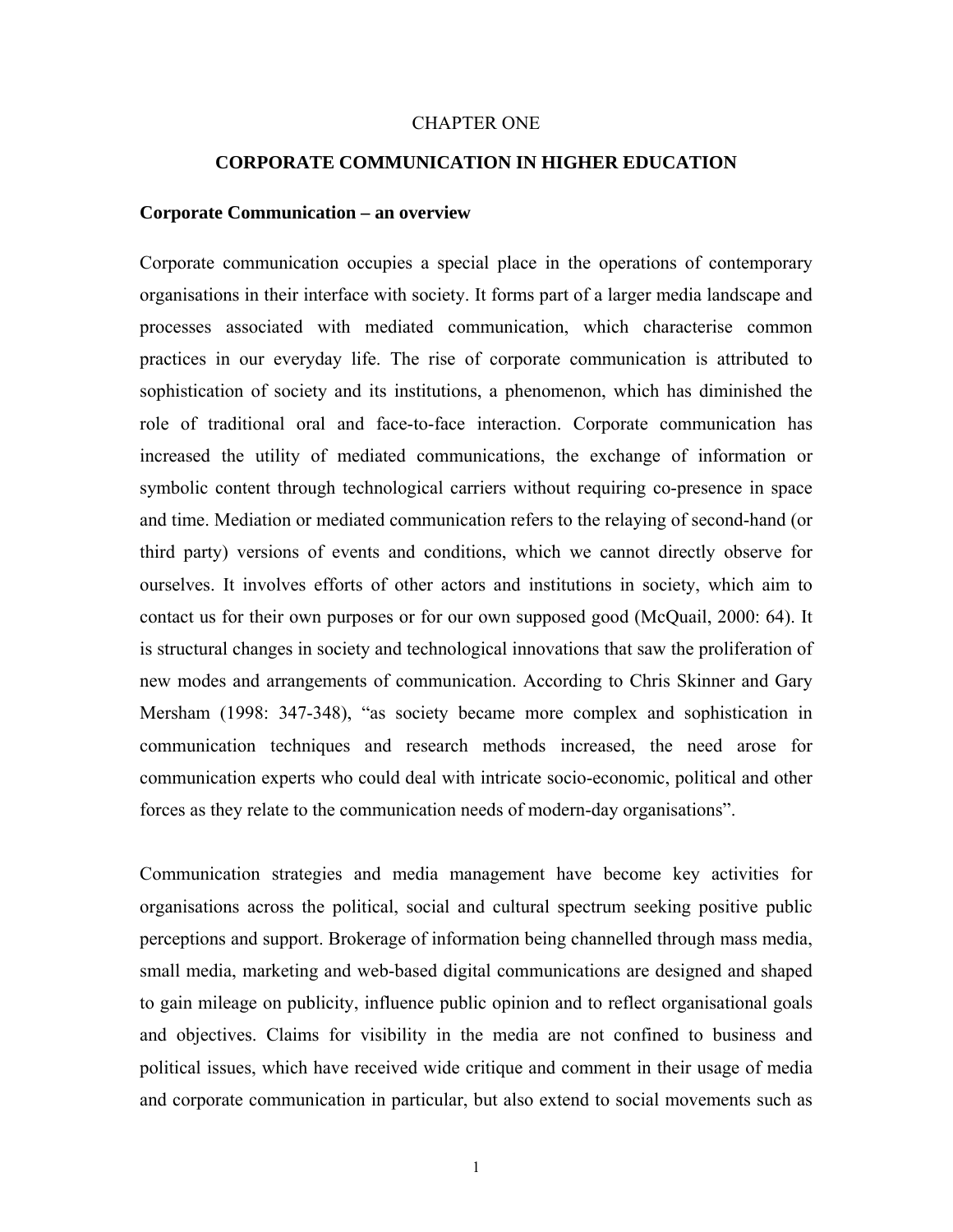CHAPTER ONE

# CORPORATE COMMUNICATION IN HIGHER EDUCATION

## Corporate Communication – an overview

Corporate communication occupies a special place in the operations of contemporary organisations in their interface with society. It forms part of a larger media landscape and processes associated with mediated communication, which characterise common practices in our everyday life. The rise of corporate communication is attributed to sophistication of society and its institutions, a phenomenon, which has diminished the role of traditional oral and face-to-face interaction. Corporate communication has increased the utility of mediated communications, the exchange of information or symbolic content through technological carriers without requiring co-presence in space and time. Mediation or mediated communication refers to the relaying of second-hand (or third party) versions of events and conditions, which we cannot directly observe for ourselves. It involves efforts of other actors and institutions in society, which aim to contact us for their own purposes or for our own supposed good (McQuail, 2000: 64). It is structural changes in society and technological innovations that saw the proliferation of new modes and arrangements of communication. According to Chris Skinner and Gary Mersham (1998: 347-348), "as society became more complex and sophistication in communication techniques and research methods increased, the need arose for communication experts who could deal with intricate socio-economic, political and other forces as they relate to the communication needs of modern-day organisations".

Communication strategies and media management have become key activities for organisations across the political, social and cultural spectrum seeking positive public perceptions and support. Brokerage of information being channelled through mass media, small media, marketing and web-based digital communications are designed and shaped to gain mileage on publicity, influence public opinion and to reflect organisational goals and objectives. Claims for visibility in the media are not confined to business and political issues, which have received wide critique and comment in their usage of media and corporate communication in particular, but also extend to social movements such as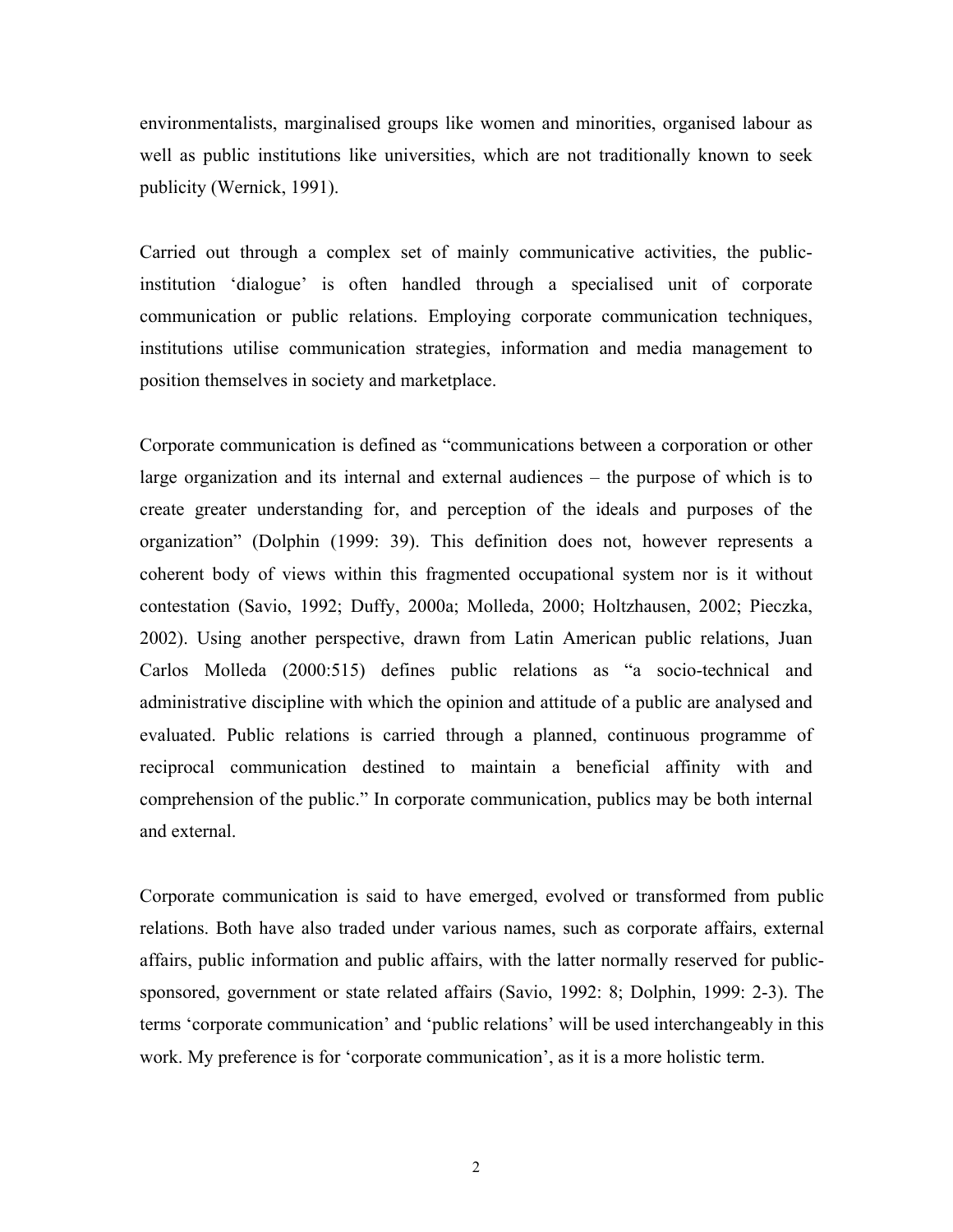environmentalists, marginalised groups like women and minorities, organised labour as well as public institutions like universities, which are not traditionally known to seek publicity (Wernick, 1991).

Carried out through a complex set of mainly communicative activities, the public-institution 'dialogue' is often handled through a specialised unit of corporate communication or public relations. Employing corporate communication techniques, institutions utilise communication strategies, information and media management to position themselves in society and marketplace.

Corporate communication is defined as "communications between a corporation or other large organization and its internal and external audiences – the purpose of which is to create greater understanding for, and perception of the ideals and purposes of the organization" (Dolphin (1999: 39). This definition does not, however represents a coherent body of views within this fragmented occupational system nor is it without contestation (Savio, 1992; Duffy, 2000a; Molleda, 2000; Holtzhausen, 2002; Pieczka, 2002). Using another perspective, drawn from Latin American public relations, Juan Carlos Molleda (2000:515) defines public relations as "a socio-technical and administrative discipline with which the opinion and attitude of a public are analysed and evaluated. Public relations is carried through a planned, continuous programme of reciprocal communication destined to maintain a beneficial affinity with and comprehension of the public." In corporate communication, publics may be both internal and external.

Corporate communication is said to have emerged, evolved or transformed from public relations. Both have also traded under various names, such as corporate affairs, external affairs, public information and public affairs, with the latter normally reserved for public-sponsored, government or state related affairs (Savio, 1992: 8; Dolphin, 1999: 2-3). The terms 'corporate communication' and 'public relations' will be used interchangeably in this work. My preference is for 'corporate communication', as it is a more holistic term.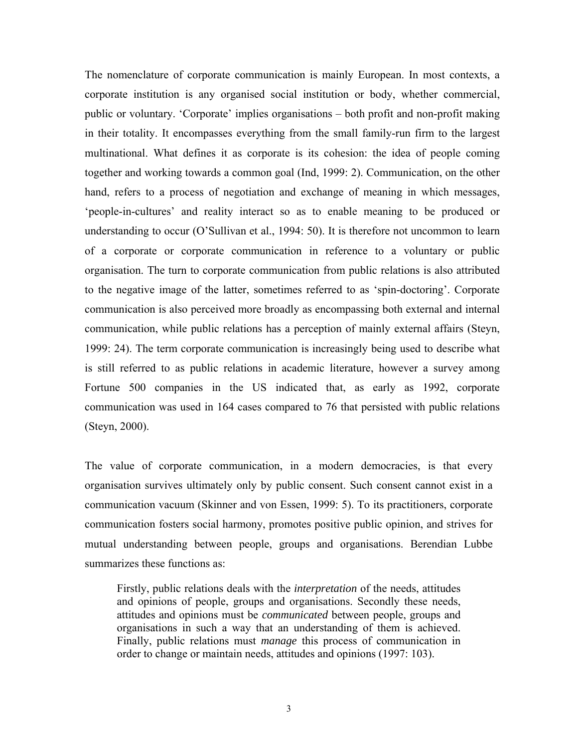The nomenclature of corporate communication is mainly European. In most contexts, a corporate institution is any organised social institution or body, whether commercial, public or voluntary. 'Corporate' implies organisations – both profit and non-profit making in their totality. It encompasses everything from the small family-run firm to the largest multinational. What defines it as corporate is its cohesion: the idea of people coming together and working towards a common goal (Ind, 1999: 2). Communication, on the other hand, refers to a process of negotiation and exchange of meaning in which messages, 'people-in-cultures' and reality interact so as to enable meaning to be produced or understanding to occur (O'Sullivan et al., 1994: 50). It is therefore not uncommon to learn of a corporate or corporate communication in reference to a voluntary or public organisation. The turn to corporate communication from public relations is also attributed to the negative image of the latter, sometimes referred to as 'spin-doctoring'. Corporate communication is also perceived more broadly as encompassing both external and internal communication, while public relations has a perception of mainly external affairs (Steyn, 1999: 24). The term corporate communication is increasingly being used to describe what is still referred to as public relations in academic literature, however a survey among Fortune 500 companies in the US indicated that, as early as 1992, corporate communication was used in 164 cases compared to 76 that persisted with public relations (Steyn, 2000).

The value of corporate communication, in a modern democracies, is that every organisation survives ultimately only by public consent. Such consent cannot exist in a communication vacuum (Skinner and von Essen, 1999: 5). To its practitioners, corporate communication fosters social harmony, promotes positive public opinion, and strives for mutual understanding between people, groups and organisations. Berendian Lubbe summarizes these functions as:

> Firstly, public relations deals with the *interpretation* of the needs, attitudes and opinions of people, groups and organisations. Secondly these needs, attitudes and opinions must be *communicated* between people, groups and organisations in such a way that an understanding of them is achieved. Finally, public relations must *manage* this process of communication in order to change or maintain needs, attitudes and opinions (1997: 103).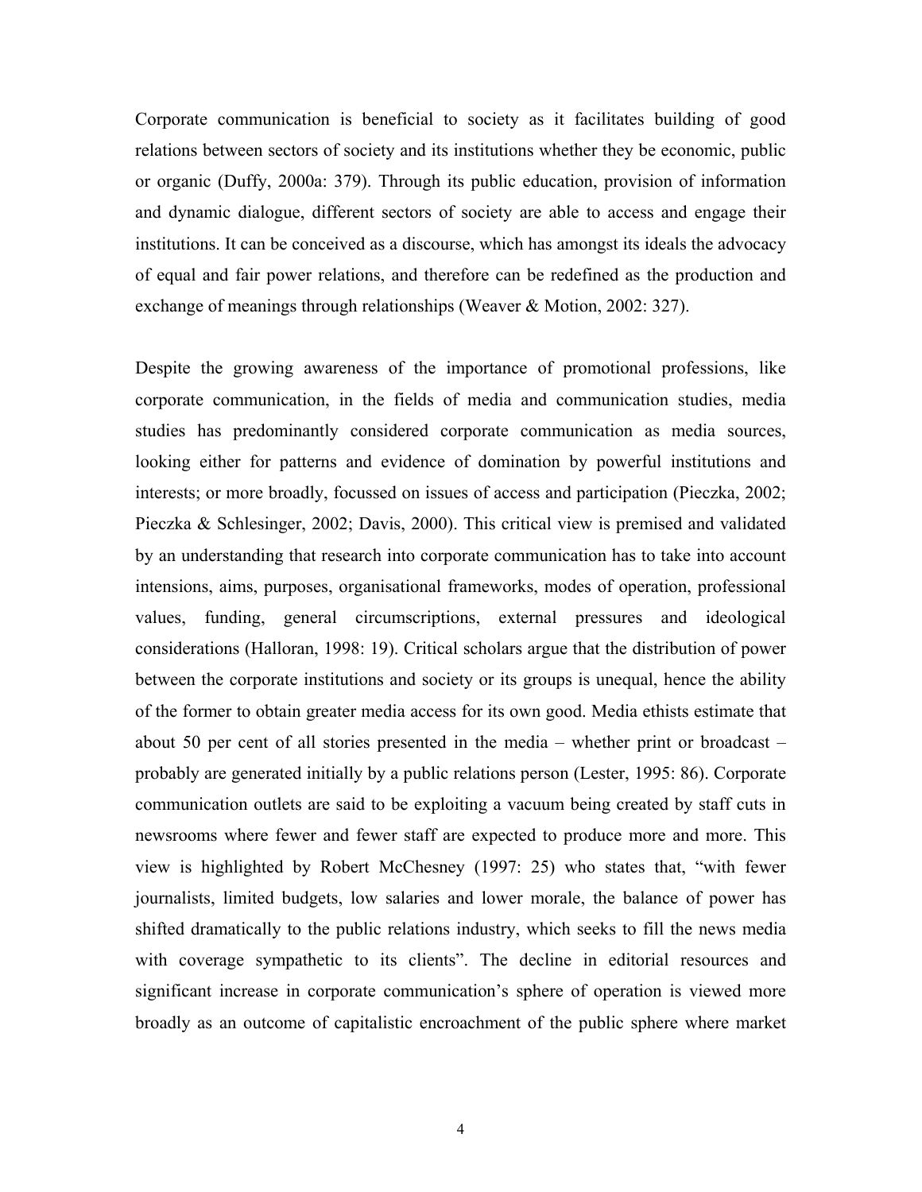Corporate communication is beneficial to society as it facilitates building of good relations between sectors of society and its institutions whether they be economic, public or organic (Duffy, 2000a: 379). Through its public education, provision of information and dynamic dialogue, different sectors of society are able to access and engage their institutions. It can be conceived as a discourse, which has amongst its ideals the advocacy of equal and fair power relations, and therefore can be redefined as the production and exchange of meanings through relationships (Weaver & Motion, 2002: 327).

Despite the growing awareness of the importance of promotional professions, like corporate communication, in the fields of media and communication studies, media studies has predominantly considered corporate communication as media sources, looking either for patterns and evidence of domination by powerful institutions and interests; or more broadly, focussed on issues of access and participation (Pieczka, 2002; Pieczka & Schlesinger, 2002; Davis, 2000). This critical view is premised and validated by an understanding that research into corporate communication has to take into account intensions, aims, purposes, organisational frameworks, modes of operation, professional values, funding, general circumscriptions, external pressures and ideological considerations (Halloran, 1998: 19). Critical scholars argue that the distribution of power between the corporate institutions and society or its groups is unequal, hence the ability of the former to obtain greater media access for its own good. Media ethists estimate that about 50 per cent of all stories presented in the media – whether print or broadcast – probably are generated initially by a public relations person (Lester, 1995: 86). Corporate communication outlets are said to be exploiting a vacuum being created by staff cuts in newsrooms where fewer and fewer staff are expected to produce more and more. This view is highlighted by Robert McChesney (1997: 25) who states that, "with fewer journalists, limited budgets, low salaries and lower morale, the balance of power has shifted dramatically to the public relations industry, which seeks to fill the news media with coverage sympathetic to its clients". The decline in editorial resources and significant increase in corporate communication's sphere of operation is viewed more broadly as an outcome of capitalistic encroachment of the public sphere where market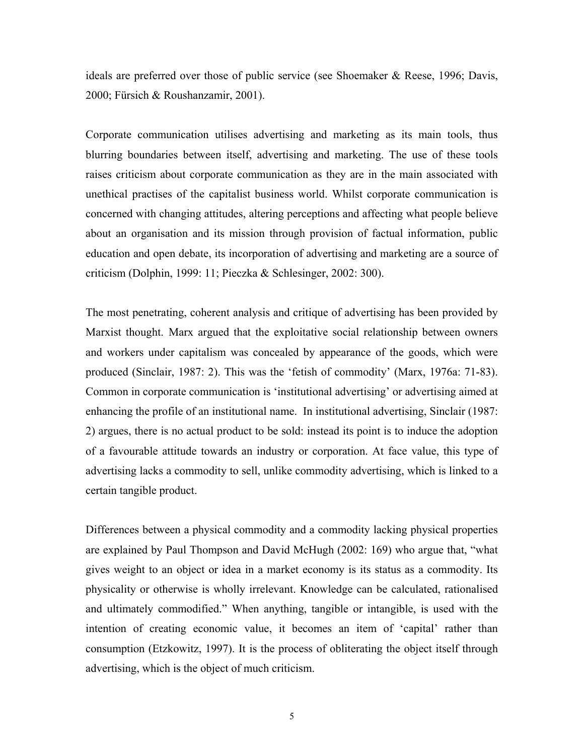ideals are preferred over those of public service (see Shoemaker & Reese, 1996; Davis, 2000; Fürsich & Roushanzamir, 2001).

Corporate communication utilises advertising and marketing as its main tools, thus blurring boundaries between itself, advertising and marketing. The use of these tools raises criticism about corporate communication as they are in the main associated with unethical practises of the capitalist business world. Whilst corporate communication is concerned with changing attitudes, altering perceptions and affecting what people believe about an organisation and its mission through provision of factual information, public education and open debate, its incorporation of advertising and marketing are a source of criticism (Dolphin, 1999: 11; Pieczka & Schlesinger, 2002: 300).

The most penetrating, coherent analysis and critique of advertising has been provided by Marxist thought. Marx argued that the exploitative social relationship between owners and workers under capitalism was concealed by appearance of the goods, which were produced (Sinclair, 1987: 2). This was the 'fetish of commodity' (Marx, 1976a: 71-83). Common in corporate communication is 'institutional advertising' or advertising aimed at enhancing the profile of an institutional name. In institutional advertising, Sinclair (1987: 2) argues, there is no actual product to be sold: instead its point is to induce the adoption of a favourable attitude towards an industry or corporation. At face value, this type of advertising lacks a commodity to sell, unlike commodity advertising, which is linked to a certain tangible product.

Differences between a physical commodity and a commodity lacking physical properties are explained by Paul Thompson and David McHugh (2002: 169) who argue that, "what gives weight to an object or idea in a market economy is its status as a commodity. Its physicality or otherwise is wholly irrelevant. Knowledge can be calculated, rationalised and ultimately commodified." When anything, tangible or intangible, is used with the intention of creating economic value, it becomes an item of 'capital' rather than consumption (Etzkowitz, 1997). It is the process of obliterating the object itself through advertising, which is the object of much criticism.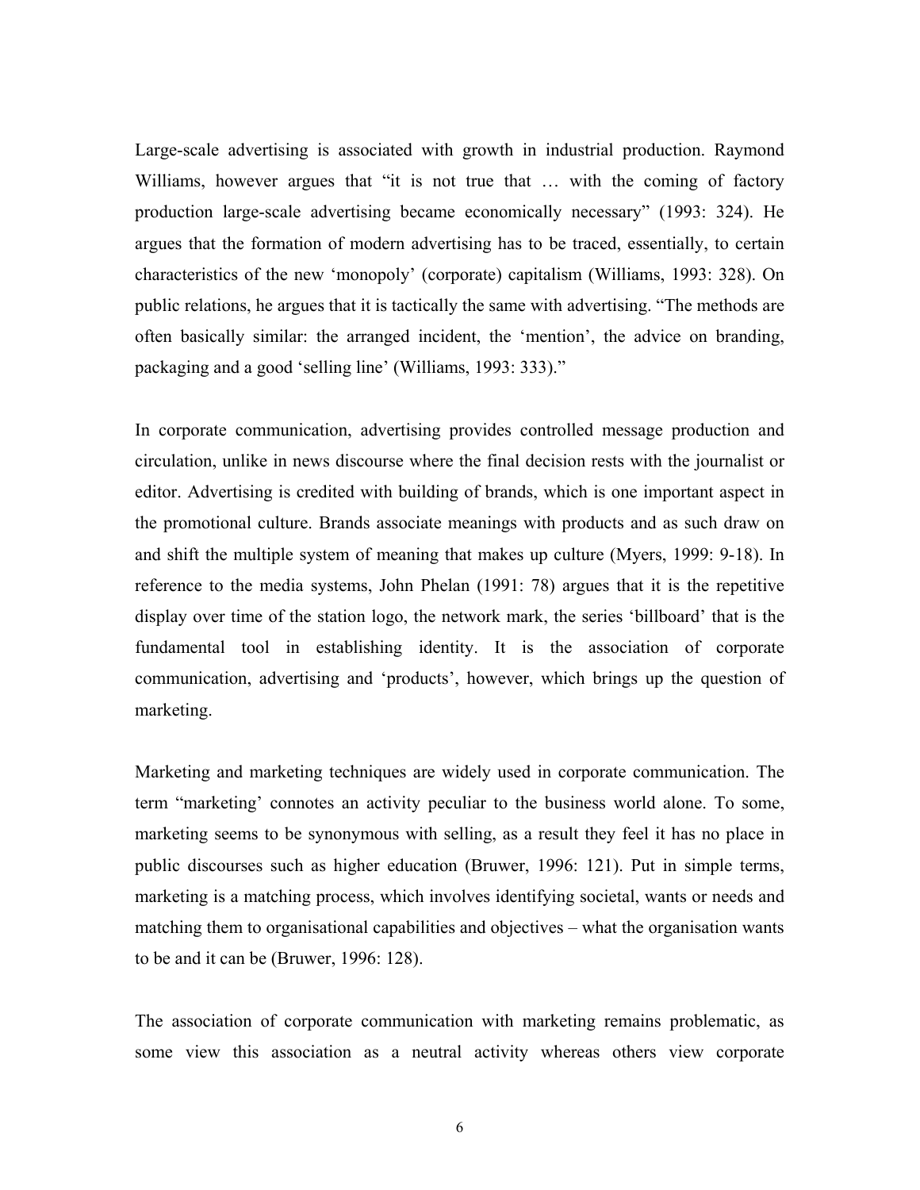Large-scale advertising is associated with growth in industrial production. Raymond Williams, however argues that "it is not true that … with the coming of factory production large-scale advertising became economically necessary" (1993: 324). He argues that the formation of modern advertising has to be traced, essentially, to certain characteristics of the new 'monopoly' (corporate) capitalism (Williams, 1993: 328). On public relations, he argues that it is tactically the same with advertising. "The methods are often basically similar: the arranged incident, the 'mention', the advice on branding, packaging and a good 'selling line' (Williams, 1993: 333)."

In corporate communication, advertising provides controlled message production and circulation, unlike in news discourse where the final decision rests with the journalist or editor. Advertising is credited with building of brands, which is one important aspect in the promotional culture. Brands associate meanings with products and as such draw on and shift the multiple system of meaning that makes up culture (Myers, 1999: 9-18). In reference to the media systems, John Phelan (1991: 78) argues that it is the repetitive display over time of the station logo, the network mark, the series 'billboard' that is the fundamental tool in establishing identity. It is the association of corporate communication, advertising and 'products', however, which brings up the question of marketing.

Marketing and marketing techniques are widely used in corporate communication. The term "marketing' connotes an activity peculiar to the business world alone. To some, marketing seems to be synonymous with selling, as a result they feel it has no place in public discourses such as higher education (Bruwer, 1996: 121). Put in simple terms, marketing is a matching process, which involves identifying societal, wants or needs and matching them to organisational capabilities and objectives – what the organisation wants to be and it can be (Bruwer, 1996: 128).

The association of corporate communication with marketing remains problematic, as some view this association as a neutral activity whereas others view corporate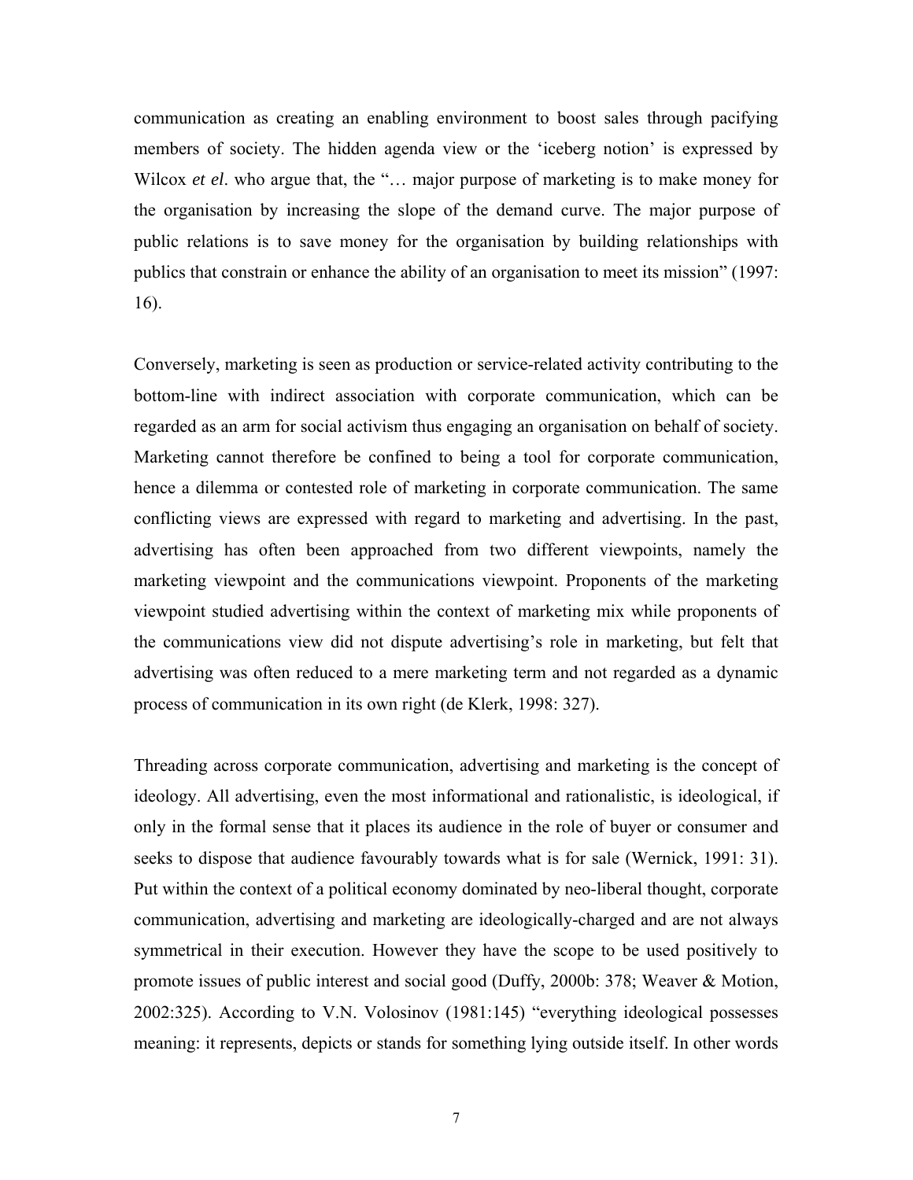communication as creating an enabling environment to boost sales through pacifying members of society. The hidden agenda view or the 'iceberg notion' is expressed by Wilcox *et el*. who argue that, the "… major purpose of marketing is to make money for the organisation by increasing the slope of the demand curve. The major purpose of public relations is to save money for the organisation by building relationships with publics that constrain or enhance the ability of an organisation to meet its mission" (1997: 16).

Conversely, marketing is seen as production or service-related activity contributing to the bottom-line with indirect association with corporate communication, which can be regarded as an arm for social activism thus engaging an organisation on behalf of society. Marketing cannot therefore be confined to being a tool for corporate communication, hence a dilemma or contested role of marketing in corporate communication. The same conflicting views are expressed with regard to marketing and advertising. In the past, advertising has often been approached from two different viewpoints, namely the marketing viewpoint and the communications viewpoint. Proponents of the marketing viewpoint studied advertising within the context of marketing mix while proponents of the communications view did not dispute advertising's role in marketing, but felt that advertising was often reduced to a mere marketing term and not regarded as a dynamic process of communication in its own right (de Klerk, 1998: 327).

Threading across corporate communication, advertising and marketing is the concept of ideology. All advertising, even the most informational and rationalistic, is ideological, if only in the formal sense that it places its audience in the role of buyer or consumer and seeks to dispose that audience favourably towards what is for sale (Wernick, 1991: 31). Put within the context of a political economy dominated by neo-liberal thought, corporate communication, advertising and marketing are ideologically-charged and are not always symmetrical in their execution. However they have the scope to be used positively to promote issues of public interest and social good (Duffy, 2000b: 378; Weaver & Motion, 2002:325). According to V.N. Volosinov (1981:145) "everything ideological possesses meaning: it represents, depicts or stands for something lying outside itself. In other words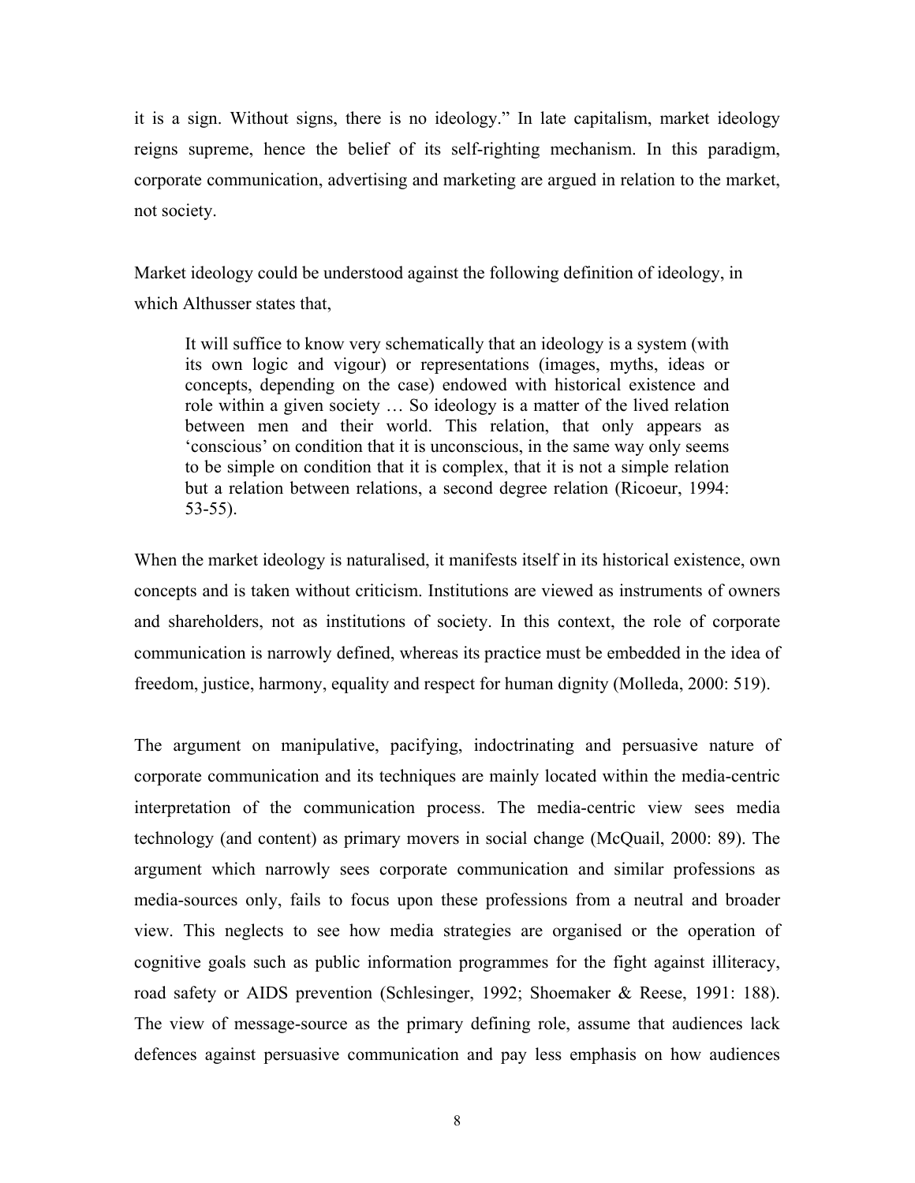it is a sign. Without signs, there is no ideology." In late capitalism, market ideology reigns supreme, hence the belief of its self-righting mechanism. In this paradigm, corporate communication, advertising and marketing are argued in relation to the market, not society.

Market ideology could be understood against the following definition of ideology, in which Althusser states that,

> It will suffice to know very schematically that an ideology is a system (with its own logic and vigour) or representations (images, myths, ideas or concepts, depending on the case) endowed with historical existence and role within a given society … So ideology is a matter of the lived relation between men and their world. This relation, that only appears as 'conscious' on condition that it is unconscious, in the same way only seems to be simple on condition that it is complex, that it is not a simple relation but a relation between relations, a second degree relation (Ricoeur, 1994: 53-55).

When the market ideology is naturalised, it manifests itself in its historical existence, own concepts and is taken without criticism. Institutions are viewed as instruments of owners and shareholders, not as institutions of society. In this context, the role of corporate communication is narrowly defined, whereas its practice must be embedded in the idea of freedom, justice, harmony, equality and respect for human dignity (Molleda, 2000: 519).

The argument on manipulative, pacifying, indoctrinating and persuasive nature of corporate communication and its techniques are mainly located within the media-centric interpretation of the communication process. The media-centric view sees media technology (and content) as primary movers in social change (McQuail, 2000: 89). The argument which narrowly sees corporate communication and similar professions as media-sources only, fails to focus upon these professions from a neutral and broader view. This neglects to see how media strategies are organised or the operation of cognitive goals such as public information programmes for the fight against illiteracy, road safety or AIDS prevention (Schlesinger, 1992; Shoemaker & Reese, 1991: 188). The view of message-source as the primary defining role, assume that audiences lack defences against persuasive communication and pay less emphasis on how audiences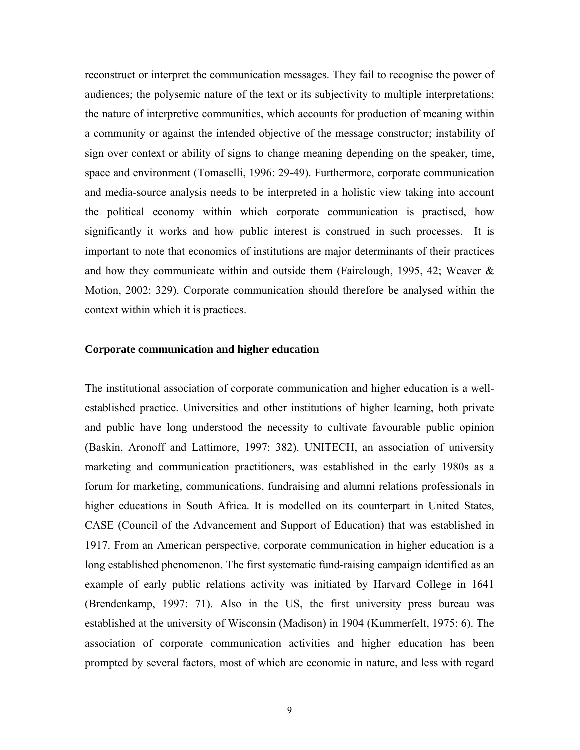reconstruct or interpret the communication messages. They fail to recognise the power of audiences; the polysemic nature of the text or its subjectivity to multiple interpretations; the nature of interpretive communities, which accounts for production of meaning within a community or against the intended objective of the message constructor; instability of sign over context or ability of signs to change meaning depending on the speaker, time, space and environment (Tomaselli, 1996: 29-49). Furthermore, corporate communication and media-source analysis needs to be interpreted in a holistic view taking into account the political economy within which corporate communication is practised, how significantly it works and how public interest is construed in such processes. It is important to note that economics of institutions are major determinants of their practices and how they communicate within and outside them (Fairclough, 1995, 42; Weaver & Motion, 2002: 329). Corporate communication should therefore be analysed within the context within which it is practices.

**Corporate communication and higher education**

The institutional association of corporate communication and higher education is a well-established practice. Universities and other institutions of higher learning, both private and public have long understood the necessity to cultivate favourable public opinion (Baskin, Aronoff and Lattimore, 1997: 382). UNITECH, an association of university marketing and communication practitioners, was established in the early 1980s as a forum for marketing, communications, fundraising and alumni relations professionals in higher educations in South Africa. It is modelled on its counterpart in United States, CASE (Council of the Advancement and Support of Education) that was established in 1917. From an American perspective, corporate communication in higher education is a long established phenomenon. The first systematic fund-raising campaign identified as an example of early public relations activity was initiated by Harvard College in 1641 (Brendenkamp, 1997: 71). Also in the US, the first university press bureau was established at the university of Wisconsin (Madison) in 1904 (Kummerfelt, 1975: 6). The association of corporate communication activities and higher education has been prompted by several factors, most of which are economic in nature, and less with regard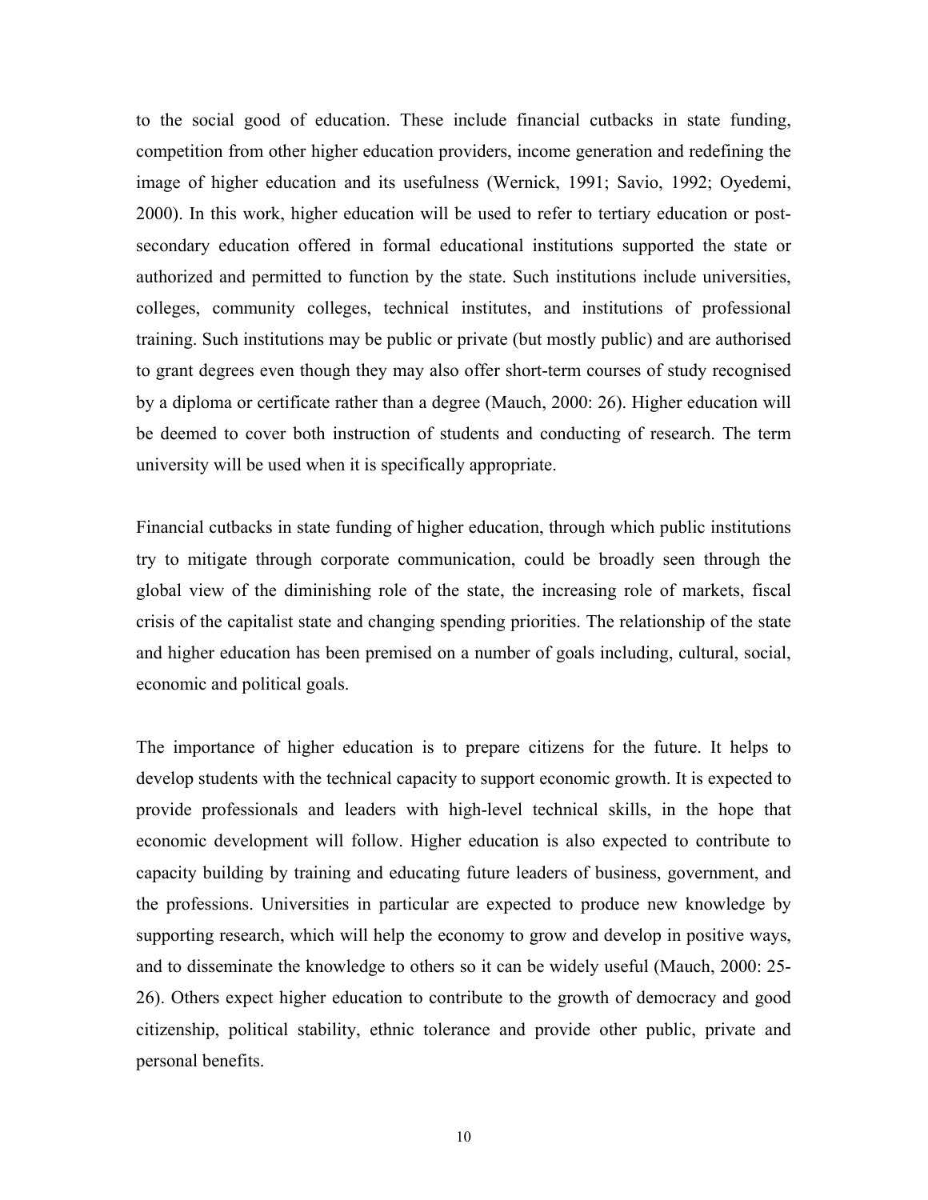to the social good of education. These include financial cutbacks in state funding, competition from other higher education providers, income generation and redefining the image of higher education and its usefulness (Wernick, 1991; Savio, 1992; Oyedemi, 2000). In this work, higher education will be used to refer to tertiary education or post-secondary education offered in formal educational institutions supported the state or authorized and permitted to function by the state. Such institutions include universities, colleges, community colleges, technical institutes, and institutions of professional training. Such institutions may be public or private (but mostly public) and are authorised to grant degrees even though they may also offer short-term courses of study recognised by a diploma or certificate rather than a degree (Mauch, 2000: 26). Higher education will be deemed to cover both instruction of students and conducting of research. The term university will be used when it is specifically appropriate.

Financial cutbacks in state funding of higher education, through which public institutions try to mitigate through corporate communication, could be broadly seen through the global view of the diminishing role of the state, the increasing role of markets, fiscal crisis of the capitalist state and changing spending priorities. The relationship of the state and higher education has been premised on a number of goals including, cultural, social, economic and political goals.

The importance of higher education is to prepare citizens for the future. It helps to develop students with the technical capacity to support economic growth. It is expected to provide professionals and leaders with high-level technical skills, in the hope that economic development will follow. Higher education is also expected to contribute to capacity building by training and educating future leaders of business, government, and the professions. Universities in particular are expected to produce new knowledge by supporting research, which will help the economy to grow and develop in positive ways, and to disseminate the knowledge to others so it can be widely useful (Mauch, 2000: 25-26). Others expect higher education to contribute to the growth of democracy and good citizenship, political stability, ethnic tolerance and provide other public, private and personal benefits.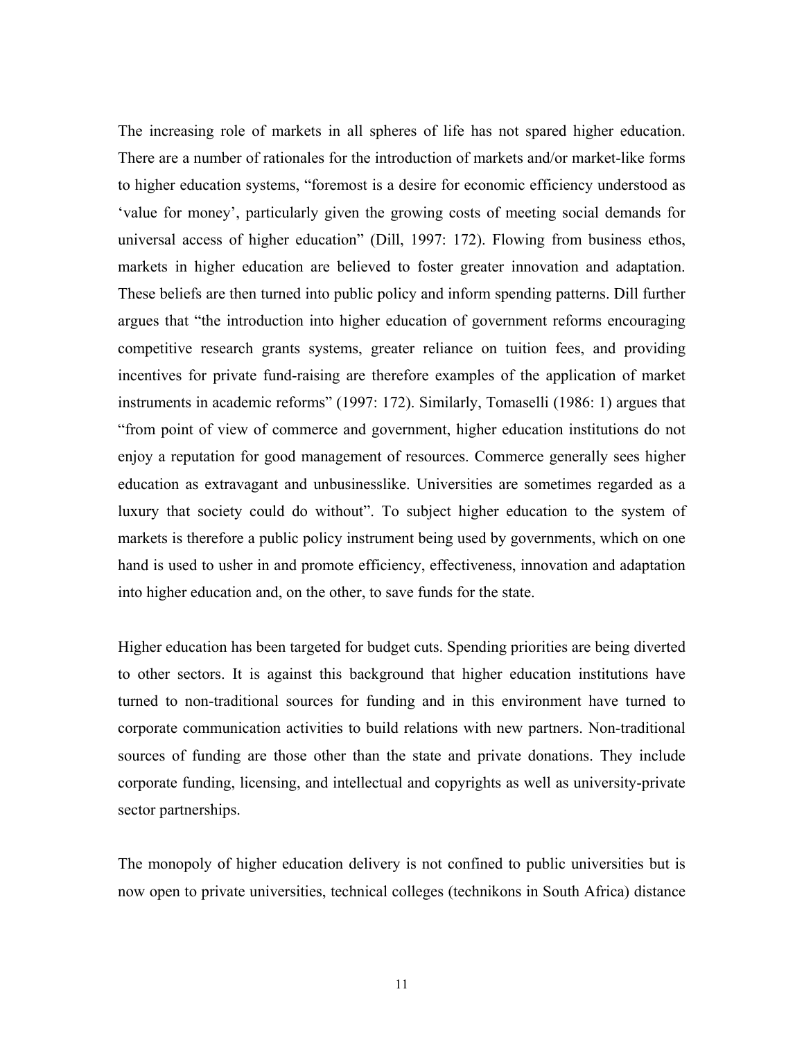The increasing role of markets in all spheres of life has not spared higher education. There are a number of rationales for the introduction of markets and/or market-like forms to higher education systems, "foremost is a desire for economic efficiency understood as 'value for money', particularly given the growing costs of meeting social demands for universal access of higher education" (Dill, 1997: 172). Flowing from business ethos, markets in higher education are believed to foster greater innovation and adaptation. These beliefs are then turned into public policy and inform spending patterns. Dill further argues that "the introduction into higher education of government reforms encouraging competitive research grants systems, greater reliance on tuition fees, and providing incentives for private fund-raising are therefore examples of the application of market instruments in academic reforms" (1997: 172). Similarly, Tomaselli (1986: 1) argues that "from point of view of commerce and government, higher education institutions do not enjoy a reputation for good management of resources. Commerce generally sees higher education as extravagant and unbusinesslike. Universities are sometimes regarded as a luxury that society could do without". To subject higher education to the system of markets is therefore a public policy instrument being used by governments, which on one hand is used to usher in and promote efficiency, effectiveness, innovation and adaptation into higher education and, on the other, to save funds for the state.

Higher education has been targeted for budget cuts. Spending priorities are being diverted to other sectors. It is against this background that higher education institutions have turned to non-traditional sources for funding and in this environment have turned to corporate communication activities to build relations with new partners. Non-traditional sources of funding are those other than the state and private donations. They include corporate funding, licensing, and intellectual and copyrights as well as university-private sector partnerships.

The monopoly of higher education delivery is not confined to public universities but is now open to private universities, technical colleges (technikons in South Africa) distance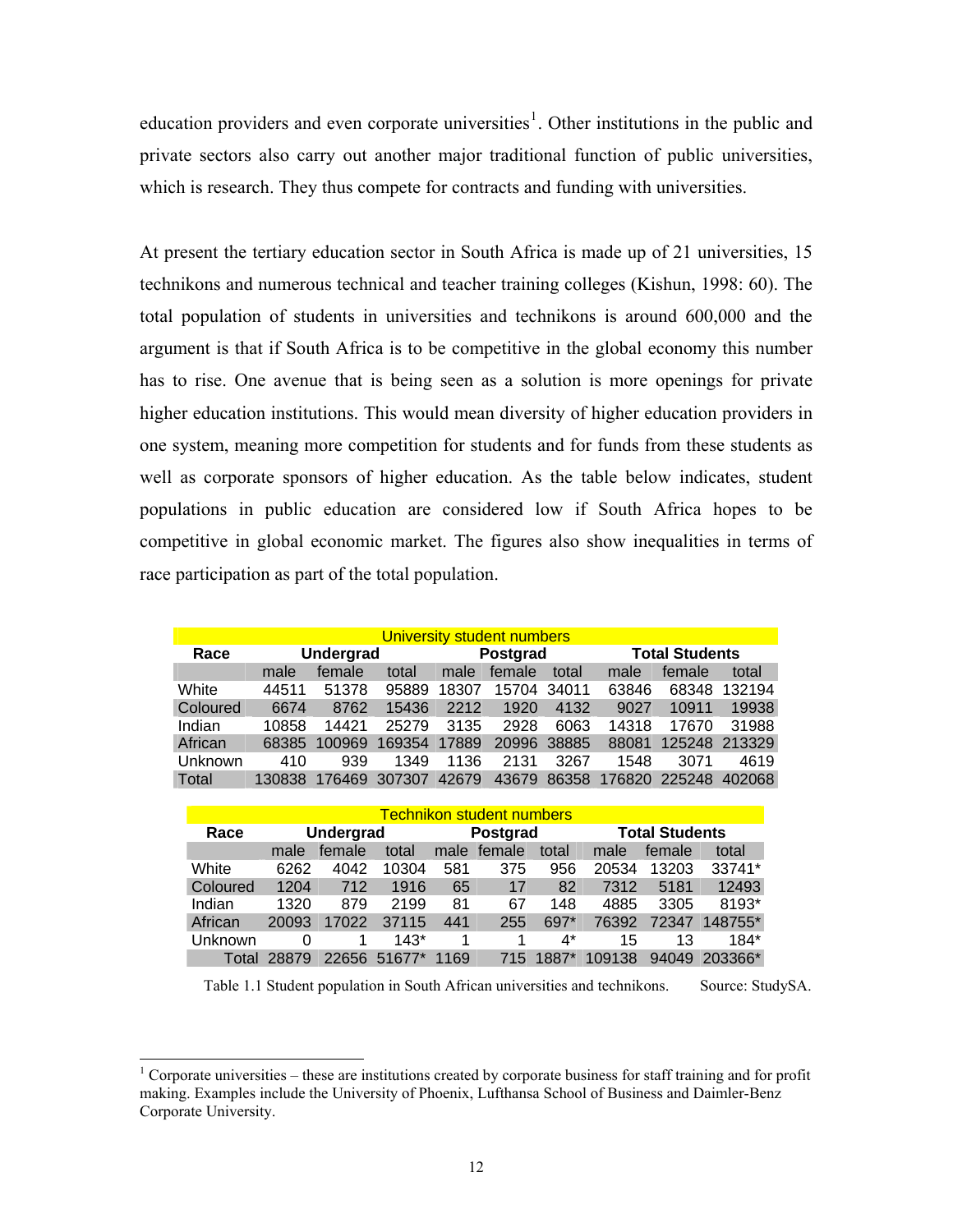education providers and even corporate universities[1]. Other institutions in the public and private sectors also carry out another major traditional function of public universities, which is research. They thus compete for contracts and funding with universities.

At present the tertiary education sector in South Africa is made up of 21 universities, 15 technikons and numerous technical and teacher training colleges (Kishun, 1998: 60). The total population of students in universities and technikons is around 600,000 and the argument is that if South Africa is to be competitive in the global economy this number has to rise. One avenue that is being seen as a solution is more openings for private higher education institutions. This would mean diversity of higher education providers in one system, meaning more competition for students and for funds from these students as well as corporate sponsors of higher education. As the table below indicates, student populations in public education are considered low if South Africa hopes to be competitive in global economic market. The figures also show inequalities in terms of race participation as part of the total population.

| University student numbers | | | | | | | | | |
|---|---|---|---|---|---|---|---|---|---|
| **Race** | **Undergrad** | | | **Postgrad** | | | **Total Students** | | |
| | male | female | total | male | female | total | male | female | total |
| White | 44511 | 51378 | 95889 | 18307 | 15704 | 34011 | 63846 | 68348 | 132194 |
| Coloured | 6674 | 8762 | 15436 | 2212 | 1920 | 4132 | 9027 | 10911 | 19938 |
| Indian | 10858 | 14421 | 25279 | 3135 | 2928 | 6063 | 14318 | 17670 | 31988 |
| African | 68385 | 100969 | 169354 | 17889 | 20996 | 38885 | 88081 | 125248 | 213329 |
| Unknown | 410 | 939 | 1349 | 1136 | 2131 | 3267 | 1548 | 3071 | 4619 |
| Total | 130838 | 176469 | 307307 | 42679 | 43679 | 86358 | 176820 | 225248 | 402068 |

| Technikon student numbers | | | | | | | | | |
|---|---|---|---|---|---|---|---|---|---|
| **Race** | **Undergrad** | | | **Postgrad** | | | **Total Students** | | |
| | male | female | total | male | female | total | male | female | total |
| White | 6262 | 4042 | 10304 | 581 | 375 | 956 | 20534 | 13203 | 33741* |
| Coloured | 1204 | 712 | 1916 | 65 | 17 | 82 | 7312 | 5181 | 12493 |
| Indian | 1320 | 879 | 2199 | 81 | 67 | 148 | 4885 | 3305 | 8193* |
| African | 20093 | 17022 | 37115 | 441 | 255 | 697* | 76392 | 72347 | 148755* |
| Unknown | 0 | 1 | 143* | 1 | 1 | 4* | 15 | 13 | 184* |
| Total | 28879 | 22656 | 51677* | 1169 | 715 | 1887* | 109138 | 94049 | 203366* |

Table 1.1 Student population in South African universities and technikons. Source: StudySA.

[1] Corporate universities – these are institutions created by corporate business for staff training and for profit making. Examples include the University of Phoenix, Lufthansa School of Business and Daimler-Benz Corporate University.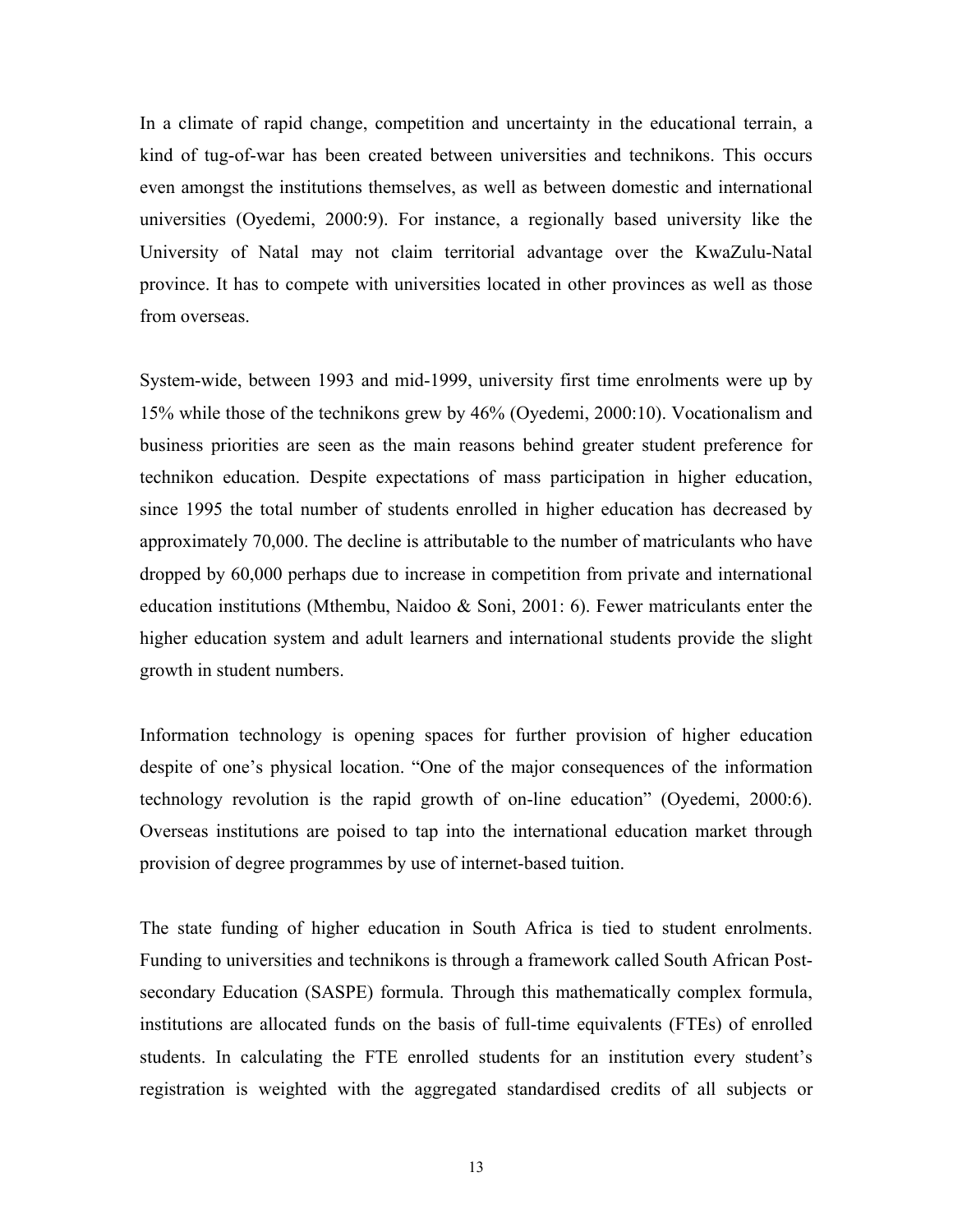In a climate of rapid change, competition and uncertainty in the educational terrain, a kind of tug-of-war has been created between universities and technikons. This occurs even amongst the institutions themselves, as well as between domestic and international universities (Oyedemi, 2000:9). For instance, a regionally based university like the University of Natal may not claim territorial advantage over the KwaZulu-Natal province. It has to compete with universities located in other provinces as well as those from overseas.

System-wide, between 1993 and mid-1999, university first time enrolments were up by 15% while those of the technikons grew by 46% (Oyedemi, 2000:10). Vocationalism and business priorities are seen as the main reasons behind greater student preference for technikon education. Despite expectations of mass participation in higher education, since 1995 the total number of students enrolled in higher education has decreased by approximately 70,000. The decline is attributable to the number of matriculants who have dropped by 60,000 perhaps due to increase in competition from private and international education institutions (Mthembu, Naidoo & Soni, 2001: 6). Fewer matriculants enter the higher education system and adult learners and international students provide the slight growth in student numbers.

Information technology is opening spaces for further provision of higher education despite of one's physical location. "One of the major consequences of the information technology revolution is the rapid growth of on-line education" (Oyedemi, 2000:6). Overseas institutions are poised to tap into the international education market through provision of degree programmes by use of internet-based tuition.

The state funding of higher education in South Africa is tied to student enrolments. Funding to universities and technikons is through a framework called South African Post-secondary Education (SASPE) formula. Through this mathematically complex formula, institutions are allocated funds on the basis of full-time equivalents (FTEs) of enrolled students. In calculating the FTE enrolled students for an institution every student's registration is weighted with the aggregated standardised credits of all subjects or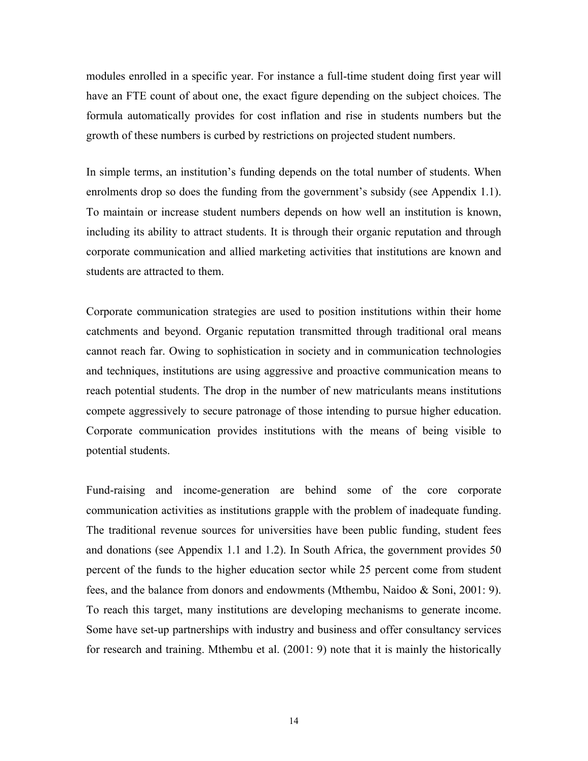modules enrolled in a specific year. For instance a full-time student doing first year will have an FTE count of about one, the exact figure depending on the subject choices. The formula automatically provides for cost inflation and rise in students numbers but the growth of these numbers is curbed by restrictions on projected student numbers.

In simple terms, an institution's funding depends on the total number of students. When enrolments drop so does the funding from the government's subsidy (see Appendix 1.1). To maintain or increase student numbers depends on how well an institution is known, including its ability to attract students. It is through their organic reputation and through corporate communication and allied marketing activities that institutions are known and students are attracted to them.

Corporate communication strategies are used to position institutions within their home catchments and beyond. Organic reputation transmitted through traditional oral means cannot reach far. Owing to sophistication in society and in communication technologies and techniques, institutions are using aggressive and proactive communication means to reach potential students. The drop in the number of new matriculants means institutions compete aggressively to secure patronage of those intending to pursue higher education. Corporate communication provides institutions with the means of being visible to potential students.

Fund-raising and income-generation are behind some of the core corporate communication activities as institutions grapple with the problem of inadequate funding. The traditional revenue sources for universities have been public funding, student fees and donations (see Appendix 1.1 and 1.2). In South Africa, the government provides 50 percent of the funds to the higher education sector while 25 percent come from student fees, and the balance from donors and endowments (Mthembu, Naidoo & Soni, 2001: 9). To reach this target, many institutions are developing mechanisms to generate income. Some have set-up partnerships with industry and business and offer consultancy services for research and training. Mthembu et al. (2001: 9) note that it is mainly the historically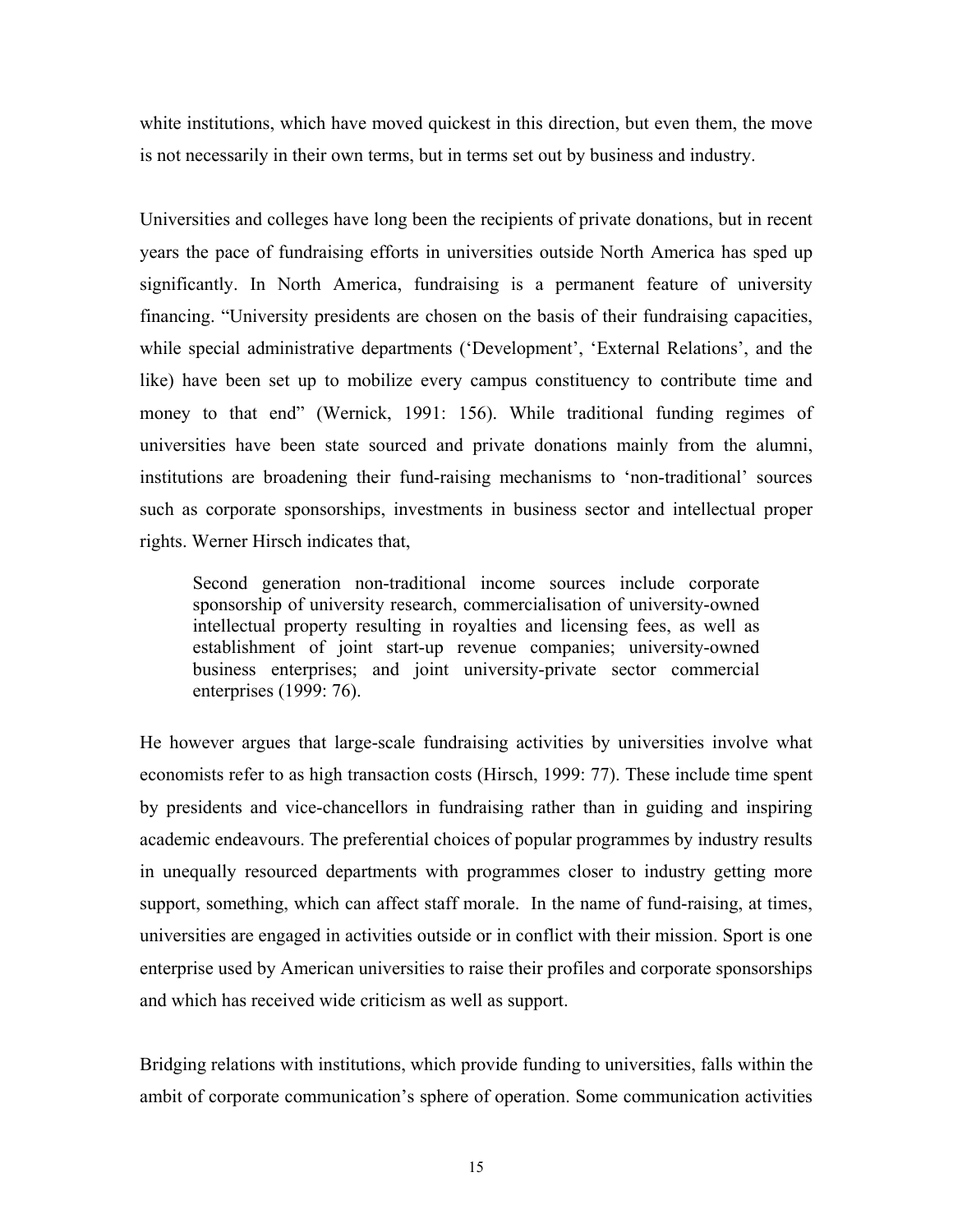white institutions, which have moved quickest in this direction, but even them, the move is not necessarily in their own terms, but in terms set out by business and industry.

Universities and colleges have long been the recipients of private donations, but in recent years the pace of fundraising efforts in universities outside North America has sped up significantly. In North America, fundraising is a permanent feature of university financing. "University presidents are chosen on the basis of their fundraising capacities, while special administrative departments ('Development', 'External Relations', and the like) have been set up to mobilize every campus constituency to contribute time and money to that end" (Wernick, 1991: 156). While traditional funding regimes of universities have been state sourced and private donations mainly from the alumni, institutions are broadening their fund-raising mechanisms to 'non-traditional' sources such as corporate sponsorships, investments in business sector and intellectual proper rights. Werner Hirsch indicates that,

> Second generation non-traditional income sources include corporate sponsorship of university research, commercialisation of university-owned intellectual property resulting in royalties and licensing fees, as well as establishment of joint start-up revenue companies; university-owned business enterprises; and joint university-private sector commercial enterprises (1999: 76).

He however argues that large-scale fundraising activities by universities involve what economists refer to as high transaction costs (Hirsch, 1999: 77). These include time spent by presidents and vice-chancellors in fundraising rather than in guiding and inspiring academic endeavours. The preferential choices of popular programmes by industry results in unequally resourced departments with programmes closer to industry getting more support, something, which can affect staff morale. In the name of fund-raising, at times, universities are engaged in activities outside or in conflict with their mission. Sport is one enterprise used by American universities to raise their profiles and corporate sponsorships and which has received wide criticism as well as support.

Bridging relations with institutions, which provide funding to universities, falls within the ambit of corporate communication's sphere of operation. Some communication activities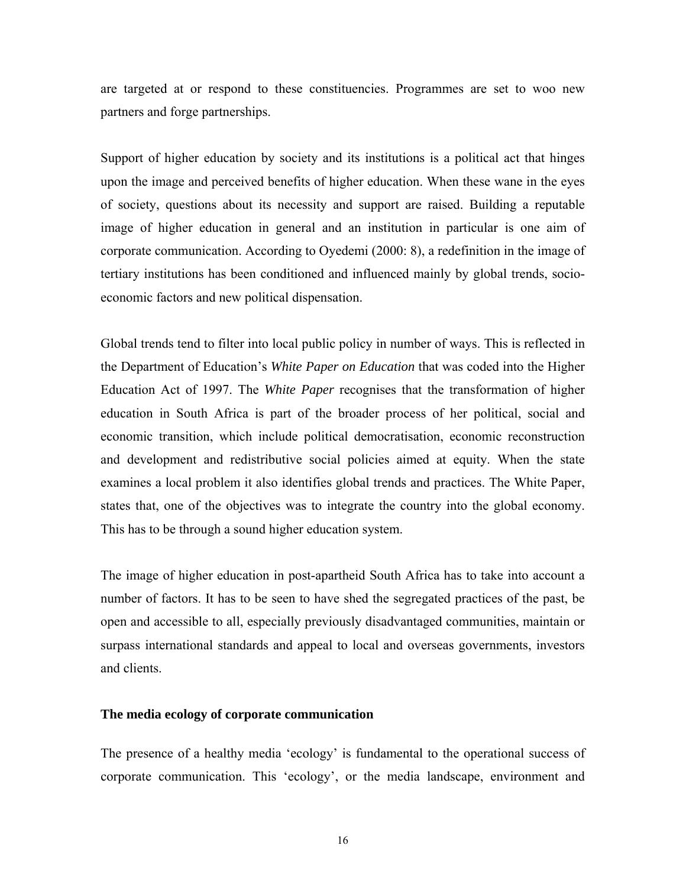are targeted at or respond to these constituencies. Programmes are set to woo new partners and forge partnerships.

Support of higher education by society and its institutions is a political act that hinges upon the image and perceived benefits of higher education. When these wane in the eyes of society, questions about its necessity and support are raised. Building a reputable image of higher education in general and an institution in particular is one aim of corporate communication. According to Oyedemi (2000: 8), a redefinition in the image of tertiary institutions has been conditioned and influenced mainly by global trends, socio-economic factors and new political dispensation.

Global trends tend to filter into local public policy in number of ways. This is reflected in the Department of Education's *White Paper on Education* that was coded into the Higher Education Act of 1997. The *White Paper* recognises that the transformation of higher education in South Africa is part of the broader process of her political, social and economic transition, which include political democratisation, economic reconstruction and development and redistributive social policies aimed at equity. When the state examines a local problem it also identifies global trends and practices. The White Paper, states that, one of the objectives was to integrate the country into the global economy. This has to be through a sound higher education system.

The image of higher education in post-apartheid South Africa has to take into account a number of factors. It has to be seen to have shed the segregated practices of the past, be open and accessible to all, especially previously disadvantaged communities, maintain or surpass international standards and appeal to local and overseas governments, investors and clients.

**The media ecology of corporate communication**

The presence of a healthy media 'ecology' is fundamental to the operational success of corporate communication. This 'ecology', or the media landscape, environment and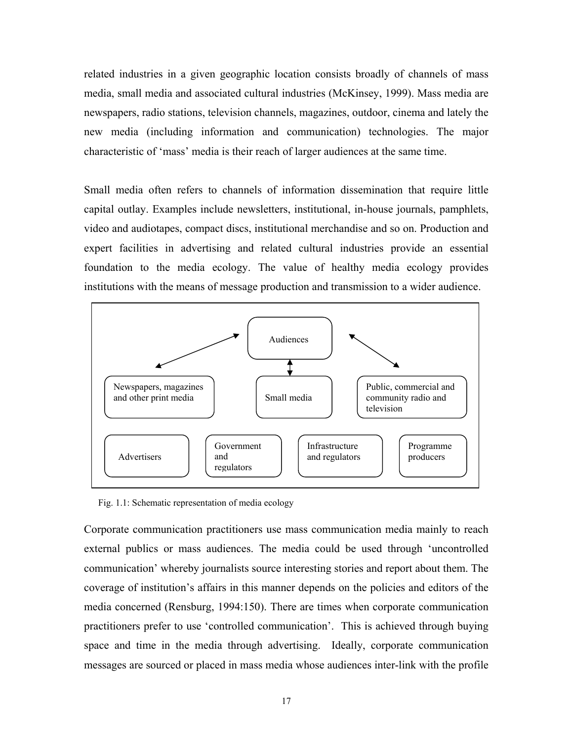related industries in a given geographic location consists broadly of channels of mass media, small media and associated cultural industries (McKinsey, 1999). Mass media are newspapers, radio stations, television channels, magazines, outdoor, cinema and lately the new media (including information and communication) technologies. The major characteristic of 'mass' media is their reach of larger audiences at the same time.

Small media often refers to channels of information dissemination that require little capital outlay. Examples include newsletters, institutional, in-house journals, pamphlets, video and audiotapes, compact discs, institutional merchandise and so on. Production and expert facilities in advertising and related cultural industries provide an essential foundation to the media ecology. The value of healthy media ecology provides institutions with the means of message production and transmission to a wider audience.

Audiences

Newspapers, magazines and other print media

Small media

Public, commercial and community radio and television

Advertisers

Government and regulators

Infrastructure and regulators

Programme producers

Fig. 1.1: Schematic representation of media ecology

Corporate communication practitioners use mass communication media mainly to reach external publics or mass audiences. The media could be used through 'uncontrolled communication' whereby journalists source interesting stories and report about them. The coverage of institution's affairs in this manner depends on the policies and editors of the media concerned (Rensburg, 1994:150). There are times when corporate communication practitioners prefer to use 'controlled communication'. This is achieved through buying space and time in the media through advertising. Ideally, corporate communication messages are sourced or placed in mass media whose audiences inter-link with the profile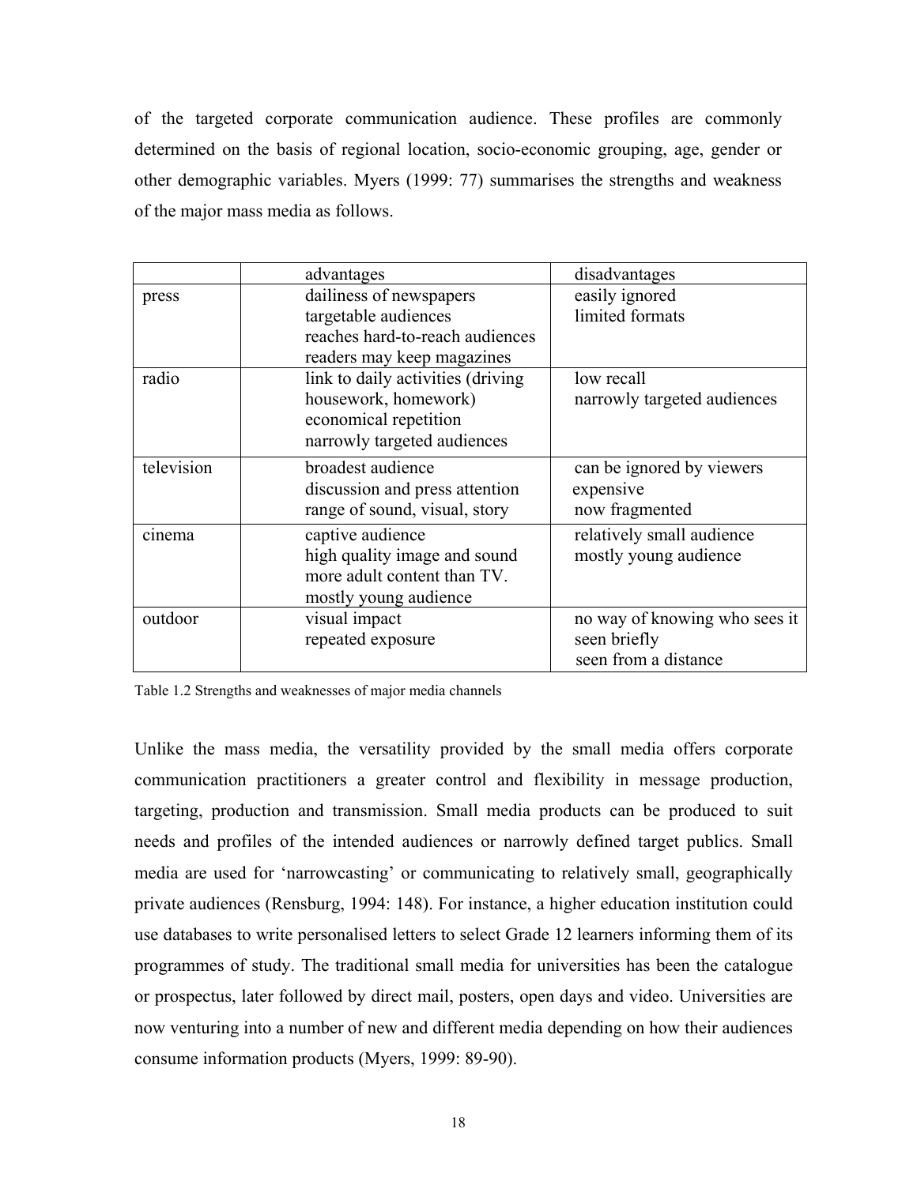of the targeted corporate communication audience. These profiles are commonly determined on the basis of regional location, socio-economic grouping, age, gender or other demographic variables. Myers (1999: 77) summarises the strengths and weakness of the major mass media as follows.

| | advantages | disadvantages |
|---|---|---|
| press | dailiness of newspapers<br>targetable audiences<br>reaches hard-to-reach audiences<br>readers may keep magazines | easily ignored<br>limited formats |
| radio | link to daily activities (driving housework, homework)<br>economical repetition<br>narrowly targeted audiences | low recall<br>narrowly targeted audiences |
| television | broadest audience<br>discussion and press attention<br>range of sound, visual, story | can be ignored by viewers<br>expensive<br>now fragmented |
| cinema | captive audience<br>high quality image and sound<br>more adult content than TV.<br>mostly young audience | relatively small audience<br>mostly young audience |
| outdoor | visual impact<br>repeated exposure | no way of knowing who sees it<br>seen briefly<br>seen from a distance |

Table 1.2 Strengths and weaknesses of major media channels

Unlike the mass media, the versatility provided by the small media offers corporate communication practitioners a greater control and flexibility in message production, targeting, production and transmission. Small media products can be produced to suit needs and profiles of the intended audiences or narrowly defined target publics. Small media are used for 'narrowcasting' or communicating to relatively small, geographically private audiences (Rensburg, 1994: 148). For instance, a higher education institution could use databases to write personalised letters to select Grade 12 learners informing them of its programmes of study. The traditional small media for universities has been the catalogue or prospectus, later followed by direct mail, posters, open days and video. Universities are now venturing into a number of new and different media depending on how their audiences consume information products (Myers, 1999: 89-90).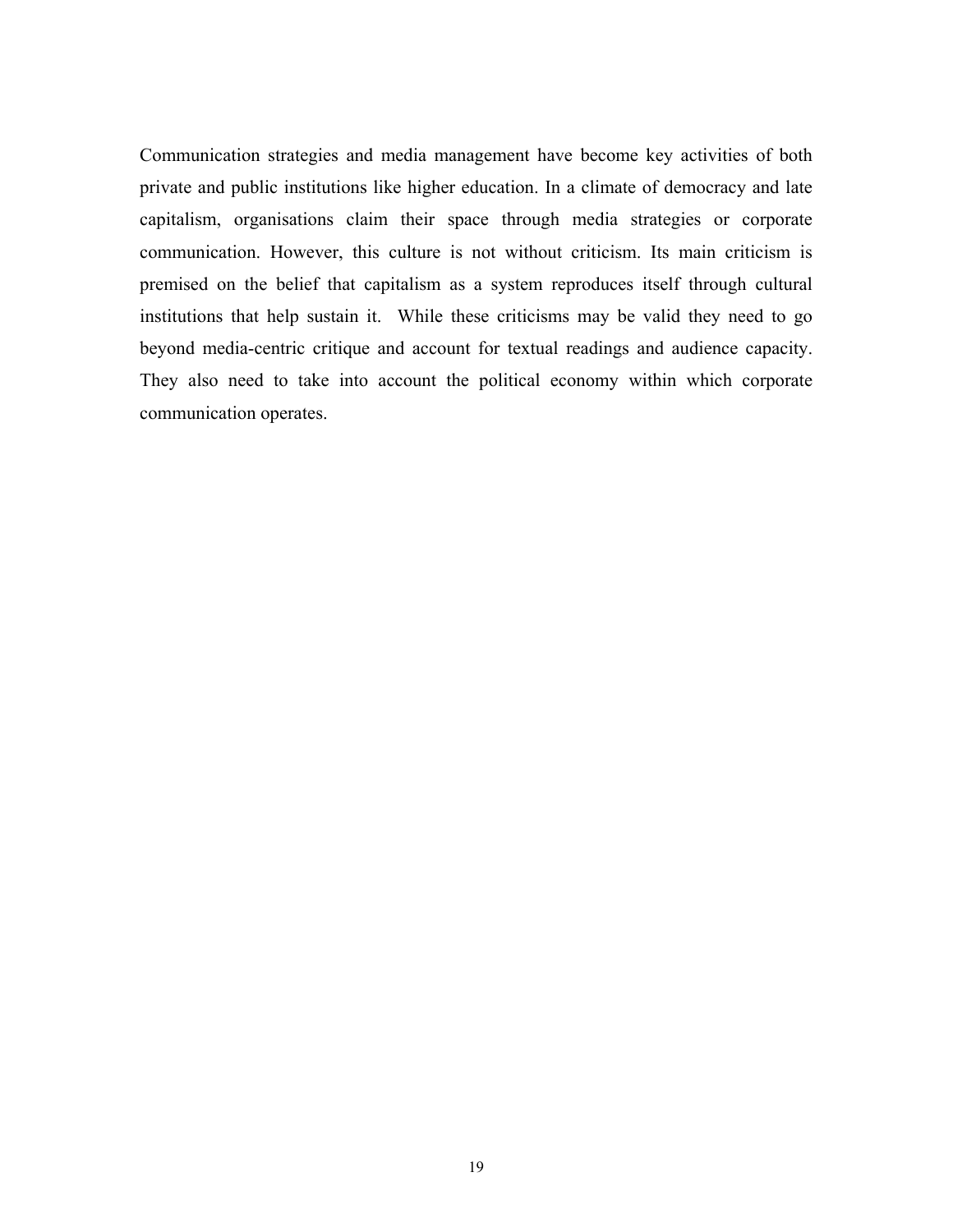Communication strategies and media management have become key activities of both private and public institutions like higher education. In a climate of democracy and late capitalism, organisations claim their space through media strategies or corporate communication. However, this culture is not without criticism. Its main criticism is premised on the belief that capitalism as a system reproduces itself through cultural institutions that help sustain it. While these criticisms may be valid they need to go beyond media-centric critique and account for textual readings and audience capacity. They also need to take into account the political economy within which corporate communication operates.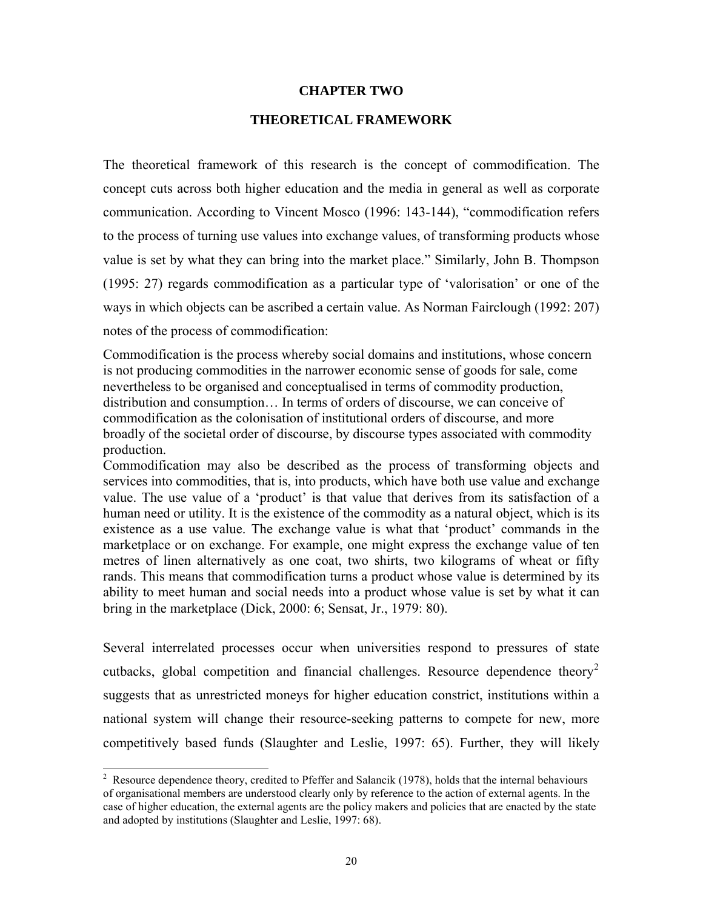# CHAPTER TWO

## THEORETICAL FRAMEWORK

The theoretical framework of this research is the concept of commodification. The concept cuts across both higher education and the media in general as well as corporate communication. According to Vincent Mosco (1996: 143-144), "commodification refers to the process of turning use values into exchange values, of transforming products whose value is set by what they can bring into the market place." Similarly, John B. Thompson (1995: 27) regards commodification as a particular type of 'valorisation' or one of the ways in which objects can be ascribed a certain value. As Norman Fairclough (1992: 207) notes of the process of commodification:

> Commodification is the process whereby social domains and institutions, whose concern is not producing commodities in the narrower economic sense of goods for sale, come nevertheless to be organised and conceptualised in terms of commodity production, distribution and consumption… In terms of orders of discourse, we can conceive of commodification as the colonisation of institutional orders of discourse, and more broadly of the societal order of discourse, by discourse types associated with commodity production.

Commodification may also be described as the process of transforming objects and services into commodities, that is, into products, which have both use value and exchange value. The use value of a 'product' is that value that derives from its satisfaction of a human need or utility. It is the existence of the commodity as a natural object, which is its existence as a use value. The exchange value is what that 'product' commands in the marketplace or on exchange. For example, one might express the exchange value of ten metres of linen alternatively as one coat, two shirts, two kilograms of wheat or fifty rands. This means that commodification turns a product whose value is determined by its ability to meet human and social needs into a product whose value is set by what it can bring in the marketplace (Dick, 2000: 6; Sensat, Jr., 1979: 80).

Several interrelated processes occur when universities respond to pressures of state cutbacks, global competition and financial challenges. Resource dependence theory[2] suggests that as unrestricted moneys for higher education constrict, institutions within a national system will change their resource-seeking patterns to compete for new, more competitively based funds (Slaughter and Leslie, 1997: 65). Further, they will likely

[2] Resource dependence theory, credited to Pfeffer and Salancik (1978), holds that the internal behaviours of organisational members are understood clearly only by reference to the action of external agents. In the case of higher education, the external agents are the policy makers and policies that are enacted by the state and adopted by institutions (Slaughter and Leslie, 1997: 68).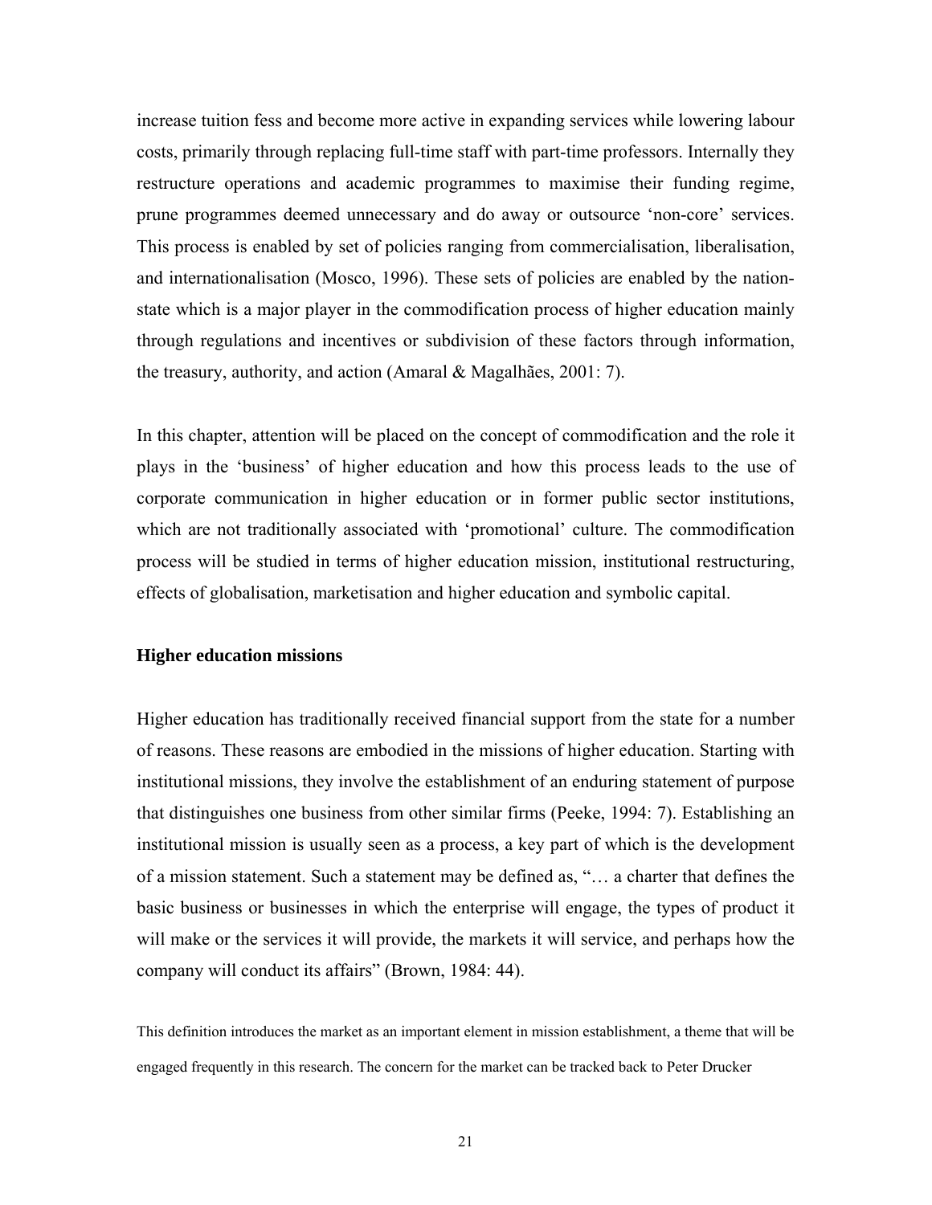increase tuition fess and become more active in expanding services while lowering labour costs, primarily through replacing full-time staff with part-time professors. Internally they restructure operations and academic programmes to maximise their funding regime, prune programmes deemed unnecessary and do away or outsource 'non-core' services. This process is enabled by set of policies ranging from commercialisation, liberalisation, and internationalisation (Mosco, 1996). These sets of policies are enabled by the nation-state which is a major player in the commodification process of higher education mainly through regulations and incentives or subdivision of these factors through information, the treasury, authority, and action (Amaral & Magalhães, 2001: 7).

In this chapter, attention will be placed on the concept of commodification and the role it plays in the 'business' of higher education and how this process leads to the use of corporate communication in higher education or in former public sector institutions, which are not traditionally associated with 'promotional' culture. The commodification process will be studied in terms of higher education mission, institutional restructuring, effects of globalisation, marketisation and higher education and symbolic capital.

### Higher education missions

Higher education has traditionally received financial support from the state for a number of reasons. These reasons are embodied in the missions of higher education. Starting with institutional missions, they involve the establishment of an enduring statement of purpose that distinguishes one business from other similar firms (Peeke, 1994: 7). Establishing an institutional mission is usually seen as a process, a key part of which is the development of a mission statement. Such a statement may be defined as, "… a charter that defines the basic business or businesses in which the enterprise will engage, the types of product it will make or the services it will provide, the markets it will service, and perhaps how the company will conduct its affairs" (Brown, 1984: 44).

This definition introduces the market as an important element in mission establishment, a theme that will be engaged frequently in this research. The concern for the market can be tracked back to Peter Drucker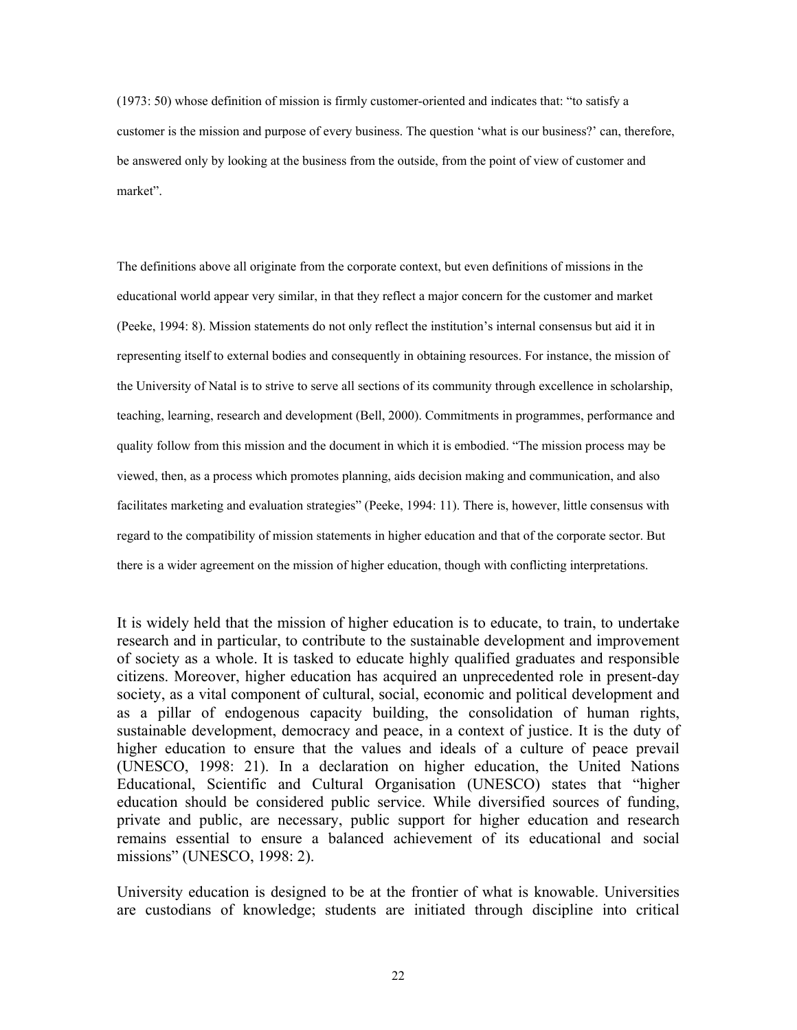(1973: 50) whose definition of mission is firmly customer-oriented and indicates that: "to satisfy a customer is the mission and purpose of every business. The question 'what is our business?' can, therefore, be answered only by looking at the business from the outside, from the point of view of customer and market".

The definitions above all originate from the corporate context, but even definitions of missions in the educational world appear very similar, in that they reflect a major concern for the customer and market (Peeke, 1994: 8). Mission statements do not only reflect the institution's internal consensus but aid it in representing itself to external bodies and consequently in obtaining resources. For instance, the mission of the University of Natal is to strive to serve all sections of its community through excellence in scholarship, teaching, learning, research and development (Bell, 2000). Commitments in programmes, performance and quality follow from this mission and the document in which it is embodied. "The mission process may be viewed, then, as a process which promotes planning, aids decision making and communication, and also facilitates marketing and evaluation strategies" (Peeke, 1994: 11). There is, however, little consensus with regard to the compatibility of mission statements in higher education and that of the corporate sector. But there is a wider agreement on the mission of higher education, though with conflicting interpretations.

It is widely held that the mission of higher education is to educate, to train, to undertake research and in particular, to contribute to the sustainable development and improvement of society as a whole. It is tasked to educate highly qualified graduates and responsible citizens. Moreover, higher education has acquired an unprecedented role in present-day society, as a vital component of cultural, social, economic and political development and as a pillar of endogenous capacity building, the consolidation of human rights, sustainable development, democracy and peace, in a context of justice. It is the duty of higher education to ensure that the values and ideals of a culture of peace prevail (UNESCO, 1998: 21). In a declaration on higher education, the United Nations Educational, Scientific and Cultural Organisation (UNESCO) states that "higher education should be considered public service. While diversified sources of funding, private and public, are necessary, public support for higher education and research remains essential to ensure a balanced achievement of its educational and social missions" (UNESCO, 1998: 2).

University education is designed to be at the frontier of what is knowable. Universities are custodians of knowledge; students are initiated through discipline into critical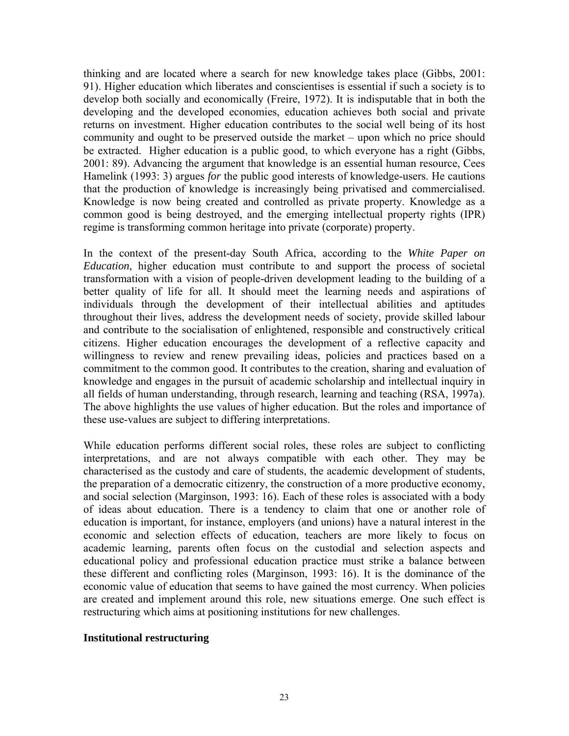thinking and are located where a search for new knowledge takes place (Gibbs, 2001: 91). Higher education which liberates and conscientises is essential if such a society is to develop both socially and economically (Freire, 1972). It is indisputable that in both the developing and the developed economies, education achieves both social and private returns on investment. Higher education contributes to the social well being of its host community and ought to be preserved outside the market – upon which no price should be extracted. Higher education is a public good, to which everyone has a right (Gibbs, 2001: 89). Advancing the argument that knowledge is an essential human resource, Cees Hamelink (1993: 3) argues *for* the public good interests of knowledge-users. He cautions that the production of knowledge is increasingly being privatised and commercialised. Knowledge is now being created and controlled as private property. Knowledge as a common good is being destroyed, and the emerging intellectual property rights (IPR) regime is transforming common heritage into private (corporate) property.

In the context of the present-day South Africa, according to the *White Paper on Education*, higher education must contribute to and support the process of societal transformation with a vision of people-driven development leading to the building of a better quality of life for all. It should meet the learning needs and aspirations of individuals through the development of their intellectual abilities and aptitudes throughout their lives, address the development needs of society, provide skilled labour and contribute to the socialisation of enlightened, responsible and constructively critical citizens. Higher education encourages the development of a reflective capacity and willingness to review and renew prevailing ideas, policies and practices based on a commitment to the common good. It contributes to the creation, sharing and evaluation of knowledge and engages in the pursuit of academic scholarship and intellectual inquiry in all fields of human understanding, through research, learning and teaching (RSA, 1997a). The above highlights the use values of higher education. But the roles and importance of these use-values are subject to differing interpretations.

While education performs different social roles, these roles are subject to conflicting interpretations, and are not always compatible with each other. They may be characterised as the custody and care of students, the academic development of students, the preparation of a democratic citizenry, the construction of a more productive economy, and social selection (Marginson, 1993: 16). Each of these roles is associated with a body of ideas about education. There is a tendency to claim that one or another role of education is important, for instance, employers (and unions) have a natural interest in the economic and selection effects of education, teachers are more likely to focus on academic learning, parents often focus on the custodial and selection aspects and educational policy and professional education practice must strike a balance between these different and conflicting roles (Marginson, 1993: 16). It is the dominance of the economic value of education that seems to have gained the most currency. When policies are created and implement around this role, new situations emerge. One such effect is restructuring which aims at positioning institutions for new challenges.

**Institutional restructuring**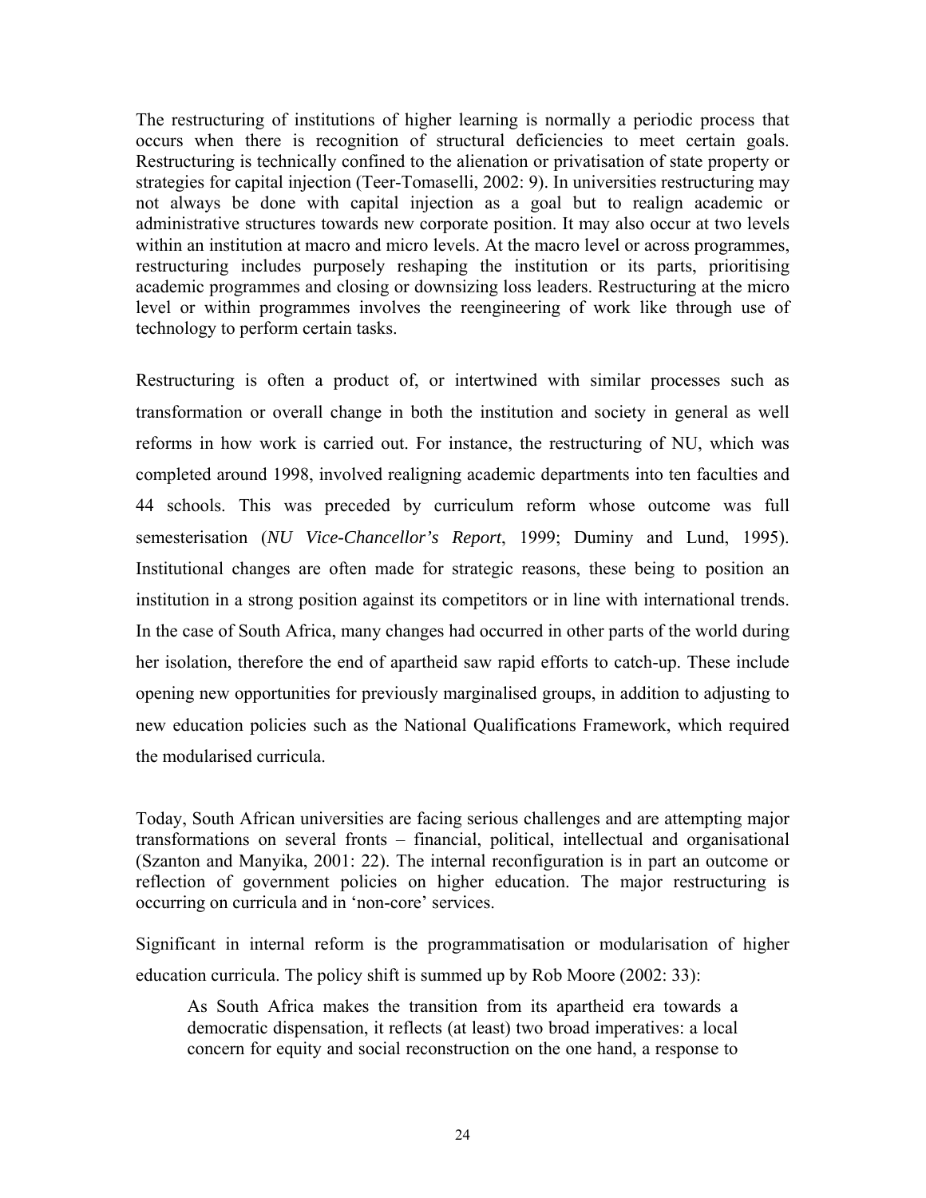The restructuring of institutions of higher learning is normally a periodic process that occurs when there is recognition of structural deficiencies to meet certain goals. Restructuring is technically confined to the alienation or privatisation of state property or strategies for capital injection (Teer-Tomaselli, 2002: 9). In universities restructuring may not always be done with capital injection as a goal but to realign academic or administrative structures towards new corporate position. It may also occur at two levels within an institution at macro and micro levels. At the macro level or across programmes, restructuring includes purposely reshaping the institution or its parts, prioritising academic programmes and closing or downsizing loss leaders. Restructuring at the micro level or within programmes involves the reengineering of work like through use of technology to perform certain tasks.

Restructuring is often a product of, or intertwined with similar processes such as transformation or overall change in both the institution and society in general as well reforms in how work is carried out. For instance, the restructuring of NU, which was completed around 1998, involved realigning academic departments into ten faculties and 44 schools. This was preceded by curriculum reform whose outcome was full semesterisation (*NU Vice-Chancellor's Report*, 1999; Duminy and Lund, 1995). Institutional changes are often made for strategic reasons, these being to position an institution in a strong position against its competitors or in line with international trends. In the case of South Africa, many changes had occurred in other parts of the world during her isolation, therefore the end of apartheid saw rapid efforts to catch-up. These include opening new opportunities for previously marginalised groups, in addition to adjusting to new education policies such as the National Qualifications Framework, which required the modularised curricula.

Today, South African universities are facing serious challenges and are attempting major transformations on several fronts – financial, political, intellectual and organisational (Szanton and Manyika, 2001: 22). The internal reconfiguration is in part an outcome or reflection of government policies on higher education. The major restructuring is occurring on curricula and in 'non-core' services.

Significant in internal reform is the programmatisation or modularisation of higher education curricula. The policy shift is summed up by Rob Moore (2002: 33):

> As South Africa makes the transition from its apartheid era towards a democratic dispensation, it reflects (at least) two broad imperatives: a local concern for equity and social reconstruction on the one hand, a response to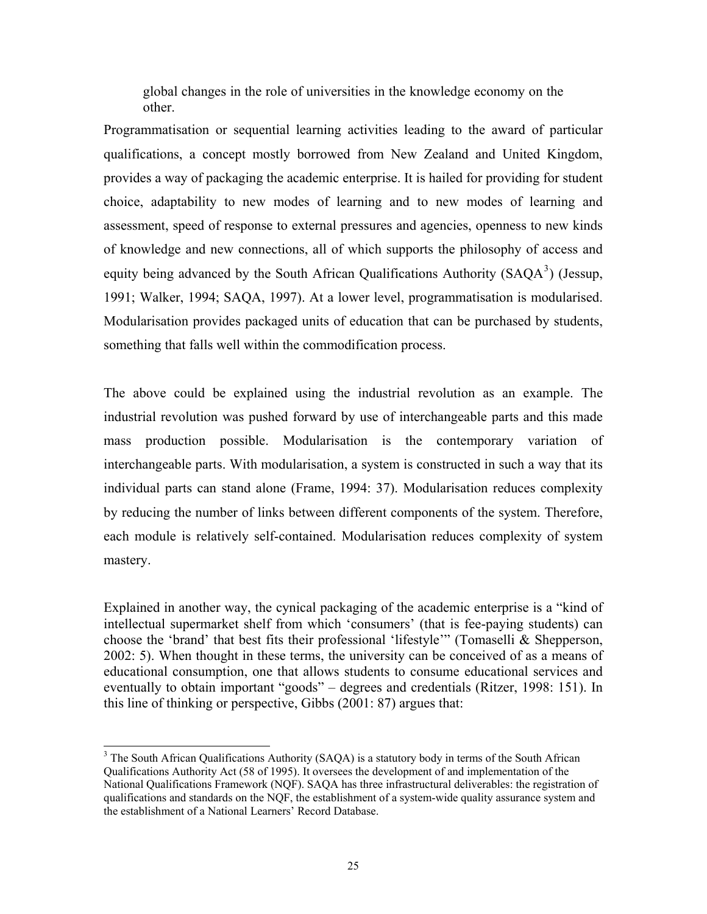> global changes in the role of universities in the knowledge economy on the other.

Programmatisation or sequential learning activities leading to the award of particular qualifications, a concept mostly borrowed from New Zealand and United Kingdom, provides a way of packaging the academic enterprise. It is hailed for providing for student choice, adaptability to new modes of learning and to new modes of learning and assessment, speed of response to external pressures and agencies, openness to new kinds of knowledge and new connections, all of which supports the philosophy of access and equity being advanced by the South African Qualifications Authority (SAQA[3]) (Jessup, 1991; Walker, 1994; SAQA, 1997). At a lower level, programmatisation is modularised. Modularisation provides packaged units of education that can be purchased by students, something that falls well within the commodification process.

The above could be explained using the industrial revolution as an example. The industrial revolution was pushed forward by use of interchangeable parts and this made mass production possible. Modularisation is the contemporary variation of interchangeable parts. With modularisation, a system is constructed in such a way that its individual parts can stand alone (Frame, 1994: 37). Modularisation reduces complexity by reducing the number of links between different components of the system. Therefore, each module is relatively self-contained. Modularisation reduces complexity of system mastery.

Explained in another way, the cynical packaging of the academic enterprise is a "kind of intellectual supermarket shelf from which 'consumers' (that is fee-paying students) can choose the 'brand' that best fits their professional 'lifestyle'" (Tomaselli & Shepperson, 2002: 5). When thought in these terms, the university can be conceived of as a means of educational consumption, one that allows students to consume educational services and eventually to obtain important "goods" – degrees and credentials (Ritzer, 1998: 151). In this line of thinking or perspective, Gibbs (2001: 87) argues that:

[3] The South African Qualifications Authority (SAQA) is a statutory body in terms of the South African Qualifications Authority Act (58 of 1995). It oversees the development of and implementation of the National Qualifications Framework (NQF). SAQA has three infrastructural deliverables: the registration of qualifications and standards on the NQF, the establishment of a system-wide quality assurance system and the establishment of a National Learners' Record Database.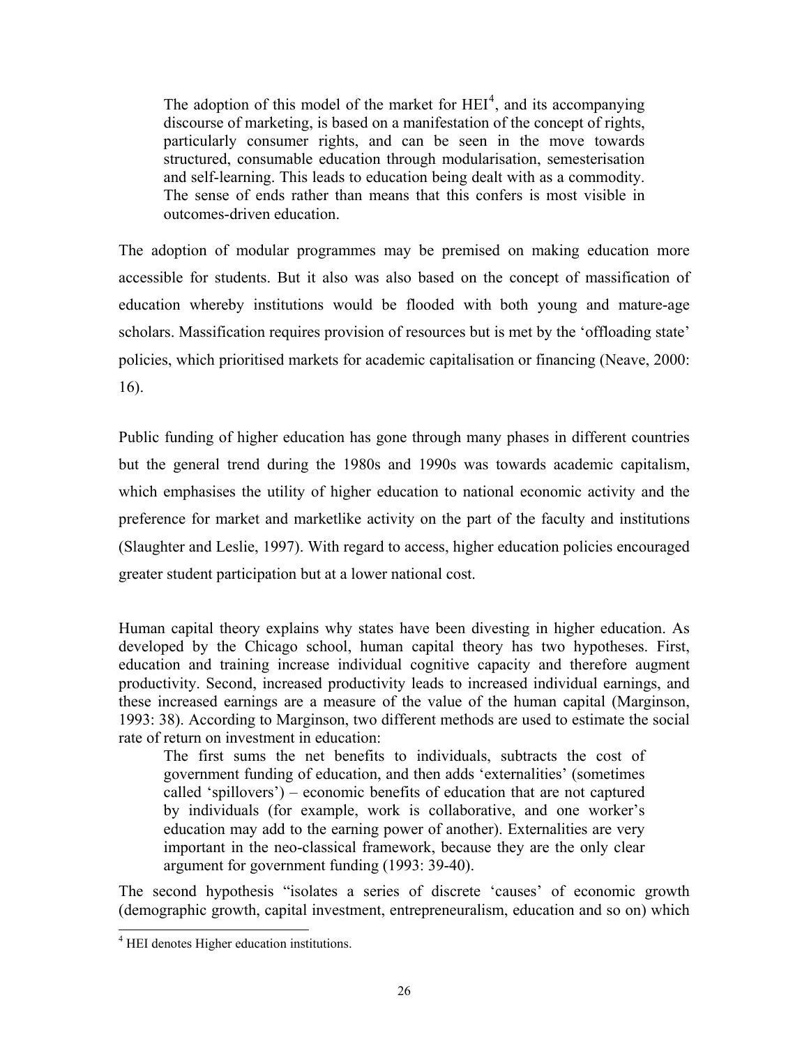> The adoption of this model of the market for HEI[4], and its accompanying discourse of marketing, is based on a manifestation of the concept of rights, particularly consumer rights, and can be seen in the move towards structured, consumable education through modularisation, semesterisation and self-learning. This leads to education being dealt with as a commodity. The sense of ends rather than means that this confers is most visible in outcomes-driven education.

The adoption of modular programmes may be premised on making education more accessible for students. But it also was also based on the concept of massification of education whereby institutions would be flooded with both young and mature-age scholars. Massification requires provision of resources but is met by the 'offloading state' policies, which prioritised markets for academic capitalisation or financing (Neave, 2000: 16).

Public funding of higher education has gone through many phases in different countries but the general trend during the 1980s and 1990s was towards academic capitalism, which emphasises the utility of higher education to national economic activity and the preference for market and marketlike activity on the part of the faculty and institutions (Slaughter and Leslie, 1997). With regard to access, higher education policies encouraged greater student participation but at a lower national cost.

Human capital theory explains why states have been divesting in higher education. As developed by the Chicago school, human capital theory has two hypotheses. First, education and training increase individual cognitive capacity and therefore augment productivity. Second, increased productivity leads to increased individual earnings, and these increased earnings are a measure of the value of the human capital (Marginson, 1993: 38). According to Marginson, two different methods are used to estimate the social rate of return on investment in education:

> The first sums the net benefits to individuals, subtracts the cost of government funding of education, and then adds 'externalities' (sometimes called 'spillovers') – economic benefits of education that are not captured by individuals (for example, work is collaborative, and one worker's education may add to the earning power of another). Externalities are very important in the neo-classical framework, because they are the only clear argument for government funding (1993: 39-40).

The second hypothesis "isolates a series of discrete 'causes' of economic growth (demographic growth, capital investment, entrepreneuralism, education and so on) which

[4] HEI denotes Higher education institutions.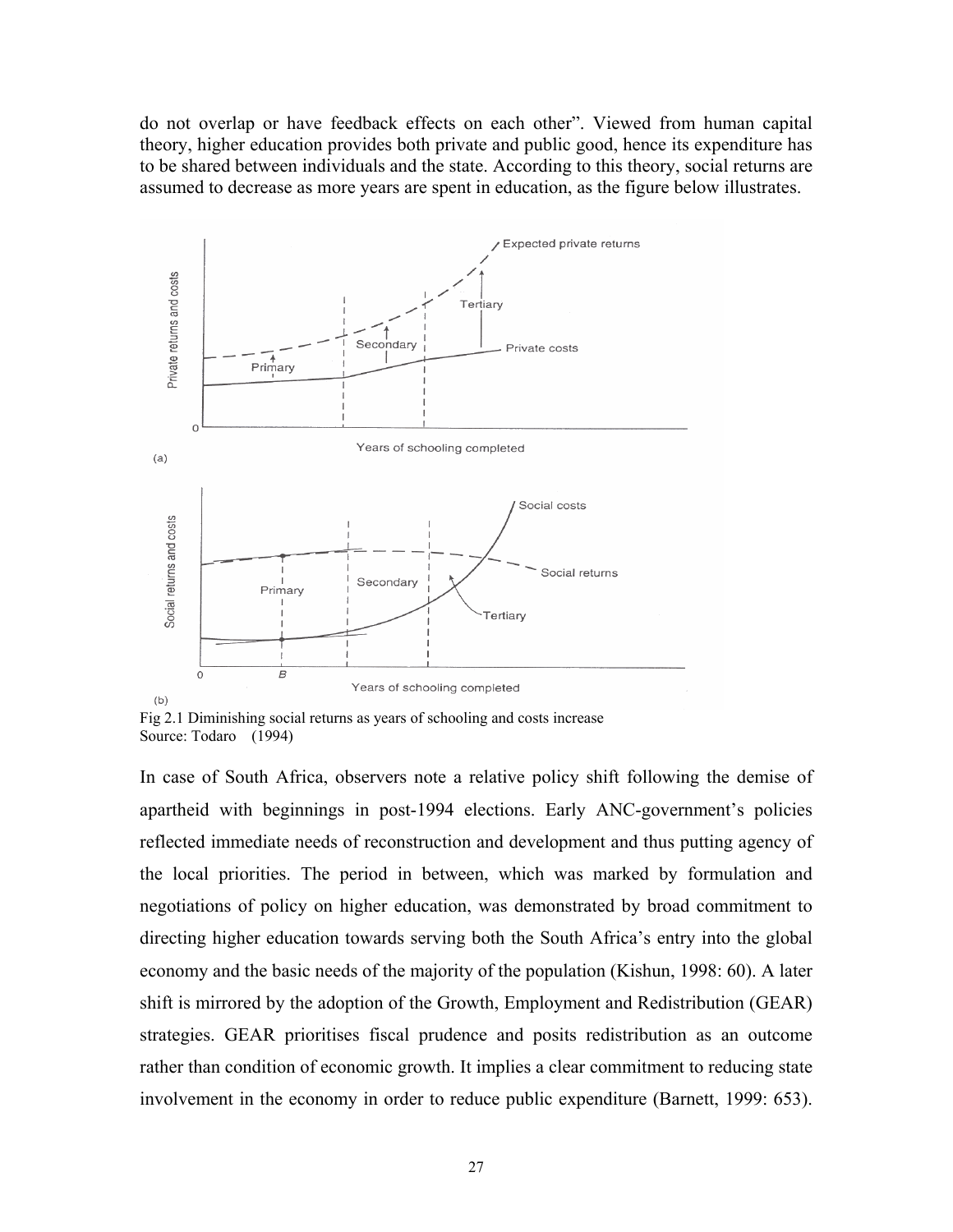do not overlap or have feedback effects on each other". Viewed from human capital theory, higher education provides both private and public good, hence its expenditure has to be shared between individuals and the state. According to this theory, social returns are assumed to decrease as more years are spent in education, as the figure below illustrates.

Fig 2.1 Diminishing social returns as years of schooling and costs increase
Source: Todaro (1994)

In case of South Africa, observers note a relative policy shift following the demise of apartheid with beginnings in post-1994 elections. Early ANC-government's policies reflected immediate needs of reconstruction and development and thus putting agency of the local priorities. The period in between, which was marked by formulation and negotiations of policy on higher education, was demonstrated by broad commitment to directing higher education towards serving both the South Africa's entry into the global economy and the basic needs of the majority of the population (Kishun, 1998: 60). A later shift is mirrored by the adoption of the Growth, Employment and Redistribution (GEAR) strategies. GEAR prioritises fiscal prudence and posits redistribution as an outcome rather than condition of economic growth. It implies a clear commitment to reducing state involvement in the economy in order to reduce public expenditure (Barnett, 1999: 653).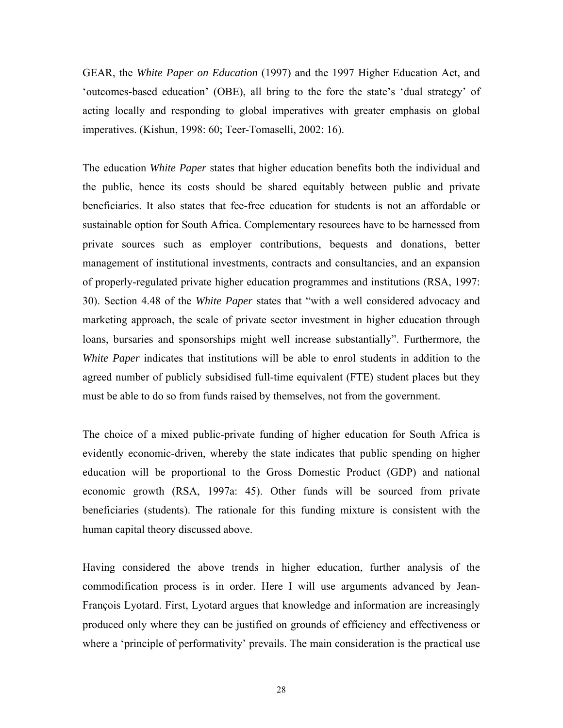GEAR, the *White Paper on Education* (1997) and the 1997 Higher Education Act, and 'outcomes-based education' (OBE), all bring to the fore the state's 'dual strategy' of acting locally and responding to global imperatives with greater emphasis on global imperatives. (Kishun, 1998: 60; Teer-Tomaselli, 2002: 16).

The education *White Paper* states that higher education benefits both the individual and the public, hence its costs should be shared equitably between public and private beneficiaries. It also states that fee-free education for students is not an affordable or sustainable option for South Africa. Complementary resources have to be harnessed from private sources such as employer contributions, bequests and donations, better management of institutional investments, contracts and consultancies, and an expansion of properly-regulated private higher education programmes and institutions (RSA, 1997: 30). Section 4.48 of the *White Paper* states that "with a well considered advocacy and marketing approach, the scale of private sector investment in higher education through loans, bursaries and sponsorships might well increase substantially". Furthermore, the *White Paper* indicates that institutions will be able to enrol students in addition to the agreed number of publicly subsidised full-time equivalent (FTE) student places but they must be able to do so from funds raised by themselves, not from the government.

The choice of a mixed public-private funding of higher education for South Africa is evidently economic-driven, whereby the state indicates that public spending on higher education will be proportional to the Gross Domestic Product (GDP) and national economic growth (RSA, 1997a: 45). Other funds will be sourced from private beneficiaries (students). The rationale for this funding mixture is consistent with the human capital theory discussed above.

Having considered the above trends in higher education, further analysis of the commodification process is in order. Here I will use arguments advanced by Jean-François Lyotard. First, Lyotard argues that knowledge and information are increasingly produced only where they can be justified on grounds of efficiency and effectiveness or where a 'principle of performativity' prevails. The main consideration is the practical use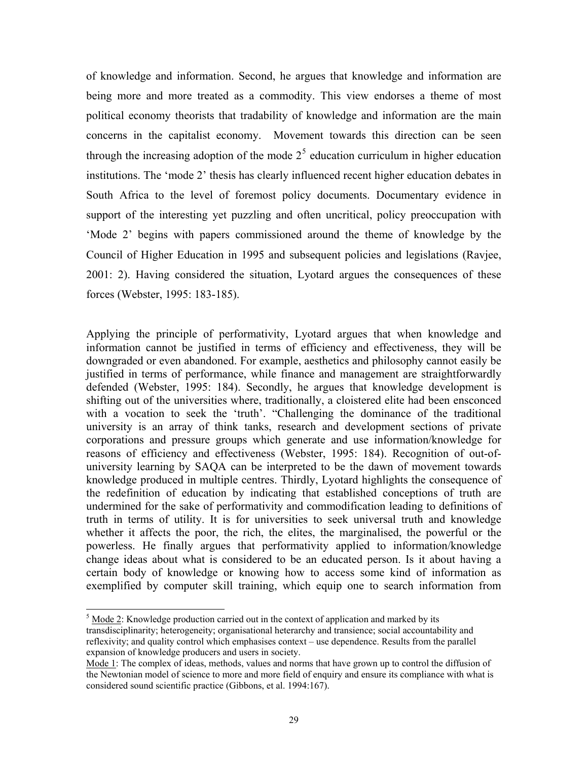of knowledge and information. Second, he argues that knowledge and information are being more and more treated as a commodity. This view endorses a theme of most political economy theorists that tradability of knowledge and information are the main concerns in the capitalist economy. Movement towards this direction can be seen through the increasing adoption of the mode 2[5] education curriculum in higher education institutions. The 'mode 2' thesis has clearly influenced recent higher education debates in South Africa to the level of foremost policy documents. Documentary evidence in support of the interesting yet puzzling and often uncritical, policy preoccupation with 'Mode 2' begins with papers commissioned around the theme of knowledge by the Council of Higher Education in 1995 and subsequent policies and legislations (Ravjee, 2001: 2). Having considered the situation, Lyotard argues the consequences of these forces (Webster, 1995: 183-185).

Applying the principle of performativity, Lyotard argues that when knowledge and information cannot be justified in terms of efficiency and effectiveness, they will be downgraded or even abandoned. For example, aesthetics and philosophy cannot easily be justified in terms of performance, while finance and management are straightforwardly defended (Webster, 1995: 184). Secondly, he argues that knowledge development is shifting out of the universities where, traditionally, a cloistered elite had been ensconced with a vocation to seek the 'truth'. "Challenging the dominance of the traditional university is an array of think tanks, research and development sections of private corporations and pressure groups which generate and use information/knowledge for reasons of efficiency and effectiveness (Webster, 1995: 184). Recognition of out-of-university learning by SAQA can be interpreted to be the dawn of movement towards knowledge produced in multiple centres. Thirdly, Lyotard highlights the consequence of the redefinition of education by indicating that established conceptions of truth are undermined for the sake of performativity and commodification leading to definitions of truth in terms of utility. It is for universities to seek universal truth and knowledge whether it affects the poor, the rich, the elites, the marginalised, the powerful or the powerless. He finally argues that performativity applied to information/knowledge change ideas about what is considered to be an educated person. Is it about having a certain body of knowledge or knowing how to access some kind of information as exemplified by computer skill training, which equip one to search information from

---

[5] Mode 2: Knowledge production carried out in the context of application and marked by its transdisciplinarity; heterogeneity; organisational heterarchy and transience; social accountability and reflexivity; and quality control which emphasises context – use dependence. Results from the parallel expansion of knowledge producers and users in society.

Mode 1: The complex of ideas, methods, values and norms that have grown up to control the diffusion of the Newtonian model of science to more and more field of enquiry and ensure its compliance with what is considered sound scientific practice (Gibbons, et al. 1994:167).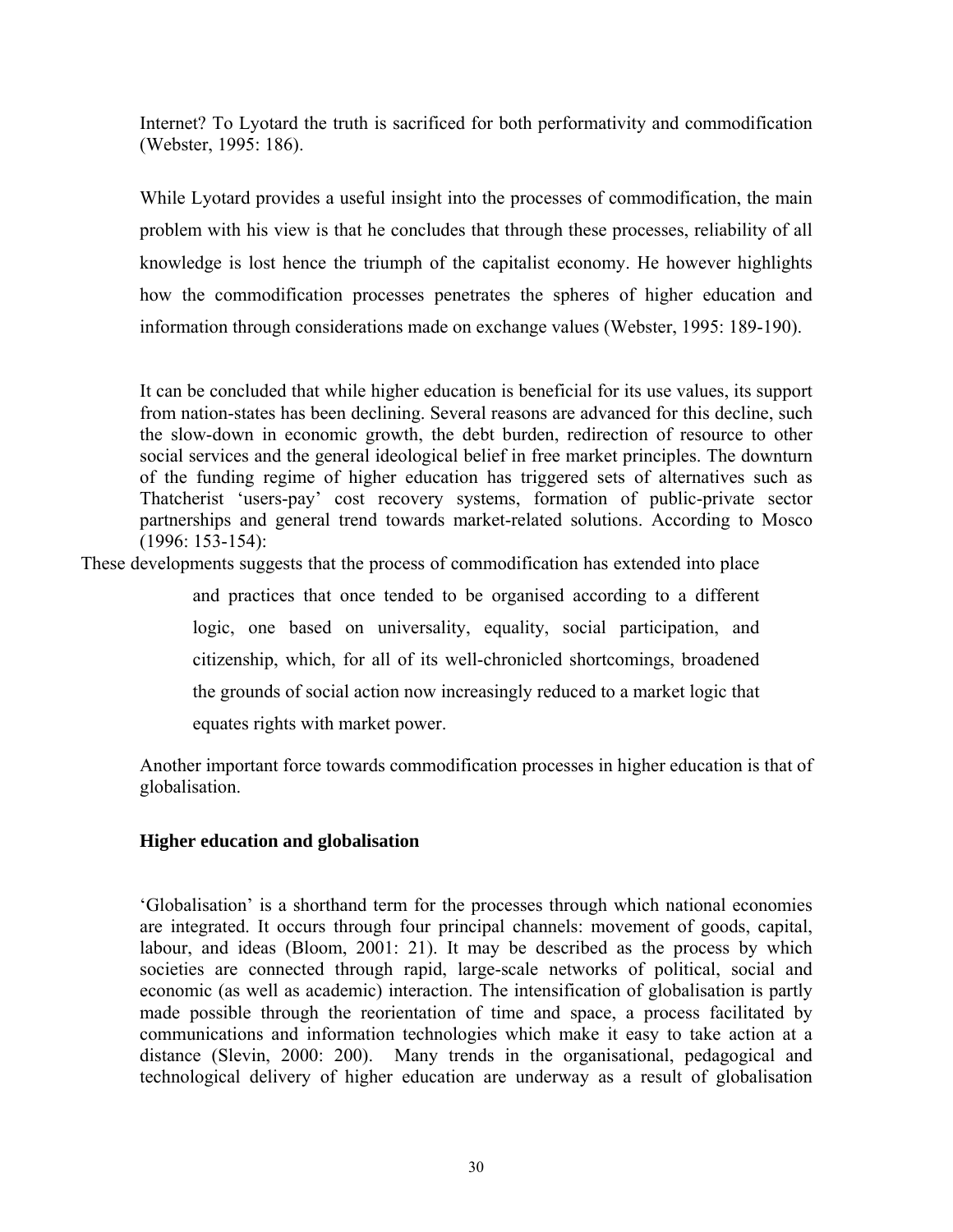Internet? To Lyotard the truth is sacrificed for both performativity and commodification (Webster, 1995: 186).

While Lyotard provides a useful insight into the processes of commodification, the main problem with his view is that he concludes that through these processes, reliability of all knowledge is lost hence the triumph of the capitalist economy. He however highlights how the commodification processes penetrates the spheres of higher education and information through considerations made on exchange values (Webster, 1995: 189-190).

It can be concluded that while higher education is beneficial for its use values, its support from nation-states has been declining. Several reasons are advanced for this decline, such the slow-down in economic growth, the debt burden, redirection of resource to other social services and the general ideological belief in free market principles. The downturn of the funding regime of higher education has triggered sets of alternatives such as Thatcherist 'users-pay' cost recovery systems, formation of public-private sector partnerships and general trend towards market-related solutions. According to Mosco (1996: 153-154):

> These developments suggests that the process of commodification has extended into place and practices that once tended to be organised according to a different logic, one based on universality, equality, social participation, and citizenship, which, for all of its well-chronicled shortcomings, broadened the grounds of social action now increasingly reduced to a market logic that equates rights with market power.

Another important force towards commodification processes in higher education is that of globalisation.

## Higher education and globalisation

'Globalisation' is a shorthand term for the processes through which national economies are integrated. It occurs through four principal channels: movement of goods, capital, labour, and ideas (Bloom, 2001: 21). It may be described as the process by which societies are connected through rapid, large-scale networks of political, social and economic (as well as academic) interaction. The intensification of globalisation is partly made possible through the reorientation of time and space, a process facilitated by communications and information technologies which make it easy to take action at a distance (Slevin, 2000: 200). Many trends in the organisational, pedagogical and technological delivery of higher education are underway as a result of globalisation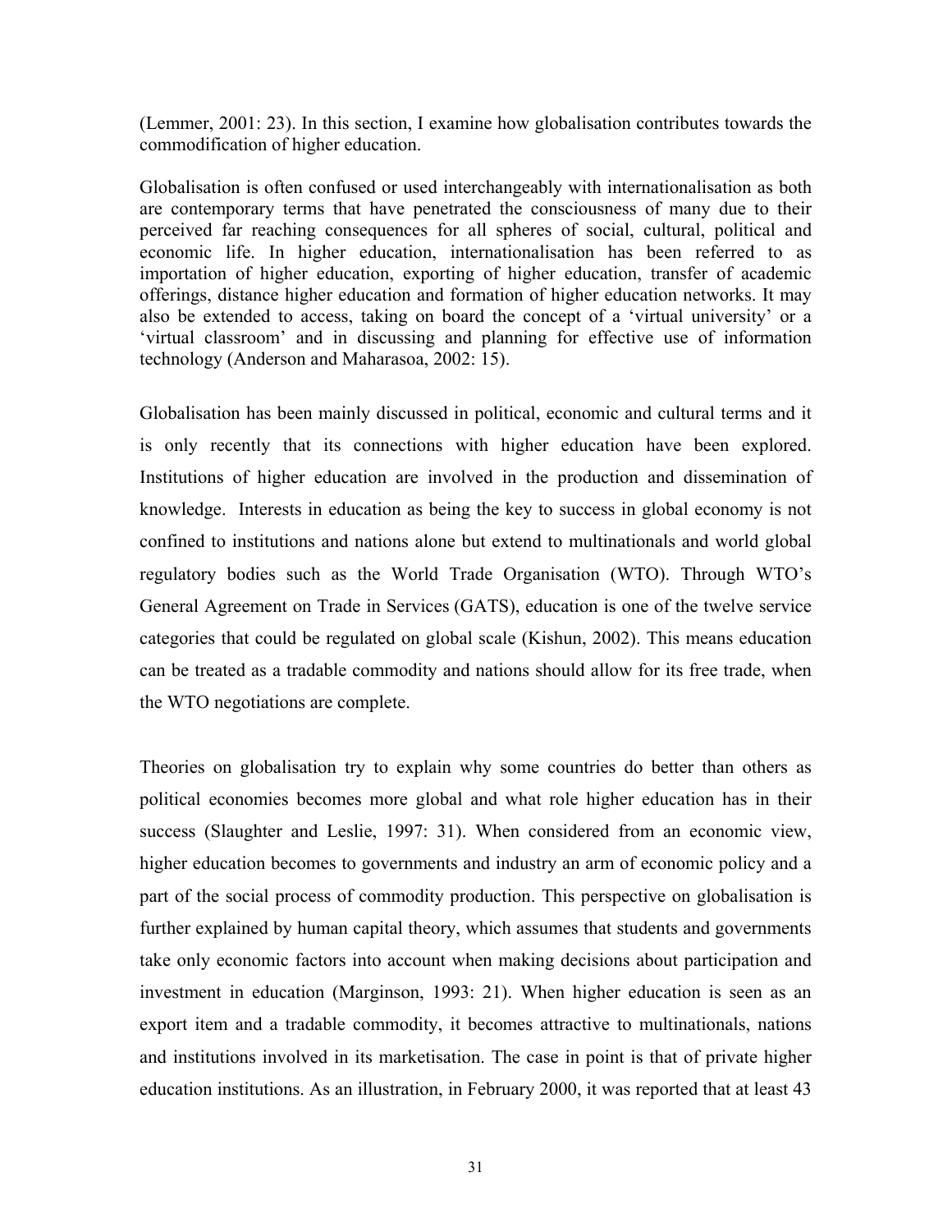(Lemmer, 2001: 23). In this section, I examine how globalisation contributes towards the commodification of higher education.

Globalisation is often confused or used interchangeably with internationalisation as both are contemporary terms that have penetrated the consciousness of many due to their perceived far reaching consequences for all spheres of social, cultural, political and economic life. In higher education, internationalisation has been referred to as importation of higher education, exporting of higher education, transfer of academic offerings, distance higher education and formation of higher education networks. It may also be extended to access, taking on board the concept of a 'virtual university' or a 'virtual classroom' and in discussing and planning for effective use of information technology (Anderson and Maharasoa, 2002: 15).

Globalisation has been mainly discussed in political, economic and cultural terms and it is only recently that its connections with higher education have been explored. Institutions of higher education are involved in the production and dissemination of knowledge. Interests in education as being the key to success in global economy is not confined to institutions and nations alone but extend to multinationals and world global regulatory bodies such as the World Trade Organisation (WTO). Through WTO's General Agreement on Trade in Services (GATS), education is one of the twelve service categories that could be regulated on global scale (Kishun, 2002). This means education can be treated as a tradable commodity and nations should allow for its free trade, when the WTO negotiations are complete.

Theories on globalisation try to explain why some countries do better than others as political economies becomes more global and what role higher education has in their success (Slaughter and Leslie, 1997: 31). When considered from an economic view, higher education becomes to governments and industry an arm of economic policy and a part of the social process of commodity production. This perspective on globalisation is further explained by human capital theory, which assumes that students and governments take only economic factors into account when making decisions about participation and investment in education (Marginson, 1993: 21). When higher education is seen as an export item and a tradable commodity, it becomes attractive to multinationals, nations and institutions involved in its marketisation. The case in point is that of private higher education institutions. As an illustration, in February 2000, it was reported that at least 43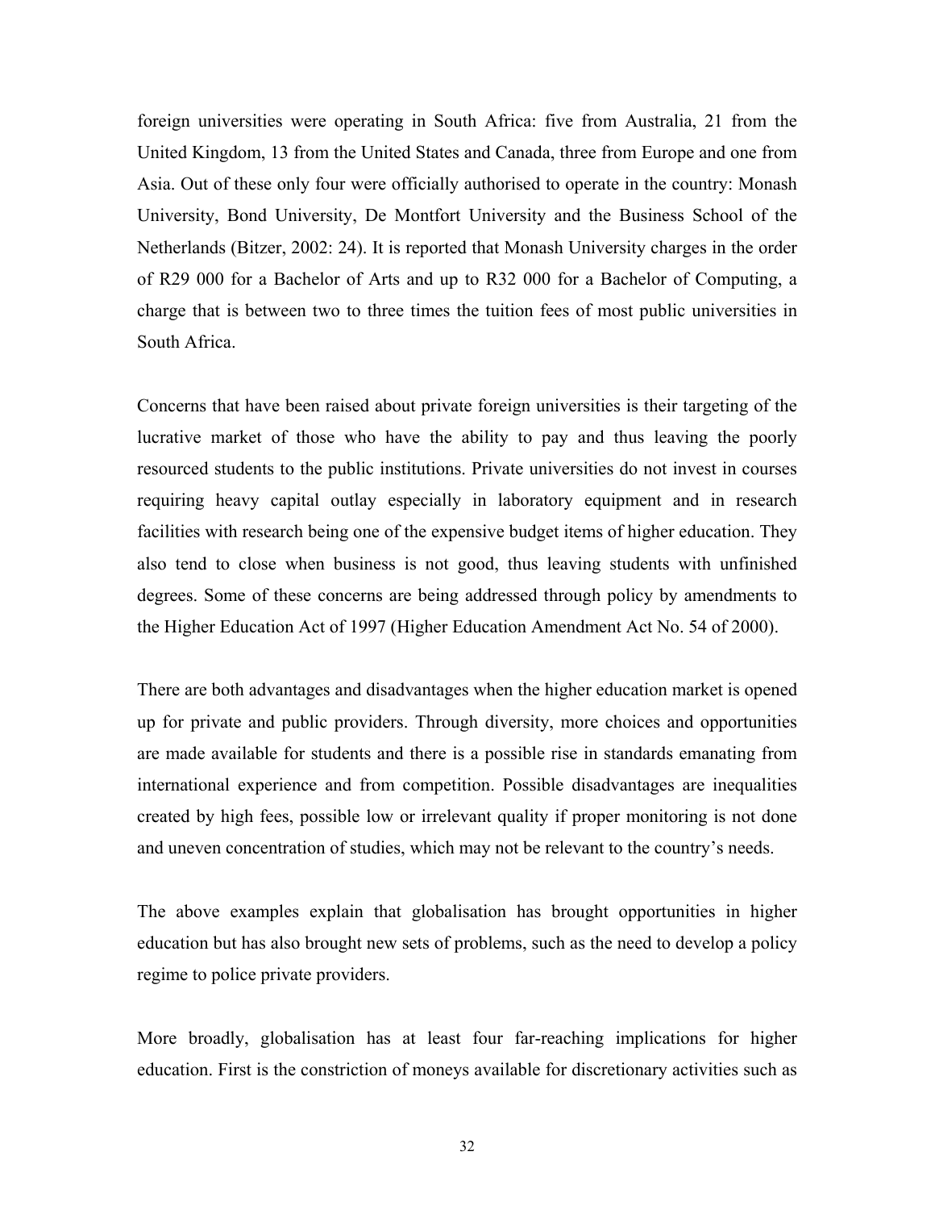foreign universities were operating in South Africa: five from Australia, 21 from the United Kingdom, 13 from the United States and Canada, three from Europe and one from Asia. Out of these only four were officially authorised to operate in the country: Monash University, Bond University, De Montfort University and the Business School of the Netherlands (Bitzer, 2002: 24). It is reported that Monash University charges in the order of R29 000 for a Bachelor of Arts and up to R32 000 for a Bachelor of Computing, a charge that is between two to three times the tuition fees of most public universities in South Africa.

Concerns that have been raised about private foreign universities is their targeting of the lucrative market of those who have the ability to pay and thus leaving the poorly resourced students to the public institutions. Private universities do not invest in courses requiring heavy capital outlay especially in laboratory equipment and in research facilities with research being one of the expensive budget items of higher education. They also tend to close when business is not good, thus leaving students with unfinished degrees. Some of these concerns are being addressed through policy by amendments to the Higher Education Act of 1997 (Higher Education Amendment Act No. 54 of 2000).

There are both advantages and disadvantages when the higher education market is opened up for private and public providers. Through diversity, more choices and opportunities are made available for students and there is a possible rise in standards emanating from international experience and from competition. Possible disadvantages are inequalities created by high fees, possible low or irrelevant quality if proper monitoring is not done and uneven concentration of studies, which may not be relevant to the country's needs.

The above examples explain that globalisation has brought opportunities in higher education but has also brought new sets of problems, such as the need to develop a policy regime to police private providers.

More broadly, globalisation has at least four far-reaching implications for higher education. First is the constriction of moneys available for discretionary activities such as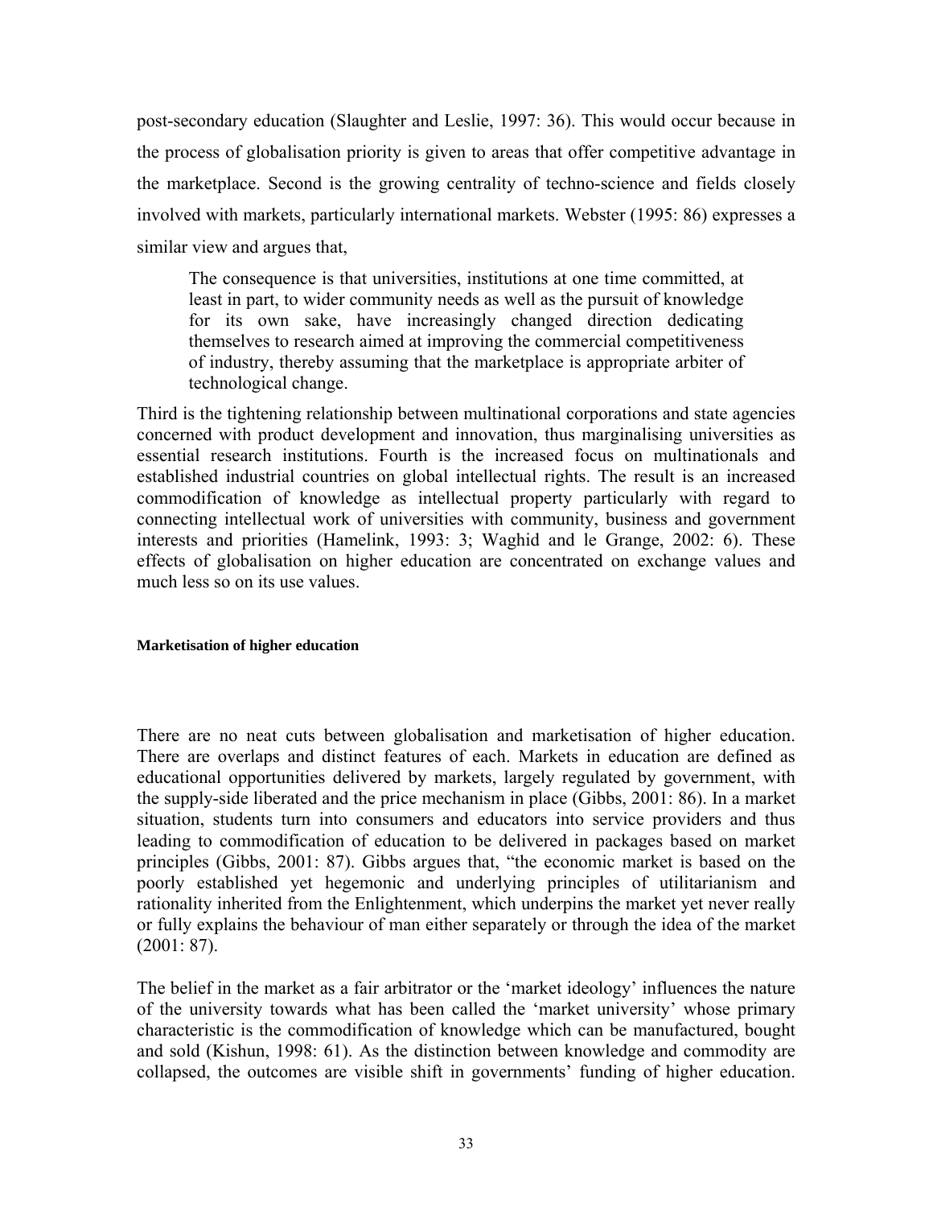post-secondary education (Slaughter and Leslie, 1997: 36). This would occur because in the process of globalisation priority is given to areas that offer competitive advantage in the marketplace. Second is the growing centrality of techno-science and fields closely involved with markets, particularly international markets. Webster (1995: 86) expresses a similar view and argues that,

> The consequence is that universities, institutions at one time committed, at least in part, to wider community needs as well as the pursuit of knowledge for its own sake, have increasingly changed direction dedicating themselves to research aimed at improving the commercial competitiveness of industry, thereby assuming that the marketplace is appropriate arbiter of technological change.

Third is the tightening relationship between multinational corporations and state agencies concerned with product development and innovation, thus marginalising universities as essential research institutions. Fourth is the increased focus on multinationals and established industrial countries on global intellectual rights. The result is an increased commodification of knowledge as intellectual property particularly with regard to connecting intellectual work of universities with community, business and government interests and priorities (Hamelink, 1993: 3; Waghid and le Grange, 2002: 6). These effects of globalisation on higher education are concentrated on exchange values and much less so on its use values.

#### Marketisation of higher education

There are no neat cuts between globalisation and marketisation of higher education. There are overlaps and distinct features of each. Markets in education are defined as educational opportunities delivered by markets, largely regulated by government, with the supply-side liberated and the price mechanism in place (Gibbs, 2001: 86). In a market situation, students turn into consumers and educators into service providers and thus leading to commodification of education to be delivered in packages based on market principles (Gibbs, 2001: 87). Gibbs argues that, "the economic market is based on the poorly established yet hegemonic and underlying principles of utilitarianism and rationality inherited from the Enlightenment, which underpins the market yet never really or fully explains the behaviour of man either separately or through the idea of the market (2001: 87).

The belief in the market as a fair arbitrator or the 'market ideology' influences the nature of the university towards what has been called the 'market university' whose primary characteristic is the commodification of knowledge which can be manufactured, bought and sold (Kishun, 1998: 61). As the distinction between knowledge and commodity are collapsed, the outcomes are visible shift in governments' funding of higher education.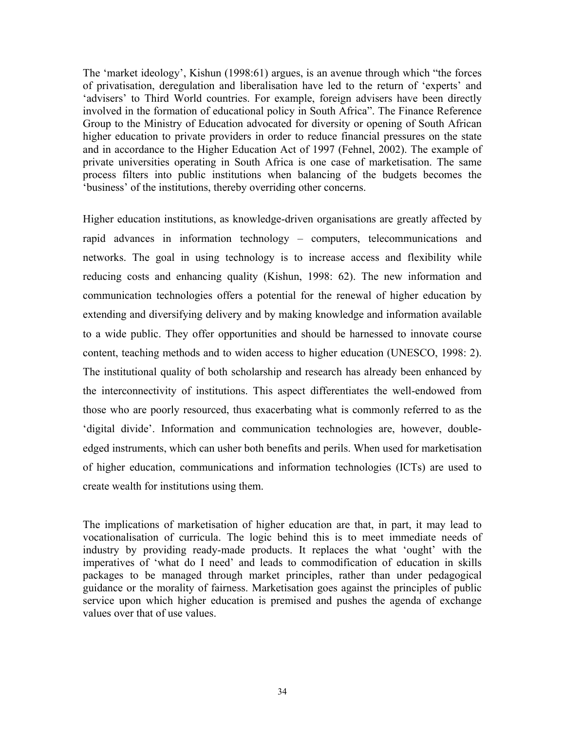The 'market ideology', Kishun (1998:61) argues, is an avenue through which "the forces of privatisation, deregulation and liberalisation have led to the return of 'experts' and 'advisers' to Third World countries. For example, foreign advisers have been directly involved in the formation of educational policy in South Africa". The Finance Reference Group to the Ministry of Education advocated for diversity or opening of South African higher education to private providers in order to reduce financial pressures on the state and in accordance to the Higher Education Act of 1997 (Fehnel, 2002). The example of private universities operating in South Africa is one case of marketisation. The same process filters into public institutions when balancing of the budgets becomes the 'business' of the institutions, thereby overriding other concerns.

Higher education institutions, as knowledge-driven organisations are greatly affected by rapid advances in information technology – computers, telecommunications and networks. The goal in using technology is to increase access and flexibility while reducing costs and enhancing quality (Kishun, 1998: 62). The new information and communication technologies offers a potential for the renewal of higher education by extending and diversifying delivery and by making knowledge and information available to a wide public. They offer opportunities and should be harnessed to innovate course content, teaching methods and to widen access to higher education (UNESCO, 1998: 2). The institutional quality of both scholarship and research has already been enhanced by the interconnectivity of institutions. This aspect differentiates the well-endowed from those who are poorly resourced, thus exacerbating what is commonly referred to as the 'digital divide'. Information and communication technologies are, however, double-edged instruments, which can usher both benefits and perils. When used for marketisation of higher education, communications and information technologies (ICTs) are used to create wealth for institutions using them.

The implications of marketisation of higher education are that, in part, it may lead to vocationalisation of curricula. The logic behind this is to meet immediate needs of industry by providing ready-made products. It replaces the what 'ought' with the imperatives of 'what do I need' and leads to commodification of education in skills packages to be managed through market principles, rather than under pedagogical guidance or the morality of fairness. Marketisation goes against the principles of public service upon which higher education is premised and pushes the agenda of exchange values over that of use values.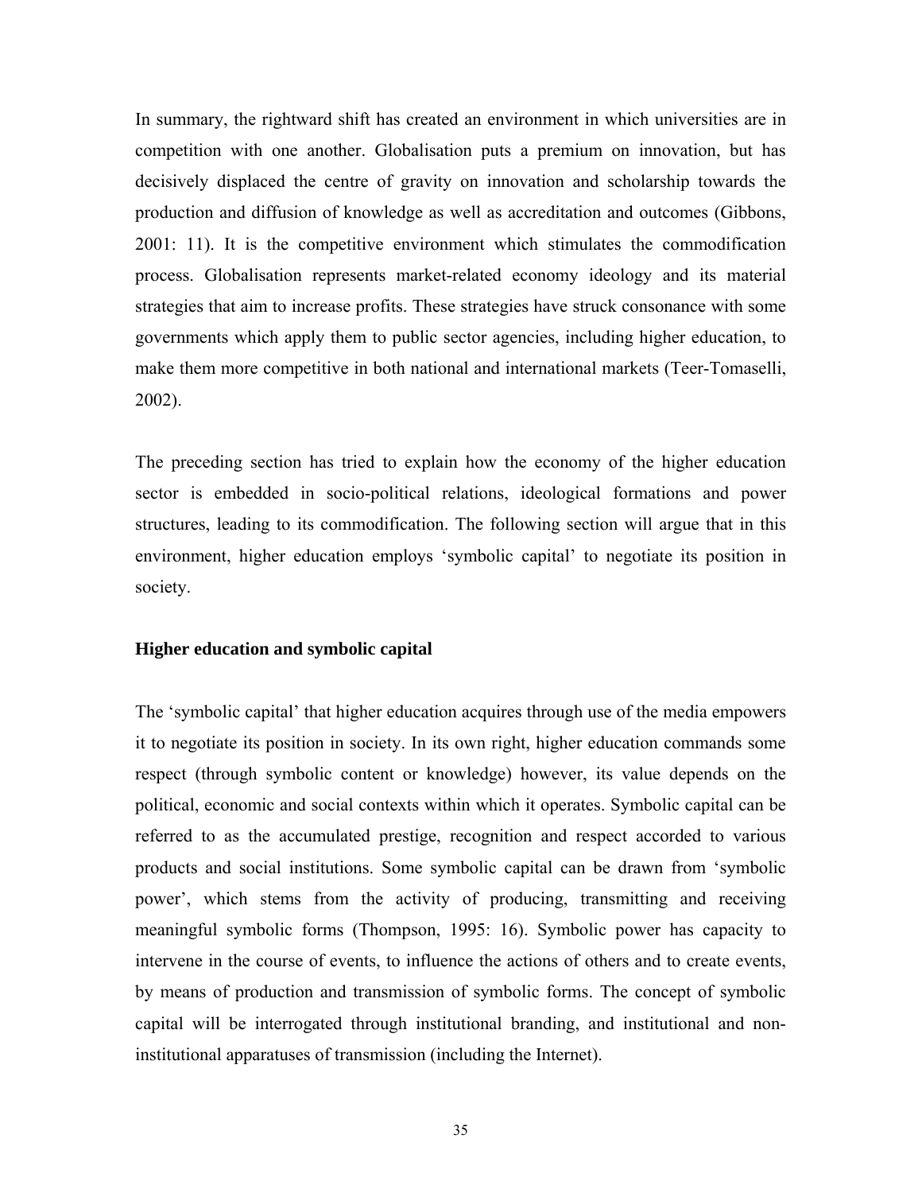In summary, the rightward shift has created an environment in which universities are in competition with one another. Globalisation puts a premium on innovation, but has decisively displaced the centre of gravity on innovation and scholarship towards the production and diffusion of knowledge as well as accreditation and outcomes (Gibbons, 2001: 11). It is the competitive environment which stimulates the commodification process. Globalisation represents market-related economy ideology and its material strategies that aim to increase profits. These strategies have struck consonance with some governments which apply them to public sector agencies, including higher education, to make them more competitive in both national and international markets (Teer-Tomaselli, 2002).

The preceding section has tried to explain how the economy of the higher education sector is embedded in socio-political relations, ideological formations and power structures, leading to its commodification. The following section will argue that in this environment, higher education employs 'symbolic capital' to negotiate its position in society.

### Higher education and symbolic capital

The 'symbolic capital' that higher education acquires through use of the media empowers it to negotiate its position in society. In its own right, higher education commands some respect (through symbolic content or knowledge) however, its value depends on the political, economic and social contexts within which it operates. Symbolic capital can be referred to as the accumulated prestige, recognition and respect accorded to various products and social institutions. Some symbolic capital can be drawn from 'symbolic power', which stems from the activity of producing, transmitting and receiving meaningful symbolic forms (Thompson, 1995: 16). Symbolic power has capacity to intervene in the course of events, to influence the actions of others and to create events, by means of production and transmission of symbolic forms. The concept of symbolic capital will be interrogated through institutional branding, and institutional and non-institutional apparatuses of transmission (including the Internet).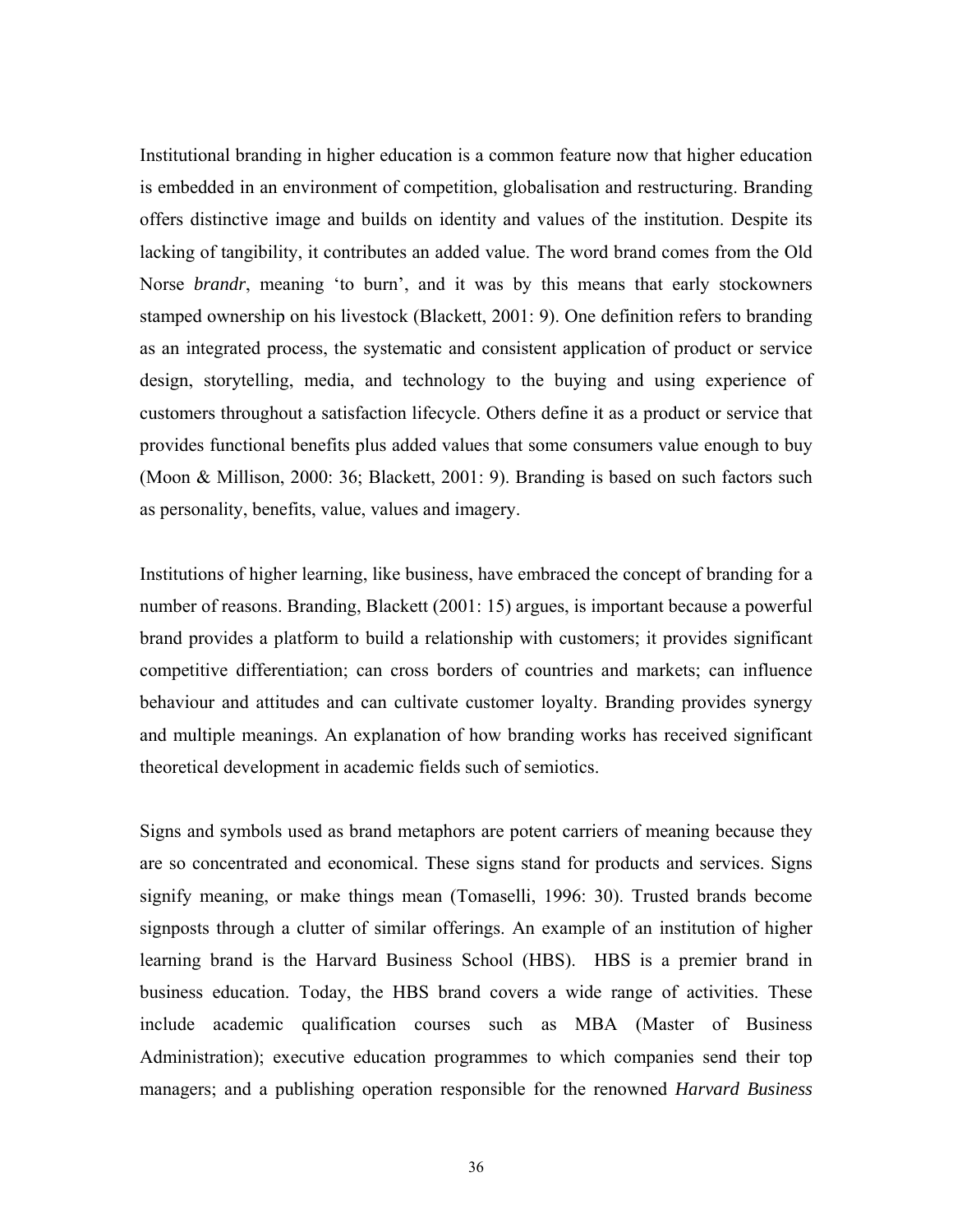Institutional branding in higher education is a common feature now that higher education is embedded in an environment of competition, globalisation and restructuring. Branding offers distinctive image and builds on identity and values of the institution. Despite its lacking of tangibility, it contributes an added value. The word brand comes from the Old Norse *brandr*, meaning 'to burn', and it was by this means that early stockowners stamped ownership on his livestock (Blackett, 2001: 9). One definition refers to branding as an integrated process, the systematic and consistent application of product or service design, storytelling, media, and technology to the buying and using experience of customers throughout a satisfaction lifecycle. Others define it as a product or service that provides functional benefits plus added values that some consumers value enough to buy (Moon & Millison, 2000: 36; Blackett, 2001: 9). Branding is based on such factors such as personality, benefits, value, values and imagery.

Institutions of higher learning, like business, have embraced the concept of branding for a number of reasons. Branding, Blackett (2001: 15) argues, is important because a powerful brand provides a platform to build a relationship with customers; it provides significant competitive differentiation; can cross borders of countries and markets; can influence behaviour and attitudes and can cultivate customer loyalty. Branding provides synergy and multiple meanings. An explanation of how branding works has received significant theoretical development in academic fields such of semiotics.

Signs and symbols used as brand metaphors are potent carriers of meaning because they are so concentrated and economical. These signs stand for products and services. Signs signify meaning, or make things mean (Tomaselli, 1996: 30). Trusted brands become signposts through a clutter of similar offerings. An example of an institution of higher learning brand is the Harvard Business School (HBS). HBS is a premier brand in business education. Today, the HBS brand covers a wide range of activities. These include academic qualification courses such as MBA (Master of Business Administration); executive education programmes to which companies send their top managers; and a publishing operation responsible for the renowned *Harvard Business*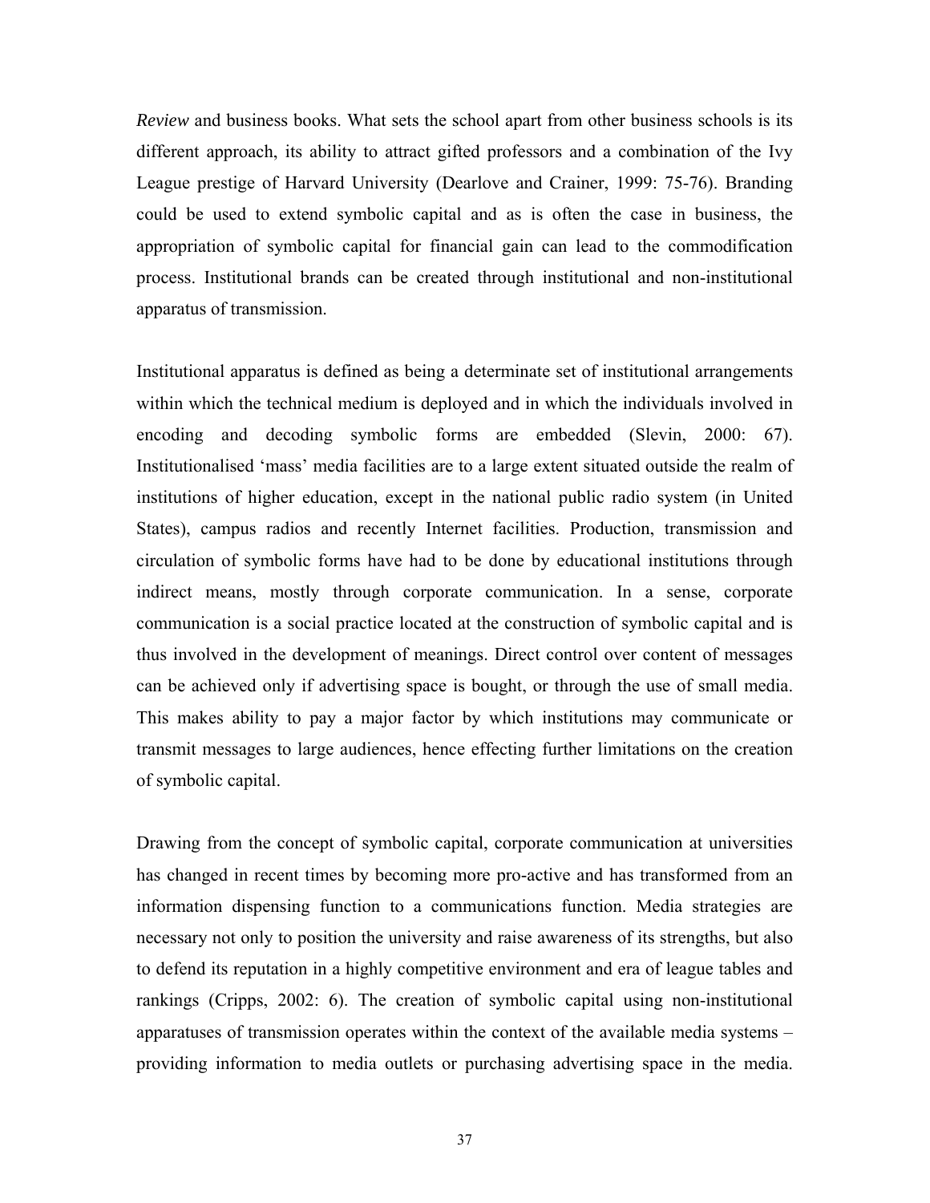*Review* and business books. What sets the school apart from other business schools is its different approach, its ability to attract gifted professors and a combination of the Ivy League prestige of Harvard University (Dearlove and Crainer, 1999: 75-76). Branding could be used to extend symbolic capital and as is often the case in business, the appropriation of symbolic capital for financial gain can lead to the commodification process. Institutional brands can be created through institutional and non-institutional apparatus of transmission.

Institutional apparatus is defined as being a determinate set of institutional arrangements within which the technical medium is deployed and in which the individuals involved in encoding and decoding symbolic forms are embedded (Slevin, 2000: 67). Institutionalised 'mass' media facilities are to a large extent situated outside the realm of institutions of higher education, except in the national public radio system (in United States), campus radios and recently Internet facilities. Production, transmission and circulation of symbolic forms have had to be done by educational institutions through indirect means, mostly through corporate communication. In a sense, corporate communication is a social practice located at the construction of symbolic capital and is thus involved in the development of meanings. Direct control over content of messages can be achieved only if advertising space is bought, or through the use of small media. This makes ability to pay a major factor by which institutions may communicate or transmit messages to large audiences, hence effecting further limitations on the creation of symbolic capital.

Drawing from the concept of symbolic capital, corporate communication at universities has changed in recent times by becoming more pro-active and has transformed from an information dispensing function to a communications function. Media strategies are necessary not only to position the university and raise awareness of its strengths, but also to defend its reputation in a highly competitive environment and era of league tables and rankings (Cripps, 2002: 6). The creation of symbolic capital using non-institutional apparatuses of transmission operates within the context of the available media systems – providing information to media outlets or purchasing advertising space in the media.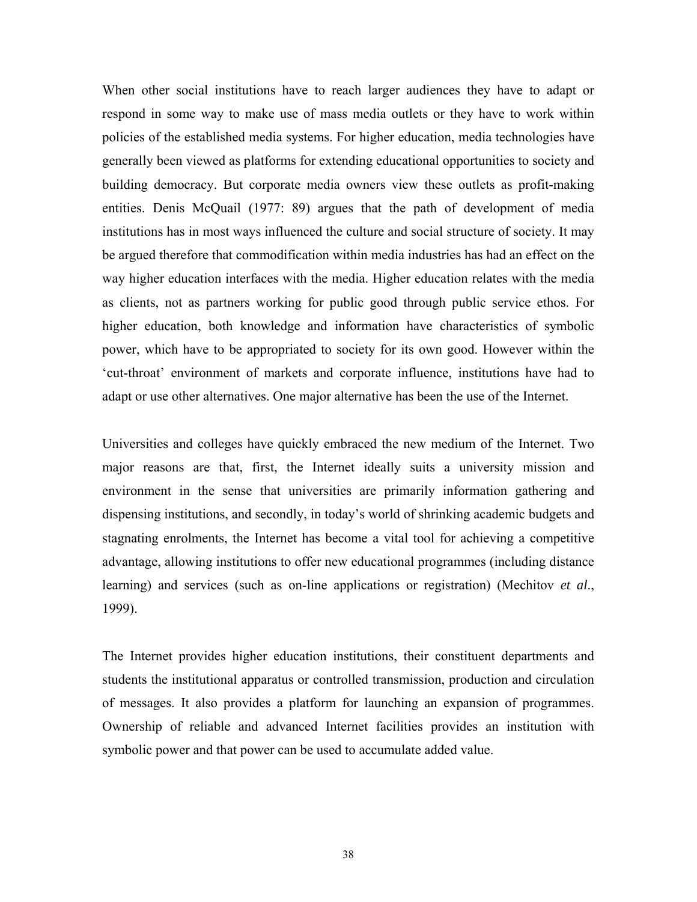When other social institutions have to reach larger audiences they have to adapt or respond in some way to make use of mass media outlets or they have to work within policies of the established media systems. For higher education, media technologies have generally been viewed as platforms for extending educational opportunities to society and building democracy. But corporate media owners view these outlets as profit-making entities. Denis McQuail (1977: 89) argues that the path of development of media institutions has in most ways influenced the culture and social structure of society. It may be argued therefore that commodification within media industries has had an effect on the way higher education interfaces with the media. Higher education relates with the media as clients, not as partners working for public good through public service ethos. For higher education, both knowledge and information have characteristics of symbolic power, which have to be appropriated to society for its own good. However within the 'cut-throat' environment of markets and corporate influence, institutions have had to adapt or use other alternatives. One major alternative has been the use of the Internet.

Universities and colleges have quickly embraced the new medium of the Internet. Two major reasons are that, first, the Internet ideally suits a university mission and environment in the sense that universities are primarily information gathering and dispensing institutions, and secondly, in today's world of shrinking academic budgets and stagnating enrolments, the Internet has become a vital tool for achieving a competitive advantage, allowing institutions to offer new educational programmes (including distance learning) and services (such as on-line applications or registration) (Mechitov *et al*., 1999).

The Internet provides higher education institutions, their constituent departments and students the institutional apparatus or controlled transmission, production and circulation of messages. It also provides a platform for launching an expansion of programmes. Ownership of reliable and advanced Internet facilities provides an institution with symbolic power and that power can be used to accumulate added value.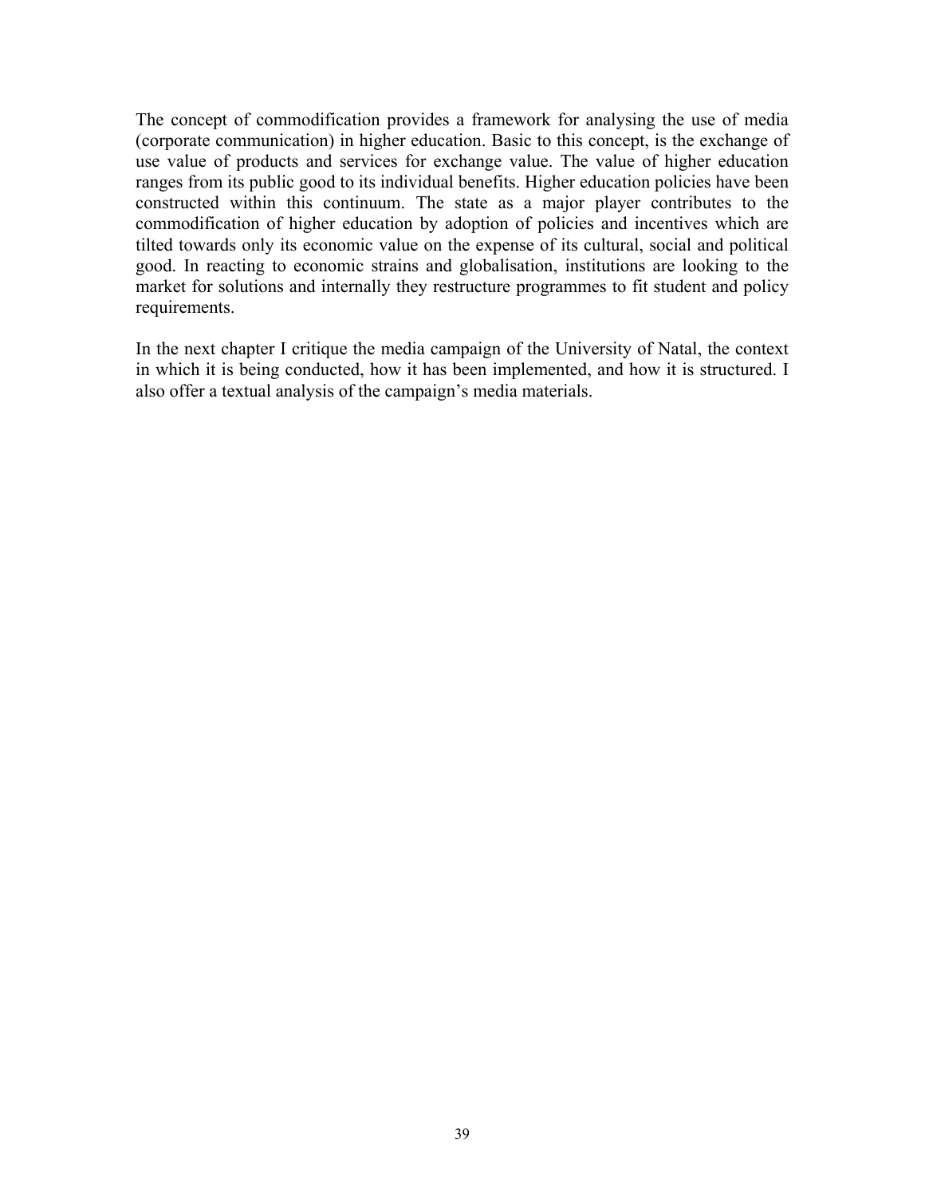The concept of commodification provides a framework for analysing the use of media (corporate communication) in higher education. Basic to this concept, is the exchange of use value of products and services for exchange value. The value of higher education ranges from its public good to its individual benefits. Higher education policies have been constructed within this continuum. The state as a major player contributes to the commodification of higher education by adoption of policies and incentives which are tilted towards only its economic value on the expense of its cultural, social and political good. In reacting to economic strains and globalisation, institutions are looking to the market for solutions and internally they restructure programmes to fit student and policy requirements.

In the next chapter I critique the media campaign of the University of Natal, the context in which it is being conducted, how it has been implemented, and how it is structured. I also offer a textual analysis of the campaign's media materials.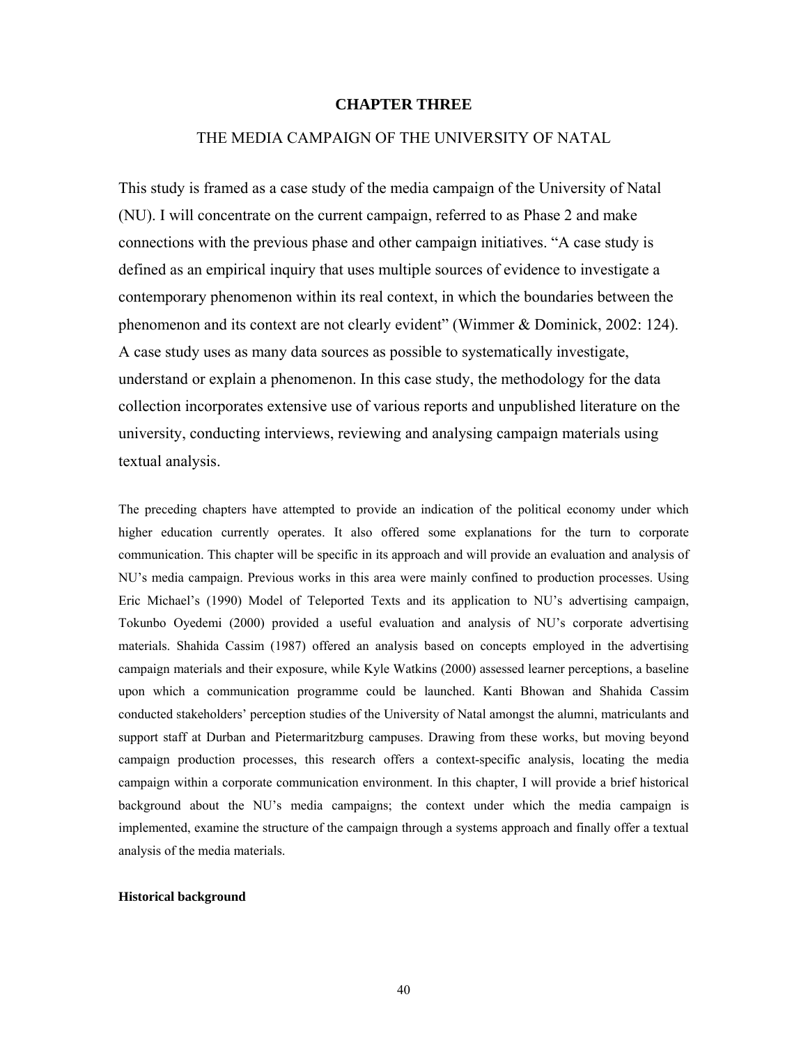## CHAPTER THREE

### THE MEDIA CAMPAIGN OF THE UNIVERSITY OF NATAL

This study is framed as a case study of the media campaign of the University of Natal (NU). I will concentrate on the current campaign, referred to as Phase 2 and make connections with the previous phase and other campaign initiatives. "A case study is defined as an empirical inquiry that uses multiple sources of evidence to investigate a contemporary phenomenon within its real context, in which the boundaries between the phenomenon and its context are not clearly evident" (Wimmer & Dominick, 2002: 124). A case study uses as many data sources as possible to systematically investigate, understand or explain a phenomenon. In this case study, the methodology for the data collection incorporates extensive use of various reports and unpublished literature on the university, conducting interviews, reviewing and analysing campaign materials using textual analysis.

The preceding chapters have attempted to provide an indication of the political economy under which higher education currently operates. It also offered some explanations for the turn to corporate communication. This chapter will be specific in its approach and will provide an evaluation and analysis of NU's media campaign. Previous works in this area were mainly confined to production processes. Using Eric Michael's (1990) Model of Teleported Texts and its application to NU's advertising campaign, Tokunbo Oyedemi (2000) provided a useful evaluation and analysis of NU's corporate advertising materials. Shahida Cassim (1987) offered an analysis based on concepts employed in the advertising campaign materials and their exposure, while Kyle Watkins (2000) assessed learner perceptions, a baseline upon which a communication programme could be launched. Kanti Bhowan and Shahida Cassim conducted stakeholders' perception studies of the University of Natal amongst the alumni, matriculants and support staff at Durban and Pietermaritzburg campuses. Drawing from these works, but moving beyond campaign production processes, this research offers a context-specific analysis, locating the media campaign within a corporate communication environment. In this chapter, I will provide a brief historical background about the NU's media campaigns; the context under which the media campaign is implemented, examine the structure of the campaign through a systems approach and finally offer a textual analysis of the media materials.

#### Historical background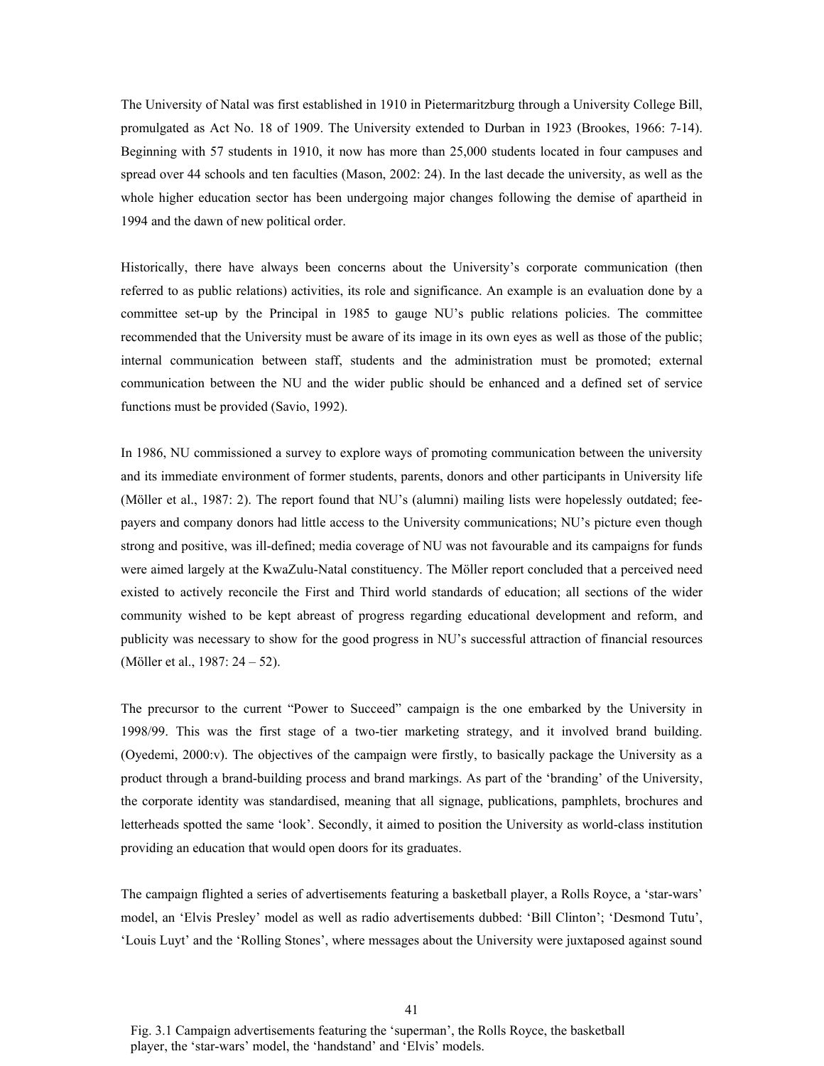The University of Natal was first established in 1910 in Pietermaritzburg through a University College Bill, promulgated as Act No. 18 of 1909. The University extended to Durban in 1923 (Brookes, 1966: 7-14). Beginning with 57 students in 1910, it now has more than 25,000 students located in four campuses and spread over 44 schools and ten faculties (Mason, 2002: 24). In the last decade the university, as well as the whole higher education sector has been undergoing major changes following the demise of apartheid in 1994 and the dawn of new political order.

Historically, there have always been concerns about the University's corporate communication (then referred to as public relations) activities, its role and significance. An example is an evaluation done by a committee set-up by the Principal in 1985 to gauge NU's public relations policies. The committee recommended that the University must be aware of its image in its own eyes as well as those of the public; internal communication between staff, students and the administration must be promoted; external communication between the NU and the wider public should be enhanced and a defined set of service functions must be provided (Savio, 1992).

In 1986, NU commissioned a survey to explore ways of promoting communication between the university and its immediate environment of former students, parents, donors and other participants in University life (Möller et al., 1987: 2). The report found that NU's (alumni) mailing lists were hopelessly outdated; fee-payers and company donors had little access to the University communications; NU's picture even though strong and positive, was ill-defined; media coverage of NU was not favourable and its campaigns for funds were aimed largely at the KwaZulu-Natal constituency. The Möller report concluded that a perceived need existed to actively reconcile the First and Third world standards of education; all sections of the wider community wished to be kept abreast of progress regarding educational development and reform, and publicity was necessary to show for the good progress in NU's successful attraction of financial resources (Möller et al., 1987: 24 – 52).

The precursor to the current "Power to Succeed" campaign is the one embarked by the University in 1998/99. This was the first stage of a two-tier marketing strategy, and it involved brand building. (Oyedemi, 2000:v). The objectives of the campaign were firstly, to basically package the University as a product through a brand-building process and brand markings. As part of the 'branding' of the University, the corporate identity was standardised, meaning that all signage, publications, pamphlets, brochures and letterheads spotted the same 'look'. Secondly, it aimed to position the University as world-class institution providing an education that would open doors for its graduates.

The campaign flighted a series of advertisements featuring a basketball player, a Rolls Royce, a 'star-wars' model, an 'Elvis Presley' model as well as radio advertisements dubbed: 'Bill Clinton'; 'Desmond Tutu', 'Louis Luyt' and the 'Rolling Stones', where messages about the University were juxtaposed against sound

Fig. 3.1 Campaign advertisements featuring the 'superman', the Rolls Royce, the basketball player, the 'star-wars' model, the 'handstand' and 'Elvis' models.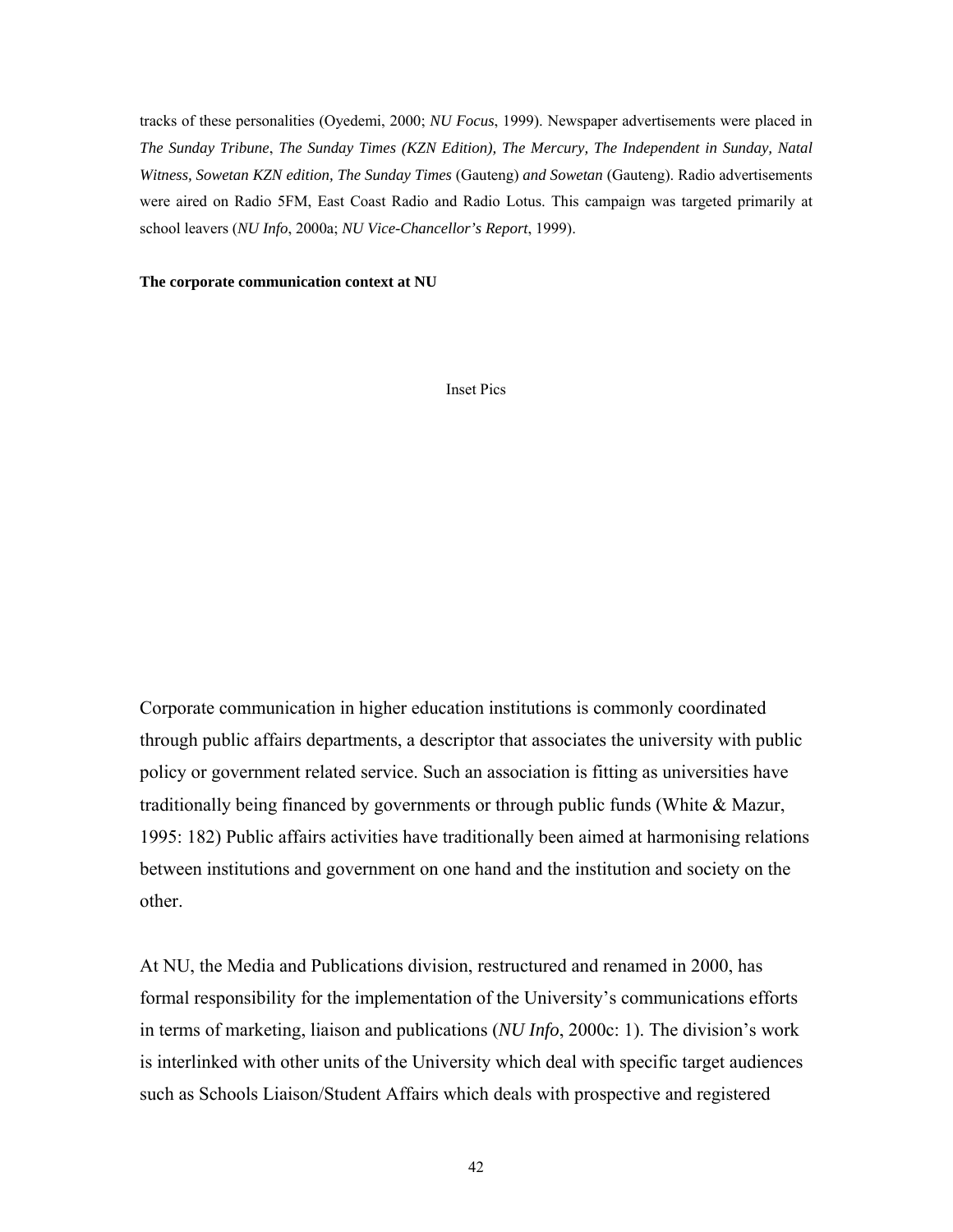tracks of these personalities (Oyedemi, 2000; *NU Focus*, 1999). Newspaper advertisements were placed in ***The Sunday Tribune***, ***The Sunday Times (KZN Edition), The Mercury, The Independent in Sunday, Natal Witness, Sowetan KZN edition, The Sunday Times*** (Gauteng) ***and Sowetan*** (Gauteng). Radio advertisements were aired on Radio 5FM, East Coast Radio and Radio Lotus. This campaign was targeted primarily at school leavers (*NU Info*, 2000a; *NU Vice-Chancellor's Report*, 1999).

**The corporate communication context at NU**

Inset Pics

Corporate communication in higher education institutions is commonly coordinated through public affairs departments, a descriptor that associates the university with public policy or government related service. Such an association is fitting as universities have traditionally being financed by governments or through public funds (White & Mazur, 1995: 182) Public affairs activities have traditionally been aimed at harmonising relations between institutions and government on one hand and the institution and society on the other.

At NU, the Media and Publications division, restructured and renamed in 2000, has formal responsibility for the implementation of the University's communications efforts in terms of marketing, liaison and publications (*NU Info*, 2000c: 1). The division's work is interlinked with other units of the University which deal with specific target audiences such as Schools Liaison/Student Affairs which deals with prospective and registered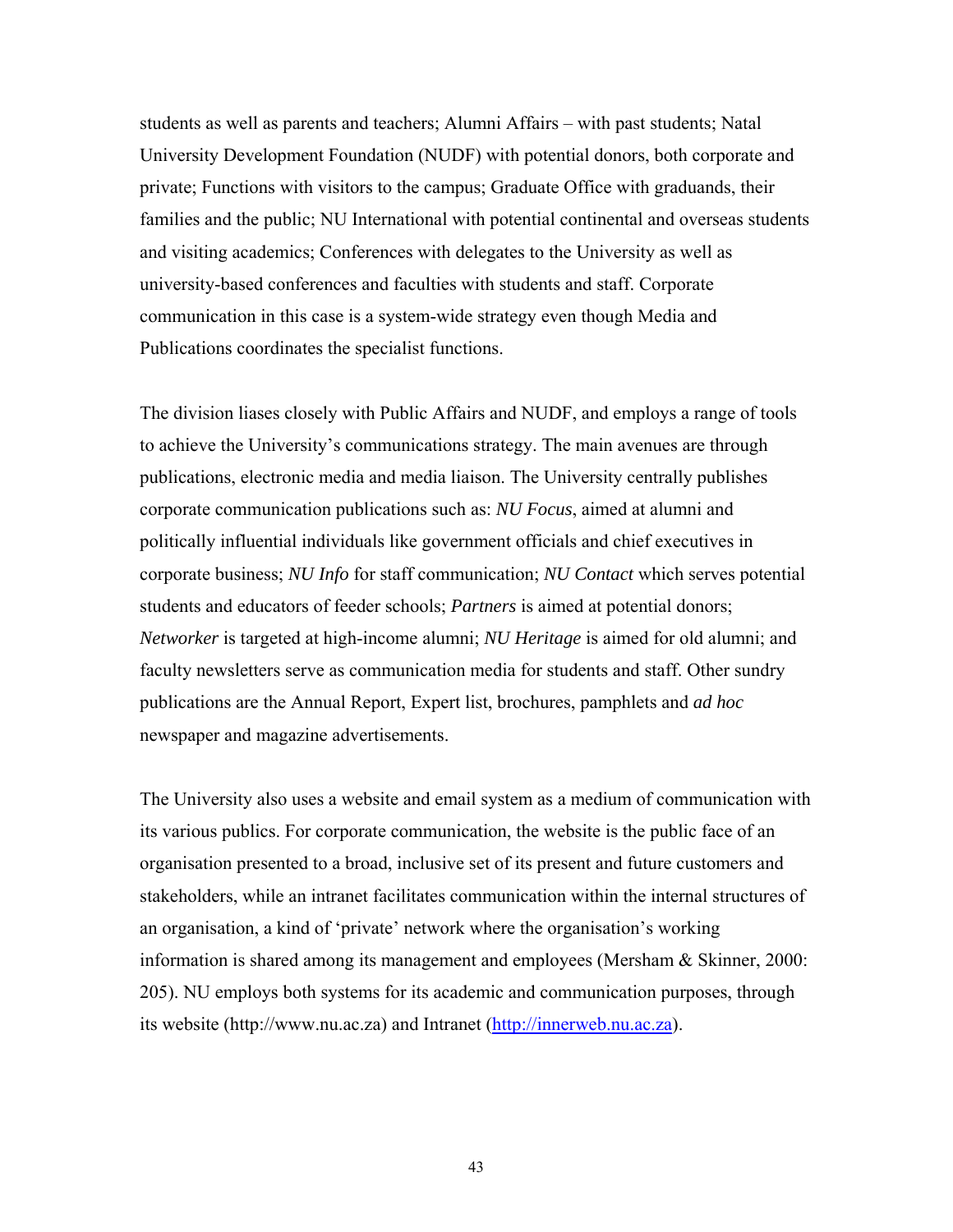students as well as parents and teachers; Alumni Affairs – with past students; Natal University Development Foundation (NUDF) with potential donors, both corporate and private; Functions with visitors to the campus; Graduate Office with graduands, their families and the public; NU International with potential continental and overseas students and visiting academics; Conferences with delegates to the University as well as university-based conferences and faculties with students and staff. Corporate communication in this case is a system-wide strategy even though Media and Publications coordinates the specialist functions.

The division liases closely with Public Affairs and NUDF, and employs a range of tools to achieve the University's communications strategy. The main avenues are through publications, electronic media and media liaison. The University centrally publishes corporate communication publications such as: *NU Focus*, aimed at alumni and politically influential individuals like government officials and chief executives in corporate business; *NU Info* for staff communication; *NU Contact* which serves potential students and educators of feeder schools; *Partners* is aimed at potential donors; *Networker* is targeted at high-income alumni; *NU Heritage* is aimed for old alumni; and faculty newsletters serve as communication media for students and staff. Other sundry publications are the Annual Report, Expert list, brochures, pamphlets and *ad hoc* newspaper and magazine advertisements.

The University also uses a website and email system as a medium of communication with its various publics. For corporate communication, the website is the public face of an organisation presented to a broad, inclusive set of its present and future customers and stakeholders, while an intranet facilitates communication within the internal structures of an organisation, a kind of 'private' network where the organisation's working information is shared among its management and employees (Mersham & Skinner, 2000: 205). NU employs both systems for its academic and communication purposes, through its website (http://www.nu.ac.za) and Intranet (http://innerweb.nu.ac.za).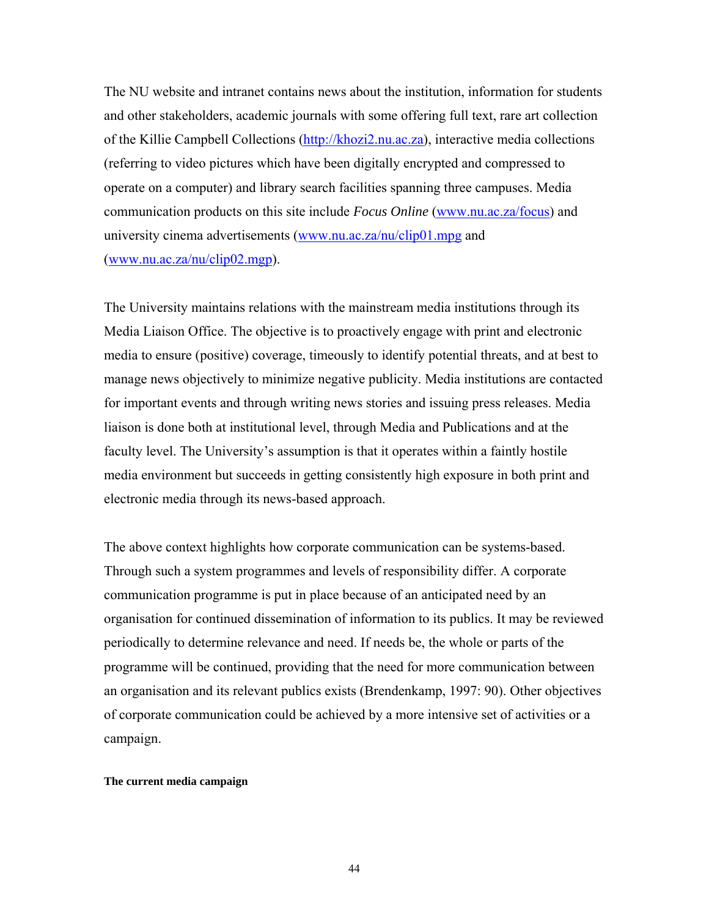The NU website and intranet contains news about the institution, information for students and other stakeholders, academic journals with some offering full text, rare art collection of the Killie Campbell Collections (http://khozi2.nu.ac.za), interactive media collections (referring to video pictures which have been digitally encrypted and compressed to operate on a computer) and library search facilities spanning three campuses. Media communication products on this site include *Focus Online* (www.nu.ac.za/focus) and university cinema advertisements (www.nu.ac.za/nu/clip01.mpg and (www.nu.ac.za/nu/clip02.mgp).

The University maintains relations with the mainstream media institutions through its Media Liaison Office. The objective is to proactively engage with print and electronic media to ensure (positive) coverage, timeously to identify potential threats, and at best to manage news objectively to minimize negative publicity. Media institutions are contacted for important events and through writing news stories and issuing press releases. Media liaison is done both at institutional level, through Media and Publications and at the faculty level. The University's assumption is that it operates within a faintly hostile media environment but succeeds in getting consistently high exposure in both print and electronic media through its news-based approach.

The above context highlights how corporate communication can be systems-based. Through such a system programmes and levels of responsibility differ. A corporate communication programme is put in place because of an anticipated need by an organisation for continued dissemination of information to its publics. It may be reviewed periodically to determine relevance and need. If needs be, the whole or parts of the programme will be continued, providing that the need for more communication between an organisation and its relevant publics exists (Brendenkamp, 1997: 90). Other objectives of corporate communication could be achieved by a more intensive set of activities or a campaign.

#### The current media campaign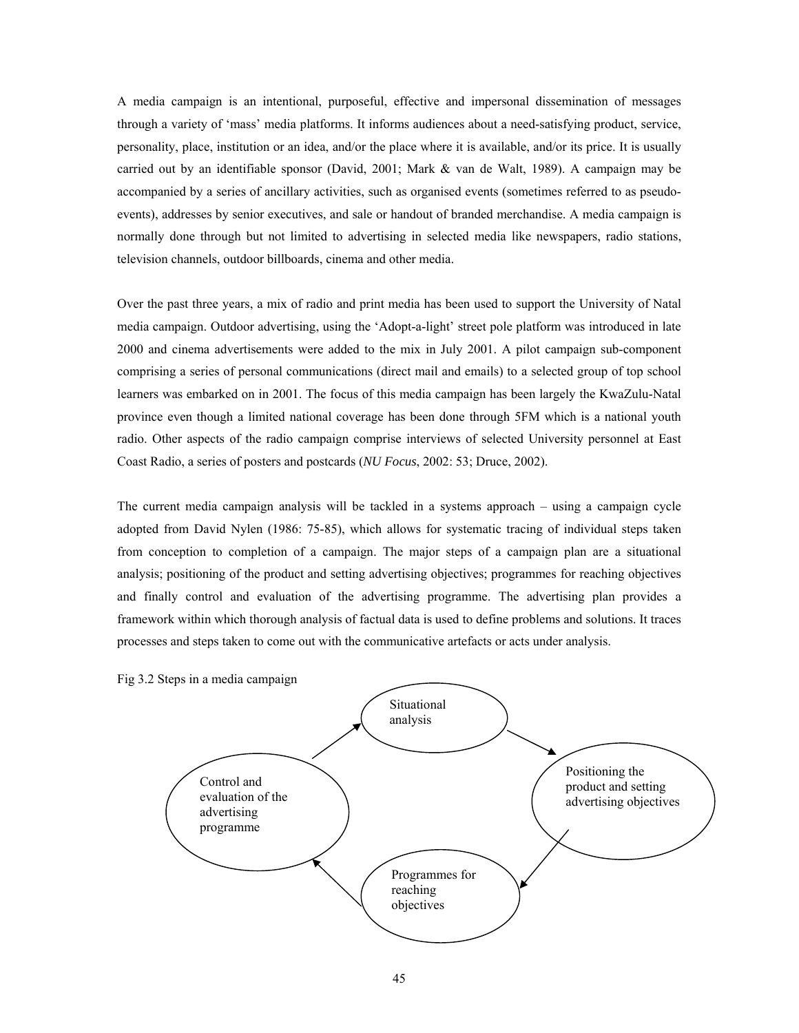A media campaign is an intentional, purposeful, effective and impersonal dissemination of messages through a variety of 'mass' media platforms. It informs audiences about a need-satisfying product, service, personality, place, institution or an idea, and/or the place where it is available, and/or its price. It is usually carried out by an identifiable sponsor (David, 2001; Mark & van de Walt, 1989). A campaign may be accompanied by a series of ancillary activities, such as organised events (sometimes referred to as pseudo-events), addresses by senior executives, and sale or handout of branded merchandise. A media campaign is normally done through but not limited to advertising in selected media like newspapers, radio stations, television channels, outdoor billboards, cinema and other media.

Over the past three years, a mix of radio and print media has been used to support the University of Natal media campaign. Outdoor advertising, using the 'Adopt-a-light' street pole platform was introduced in late 2000 and cinema advertisements were added to the mix in July 2001. A pilot campaign sub-component comprising a series of personal communications (direct mail and emails) to a selected group of top school learners was embarked on in 2001. The focus of this media campaign has been largely the KwaZulu-Natal province even though a limited national coverage has been done through 5FM which is a national youth radio. Other aspects of the radio campaign comprise interviews of selected University personnel at East Coast Radio, a series of posters and postcards (*NU Focus*, 2002: 53; Druce, 2002).

The current media campaign analysis will be tackled in a systems approach – using a campaign cycle adopted from David Nylen (1986: 75-85), which allows for systematic tracing of individual steps taken from conception to completion of a campaign. The major steps of a campaign plan are a situational analysis; positioning of the product and setting advertising objectives; programmes for reaching objectives and finally control and evaluation of the advertising programme. The advertising plan provides a framework within which thorough analysis of factual data is used to define problems and solutions. It traces processes and steps taken to come out with the communicative artefacts or acts under analysis.

Fig 3.2 Steps in a media campaign

Situational analysis → Positioning the product and setting advertising objectives → Programmes for reaching objectives → Control and evaluation of the advertising programme → Situational analysis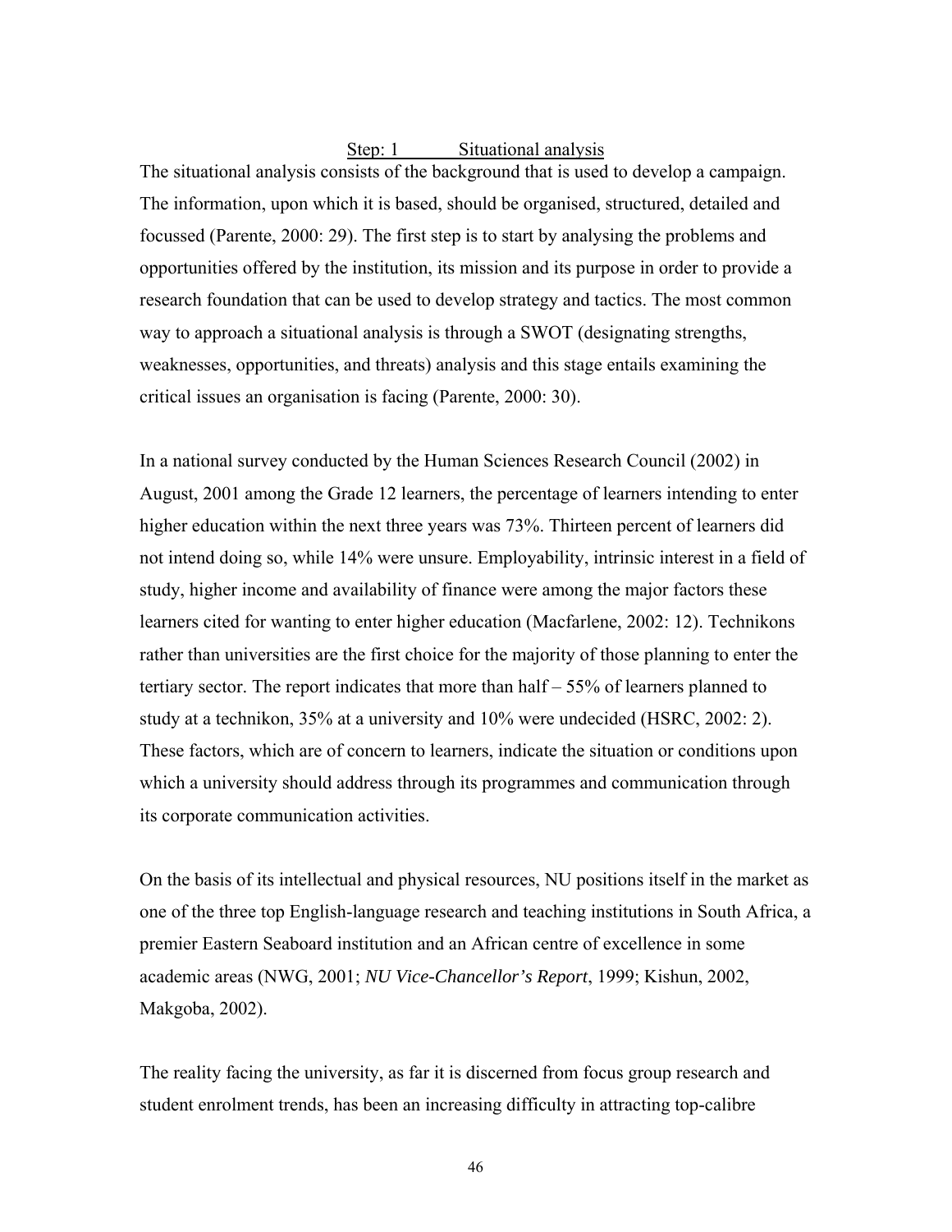### Step: 1 Situational analysis

The situational analysis consists of the background that is used to develop a campaign. The information, upon which it is based, should be organised, structured, detailed and focussed (Parente, 2000: 29). The first step is to start by analysing the problems and opportunities offered by the institution, its mission and its purpose in order to provide a research foundation that can be used to develop strategy and tactics. The most common way to approach a situational analysis is through a SWOT (designating strengths, weaknesses, opportunities, and threats) analysis and this stage entails examining the critical issues an organisation is facing (Parente, 2000: 30).

In a national survey conducted by the Human Sciences Research Council (2002) in August, 2001 among the Grade 12 learners, the percentage of learners intending to enter higher education within the next three years was 73%. Thirteen percent of learners did not intend doing so, while 14% were unsure. Employability, intrinsic interest in a field of study, higher income and availability of finance were among the major factors these learners cited for wanting to enter higher education (Macfarlene, 2002: 12). Technikons rather than universities are the first choice for the majority of those planning to enter the tertiary sector. The report indicates that more than half – 55% of learners planned to study at a technikon, 35% at a university and 10% were undecided (HSRC, 2002: 2). These factors, which are of concern to learners, indicate the situation or conditions upon which a university should address through its programmes and communication through its corporate communication activities.

On the basis of its intellectual and physical resources, NU positions itself in the market as one of the three top English-language research and teaching institutions in South Africa, a premier Eastern Seaboard institution and an African centre of excellence in some academic areas (NWG, 2001; *NU Vice-Chancellor's Report*, 1999; Kishun, 2002, Makgoba, 2002).

The reality facing the university, as far it is discerned from focus group research and student enrolment trends, has been an increasing difficulty in attracting top-calibre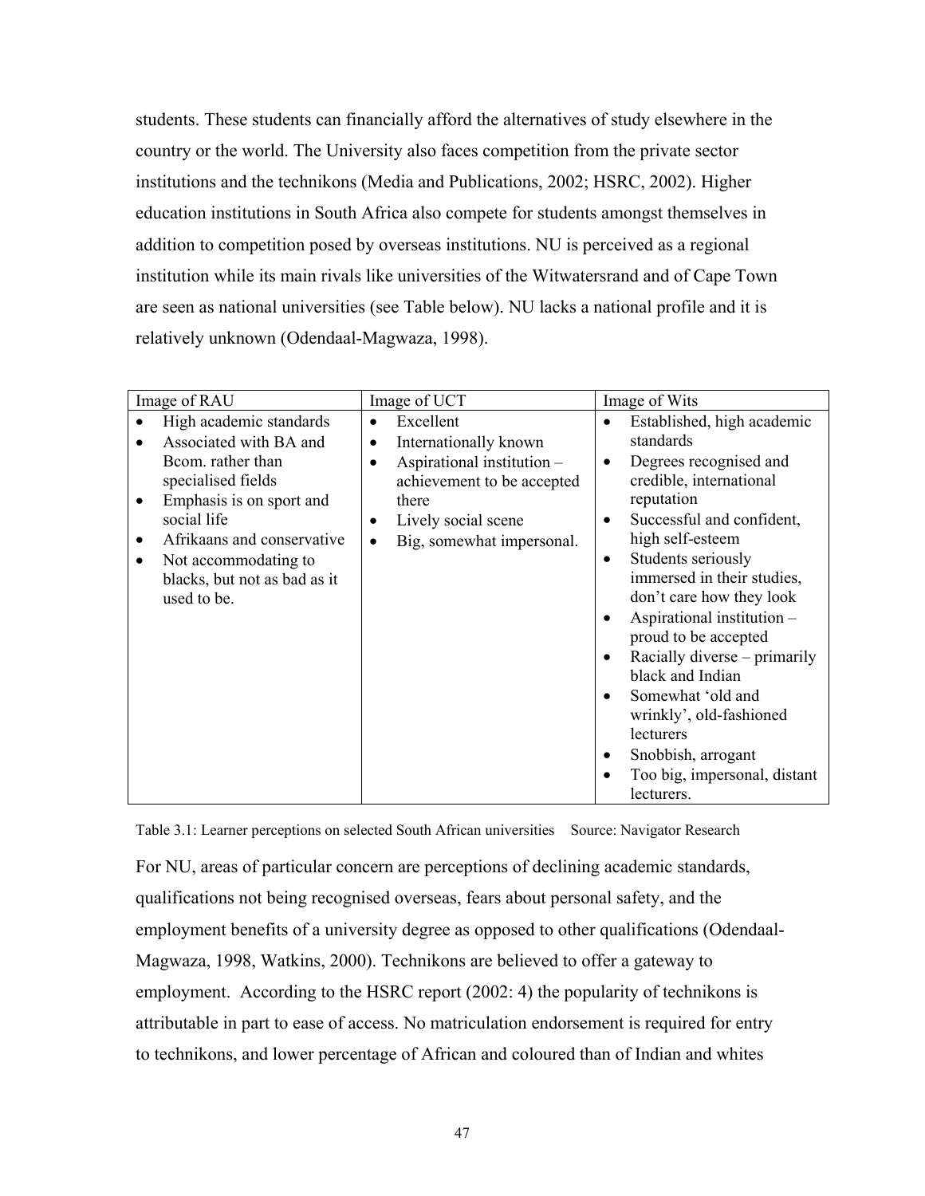students. These students can financially afford the alternatives of study elsewhere in the country or the world. The University also faces competition from the private sector institutions and the technikons (Media and Publications, 2002; HSRC, 2002). Higher education institutions in South Africa also compete for students amongst themselves in addition to competition posed by overseas institutions. NU is perceived as a regional institution while its main rivals like universities of the Witwatersrand and of Cape Town are seen as national universities (see Table below). NU lacks a national profile and it is relatively unknown (Odendaal-Magwaza, 1998).

| Image of RAU | Image of UCT | Image of Wits |
|---|---|---|
| • High academic standards<br>• Associated with BA and Bcom. rather than specialised fields<br>• Emphasis is on sport and social life<br>• Afrikaans and conservative<br>• Not accommodating to blacks, but not as bad as it used to be. | • Excellent<br>• Internationally known<br>• Aspirational institution – achievement to be accepted there<br>• Lively social scene<br>• Big, somewhat impersonal. | • Established, high academic standards<br>• Degrees recognised and credible, international reputation<br>• Successful and confident, high self-esteem<br>• Students seriously immersed in their studies, don't care how they look<br>• Aspirational institution – proud to be accepted<br>• Racially diverse – primarily black and Indian<br>• Somewhat 'old and wrinkly', old-fashioned lecturers<br>• Snobbish, arrogant<br>• Too big, impersonal, distant lecturers. |

Table 3.1: Learner perceptions on selected South African universities Source: Navigator Research

For NU, areas of particular concern are perceptions of declining academic standards, qualifications not being recognised overseas, fears about personal safety, and the employment benefits of a university degree as opposed to other qualifications (Odendaal-Magwaza, 1998, Watkins, 2000). Technikons are believed to offer a gateway to employment. According to the HSRC report (2002: 4) the popularity of technikons is attributable in part to ease of access. No matriculation endorsement is required for entry to technikons, and lower percentage of African and coloured than of Indian and whites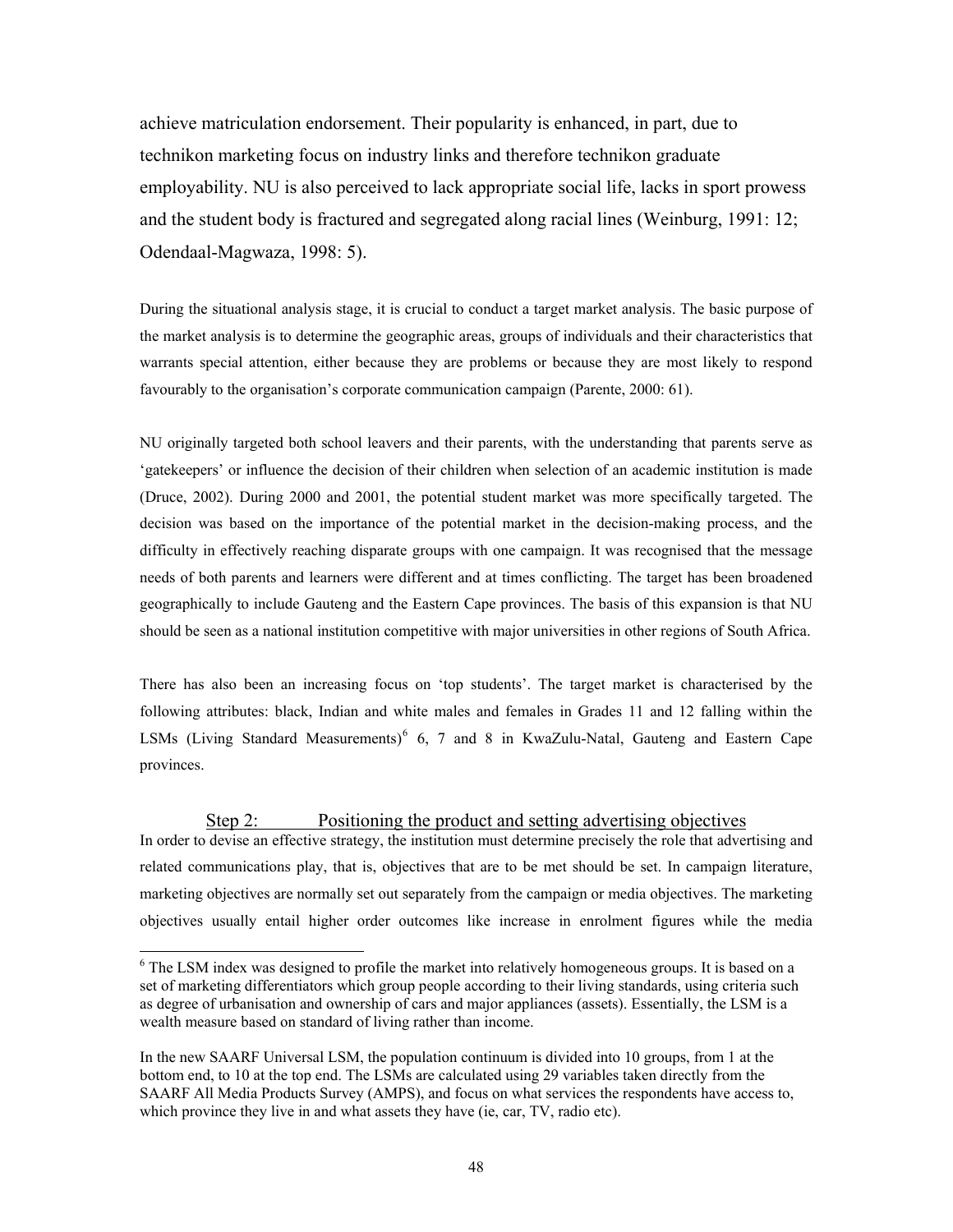achieve matriculation endorsement. Their popularity is enhanced, in part, due to technikon marketing focus on industry links and therefore technikon graduate employability. NU is also perceived to lack appropriate social life, lacks in sport prowess and the student body is fractured and segregated along racial lines (Weinburg, 1991: 12; Odendaal-Magwaza, 1998: 5).

During the situational analysis stage, it is crucial to conduct a target market analysis. The basic purpose of the market analysis is to determine the geographic areas, groups of individuals and their characteristics that warrants special attention, either because they are problems or because they are most likely to respond favourably to the organisation's corporate communication campaign (Parente, 2000: 61).

NU originally targeted both school leavers and their parents, with the understanding that parents serve as 'gatekeepers' or influence the decision of their children when selection of an academic institution is made (Druce, 2002). During 2000 and 2001, the potential student market was more specifically targeted. The decision was based on the importance of the potential market in the decision-making process, and the difficulty in effectively reaching disparate groups with one campaign. It was recognised that the message needs of both parents and learners were different and at times conflicting. The target has been broadened geographically to include Gauteng and the Eastern Cape provinces. The basis of this expansion is that NU should be seen as a national institution competitive with major universities in other regions of South Africa.

There has also been an increasing focus on 'top students'. The target market is characterised by the following attributes: black, Indian and white males and females in Grades 11 and 12 falling within the LSMs (Living Standard Measurements)[6] 6, 7 and 8 in KwaZulu-Natal, Gauteng and Eastern Cape provinces.

<u>Step 2: Positioning the product and setting advertising objectives</u>

In order to devise an effective strategy, the institution must determine precisely the role that advertising and related communications play, that is, objectives that are to be met should be set. In campaign literature, marketing objectives are normally set out separately from the campaign or media objectives. The marketing objectives usually entail higher order outcomes like increase in enrolment figures while the media

---

[6] The LSM index was designed to profile the market into relatively homogeneous groups. It is based on a set of marketing differentiators which group people according to their living standards, using criteria such as degree of urbanisation and ownership of cars and major appliances (assets). Essentially, the LSM is a wealth measure based on standard of living rather than income.

In the new SAARF Universal LSM, the population continuum is divided into 10 groups, from 1 at the bottom end, to 10 at the top end. The LSMs are calculated using 29 variables taken directly from the SAARF All Media Products Survey (AMPS), and focus on what services the respondents have access to, which province they live in and what assets they have (ie, car, TV, radio etc).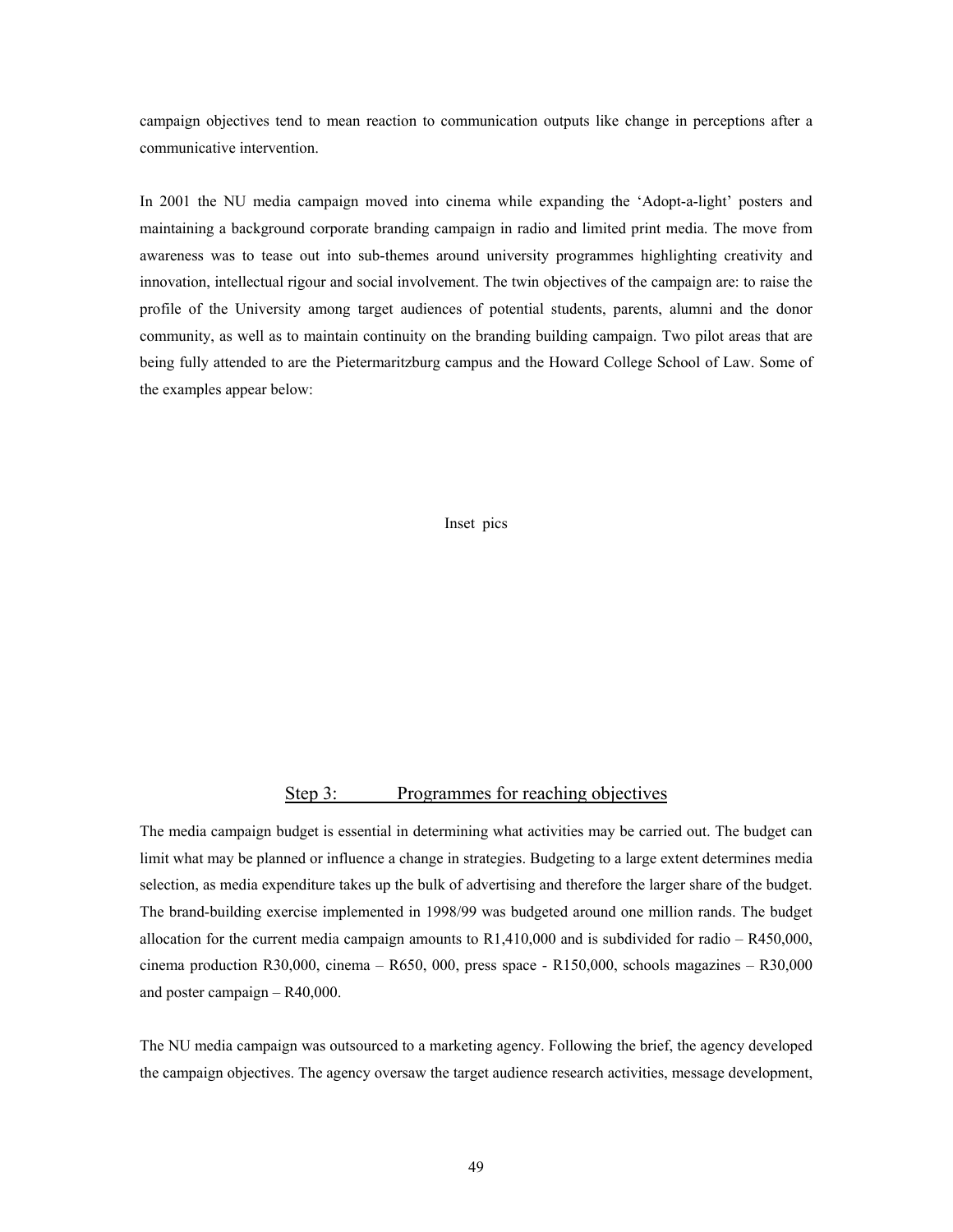campaign objectives tend to mean reaction to communication outputs like change in perceptions after a communicative intervention.

In 2001 the NU media campaign moved into cinema while expanding the 'Adopt-a-light' posters and maintaining a background corporate branding campaign in radio and limited print media. The move from awareness was to tease out into sub-themes around university programmes highlighting creativity and innovation, intellectual rigour and social involvement. The twin objectives of the campaign are: to raise the profile of the University among target audiences of potential students, parents, alumni and the donor community, as well as to maintain continuity on the branding building campaign. Two pilot areas that are being fully attended to are the Pietermaritzburg campus and the Howard College School of Law. Some of the examples appear below:

Inset pics

## Step 3: Programmes for reaching objectives

The media campaign budget is essential in determining what activities may be carried out. The budget can limit what may be planned or influence a change in strategies. Budgeting to a large extent determines media selection, as media expenditure takes up the bulk of advertising and therefore the larger share of the budget. The brand-building exercise implemented in 1998/99 was budgeted around one million rands. The budget allocation for the current media campaign amounts to R1,410,000 and is subdivided for radio – R450,000, cinema production R30,000, cinema – R650, 000, press space - R150,000, schools magazines – R30,000 and poster campaign – R40,000.

The NU media campaign was outsourced to a marketing agency. Following the brief, the agency developed the campaign objectives. The agency oversaw the target audience research activities, message development,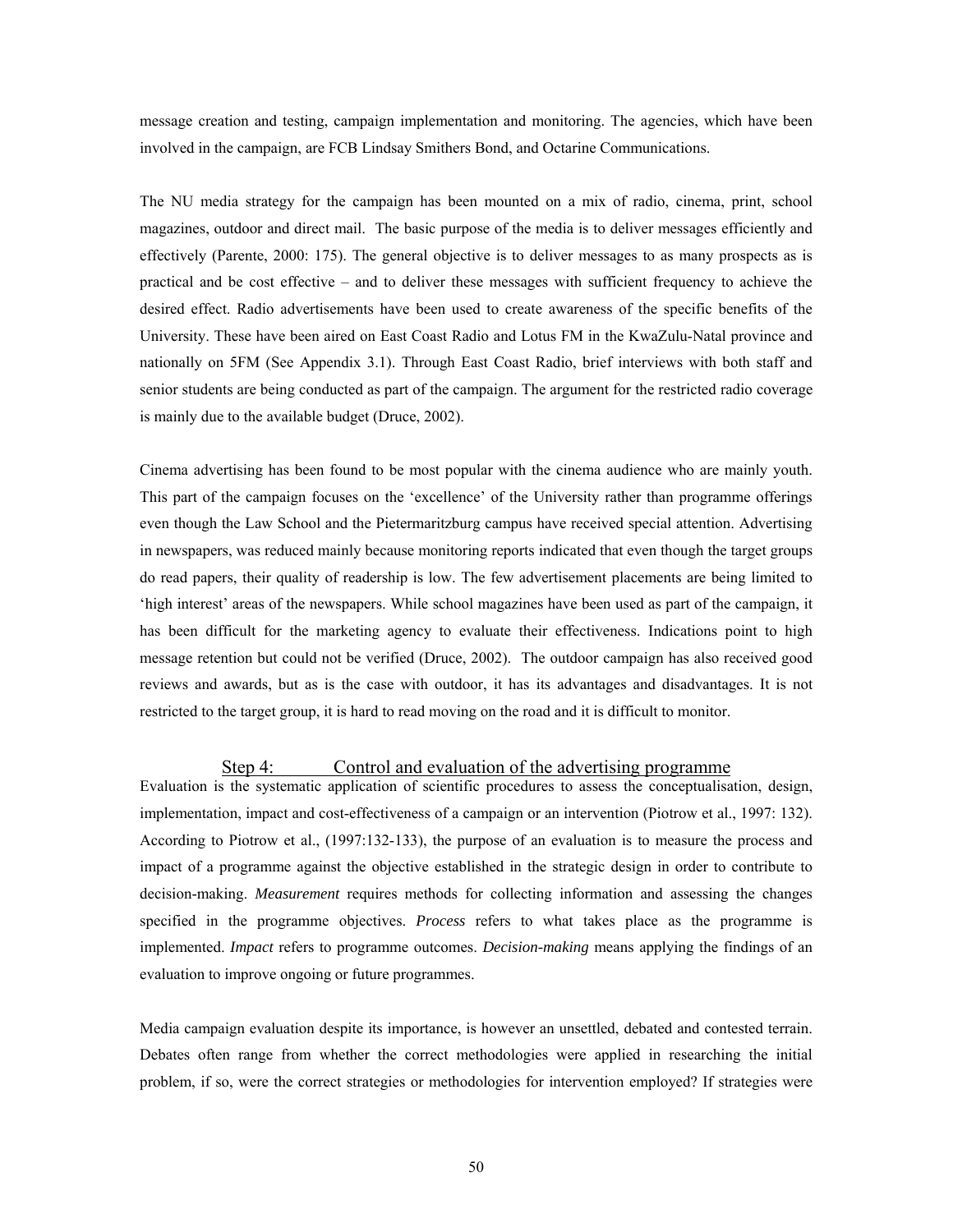message creation and testing, campaign implementation and monitoring. The agencies, which have been involved in the campaign, are FCB Lindsay Smithers Bond, and Octarine Communications.

The NU media strategy for the campaign has been mounted on a mix of radio, cinema, print, school magazines, outdoor and direct mail. The basic purpose of the media is to deliver messages efficiently and effectively (Parente, 2000: 175). The general objective is to deliver messages to as many prospects as is practical and be cost effective – and to deliver these messages with sufficient frequency to achieve the desired effect. Radio advertisements have been used to create awareness of the specific benefits of the University. These have been aired on East Coast Radio and Lotus FM in the KwaZulu-Natal province and nationally on 5FM (See Appendix 3.1). Through East Coast Radio, brief interviews with both staff and senior students are being conducted as part of the campaign. The argument for the restricted radio coverage is mainly due to the available budget (Druce, 2002).

Cinema advertising has been found to be most popular with the cinema audience who are mainly youth. This part of the campaign focuses on the 'excellence' of the University rather than programme offerings even though the Law School and the Pietermaritzburg campus have received special attention. Advertising in newspapers, was reduced mainly because monitoring reports indicated that even though the target groups do read papers, their quality of readership is low. The few advertisement placements are being limited to 'high interest' areas of the newspapers. While school magazines have been used as part of the campaign, it has been difficult for the marketing agency to evaluate their effectiveness. Indications point to high message retention but could not be verified (Druce, 2002). The outdoor campaign has also received good reviews and awards, but as is the case with outdoor, it has its advantages and disadvantages. It is not restricted to the target group, it is hard to read moving on the road and it is difficult to monitor.

### Step 4: Control and evaluation of the advertising programme

Evaluation is the systematic application of scientific procedures to assess the conceptualisation, design, implementation, impact and cost-effectiveness of a campaign or an intervention (Piotrow et al., 1997: 132). According to Piotrow et al., (1997:132-133), the purpose of an evaluation is to measure the process and impact of a programme against the objective established in the strategic design in order to contribute to decision-making. *Measurement* requires methods for collecting information and assessing the changes specified in the programme objectives. *Process* refers to what takes place as the programme is implemented. *Impact* refers to programme outcomes. *Decision-making* means applying the findings of an evaluation to improve ongoing or future programmes.

Media campaign evaluation despite its importance, is however an unsettled, debated and contested terrain. Debates often range from whether the correct methodologies were applied in researching the initial problem, if so, were the correct strategies or methodologies for intervention employed? If strategies were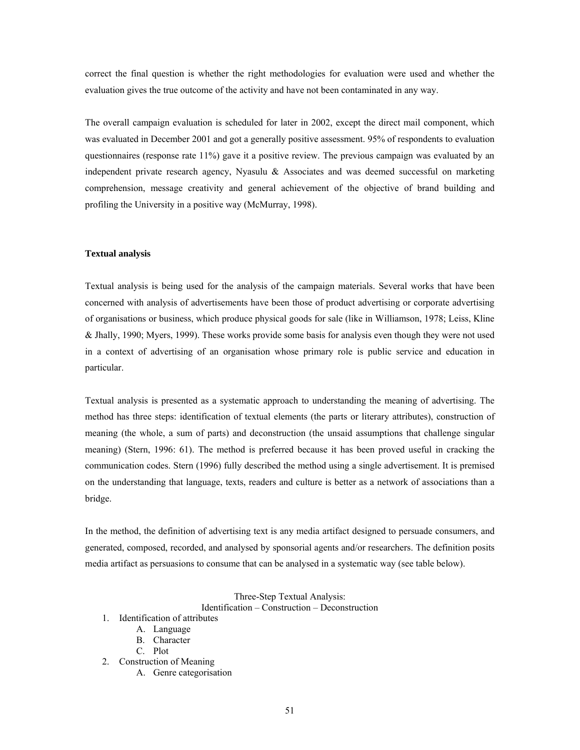correct the final question is whether the right methodologies for evaluation were used and whether the evaluation gives the true outcome of the activity and have not been contaminated in any way.

The overall campaign evaluation is scheduled for later in 2002, except the direct mail component, which was evaluated in December 2001 and got a generally positive assessment. 95% of respondents to evaluation questionnaires (response rate 11%) gave it a positive review. The previous campaign was evaluated by an independent private research agency, Nyasulu & Associates and was deemed successful on marketing comprehension, message creativity and general achievement of the objective of brand building and profiling the University in a positive way (McMurray, 1998).

**Textual analysis**

Textual analysis is being used for the analysis of the campaign materials. Several works that have been concerned with analysis of advertisements have been those of product advertising or corporate advertising of organisations or business, which produce physical goods for sale (like in Williamson, 1978; Leiss, Kline & Jhally, 1990; Myers, 1999). These works provide some basis for analysis even though they were not used in a context of advertising of an organisation whose primary role is public service and education in particular.

Textual analysis is presented as a systematic approach to understanding the meaning of advertising. The method has three steps: identification of textual elements (the parts or literary attributes), construction of meaning (the whole, a sum of parts) and deconstruction (the unsaid assumptions that challenge singular meaning) (Stern, 1996: 61). The method is preferred because it has been proved useful in cracking the communication codes. Stern (1996) fully described the method using a single advertisement. It is premised on the understanding that language, texts, readers and culture is better as a network of associations than a bridge.

In the method, the definition of advertising text is any media artifact designed to persuade consumers, and generated, composed, recorded, and analysed by sponsorial agents and/or researchers. The definition posits media artifact as persuasions to consume that can be analysed in a systematic way (see table below).

Three-Step Textual Analysis:
Identification – Construction – Deconstruction

1. Identification of attributes
    A. Language
    B. Character
    C. Plot
2. Construction of Meaning
    A. Genre categorisation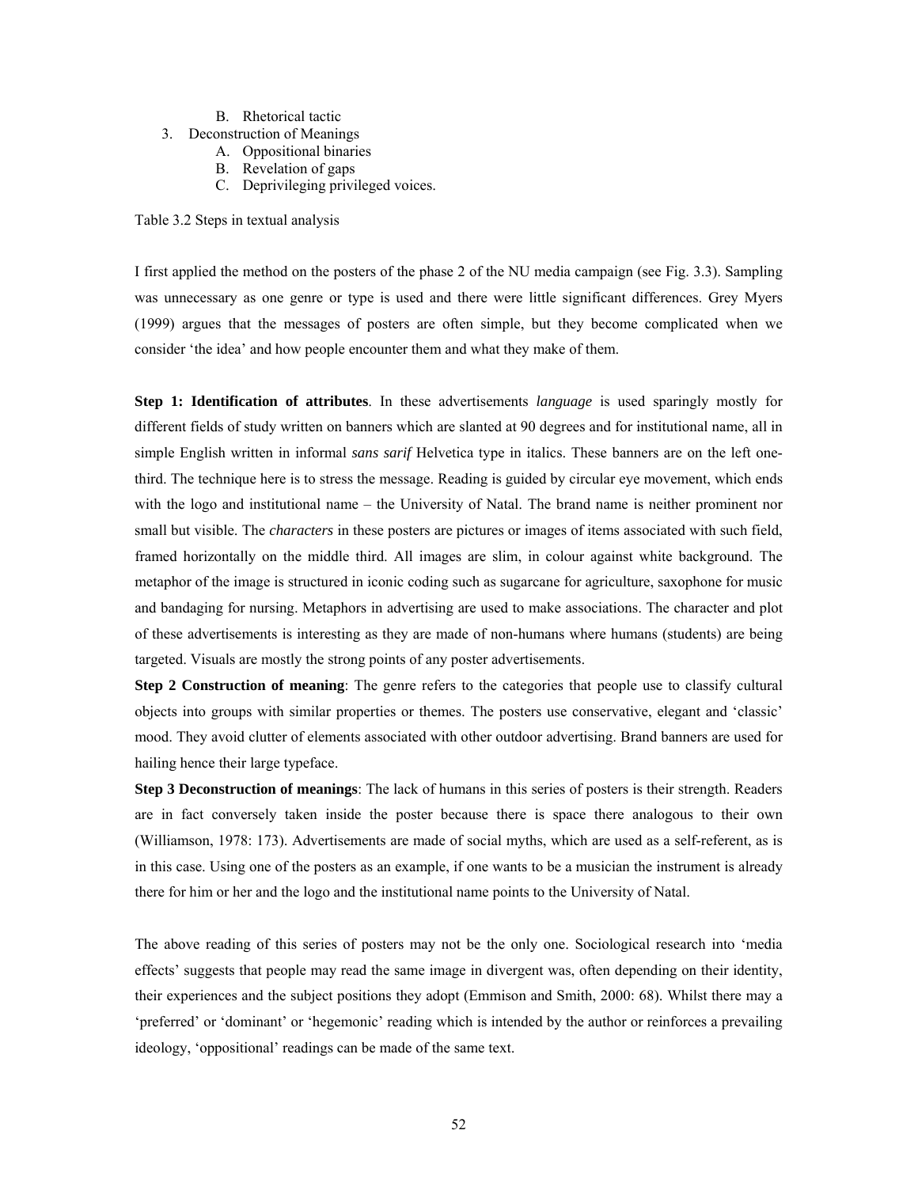B. Rhetorical tactic
3. Deconstruction of Meanings
    A. Oppositional binaries
    B. Revelation of gaps
    C. Deprivileging privileged voices.

Table 3.2 Steps in textual analysis

I first applied the method on the posters of the phase 2 of the NU media campaign (see Fig. 3.3). Sampling was unnecessary as one genre or type is used and there were little significant differences. Grey Myers (1999) argues that the messages of posters are often simple, but they become complicated when we consider 'the idea' and how people encounter them and what they make of them.

**Step 1: Identification of attributes**. In these advertisements *language* is used sparingly mostly for different fields of study written on banners which are slanted at 90 degrees and for institutional name, all in simple English written in informal *sans sarif* Helvetica type in italics. These banners are on the left one-third. The technique here is to stress the message. Reading is guided by circular eye movement, which ends with the logo and institutional name – the University of Natal. The brand name is neither prominent nor small but visible. The *characters* in these posters are pictures or images of items associated with such field, framed horizontally on the middle third. All images are slim, in colour against white background. The metaphor of the image is structured in iconic coding such as sugarcane for agriculture, saxophone for music and bandaging for nursing. Metaphors in advertising are used to make associations. The character and plot of these advertisements is interesting as they are made of non-humans where humans (students) are being targeted. Visuals are mostly the strong points of any poster advertisements.

**Step 2 Construction of meaning**: The genre refers to the categories that people use to classify cultural objects into groups with similar properties or themes. The posters use conservative, elegant and 'classic' mood. They avoid clutter of elements associated with other outdoor advertising. Brand banners are used for hailing hence their large typeface.

**Step 3 Deconstruction of meanings**: The lack of humans in this series of posters is their strength. Readers are in fact conversely taken inside the poster because there is space there analogous to their own (Williamson, 1978: 173). Advertisements are made of social myths, which are used as a self-referent, as is in this case. Using one of the posters as an example, if one wants to be a musician the instrument is already there for him or her and the logo and the institutional name points to the University of Natal.

The above reading of this series of posters may not be the only one. Sociological research into 'media effects' suggests that people may read the same image in divergent was, often depending on their identity, their experiences and the subject positions they adopt (Emmison and Smith, 2000: 68). Whilst there may a 'preferred' or 'dominant' or 'hegemonic' reading which is intended by the author or reinforces a prevailing ideology, 'oppositional' readings can be made of the same text.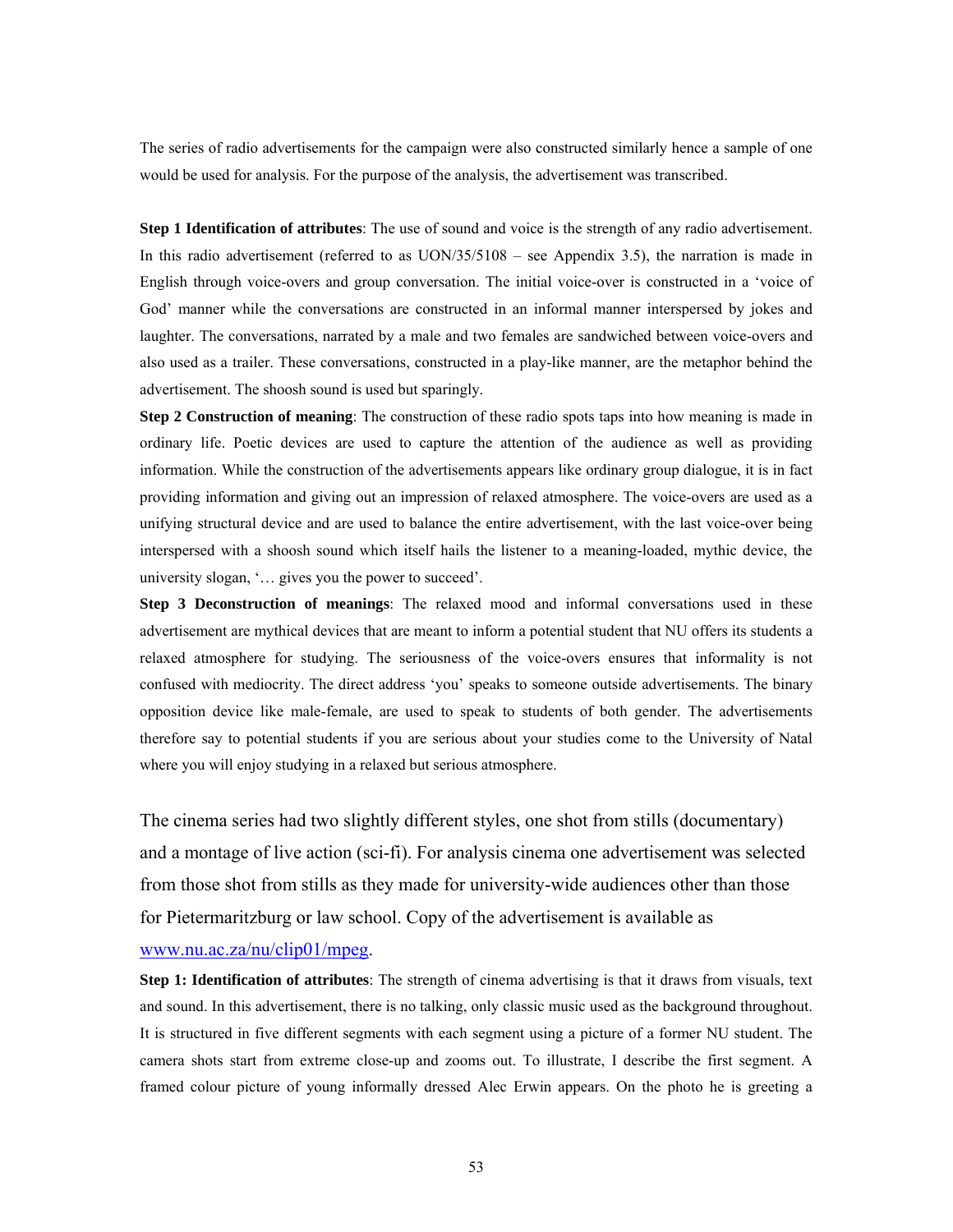The series of radio advertisements for the campaign were also constructed similarly hence a sample of one would be used for analysis. For the purpose of the analysis, the advertisement was transcribed.

**Step 1 Identification of attributes**: The use of sound and voice is the strength of any radio advertisement. In this radio advertisement (referred to as UON/35/5108 – see Appendix 3.5), the narration is made in English through voice-overs and group conversation. The initial voice-over is constructed in a 'voice of God' manner while the conversations are constructed in an informal manner interspersed by jokes and laughter. The conversations, narrated by a male and two females are sandwiched between voice-overs and also used as a trailer. These conversations, constructed in a play-like manner, are the metaphor behind the advertisement. The shoosh sound is used but sparingly.

**Step 2 Construction of meaning**: The construction of these radio spots taps into how meaning is made in ordinary life. Poetic devices are used to capture the attention of the audience as well as providing information. While the construction of the advertisements appears like ordinary group dialogue, it is in fact providing information and giving out an impression of relaxed atmosphere. The voice-overs are used as a unifying structural device and are used to balance the entire advertisement, with the last voice-over being interspersed with a shoosh sound which itself hails the listener to a meaning-loaded, mythic device, the university slogan, '… gives you the power to succeed'.

**Step 3 Deconstruction of meanings**: The relaxed mood and informal conversations used in these advertisement are mythical devices that are meant to inform a potential student that NU offers its students a relaxed atmosphere for studying. The seriousness of the voice-overs ensures that informality is not confused with mediocrity. The direct address 'you' speaks to someone outside advertisements. The binary opposition device like male-female, are used to speak to students of both gender. The advertisements therefore say to potential students if you are serious about your studies come to the University of Natal where you will enjoy studying in a relaxed but serious atmosphere.

The cinema series had two slightly different styles, one shot from stills (documentary) and a montage of live action (sci-fi). For analysis cinema one advertisement was selected from those shot from stills as they made for university-wide audiences other than those for Pietermaritzburg or law school. Copy of the advertisement is available as www.nu.ac.za/nu/clip01/mpeg.

**Step 1: Identification of attributes**: The strength of cinema advertising is that it draws from visuals, text and sound. In this advertisement, there is no talking, only classic music used as the background throughout. It is structured in five different segments with each segment using a picture of a former NU student. The camera shots start from extreme close-up and zooms out. To illustrate, I describe the first segment. A framed colour picture of young informally dressed Alec Erwin appears. On the photo he is greeting a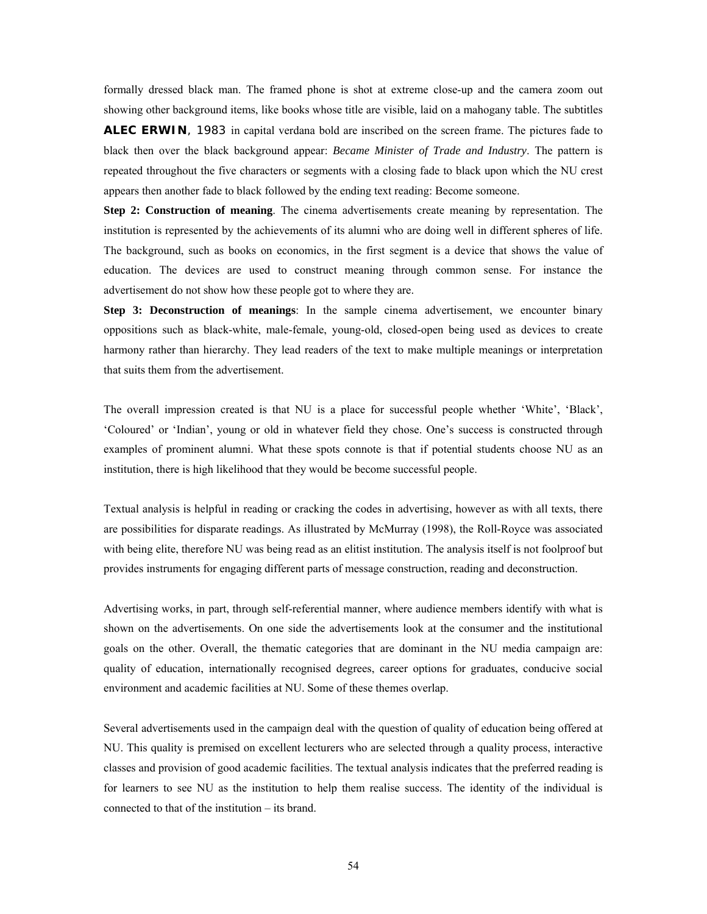formally dressed black man. The framed phone is shot at extreme close-up and the camera zoom out showing other background items, like books whose title are visible, laid on a mahogany table. The subtitles **ALEC ERWIN**, 1983 in capital verdana bold are inscribed on the screen frame. The pictures fade to black then over the black background appear: *Became Minister of Trade and Industry*. The pattern is repeated throughout the five characters or segments with a closing fade to black upon which the NU crest appears then another fade to black followed by the ending text reading: Become someone.

**Step 2: Construction of meaning**. The cinema advertisements create meaning by representation. The institution is represented by the achievements of its alumni who are doing well in different spheres of life. The background, such as books on economics, in the first segment is a device that shows the value of education. The devices are used to construct meaning through common sense. For instance the advertisement do not show how these people got to where they are.

**Step 3: Deconstruction of meanings**: In the sample cinema advertisement, we encounter binary oppositions such as black-white, male-female, young-old, closed-open being used as devices to create harmony rather than hierarchy. They lead readers of the text to make multiple meanings or interpretation that suits them from the advertisement.

The overall impression created is that NU is a place for successful people whether 'White', 'Black', 'Coloured' or 'Indian', young or old in whatever field they chose. One's success is constructed through examples of prominent alumni. What these spots connote is that if potential students choose NU as an institution, there is high likelihood that they would be become successful people.

Textual analysis is helpful in reading or cracking the codes in advertising, however as with all texts, there are possibilities for disparate readings. As illustrated by McMurray (1998), the Roll-Royce was associated with being elite, therefore NU was being read as an elitist institution. The analysis itself is not foolproof but provides instruments for engaging different parts of message construction, reading and deconstruction.

Advertising works, in part, through self-referential manner, where audience members identify with what is shown on the advertisements. On one side the advertisements look at the consumer and the institutional goals on the other. Overall, the thematic categories that are dominant in the NU media campaign are: quality of education, internationally recognised degrees, career options for graduates, conducive social environment and academic facilities at NU. Some of these themes overlap.

Several advertisements used in the campaign deal with the question of quality of education being offered at NU. This quality is premised on excellent lecturers who are selected through a quality process, interactive classes and provision of good academic facilities. The textual analysis indicates that the preferred reading is for learners to see NU as the institution to help them realise success. The identity of the individual is connected to that of the institution – its brand.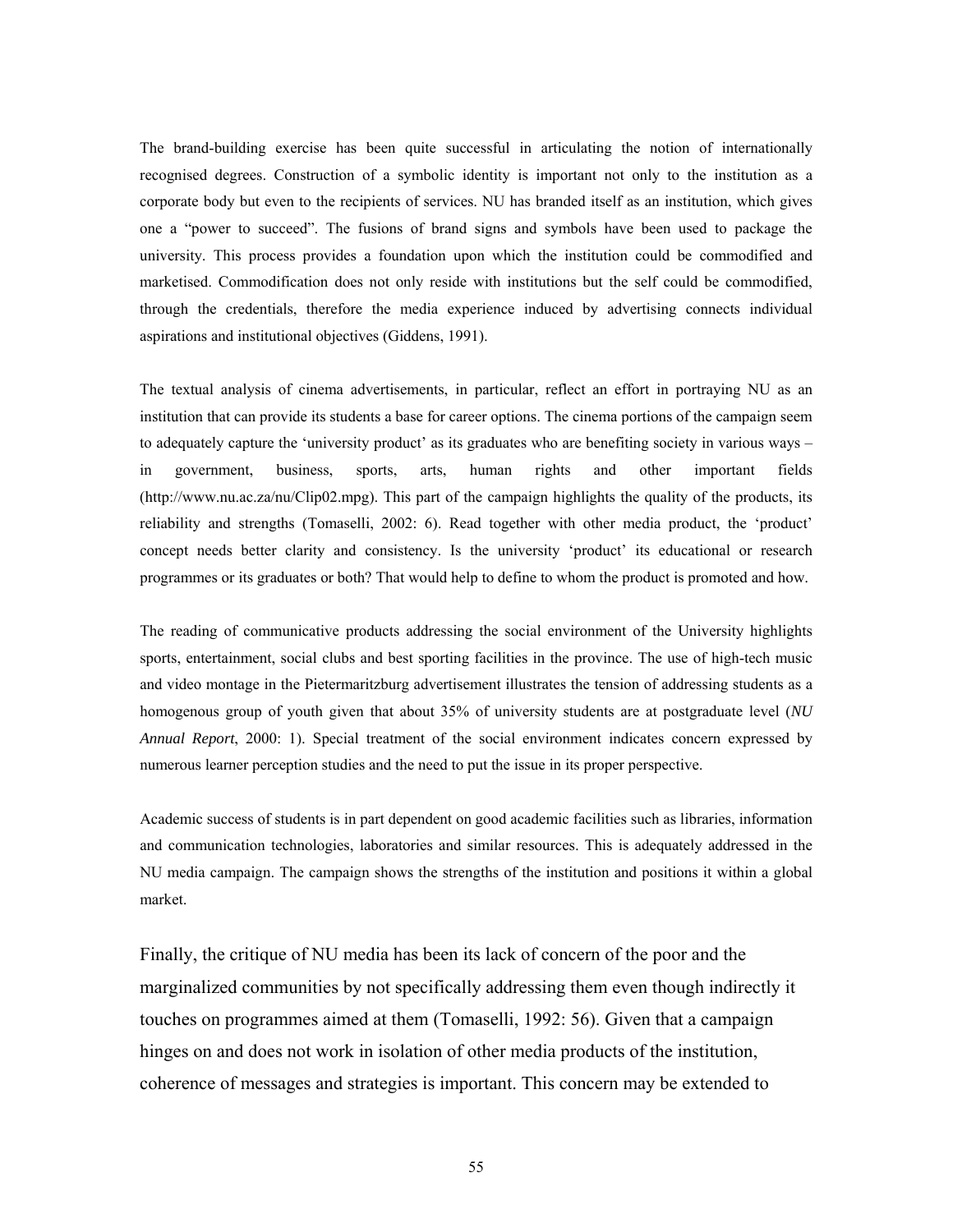The brand-building exercise has been quite successful in articulating the notion of internationally recognised degrees. Construction of a symbolic identity is important not only to the institution as a corporate body but even to the recipients of services. NU has branded itself as an institution, which gives one a "power to succeed". The fusions of brand signs and symbols have been used to package the university. This process provides a foundation upon which the institution could be commodified and marketised. Commodification does not only reside with institutions but the self could be commodified, through the credentials, therefore the media experience induced by advertising connects individual aspirations and institutional objectives (Giddens, 1991).

The textual analysis of cinema advertisements, in particular, reflect an effort in portraying NU as an institution that can provide its students a base for career options. The cinema portions of the campaign seem to adequately capture the 'university product' as its graduates who are benefiting society in various ways – in government, business, sports, arts, human rights and other important fields (http://www.nu.ac.za/nu/Clip02.mpg). This part of the campaign highlights the quality of the products, its reliability and strengths (Tomaselli, 2002: 6). Read together with other media product, the 'product' concept needs better clarity and consistency. Is the university 'product' its educational or research programmes or its graduates or both? That would help to define to whom the product is promoted and how.

The reading of communicative products addressing the social environment of the University highlights sports, entertainment, social clubs and best sporting facilities in the province. The use of high-tech music and video montage in the Pietermaritzburg advertisement illustrates the tension of addressing students as a homogenous group of youth given that about 35% of university students are at postgraduate level (*NU Annual Report*, 2000: 1). Special treatment of the social environment indicates concern expressed by numerous learner perception studies and the need to put the issue in its proper perspective.

Academic success of students is in part dependent on good academic facilities such as libraries, information and communication technologies, laboratories and similar resources. This is adequately addressed in the NU media campaign. The campaign shows the strengths of the institution and positions it within a global market.

Finally, the critique of NU media has been its lack of concern of the poor and the marginalized communities by not specifically addressing them even though indirectly it touches on programmes aimed at them (Tomaselli, 1992: 56). Given that a campaign hinges on and does not work in isolation of other media products of the institution, coherence of messages and strategies is important. This concern may be extended to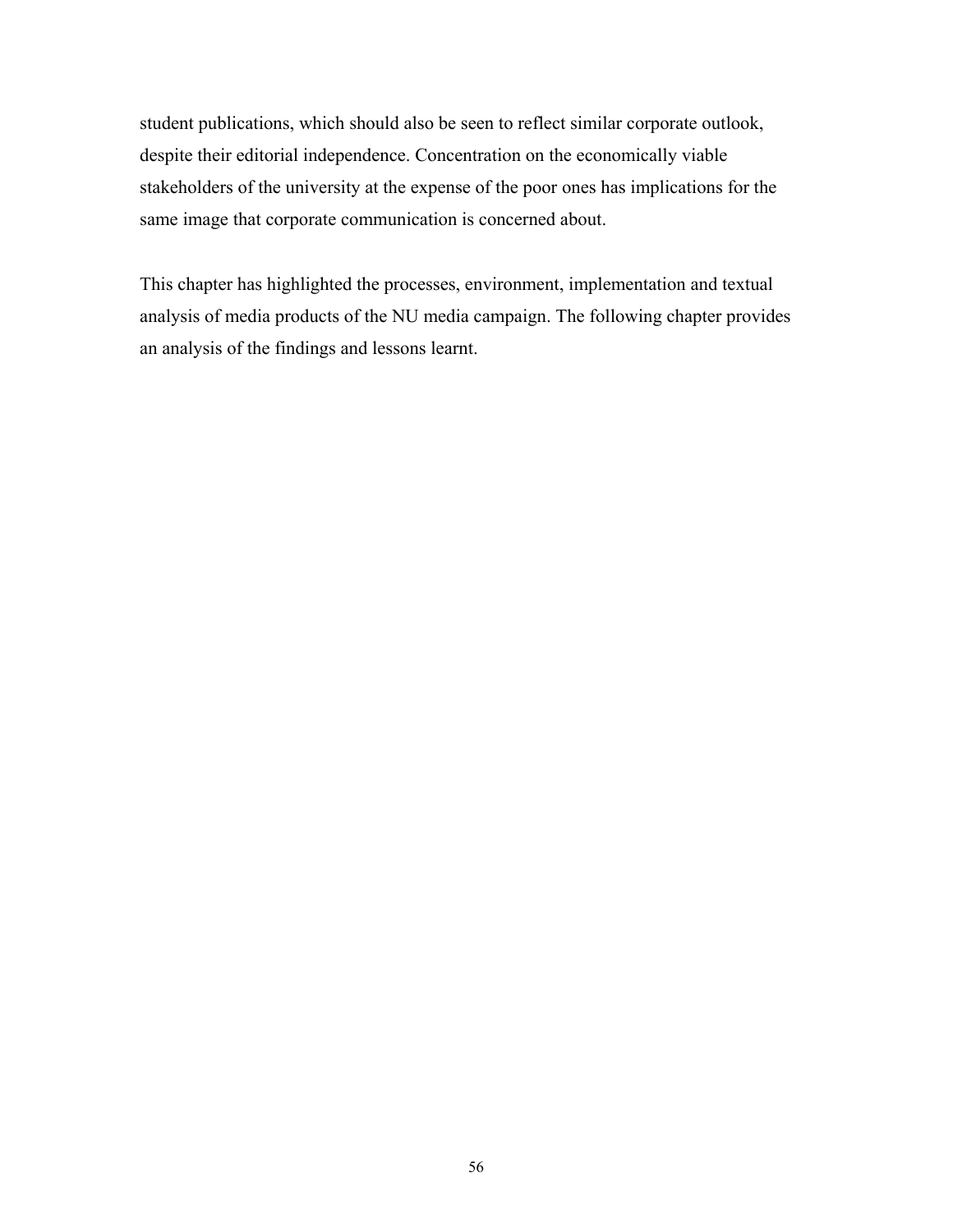student publications, which should also be seen to reflect similar corporate outlook, despite their editorial independence. Concentration on the economically viable stakeholders of the university at the expense of the poor ones has implications for the same image that corporate communication is concerned about.

This chapter has highlighted the processes, environment, implementation and textual analysis of media products of the NU media campaign. The following chapter provides an analysis of the findings and lessons learnt.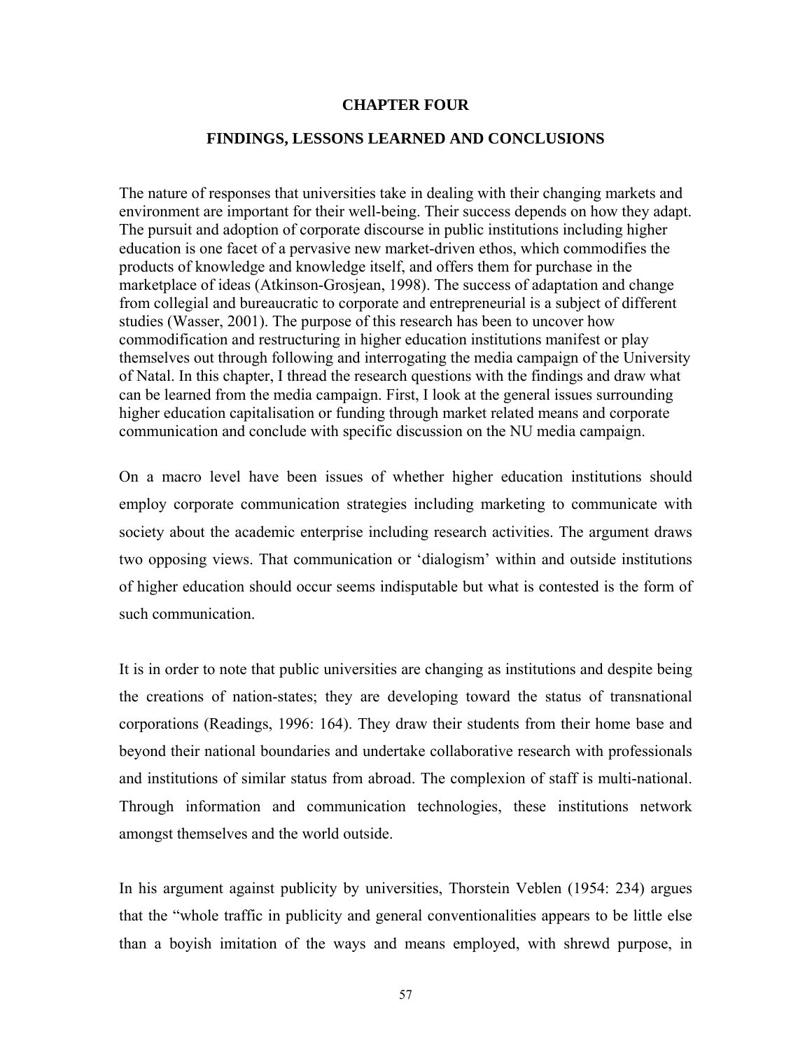# CHAPTER FOUR

## FINDINGS, LESSONS LEARNED AND CONCLUSIONS

The nature of responses that universities take in dealing with their changing markets and environment are important for their well-being. Their success depends on how they adapt. The pursuit and adoption of corporate discourse in public institutions including higher education is one facet of a pervasive new market-driven ethos, which commodifies the products of knowledge and knowledge itself, and offers them for purchase in the marketplace of ideas (Atkinson-Grosjean, 1998). The success of adaptation and change from collegial and bureaucratic to corporate and entrepreneurial is a subject of different studies (Wasser, 2001). The purpose of this research has been to uncover how commodification and restructuring in higher education institutions manifest or play themselves out through following and interrogating the media campaign of the University of Natal. In this chapter, I thread the research questions with the findings and draw what can be learned from the media campaign. First, I look at the general issues surrounding higher education capitalisation or funding through market related means and corporate communication and conclude with specific discussion on the NU media campaign.

On a macro level have been issues of whether higher education institutions should employ corporate communication strategies including marketing to communicate with society about the academic enterprise including research activities. The argument draws two opposing views. That communication or 'dialogism' within and outside institutions of higher education should occur seems indisputable but what is contested is the form of such communication.

It is in order to note that public universities are changing as institutions and despite being the creations of nation-states; they are developing toward the status of transnational corporations (Readings, 1996: 164). They draw their students from their home base and beyond their national boundaries and undertake collaborative research with professionals and institutions of similar status from abroad. The complexion of staff is multi-national. Through information and communication technologies, these institutions network amongst themselves and the world outside.

In his argument against publicity by universities, Thorstein Veblen (1954: 234) argues that the "whole traffic in publicity and general conventionalities appears to be little else than a boyish imitation of the ways and means employed, with shrewd purpose, in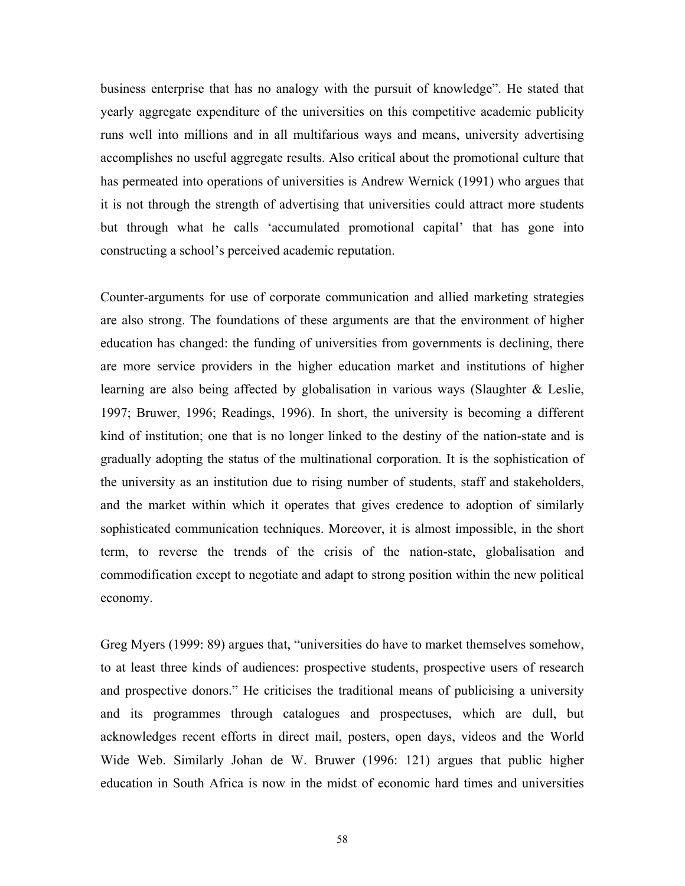business enterprise that has no analogy with the pursuit of knowledge". He stated that yearly aggregate expenditure of the universities on this competitive academic publicity runs well into millions and in all multifarious ways and means, university advertising accomplishes no useful aggregate results. Also critical about the promotional culture that has permeated into operations of universities is Andrew Wernick (1991) who argues that it is not through the strength of advertising that universities could attract more students but through what he calls 'accumulated promotional capital' that has gone into constructing a school's perceived academic reputation.

Counter-arguments for use of corporate communication and allied marketing strategies are also strong. The foundations of these arguments are that the environment of higher education has changed: the funding of universities from governments is declining, there are more service providers in the higher education market and institutions of higher learning are also being affected by globalisation in various ways (Slaughter & Leslie, 1997; Bruwer, 1996; Readings, 1996). In short, the university is becoming a different kind of institution; one that is no longer linked to the destiny of the nation-state and is gradually adopting the status of the multinational corporation. It is the sophistication of the university as an institution due to rising number of students, staff and stakeholders, and the market within which it operates that gives credence to adoption of similarly sophisticated communication techniques. Moreover, it is almost impossible, in the short term, to reverse the trends of the crisis of the nation-state, globalisation and commodification except to negotiate and adapt to strong position within the new political economy.

Greg Myers (1999: 89) argues that, "universities do have to market themselves somehow, to at least three kinds of audiences: prospective students, prospective users of research and prospective donors." He criticises the traditional means of publicising a university and its programmes through catalogues and prospectuses, which are dull, but acknowledges recent efforts in direct mail, posters, open days, videos and the World Wide Web. Similarly Johan de W. Bruwer (1996: 121) argues that public higher education in South Africa is now in the midst of economic hard times and universities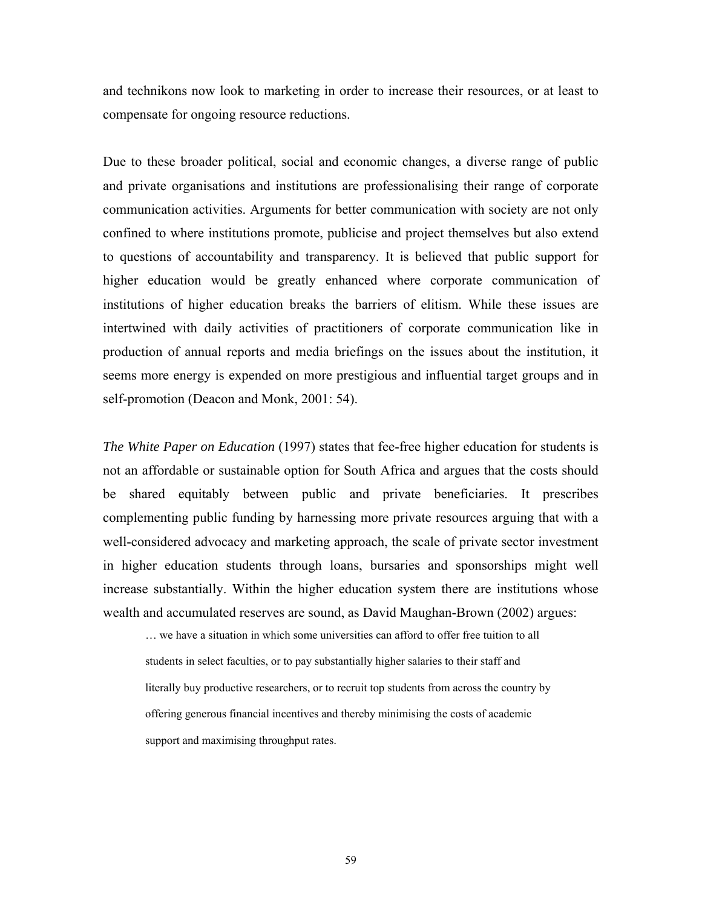and technikons now look to marketing in order to increase their resources, or at least to compensate for ongoing resource reductions.

Due to these broader political, social and economic changes, a diverse range of public and private organisations and institutions are professionalising their range of corporate communication activities. Arguments for better communication with society are not only confined to where institutions promote, publicise and project themselves but also extend to questions of accountability and transparency. It is believed that public support for higher education would be greatly enhanced where corporate communication of institutions of higher education breaks the barriers of elitism. While these issues are intertwined with daily activities of practitioners of corporate communication like in production of annual reports and media briefings on the issues about the institution, it seems more energy is expended on more prestigious and influential target groups and in self-promotion (Deacon and Monk, 2001: 54).

*The White Paper on Education* (1997) states that fee-free higher education for students is not an affordable or sustainable option for South Africa and argues that the costs should be shared equitably between public and private beneficiaries. It prescribes complementing public funding by harnessing more private resources arguing that with a well-considered advocacy and marketing approach, the scale of private sector investment in higher education students through loans, bursaries and sponsorships might well increase substantially. Within the higher education system there are institutions whose wealth and accumulated reserves are sound, as David Maughan-Brown (2002) argues:

> … we have a situation in which some universities can afford to offer free tuition to all students in select faculties, or to pay substantially higher salaries to their staff and literally buy productive researchers, or to recruit top students from across the country by offering generous financial incentives and thereby minimising the costs of academic support and maximising throughput rates.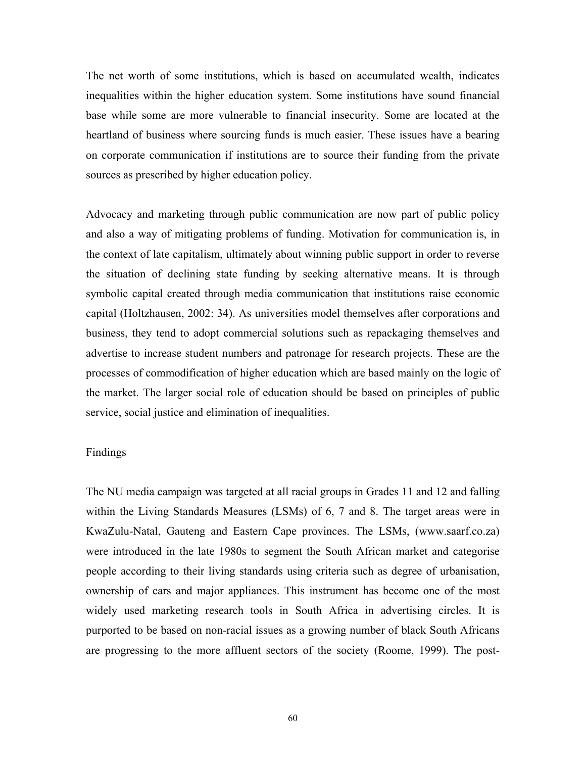The net worth of some institutions, which is based on accumulated wealth, indicates inequalities within the higher education system. Some institutions have sound financial base while some are more vulnerable to financial insecurity. Some are located at the heartland of business where sourcing funds is much easier. These issues have a bearing on corporate communication if institutions are to source their funding from the private sources as prescribed by higher education policy.

Advocacy and marketing through public communication are now part of public policy and also a way of mitigating problems of funding. Motivation for communication is, in the context of late capitalism, ultimately about winning public support in order to reverse the situation of declining state funding by seeking alternative means. It is through symbolic capital created through media communication that institutions raise economic capital (Holtzhausen, 2002: 34). As universities model themselves after corporations and business, they tend to adopt commercial solutions such as repackaging themselves and advertise to increase student numbers and patronage for research projects. These are the processes of commodification of higher education which are based mainly on the logic of the market. The larger social role of education should be based on principles of public service, social justice and elimination of inequalities.

## Findings

The NU media campaign was targeted at all racial groups in Grades 11 and 12 and falling within the Living Standards Measures (LSMs) of 6, 7 and 8. The target areas were in KwaZulu-Natal, Gauteng and Eastern Cape provinces. The LSMs, (www.saarf.co.za) were introduced in the late 1980s to segment the South African market and categorise people according to their living standards using criteria such as degree of urbanisation, ownership of cars and major appliances. This instrument has become one of the most widely used marketing research tools in South Africa in advertising circles. It is purported to be based on non-racial issues as a growing number of black South Africans are progressing to the more affluent sectors of the society (Roome, 1999). The post-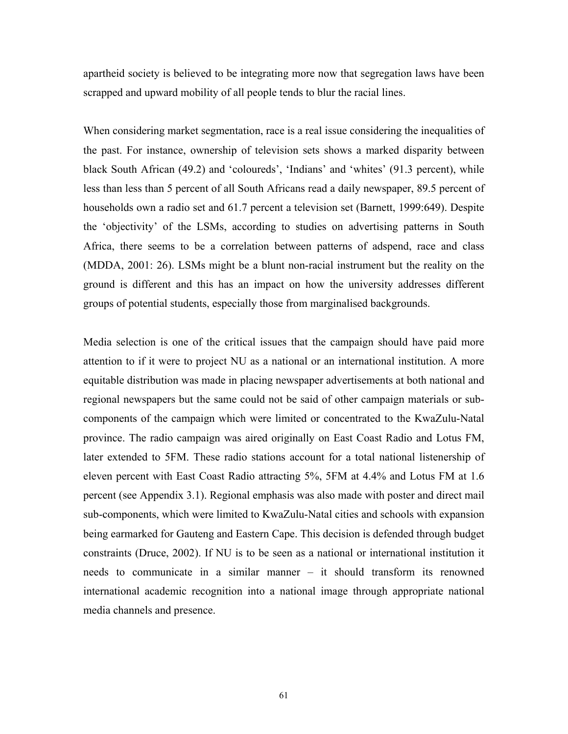apartheid society is believed to be integrating more now that segregation laws have been scrapped and upward mobility of all people tends to blur the racial lines.

When considering market segmentation, race is a real issue considering the inequalities of the past. For instance, ownership of television sets shows a marked disparity between black South African (49.2) and 'coloureds', 'Indians' and 'whites' (91.3 percent), while less than less than 5 percent of all South Africans read a daily newspaper, 89.5 percent of households own a radio set and 61.7 percent a television set (Barnett, 1999:649). Despite the 'objectivity' of the LSMs, according to studies on advertising patterns in South Africa, there seems to be a correlation between patterns of adspend, race and class (MDDA, 2001: 26). LSMs might be a blunt non-racial instrument but the reality on the ground is different and this has an impact on how the university addresses different groups of potential students, especially those from marginalised backgrounds.

Media selection is one of the critical issues that the campaign should have paid more attention to if it were to project NU as a national or an international institution. A more equitable distribution was made in placing newspaper advertisements at both national and regional newspapers but the same could not be said of other campaign materials or sub-components of the campaign which were limited or concentrated to the KwaZulu-Natal province. The radio campaign was aired originally on East Coast Radio and Lotus FM, later extended to 5FM. These radio stations account for a total national listenership of eleven percent with East Coast Radio attracting 5%, 5FM at 4.4% and Lotus FM at 1.6 percent (see Appendix 3.1). Regional emphasis was also made with poster and direct mail sub-components, which were limited to KwaZulu-Natal cities and schools with expansion being earmarked for Gauteng and Eastern Cape. This decision is defended through budget constraints (Druce, 2002). If NU is to be seen as a national or international institution it needs to communicate in a similar manner – it should transform its renowned international academic recognition into a national image through appropriate national media channels and presence.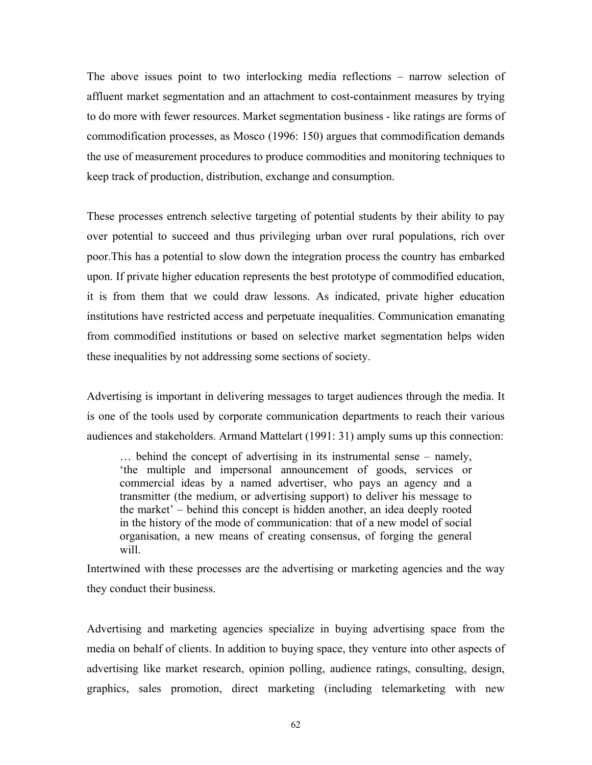The above issues point to two interlocking media reflections – narrow selection of affluent market segmentation and an attachment to cost-containment measures by trying to do more with fewer resources. Market segmentation business - like ratings are forms of commodification processes, as Mosco (1996: 150) argues that commodification demands the use of measurement procedures to produce commodities and monitoring techniques to keep track of production, distribution, exchange and consumption.

These processes entrench selective targeting of potential students by their ability to pay over potential to succeed and thus privileging urban over rural populations, rich over poor.This has a potential to slow down the integration process the country has embarked upon. If private higher education represents the best prototype of commodified education, it is from them that we could draw lessons. As indicated, private higher education institutions have restricted access and perpetuate inequalities. Communication emanating from commodified institutions or based on selective market segmentation helps widen these inequalities by not addressing some sections of society.

Advertising is important in delivering messages to target audiences through the media. It is one of the tools used by corporate communication departments to reach their various audiences and stakeholders. Armand Mattelart (1991: 31) amply sums up this connection:

> … behind the concept of advertising in its instrumental sense – namely, 'the multiple and impersonal announcement of goods, services or commercial ideas by a named advertiser, who pays an agency and a transmitter (the medium, or advertising support) to deliver his message to the market' – behind this concept is hidden another, an idea deeply rooted in the history of the mode of communication: that of a new model of social organisation, a new means of creating consensus, of forging the general will.

Intertwined with these processes are the advertising or marketing agencies and the way they conduct their business.

Advertising and marketing agencies specialize in buying advertising space from the media on behalf of clients. In addition to buying space, they venture into other aspects of advertising like market research, opinion polling, audience ratings, consulting, design, graphics, sales promotion, direct marketing (including telemarketing with new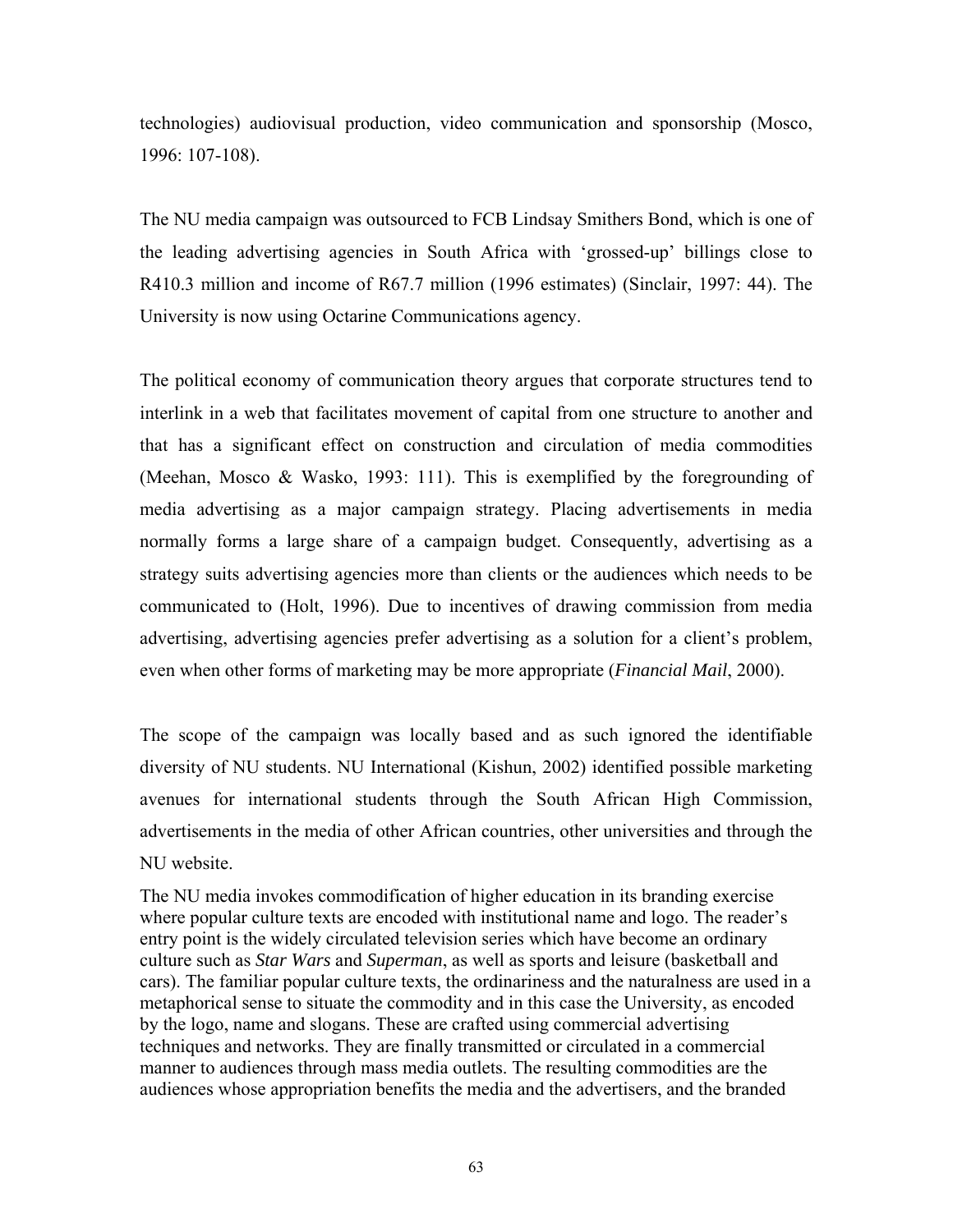technologies) audiovisual production, video communication and sponsorship (Mosco, 1996: 107-108).

The NU media campaign was outsourced to FCB Lindsay Smithers Bond, which is one of the leading advertising agencies in South Africa with 'grossed-up' billings close to R410.3 million and income of R67.7 million (1996 estimates) (Sinclair, 1997: 44). The University is now using Octarine Communications agency.

The political economy of communication theory argues that corporate structures tend to interlink in a web that facilitates movement of capital from one structure to another and that has a significant effect on construction and circulation of media commodities (Meehan, Mosco & Wasko, 1993: 111). This is exemplified by the foregrounding of media advertising as a major campaign strategy. Placing advertisements in media normally forms a large share of a campaign budget. Consequently, advertising as a strategy suits advertising agencies more than clients or the audiences which needs to be communicated to (Holt, 1996). Due to incentives of drawing commission from media advertising, advertising agencies prefer advertising as a solution for a client's problem, even when other forms of marketing may be more appropriate (*Financial Mail*, 2000).

The scope of the campaign was locally based and as such ignored the identifiable diversity of NU students. NU International (Kishun, 2002) identified possible marketing avenues for international students through the South African High Commission, advertisements in the media of other African countries, other universities and through the NU website.

The NU media invokes commodification of higher education in its branding exercise where popular culture texts are encoded with institutional name and logo. The reader's entry point is the widely circulated television series which have become an ordinary culture such as *Star Wars* and *Superman*, as well as sports and leisure (basketball and cars). The familiar popular culture texts, the ordinariness and the naturalness are used in a metaphorical sense to situate the commodity and in this case the University, as encoded by the logo, name and slogans. These are crafted using commercial advertising techniques and networks. They are finally transmitted or circulated in a commercial manner to audiences through mass media outlets. The resulting commodities are the audiences whose appropriation benefits the media and the advertisers, and the branded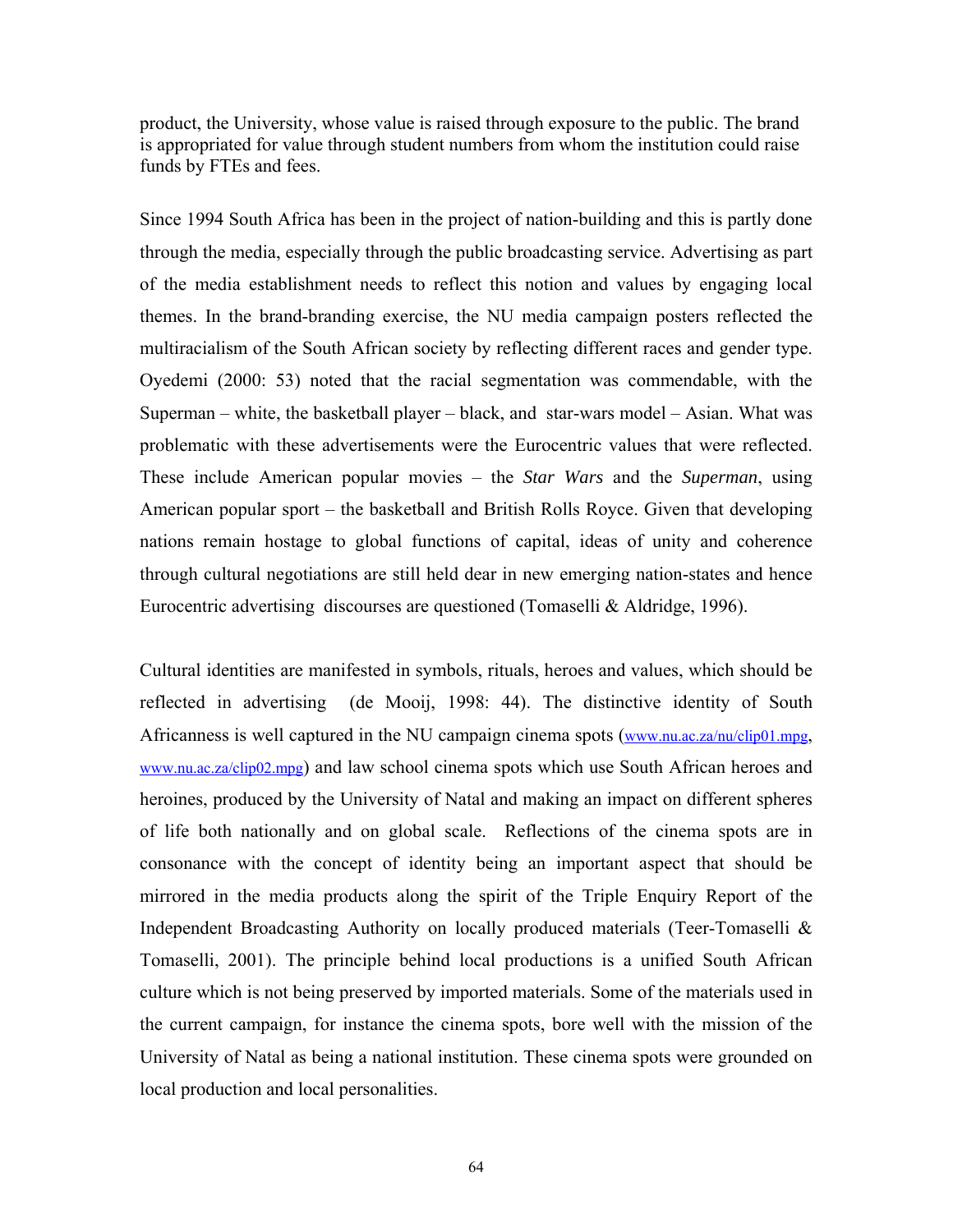product, the University, whose value is raised through exposure to the public. The brand is appropriated for value through student numbers from whom the institution could raise funds by FTEs and fees.

Since 1994 South Africa has been in the project of nation-building and this is partly done through the media, especially through the public broadcasting service. Advertising as part of the media establishment needs to reflect this notion and values by engaging local themes. In the brand-branding exercise, the NU media campaign posters reflected the multiracialism of the South African society by reflecting different races and gender type. Oyedemi (2000: 53) noted that the racial segmentation was commendable, with the Superman – white, the basketball player – black, and star-wars model – Asian. What was problematic with these advertisements were the Eurocentric values that were reflected. These include American popular movies – the *Star Wars* and the *Superman*, using American popular sport – the basketball and British Rolls Royce. Given that developing nations remain hostage to global functions of capital, ideas of unity and coherence through cultural negotiations are still held dear in new emerging nation-states and hence Eurocentric advertising discourses are questioned (Tomaselli & Aldridge, 1996).

Cultural identities are manifested in symbols, rituals, heroes and values, which should be reflected in advertising (de Mooij, 1998: 44). The distinctive identity of South Africanness is well captured in the NU campaign cinema spots (www.nu.ac.za/nu/clip01.mpg, www.nu.ac.za/clip02.mpg) and law school cinema spots which use South African heroes and heroines, produced by the University of Natal and making an impact on different spheres of life both nationally and on global scale. Reflections of the cinema spots are in consonance with the concept of identity being an important aspect that should be mirrored in the media products along the spirit of the Triple Enquiry Report of the Independent Broadcasting Authority on locally produced materials (Teer-Tomaselli & Tomaselli, 2001). The principle behind local productions is a unified South African culture which is not being preserved by imported materials. Some of the materials used in the current campaign, for instance the cinema spots, bore well with the mission of the University of Natal as being a national institution. These cinema spots were grounded on local production and local personalities.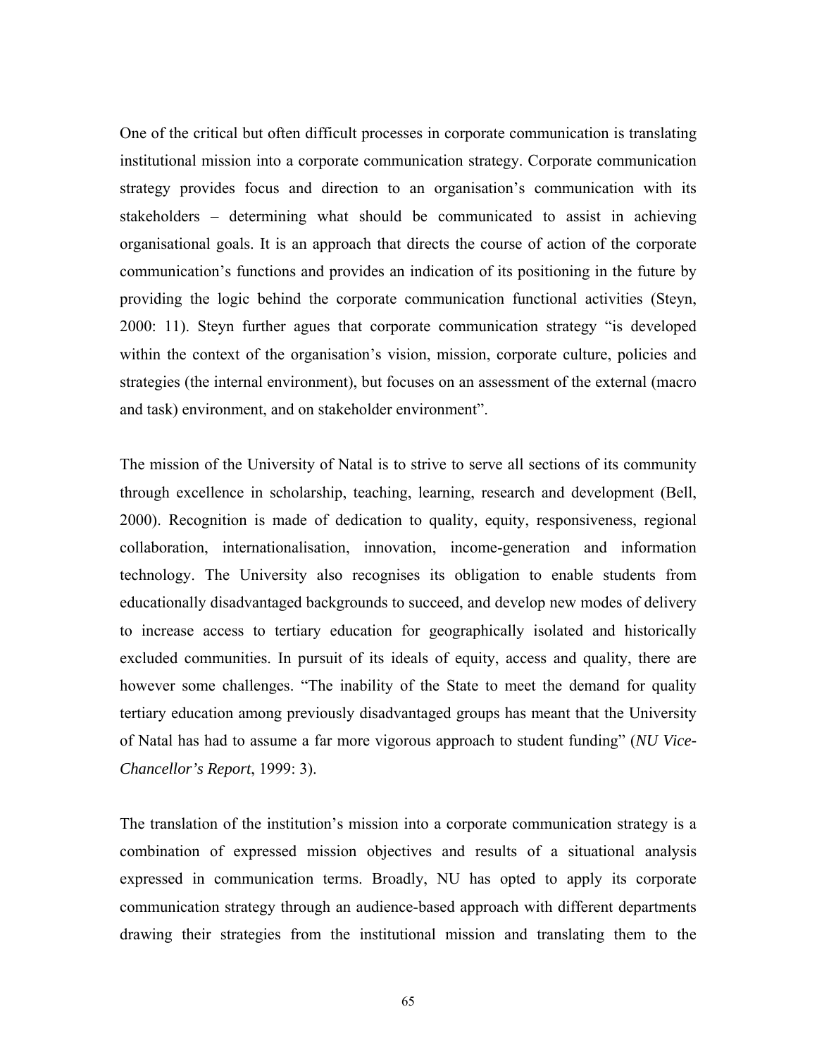One of the critical but often difficult processes in corporate communication is translating institutional mission into a corporate communication strategy. Corporate communication strategy provides focus and direction to an organisation's communication with its stakeholders – determining what should be communicated to assist in achieving organisational goals. It is an approach that directs the course of action of the corporate communication's functions and provides an indication of its positioning in the future by providing the logic behind the corporate communication functional activities (Steyn, 2000: 11). Steyn further agues that corporate communication strategy "is developed within the context of the organisation's vision, mission, corporate culture, policies and strategies (the internal environment), but focuses on an assessment of the external (macro and task) environment, and on stakeholder environment".

The mission of the University of Natal is to strive to serve all sections of its community through excellence in scholarship, teaching, learning, research and development (Bell, 2000). Recognition is made of dedication to quality, equity, responsiveness, regional collaboration, internationalisation, innovation, income-generation and information technology. The University also recognises its obligation to enable students from educationally disadvantaged backgrounds to succeed, and develop new modes of delivery to increase access to tertiary education for geographically isolated and historically excluded communities. In pursuit of its ideals of equity, access and quality, there are however some challenges. "The inability of the State to meet the demand for quality tertiary education among previously disadvantaged groups has meant that the University of Natal has had to assume a far more vigorous approach to student funding" (*NU Vice-Chancellor's Report*, 1999: 3).

The translation of the institution's mission into a corporate communication strategy is a combination of expressed mission objectives and results of a situational analysis expressed in communication terms. Broadly, NU has opted to apply its corporate communication strategy through an audience-based approach with different departments drawing their strategies from the institutional mission and translating them to the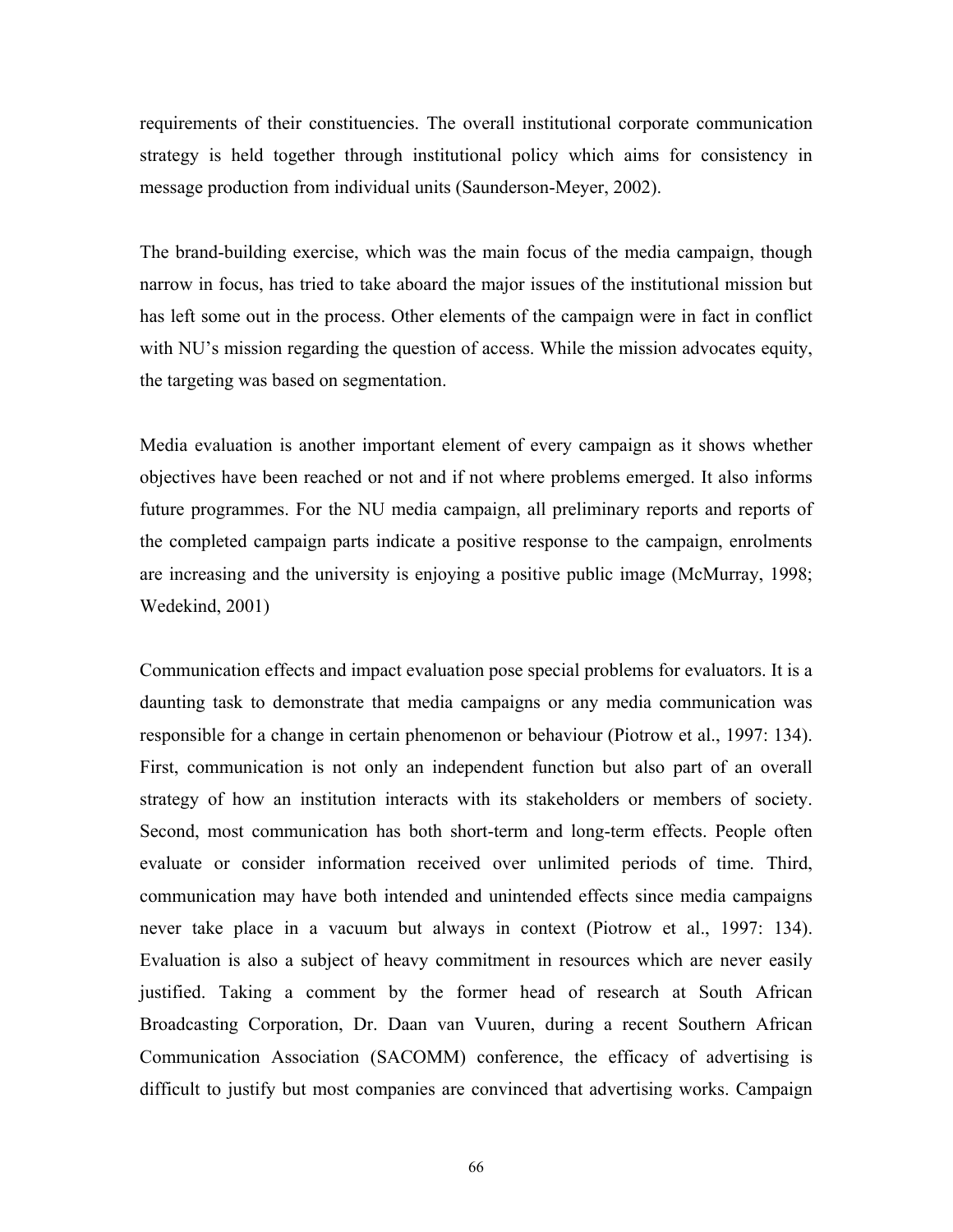requirements of their constituencies. The overall institutional corporate communication strategy is held together through institutional policy which aims for consistency in message production from individual units (Saunderson-Meyer, 2002).

The brand-building exercise, which was the main focus of the media campaign, though narrow in focus, has tried to take aboard the major issues of the institutional mission but has left some out in the process. Other elements of the campaign were in fact in conflict with NU's mission regarding the question of access. While the mission advocates equity, the targeting was based on segmentation.

Media evaluation is another important element of every campaign as it shows whether objectives have been reached or not and if not where problems emerged. It also informs future programmes. For the NU media campaign, all preliminary reports and reports of the completed campaign parts indicate a positive response to the campaign, enrolments are increasing and the university is enjoying a positive public image (McMurray, 1998; Wedekind, 2001)

Communication effects and impact evaluation pose special problems for evaluators. It is a daunting task to demonstrate that media campaigns or any media communication was responsible for a change in certain phenomenon or behaviour (Piotrow et al., 1997: 134). First, communication is not only an independent function but also part of an overall strategy of how an institution interacts with its stakeholders or members of society. Second, most communication has both short-term and long-term effects. People often evaluate or consider information received over unlimited periods of time. Third, communication may have both intended and unintended effects since media campaigns never take place in a vacuum but always in context (Piotrow et al., 1997: 134). Evaluation is also a subject of heavy commitment in resources which are never easily justified. Taking a comment by the former head of research at South African Broadcasting Corporation, Dr. Daan van Vuuren, during a recent Southern African Communication Association (SACOMM) conference, the efficacy of advertising is difficult to justify but most companies are convinced that advertising works. Campaign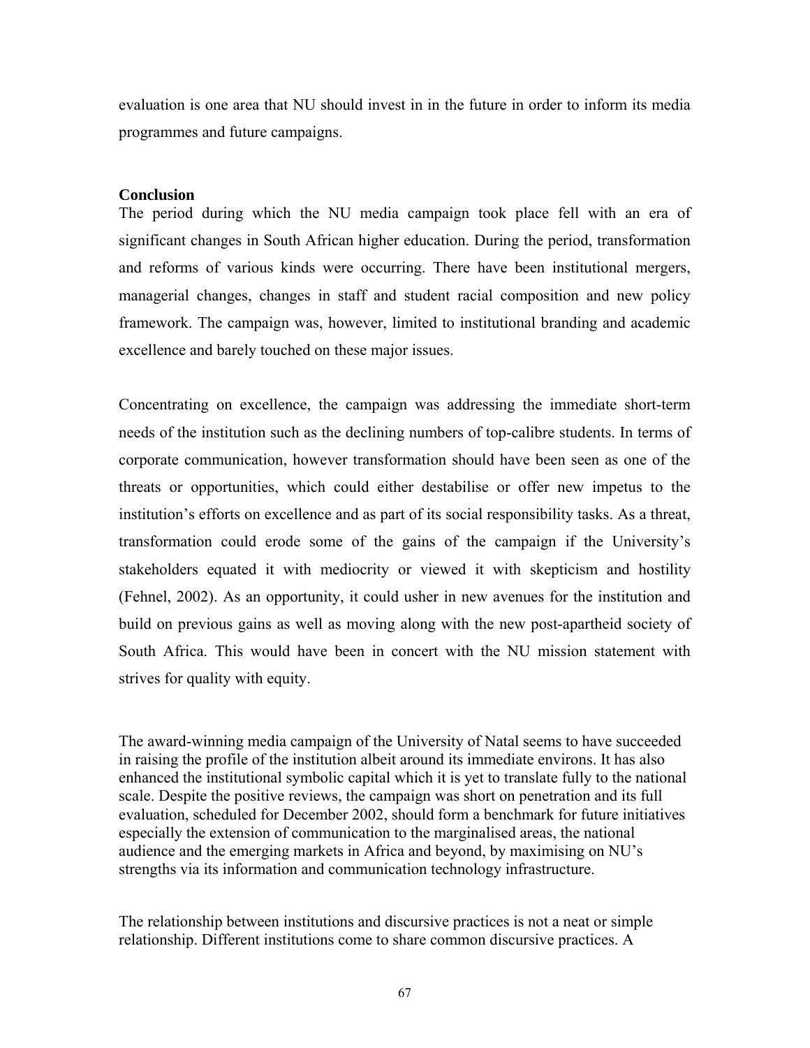evaluation is one area that NU should invest in in the future in order to inform its media programmes and future campaigns.

**Conclusion**

The period during which the NU media campaign took place fell with an era of significant changes in South African higher education. During the period, transformation and reforms of various kinds were occurring. There have been institutional mergers, managerial changes, changes in staff and student racial composition and new policy framework. The campaign was, however, limited to institutional branding and academic excellence and barely touched on these major issues.

Concentrating on excellence, the campaign was addressing the immediate short-term needs of the institution such as the declining numbers of top-calibre students. In terms of corporate communication, however transformation should have been seen as one of the threats or opportunities, which could either destabilise or offer new impetus to the institution's efforts on excellence and as part of its social responsibility tasks. As a threat, transformation could erode some of the gains of the campaign if the University's stakeholders equated it with mediocrity or viewed it with skepticism and hostility (Fehnel, 2002). As an opportunity, it could usher in new avenues for the institution and build on previous gains as well as moving along with the new post-apartheid society of South Africa. This would have been in concert with the NU mission statement with strives for quality with equity.

The award-winning media campaign of the University of Natal seems to have succeeded in raising the profile of the institution albeit around its immediate environs. It has also enhanced the institutional symbolic capital which it is yet to translate fully to the national scale. Despite the positive reviews, the campaign was short on penetration and its full evaluation, scheduled for December 2002, should form a benchmark for future initiatives especially the extension of communication to the marginalised areas, the national audience and the emerging markets in Africa and beyond, by maximising on NU's strengths via its information and communication technology infrastructure.

The relationship between institutions and discursive practices is not a neat or simple relationship. Different institutions come to share common discursive practices. A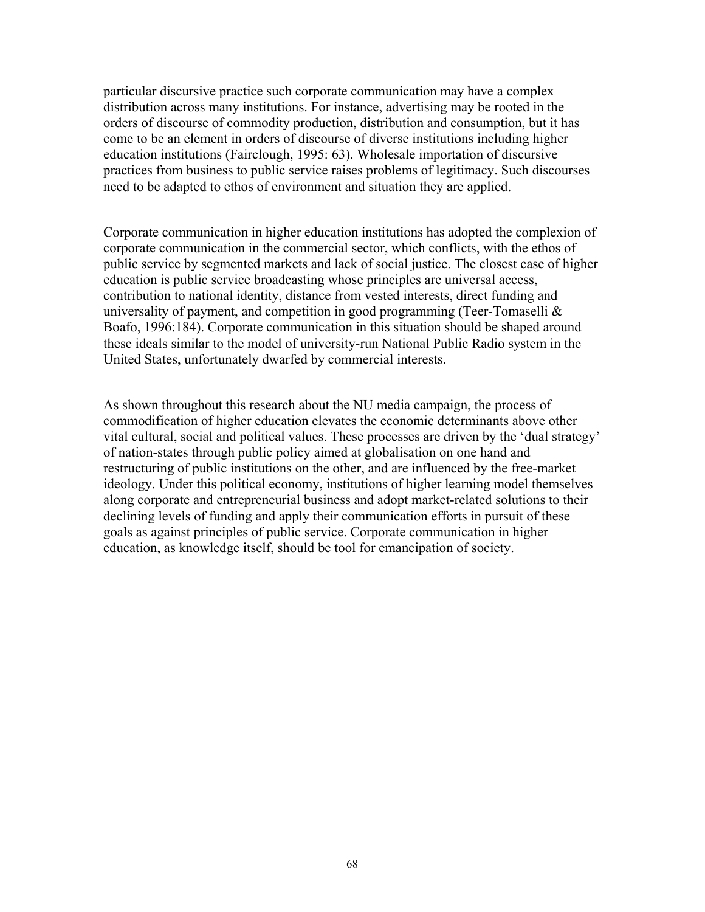particular discursive practice such corporate communication may have a complex distribution across many institutions. For instance, advertising may be rooted in the orders of discourse of commodity production, distribution and consumption, but it has come to be an element in orders of discourse of diverse institutions including higher education institutions (Fairclough, 1995: 63). Wholesale importation of discursive practices from business to public service raises problems of legitimacy. Such discourses need to be adapted to ethos of environment and situation they are applied.

Corporate communication in higher education institutions has adopted the complexion of corporate communication in the commercial sector, which conflicts, with the ethos of public service by segmented markets and lack of social justice. The closest case of higher education is public service broadcasting whose principles are universal access, contribution to national identity, distance from vested interests, direct funding and universality of payment, and competition in good programming (Teer-Tomaselli & Boafo, 1996:184). Corporate communication in this situation should be shaped around these ideals similar to the model of university-run National Public Radio system in the United States, unfortunately dwarfed by commercial interests.

As shown throughout this research about the NU media campaign, the process of commodification of higher education elevates the economic determinants above other vital cultural, social and political values. These processes are driven by the 'dual strategy' of nation-states through public policy aimed at globalisation on one hand and restructuring of public institutions on the other, and are influenced by the free-market ideology. Under this political economy, institutions of higher learning model themselves along corporate and entrepreneurial business and adopt market-related solutions to their declining levels of funding and apply their communication efforts in pursuit of these goals as against principles of public service. Corporate communication in higher education, as knowledge itself, should be tool for emancipation of society.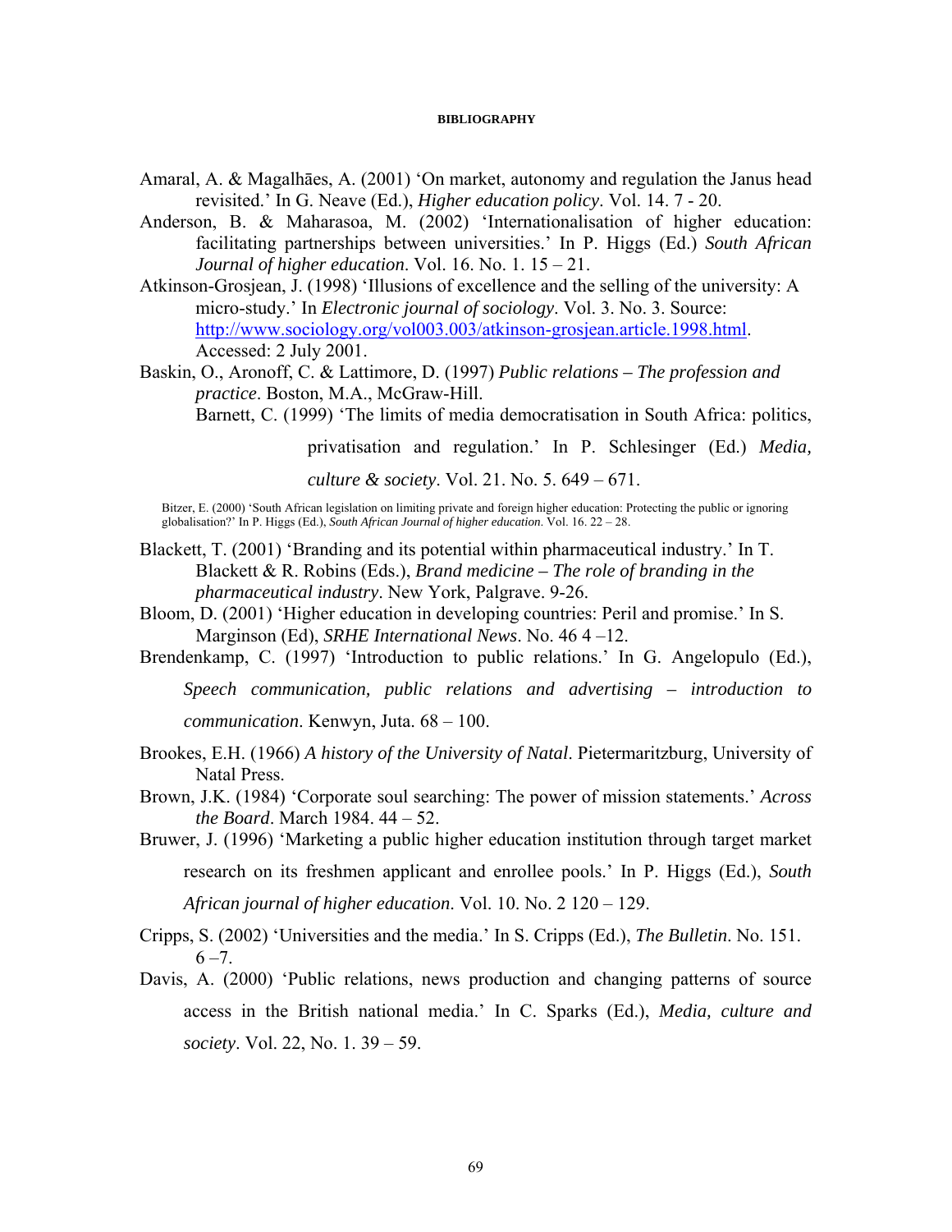**BIBLIOGRAPHY**

Amaral, A. & Magalhães, A. (2001) 'On market, autonomy and regulation the Janus head revisited.' In G. Neave (Ed.), *Higher education policy*. Vol. 14. 7 - 20.

Anderson, B. & Maharasoa, M. (2002) 'Internationalisation of higher education: facilitating partnerships between universities.' In P. Higgs (Ed.) *South African Journal of higher education*. Vol. 16. No. 1. 15 – 21.

Atkinson-Grosjean, J. (1998) 'Illusions of excellence and the selling of the university: A micro-study.' In *Electronic journal of sociology*. Vol. 3. No. 3. Source: http://www.sociology.org/vol003.003/atkinson-grosjean.article.1998.html. Accessed: 2 July 2001.

Baskin, O., Aronoff, C. & Lattimore, D. (1997) *Public relations – The profession and practice*. Boston, M.A., McGraw-Hill.

Barnett, C. (1999) 'The limits of media democratisation in South Africa: politics, privatisation and regulation.' In P. Schlesinger (Ed.) *Media, culture & society*. Vol. 21. No. 5. 649 – 671.

Bitzer, E. (2000) 'South African legislation on limiting private and foreign higher education: Protecting the public or ignoring globalisation?' In P. Higgs (Ed.), *South African Journal of higher education*. Vol. 16. 22 – 28.

Blackett, T. (2001) 'Branding and its potential within pharmaceutical industry.' In T. Blackett & R. Robins (Eds.), *Brand medicine – The role of branding in the pharmaceutical industry*. New York, Palgrave. 9-26.

Bloom, D. (2001) 'Higher education in developing countries: Peril and promise.' In S. Marginson (Ed), *SRHE International News*. No. 46 4 –12.

Brendenkamp, C. (1997) 'Introduction to public relations.' In G. Angelopulo (Ed.), *Speech communication, public relations and advertising – introduction to communication*. Kenwyn, Juta. 68 – 100.

Brookes, E.H. (1966) *A history of the University of Natal*. Pietermaritzburg, University of Natal Press.

Brown, J.K. (1984) 'Corporate soul searching: The power of mission statements.' *Across the Board*. March 1984. 44 – 52.

Bruwer, J. (1996) 'Marketing a public higher education institution through target market research on its freshmen applicant and enrollee pools.' In P. Higgs (Ed.), *South African journal of higher education*. Vol. 10. No. 2 120 – 129.

Cripps, S. (2002) 'Universities and the media.' In S. Cripps (Ed.), *The Bulletin*. No. 151. 6 –7.

Davis, A. (2000) 'Public relations, news production and changing patterns of source access in the British national media.' In C. Sparks (Ed.), *Media, culture and society*. Vol. 22, No. 1. 39 – 59.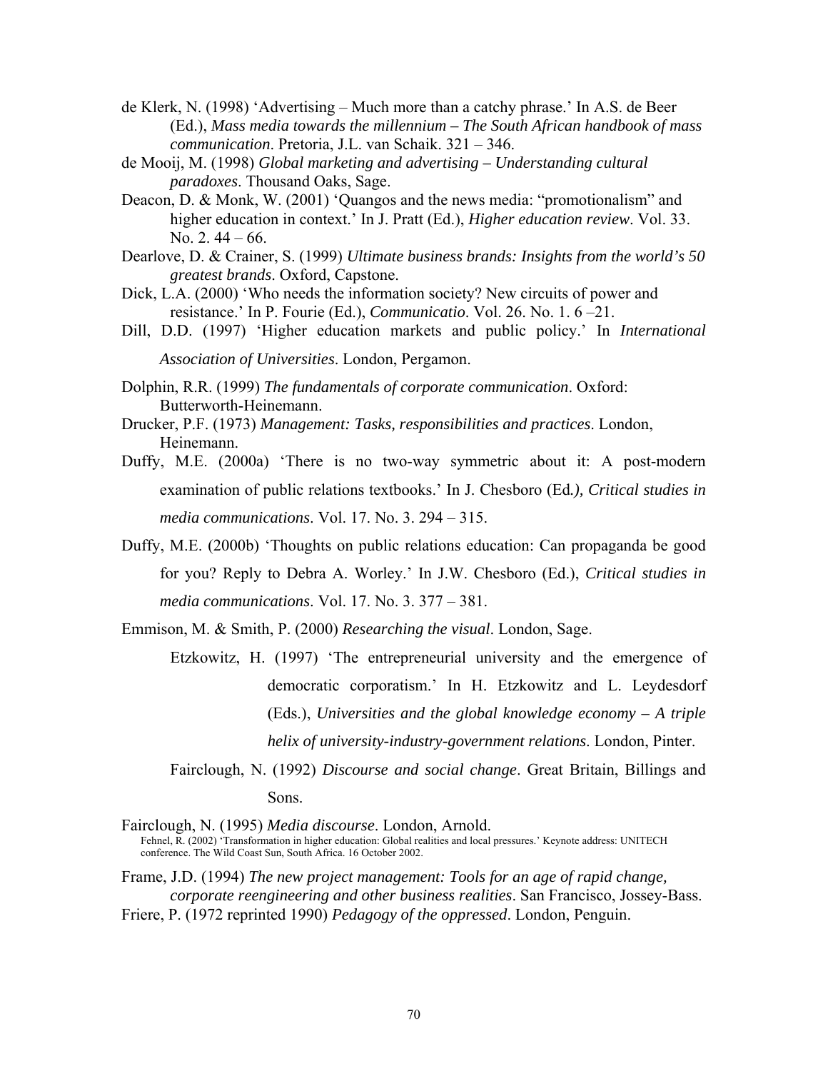de Klerk, N. (1998) 'Advertising – Much more than a catchy phrase.' In A.S. de Beer (Ed.), *Mass media towards the millennium – The South African handbook of mass communication*. Pretoria, J.L. van Schaik. 321 – 346.

de Mooij, M. (1998) *Global marketing and advertising – Understanding cultural paradoxes*. Thousand Oaks, Sage.

Deacon, D. & Monk, W. (2001) 'Quangos and the news media: "promotionalism" and higher education in context.' In J. Pratt (Ed.), *Higher education review*. Vol. 33. No. 2. 44 – 66.

Dearlove, D. & Crainer, S. (1999) *Ultimate business brands: Insights from the world's 50 greatest brands*. Oxford, Capstone.

Dick, L.A. (2000) 'Who needs the information society? New circuits of power and resistance.' In P. Fourie (Ed.), *Communicatio*. Vol. 26. No. 1. 6 –21.

Dill, D.D. (1997) 'Higher education markets and public policy.' In *International Association of Universities*. London, Pergamon.

Dolphin, R.R. (1999) *The fundamentals of corporate communication*. Oxford: Butterworth-Heinemann.

Drucker, P.F. (1973) *Management: Tasks, responsibilities and practices*. London, Heinemann.

Duffy, M.E. (2000a) 'There is no two-way symmetric about it: A post-modern examination of public relations textbooks.' In J. Chesboro (Ed*.), Critical studies in media communications*. Vol. 17. No. 3. 294 – 315.

Duffy, M.E. (2000b) 'Thoughts on public relations education: Can propaganda be good for you? Reply to Debra A. Worley.' In J.W. Chesboro (Ed.), *Critical studies in media communications*. Vol. 17. No. 3. 377 – 381.

Emmison, M. & Smith, P. (2000) *Researching the visual*. London, Sage.

Etzkowitz, H. (1997) 'The entrepreneurial university and the emergence of democratic corporatism.' In H. Etzkowitz and L. Leydesdorf (Eds.), *Universities and the global knowledge economy – A triple helix of university-industry-government relations*. London, Pinter.

Fairclough, N. (1992) *Discourse and social change*. Great Britain, Billings and Sons.

Fairclough, N. (1995) *Media discourse*. London, Arnold.

Fehnel, R. (2002) 'Transformation in higher education: Global realities and local pressures.' Keynote address: UNITECH conference. The Wild Coast Sun, South Africa. 16 October 2002.

Frame, J.D. (1994) *The new project management: Tools for an age of rapid change, corporate reengineering and other business realities*. San Francisco, Jossey-Bass.

Friere, P. (1972 reprinted 1990) *Pedagogy of the oppressed*. London, Penguin.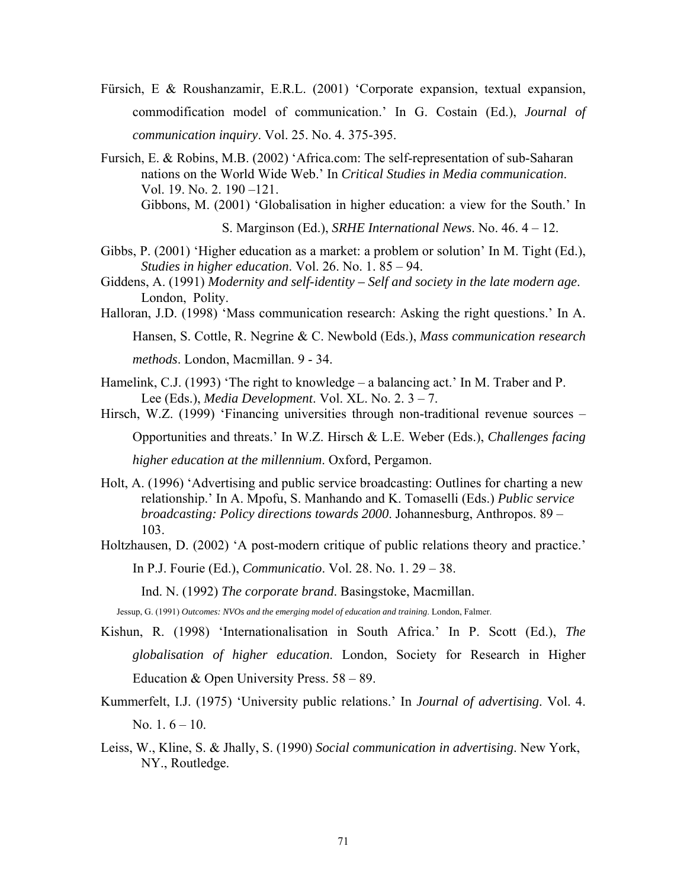Fürsich, E & Roushanzamir, E.R.L. (2001) 'Corporate expansion, textual expansion, commodification model of communication.' In G. Costain (Ed.), *Journal of communication inquiry*. Vol. 25. No. 4. 375-395.

Fursich, E. & Robins, M.B. (2002) 'Africa.com: The self-representation of sub-Saharan nations on the World Wide Web.' In *Critical Studies in Media communication*. Vol. 19. No. 2. 190 –121.

Gibbons, M. (2001) 'Globalisation in higher education: a view for the South.' In S. Marginson (Ed.), *SRHE International News*. No. 46. 4 – 12.

Gibbs, P. (2001) 'Higher education as a market: a problem or solution' In M. Tight (Ed.), *Studies in higher education*. Vol. 26. No. 1. 85 – 94.

Giddens, A. (1991) *Modernity and self-identity – Self and society in the late modern age*. London, Polity.

Halloran, J.D. (1998) 'Mass communication research: Asking the right questions.' In A. Hansen, S. Cottle, R. Negrine & C. Newbold (Eds.), *Mass communication research methods*. London, Macmillan. 9 - 34.

Hamelink, C.J. (1993) 'The right to knowledge – a balancing act.' In M. Traber and P. Lee (Eds.), *Media Development*. Vol. XL. No. 2. 3 – 7.

Hirsch, W.Z. (1999) 'Financing universities through non-traditional revenue sources – Opportunities and threats.' In W.Z. Hirsch & L.E. Weber (Eds.), *Challenges facing higher education at the millennium*. Oxford, Pergamon.

Holt, A. (1996) 'Advertising and public service broadcasting: Outlines for charting a new relationship.' In A. Mpofu, S. Manhando and K. Tomaselli (Eds.) *Public service broadcasting: Policy directions towards 2000*. Johannesburg, Anthropos. 89 – 103.

Holtzhausen, D. (2002) 'A post-modern critique of public relations theory and practice.' In P.J. Fourie (Ed.), *Communicatio*. Vol. 28. No. 1. 29 – 38.

Ind. N. (1992) *The corporate brand*. Basingstoke, Macmillan.

Jessup, G. (1991) *Outcomes: NVOs and the emerging model of education and training*. London, Falmer.

Kishun, R. (1998) 'Internationalisation in South Africa.' In P. Scott (Ed.), *The globalisation of higher education.* London, Society for Research in Higher Education & Open University Press. 58 – 89.

Kummerfelt, I.J. (1975) 'University public relations.' In *Journal of advertising*. Vol. 4. No. 1. 6 – 10.

Leiss, W., Kline, S. & Jhally, S. (1990) *Social communication in advertising*. New York, NY., Routledge.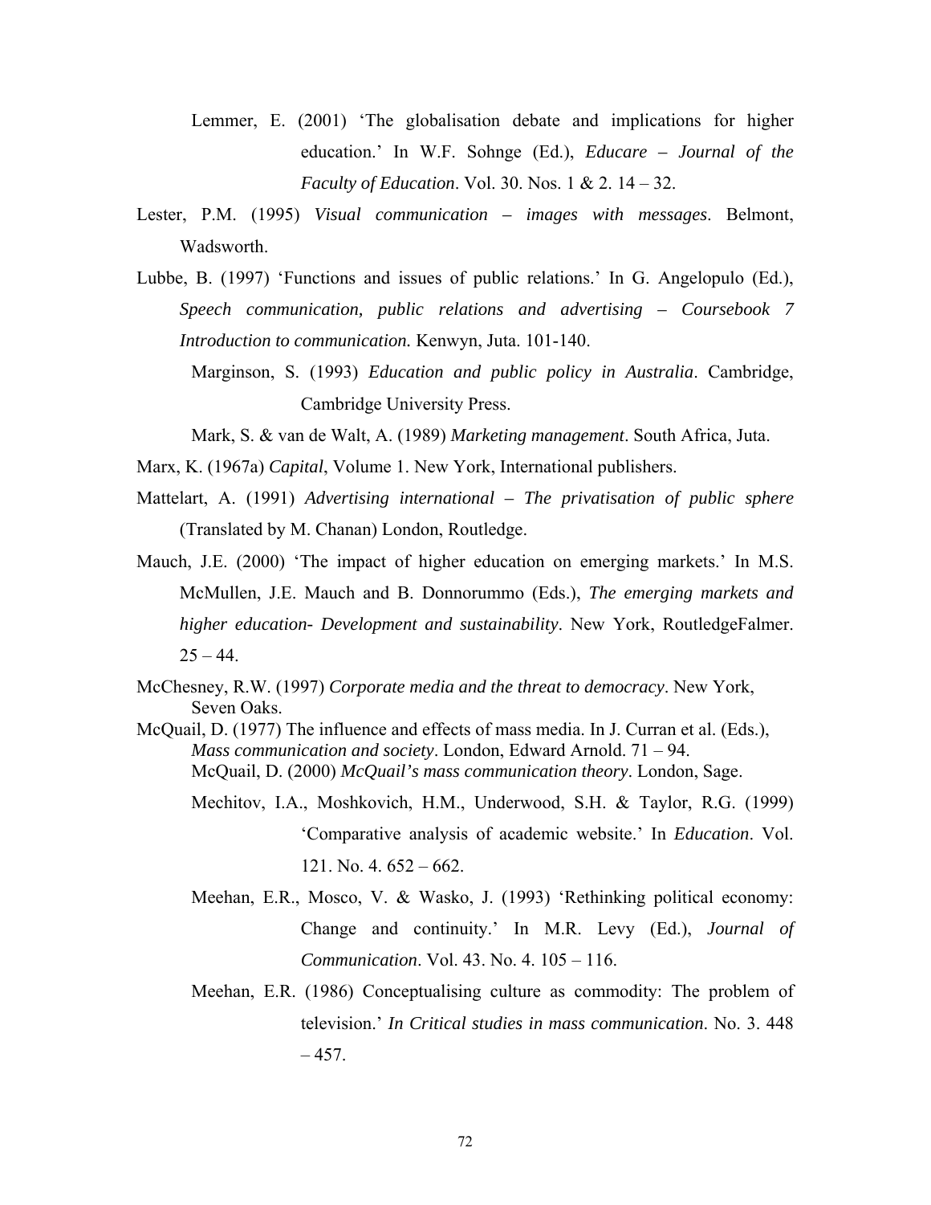Lemmer, E. (2001) 'The globalisation debate and implications for higher education.' In W.F. Sohnge (Ed.), *Educare – Journal of the Faculty of Education*. Vol. 30. Nos. 1 & 2. 14 – 32.

Lester, P.M. (1995) *Visual communication – images with messages*. Belmont, Wadsworth.

Lubbe, B. (1997) 'Functions and issues of public relations.' In G. Angelopulo (Ed.), *Speech communication, public relations and advertising – Coursebook 7 Introduction to communication.* Kenwyn, Juta. 101-140.

Marginson, S. (1993) *Education and public policy in Australia*. Cambridge, Cambridge University Press.

Mark, S. & van de Walt, A. (1989) *Marketing management*. South Africa, Juta.

Marx, K. (1967a) *Capital*, Volume 1. New York, International publishers.

Mattelart, A. (1991) *Advertising international – The privatisation of public sphere* (Translated by M. Chanan) London, Routledge.

Mauch, J.E. (2000) 'The impact of higher education on emerging markets.' In M.S. McMullen, J.E. Mauch and B. Donnorummo (Eds.), *The emerging markets and higher education- Development and sustainability*. New York, RoutledgeFalmer. 25 – 44.

McChesney, R.W. (1997) *Corporate media and the threat to democracy*. New York, Seven Oaks.

McQuail, D. (1977) The influence and effects of mass media. In J. Curran et al. (Eds.), *Mass communication and society*. London, Edward Arnold. 71 – 94.

McQuail, D. (2000) *McQuail's mass communication theory*. London, Sage.

Mechitov, I.A., Moshkovich, H.M., Underwood, S.H. & Taylor, R.G. (1999) 'Comparative analysis of academic website.' In *Education*. Vol. 121. No. 4. 652 – 662.

Meehan, E.R., Mosco, V. & Wasko, J. (1993) 'Rethinking political economy: Change and continuity.' In M.R. Levy (Ed.), *Journal of Communication*. Vol. 43. No. 4. 105 – 116.

Meehan, E.R. (1986) Conceptualising culture as commodity: The problem of television.' *In Critical studies in mass communication*. No. 3. 448 – 457.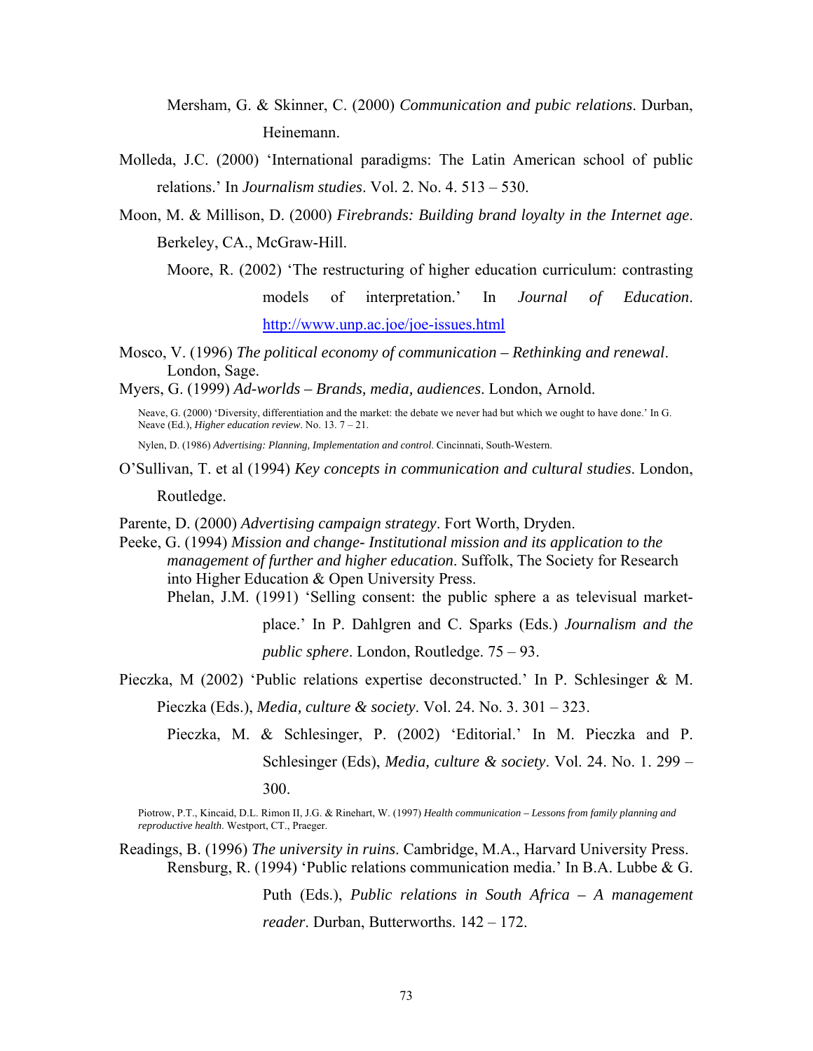Mersham, G. & Skinner, C. (2000) *Communication and pubic relations*. Durban, Heinemann.

Molleda, J.C. (2000) 'International paradigms: The Latin American school of public relations.' In *Journalism studies*. Vol. 2. No. 4. 513 – 530.

Moon, M. & Millison, D. (2000) *Firebrands: Building brand loyalty in the Internet age*. Berkeley, CA., McGraw-Hill.

Moore, R. (2002) 'The restructuring of higher education curriculum: contrasting models of interpretation.' In *Journal of Education*. http://www.unp.ac.joe/joe-issues.html

Mosco, V. (1996) *The political economy of communication – Rethinking and renewal*. London, Sage.

Myers, G. (1999) *Ad-worlds – Brands, media, audiences*. London, Arnold.

Neave, G. (2000) 'Diversity, differentiation and the market: the debate we never had but which we ought to have done.' In G. Neave (Ed.), *Higher education review*. No. 13. 7 – 21.

Nylen, D. (1986) *Advertising: Planning, Implementation and control*. Cincinnati, South-Western.

O'Sullivan, T. et al (1994) *Key concepts in communication and cultural studies*. London, Routledge.

Parente, D. (2000) *Advertising campaign strategy*. Fort Worth, Dryden.

Peeke, G. (1994) *Mission and change- Institutional mission and its application to the management of further and higher education*. Suffolk, The Society for Research into Higher Education & Open University Press.

Phelan, J.M. (1991) 'Selling consent: the public sphere a as televisual market-place.' In P. Dahlgren and C. Sparks (Eds.) *Journalism and the public sphere*. London, Routledge. 75 – 93.

Pieczka, M (2002) 'Public relations expertise deconstructed.' In P. Schlesinger & M. Pieczka (Eds.), *Media, culture & society*. Vol. 24. No. 3. 301 – 323.

Pieczka, M. & Schlesinger, P. (2002) 'Editorial.' In M. Pieczka and P. Schlesinger (Eds), *Media, culture & society*. Vol. 24. No. 1. 299 – 300.

Piotrow, P.T., Kincaid, D.L. Rimon II, J.G. & Rinehart, W. (1997) *Health communication – Lessons from family planning and reproductive health*. Westport, CT., Praeger.

Readings, B. (1996) *The university in ruins*. Cambridge, M.A., Harvard University Press.

Rensburg, R. (1994) 'Public relations communication media.' In B.A. Lubbe & G. Puth (Eds.), *Public relations in South Africa – A management reader*. Durban, Butterworths. 142 – 172.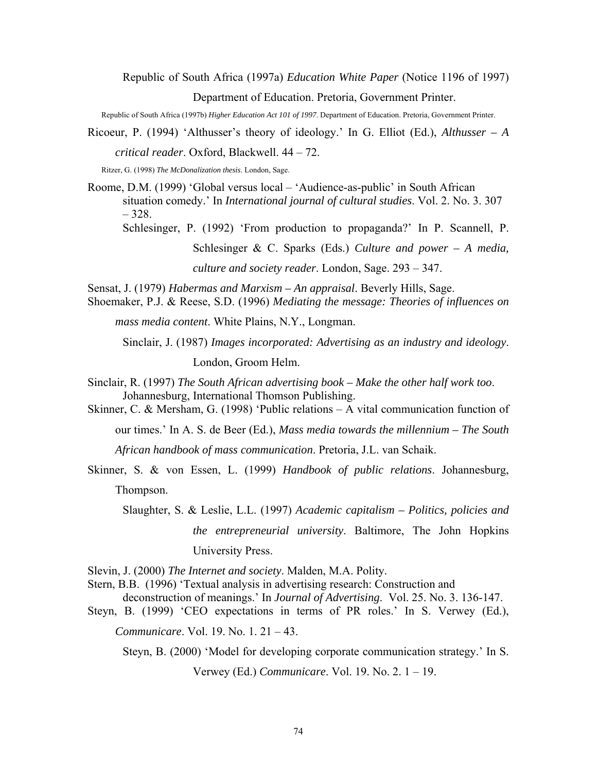Republic of South Africa (1997a) *Education White Paper* (Notice 1196 of 1997) Department of Education. Pretoria, Government Printer.

Republic of South Africa (1997b) *Higher Education Act 101 of 1997*. Department of Education. Pretoria, Government Printer.

Ricoeur, P. (1994) 'Althusser's theory of ideology.' In G. Elliot (Ed.), *Althusser – A critical reader*. Oxford, Blackwell. 44 – 72.

Ritzer, G. (1998) *The McDonalization thesis*. London, Sage.

Roome, D.M. (1999) 'Global versus local – 'Audience-as-public' in South African situation comedy.' In *International journal of cultural studies*. Vol. 2. No. 3. 307 – 328.

Schlesinger, P. (1992) 'From production to propaganda?' In P. Scannell, P. Schlesinger & C. Sparks (Eds.) *Culture and power – A media, culture and society reader*. London, Sage. 293 – 347.

Sensat, J. (1979) *Habermas and Marxism – An appraisal*. Beverly Hills, Sage.

Shoemaker, P.J. & Reese, S.D. (1996) *Mediating the message: Theories of influences on mass media content*. White Plains, N.Y., Longman.

Sinclair, J. (1987) *Images incorporated: Advertising as an industry and ideology*. London, Groom Helm.

Sinclair, R. (1997) *The South African advertising book – Make the other half work too*. Johannesburg, International Thomson Publishing.

Skinner, C. & Mersham, G. (1998) 'Public relations – A vital communication function of our times.' In A. S. de Beer (Ed.), *Mass media towards the millennium – The South African handbook of mass communication*. Pretoria, J.L. van Schaik.

Skinner, S. & von Essen, L. (1999) *Handbook of public relations*. Johannesburg, Thompson.

Slaughter, S. & Leslie, L.L. (1997) *Academic capitalism – Politics, policies and the entrepreneurial university*. Baltimore, The John Hopkins University Press.

Slevin, J. (2000) *The Internet and society*. Malden, M.A. Polity.

Stern, B.B. (1996) 'Textual analysis in advertising research: Construction and deconstruction of meanings.' In *Journal of Advertising.* Vol. 25. No. 3. 136-147.

Steyn, B. (1999) 'CEO expectations in terms of PR roles.' In S. Verwey (Ed.), *Communicare*. Vol. 19. No. 1. 21 – 43.

Steyn, B. (2000) 'Model for developing corporate communication strategy.' In S. Verwey (Ed.) *Communicare*. Vol. 19. No. 2. 1 – 19.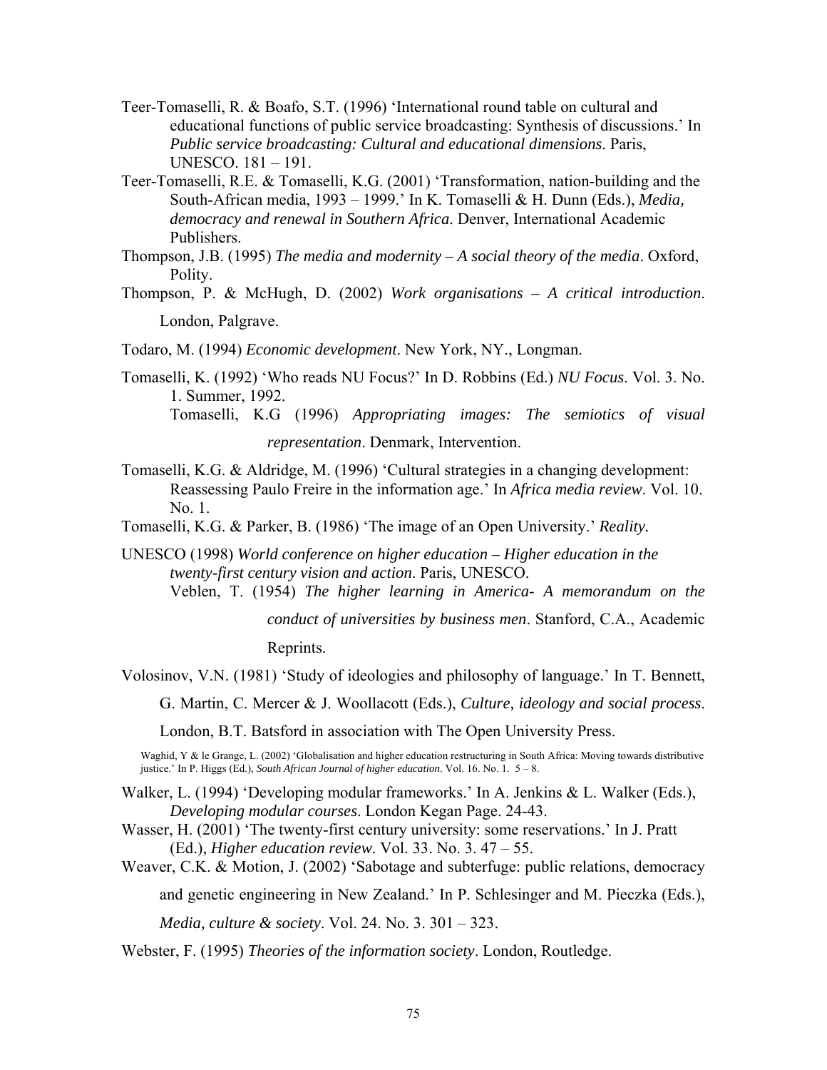Teer-Tomaselli, R. & Boafo, S.T. (1996) 'International round table on cultural and educational functions of public service broadcasting: Synthesis of discussions.' In *Public service broadcasting: Cultural and educational dimensions*. Paris, UNESCO. 181 – 191.

Teer-Tomaselli, R.E. & Tomaselli, K.G. (2001) 'Transformation, nation-building and the South-African media, 1993 – 1999.' In K. Tomaselli & H. Dunn (Eds.), *Media, democracy and renewal in Southern Africa*. Denver, International Academic Publishers.

Thompson, J.B. (1995) *The media and modernity – A social theory of the media*. Oxford, Polity.

Thompson, P. & McHugh, D. (2002) *Work organisations – A critical introduction*. London, Palgrave.

Todaro, M. (1994) *Economic development*. New York, NY., Longman.

Tomaselli, K. (1992) 'Who reads NU Focus?' In D. Robbins (Ed.) *NU Focus*. Vol. 3. No. 1. Summer, 1992.

Tomaselli, K.G (1996) *Appropriating images: The semiotics of visual representation*. Denmark, Intervention.

Tomaselli, K.G. & Aldridge, M. (1996) 'Cultural strategies in a changing development: Reassessing Paulo Freire in the information age.' In *Africa media review*. Vol. 10. No. 1.

Tomaselli, K.G. & Parker, B. (1986) 'The image of an Open University.' *Reality.*

UNESCO (1998) *World conference on higher education – Higher education in the twenty-first century vision and action*. Paris, UNESCO.

Veblen, T. (1954) *The higher learning in America- A memorandum on the conduct of universities by business men*. Stanford, C.A., Academic Reprints.

Volosinov, V.N. (1981) 'Study of ideologies and philosophy of language.' In T. Bennett, G. Martin, C. Mercer & J. Woollacott (Eds.), *Culture, ideology and social process*. London, B.T. Batsford in association with The Open University Press.

Waghid, Y & le Grange, L. (2002) 'Globalisation and higher education restructuring in South Africa: Moving towards distributive justice.' In P. Higgs (Ed.), *South African Journal of higher education*. Vol. 16. No. 1. 5 – 8.

Walker, L. (1994) 'Developing modular frameworks.' In A. Jenkins & L. Walker (Eds.), *Developing modular courses*. London Kegan Page. 24-43.

Wasser, H. (2001) 'The twenty-first century university: some reservations.' In J. Pratt (Ed.), *Higher education review*. Vol. 33. No. 3. 47 – 55.

Weaver, C.K. & Motion, J. (2002) 'Sabotage and subterfuge: public relations, democracy and genetic engineering in New Zealand.' In P. Schlesinger and M. Pieczka (Eds.), *Media, culture & society*. Vol. 24. No. 3. 301 – 323.

Webster, F. (1995) *Theories of the information society*. London, Routledge.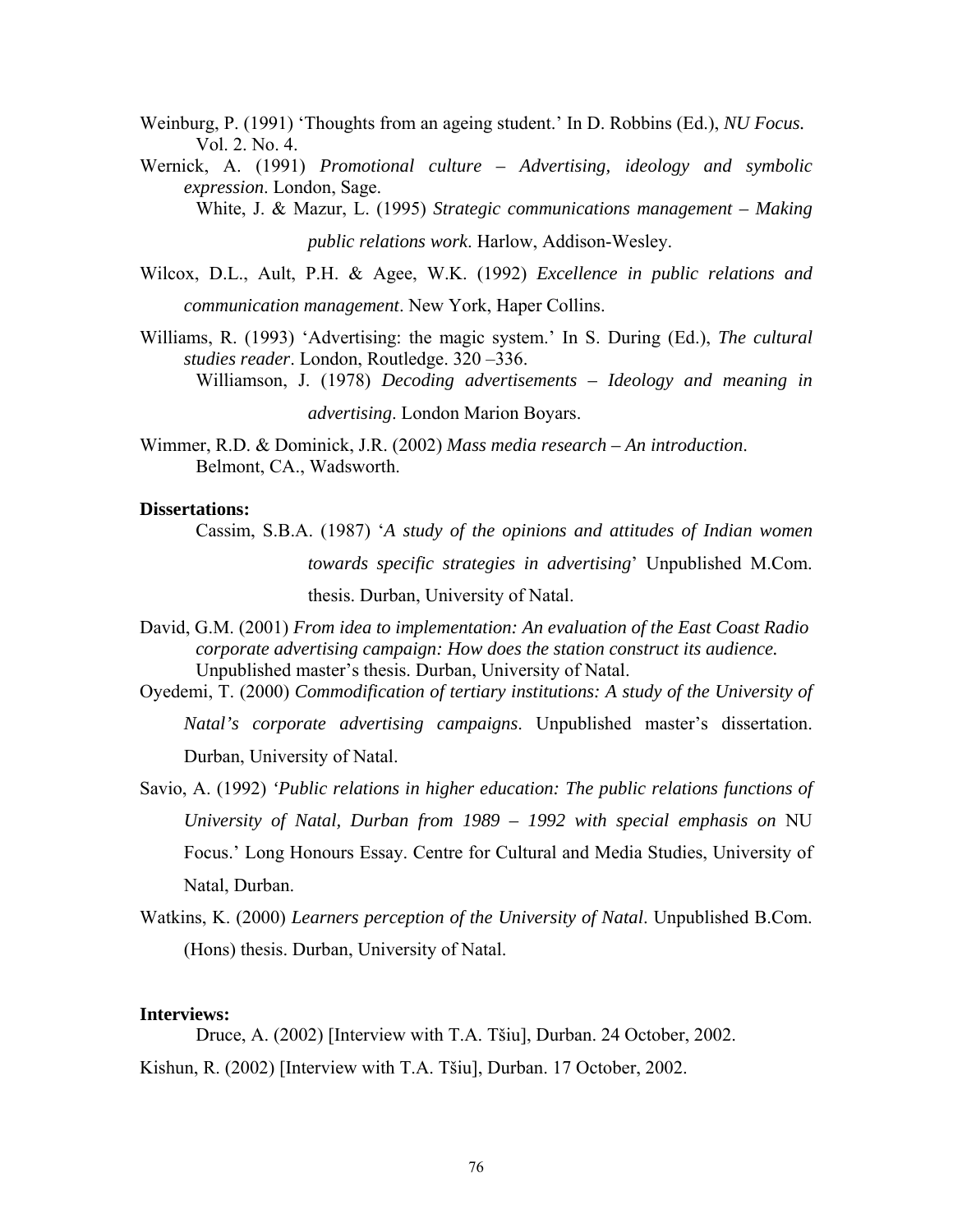Weinburg, P. (1991) 'Thoughts from an ageing student.' In D. Robbins (Ed.), *NU Focus.* Vol. 2. No. 4.

Wernick, A. (1991) *Promotional culture – Advertising, ideology and symbolic expression*. London, Sage.

White, J. & Mazur, L. (1995) *Strategic communications management – Making public relations work*. Harlow, Addison-Wesley.

Wilcox, D.L., Ault, P.H. & Agee, W.K. (1992) *Excellence in public relations and communication management*. New York, Haper Collins.

Williams, R. (1993) 'Advertising: the magic system.' In S. During (Ed.), *The cultural studies reader*. London, Routledge. 320 –336.

Williamson, J. (1978) *Decoding advertisements – Ideology and meaning in advertising*. London Marion Boyars.

Wimmer, R.D. & Dominick, J.R. (2002) *Mass media research – An introduction*. Belmont, CA., Wadsworth.

**Dissertations:**

Cassim, S.B.A. (1987) '*A study of the opinions and attitudes of Indian women towards specific strategies in advertising*' Unpublished M.Com. thesis. Durban, University of Natal.

David, G.M. (2001) *From idea to implementation: An evaluation of the East Coast Radio corporate advertising campaign: How does the station construct its audience.* Unpublished master's thesis. Durban, University of Natal.

Oyedemi, T. (2000) *Commodification of tertiary institutions: A study of the University of Natal's corporate advertising campaigns*. Unpublished master's dissertation. Durban, University of Natal.

Savio, A. (1992) *'Public relations in higher education: The public relations functions of University of Natal, Durban from 1989 – 1992 with special emphasis on* NU Focus.' Long Honours Essay. Centre for Cultural and Media Studies, University of Natal, Durban.

Watkins, K. (2000) *Learners perception of the University of Natal*. Unpublished B.Com. (Hons) thesis. Durban, University of Natal.

**Interviews:**

Druce, A. (2002) [Interview with T.A. Tšiu], Durban. 24 October, 2002.

Kishun, R. (2002) [Interview with T.A. Tšiu], Durban. 17 October, 2002.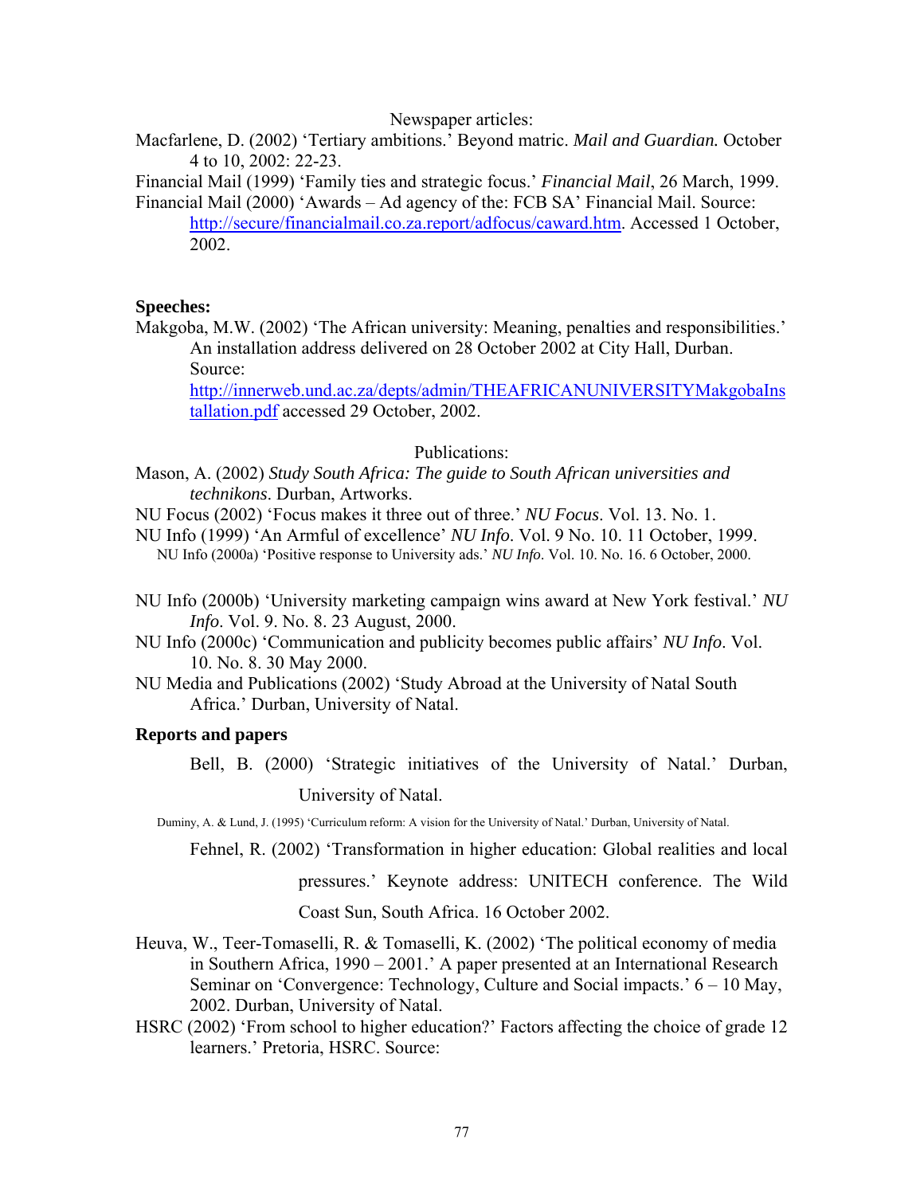Newspaper articles:

Macfarlene, D. (2002) 'Tertiary ambitions.' Beyond matric. *Mail and Guardian.* October 4 to 10, 2002: 22-23.

Financial Mail (1999) 'Family ties and strategic focus.' *Financial Mail*, 26 March, 1999.

Financial Mail (2000) 'Awards – Ad agency of the: FCB SA' Financial Mail. Source: http://secure/financialmail.co.za.report/adfocus/caward.htm. Accessed 1 October, 2002.

**Speeches:**

Makgoba, M.W. (2002) 'The African university: Meaning, penalties and responsibilities.' An installation address delivered on 28 October 2002 at City Hall, Durban. Source: http://innerweb.und.ac.za/depts/admin/THEAFRICANUNIVERSITYMakgobaInstallation.pdf accessed 29 October, 2002.

Publications:

Mason, A. (2002) *Study South Africa: The guide to South African universities and technikons*. Durban, Artworks.

NU Focus (2002) 'Focus makes it three out of three.' *NU Focus*. Vol. 13. No. 1.

NU Info (1999) 'An Armful of excellence' *NU Info*. Vol. 9 No. 10. 11 October, 1999.

NU Info (2000a) 'Positive response to University ads.' *NU Info*. Vol. 10. No. 16. 6 October, 2000.

NU Info (2000b) 'University marketing campaign wins award at New York festival.' *NU Info*. Vol. 9. No. 8. 23 August, 2000.

NU Info (2000c) 'Communication and publicity becomes public affairs' *NU Info*. Vol. 10. No. 8. 30 May 2000.

NU Media and Publications (2002) 'Study Abroad at the University of Natal South Africa.' Durban, University of Natal.

**Reports and papers**

Bell, B. (2000) 'Strategic initiatives of the University of Natal.' Durban, University of Natal.

Duminy, A. & Lund, J. (1995) 'Curriculum reform: A vision for the University of Natal.' Durban, University of Natal.

Fehnel, R. (2002) 'Transformation in higher education: Global realities and local pressures.' Keynote address: UNITECH conference. The Wild Coast Sun, South Africa. 16 October 2002.

Heuva, W., Teer-Tomaselli, R. & Tomaselli, K. (2002) 'The political economy of media in Southern Africa, 1990 – 2001.' A paper presented at an International Research Seminar on 'Convergence: Technology, Culture and Social impacts.' 6 – 10 May, 2002. Durban, University of Natal.

HSRC (2002) 'From school to higher education?' Factors affecting the choice of grade 12 learners.' Pretoria, HSRC. Source: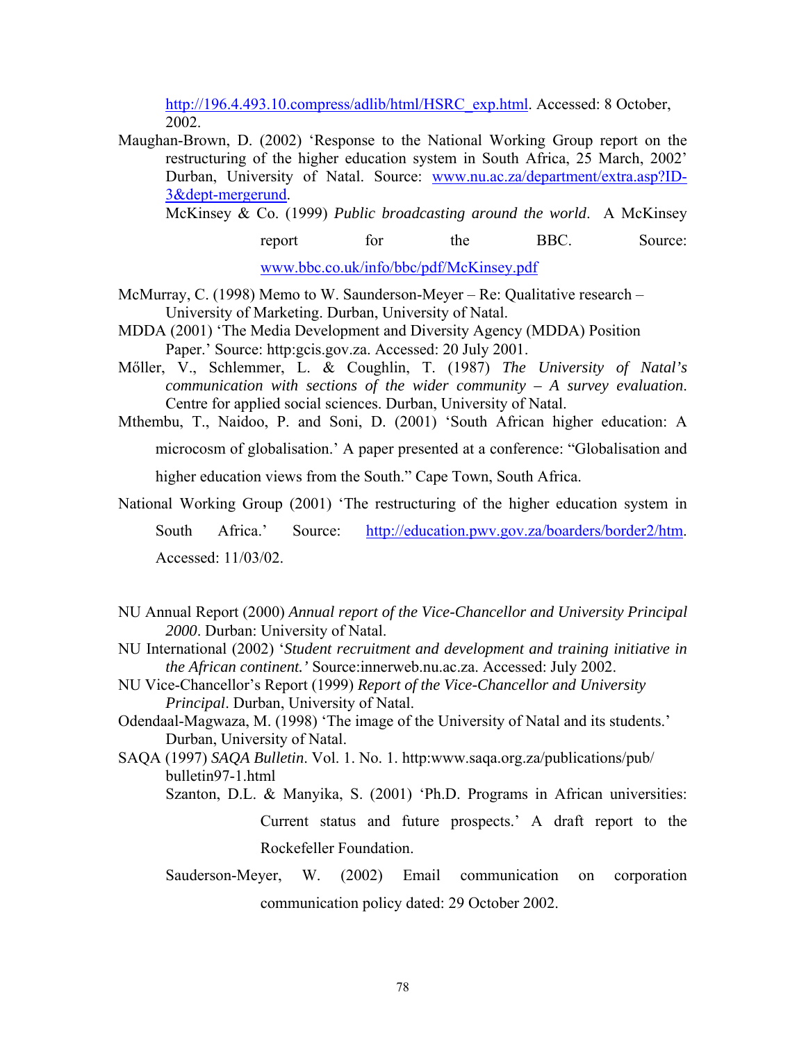http://196.4.493.10.compress/adlib/html/HSRC_exp.html. Accessed: 8 October, 2002.

Maughan-Brown, D. (2002) 'Response to the National Working Group report on the restructuring of the higher education system in South Africa, 25 March, 2002' Durban, University of Natal. Source: www.nu.ac.za/department/extra.asp?ID-3&dept-mergerund.

McKinsey & Co. (1999) *Public broadcasting around the world*. A McKinsey report for the BBC. Source: www.bbc.co.uk/info/bbc/pdf/McKinsey.pdf

McMurray, C. (1998) Memo to W. Saunderson-Meyer – Re: Qualitative research – University of Marketing. Durban, University of Natal.

MDDA (2001) 'The Media Development and Diversity Agency (MDDA) Position Paper.' Source: http:gcis.gov.za. Accessed: 20 July 2001.

Mőller, V., Schlemmer, L. & Coughlin, T. (1987) *The University of Natal's communication with sections of the wider community – A survey evaluation*. Centre for applied social sciences. Durban, University of Natal.

Mthembu, T., Naidoo, P. and Soni, D. (2001) 'South African higher education: A microcosm of globalisation.' A paper presented at a conference: "Globalisation and higher education views from the South." Cape Town, South Africa.

National Working Group (2001) 'The restructuring of the higher education system in South Africa.' Source: http://education.pwv.gov.za/boarders/border2/htm. Accessed: 11/03/02.

NU Annual Report (2000) *Annual report of the Vice-Chancellor and University Principal 2000*. Durban: University of Natal.

NU International (2002) '*Student recruitment and development and training initiative in the African continent.'* Source:innerweb.nu.ac.za. Accessed: July 2002.

NU Vice-Chancellor's Report (1999) *Report of the Vice-Chancellor and University Principal*. Durban, University of Natal.

Odendaal-Magwaza, M. (1998) 'The image of the University of Natal and its students.' Durban, University of Natal.

SAQA (1997) *SAQA Bulletin*. Vol. 1. No. 1. http:www.saqa.org.za/publications/pub/bulletin97-1.html

Szanton, D.L. & Manyika, S. (2001) 'Ph.D. Programs in African universities: Current status and future prospects.' A draft report to the Rockefeller Foundation.

Sauderson-Meyer, W. (2002) Email communication on corporation communication policy dated: 29 October 2002.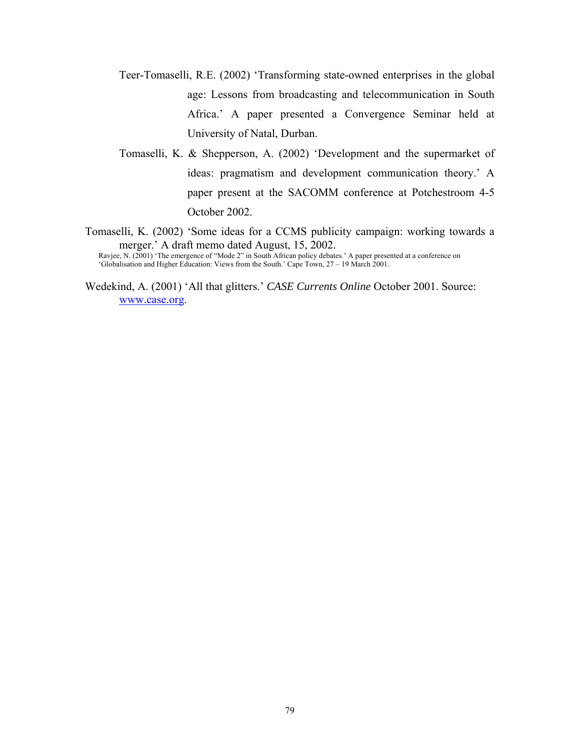Teer-Tomaselli, R.E. (2002) 'Transforming state-owned enterprises in the global age: Lessons from broadcasting and telecommunication in South Africa.' A paper presented a Convergence Seminar held at University of Natal, Durban.

Tomaselli, K. & Shepperson, A. (2002) 'Development and the supermarket of ideas: pragmatism and development communication theory.' A paper present at the SACOMM conference at Potchestroom 4-5 October 2002.

Tomaselli, K. (2002) 'Some ideas for a CCMS publicity campaign: working towards a merger.' A draft memo dated August, 15, 2002.

Ravjee, N. (2001) 'The emergence of "Mode 2" in South African policy debates.' A paper presented at a conference on 'Globalisation and Higher Education: Views from the South.' Cape Town, 27 – 19 March 2001.

Wedekind, A. (2001) 'All that glitters.' *CASE Currents Online* October 2001. Source: [www.case.org](www.case.org).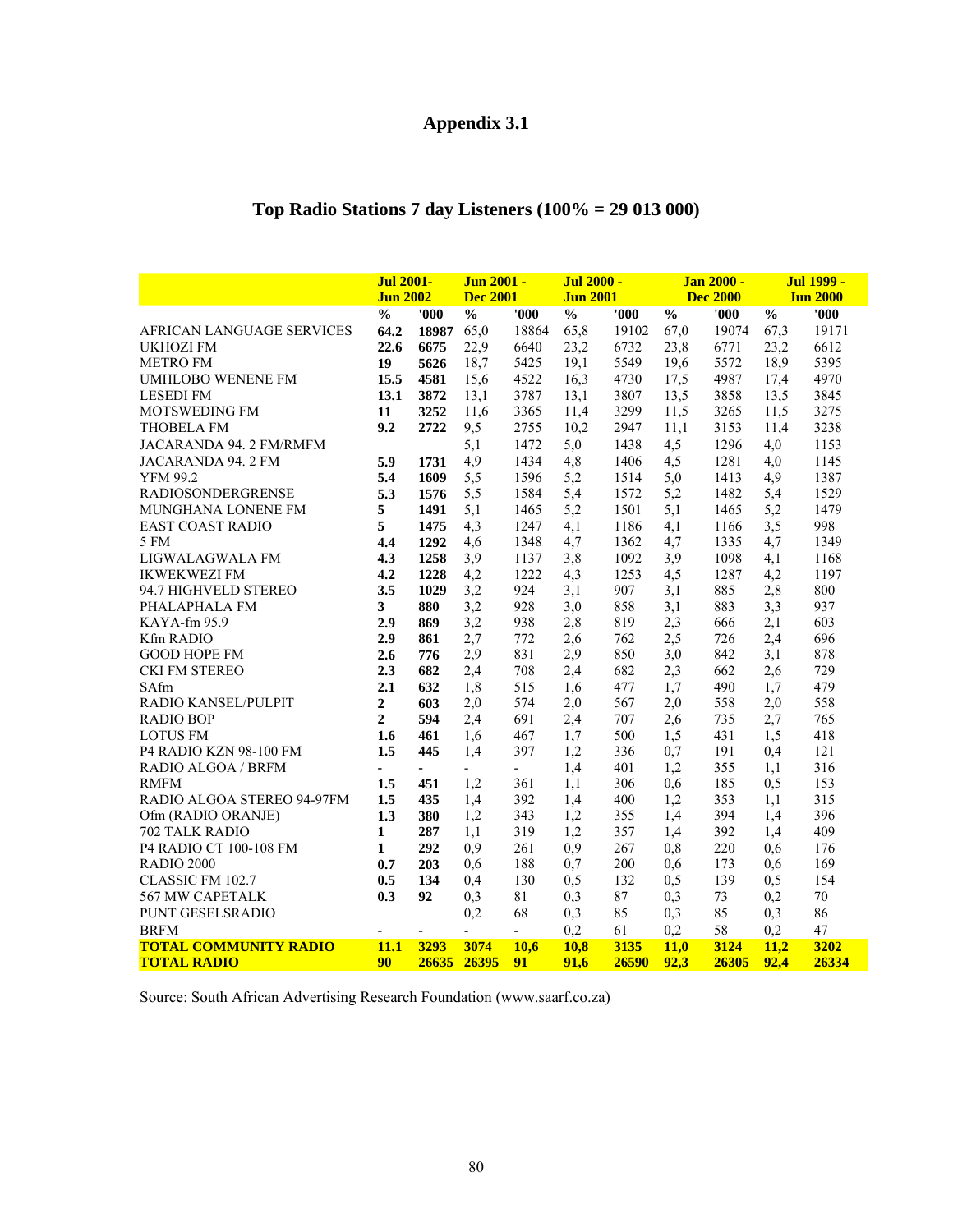# Appendix 3.1

## Top Radio Stations 7 day Listeners (100% = 29 013 000)

| | Jul 2001-Jun 2002 | | Jun 2001 -Dec 2001 | | Jul 2000 -Jun 2001 | | Jan 2000 -Dec 2000 | | Jul 1999 -Jun 2000 | |
|---|---|---|---|---|---|---|---|---|---|---|
| | % | '000 | % | '000 | % | '000 | % | '000 | % | '000 |
| AFRICAN LANGUAGE SERVICES | **64.2** | **18987** | 65,0 | 18864 | 65,8 | 19102 | 67,0 | 19074 | 67,3 | 19171 |
| UKHOZI FM | **22.6** | **6675** | 22,9 | 6640 | 23,2 | 6732 | 23,8 | 6771 | 23,2 | 6612 |
| METRO FM | **19** | **5626** | 18,7 | 5425 | 19,1 | 5549 | 19,6 | 5572 | 18,9 | 5395 |
| UMHLOBO WENENE FM | **15.5** | **4581** | 15,6 | 4522 | 16,3 | 4730 | 17,5 | 4987 | 17,4 | 4970 |
| LESEDI FM | **13.1** | **3872** | 13,1 | 3787 | 13,1 | 3807 | 13,5 | 3858 | 13,5 | 3845 |
| MOTSWEDING FM | **11** | **3252** | 11,6 | 3365 | 11,4 | 3299 | 11,5 | 3265 | 11,5 | 3275 |
| THOBELA FM | **9.2** | **2722** | 9,5 | 2755 | 10,2 | 2947 | 11,1 | 3153 | 11,4 | 3238 |
| JACARANDA 94. 2 FM/RMFM | | | 5,1 | 1472 | 5,0 | 1438 | 4,5 | 1296 | 4,0 | 1153 |
| JACARANDA 94. 2 FM | **5.9** | **1731** | 4,9 | 1434 | 4,8 | 1406 | 4,5 | 1281 | 4,0 | 1145 |
| YFM 99.2 | **5.4** | **1609** | 5,5 | 1596 | 5,2 | 1514 | 5,0 | 1413 | 4,9 | 1387 |
| RADIOSONDERGRENSE | **5.3** | **1576** | 5,5 | 1584 | 5,4 | 1572 | 5,2 | 1482 | 5,4 | 1529 |
| MUNGHANA LONENE FM | **5** | **1491** | 5,1 | 1465 | 5,2 | 1501 | 5,1 | 1465 | 5,2 | 1479 |
| EAST COAST RADIO | **5** | **1475** | 4,3 | 1247 | 4,1 | 1186 | 4,1 | 1166 | 3,5 | 998 |
| 5 FM | **4.4** | **1292** | 4,6 | 1348 | 4,7 | 1362 | 4,7 | 1335 | 4,7 | 1349 |
| LIGWALAGWALA FM | **4.3** | **1258** | 3,9 | 1137 | 3,8 | 1092 | 3,9 | 1098 | 4,1 | 1168 |
| IKWEKWEZI FM | **4.2** | **1228** | 4,2 | 1222 | 4,3 | 1253 | 4,5 | 1287 | 4,2 | 1197 |
| 94.7 HIGHVELD STEREO | **3.5** | **1029** | 3,2 | 924 | 3,1 | 907 | 3,1 | 885 | 2,8 | 800 |
| PHALAPHALA FM | **3** | **880** | 3,2 | 928 | 3,0 | 858 | 3,1 | 883 | 3,3 | 937 |
| KAYA-fm 95.9 | **2.9** | **869** | 3,2 | 938 | 2,8 | 819 | 2,3 | 666 | 2,1 | 603 |
| Kfm RADIO | **2.9** | **861** | 2,7 | 772 | 2,6 | 762 | 2,5 | 726 | 2,4 | 696 |
| GOOD HOPE FM | **2.6** | **776** | 2,9 | 831 | 2,9 | 850 | 3,0 | 842 | 3,1 | 878 |
| CKI FM STEREO | **2.3** | **682** | 2,4 | 708 | 2,4 | 682 | 2,3 | 662 | 2,6 | 729 |
| SAfm | **2.1** | **632** | 1,8 | 515 | 1,6 | 477 | 1,7 | 490 | 1,7 | 479 |
| RADIO KANSEL/PULPIT | **2** | **603** | 2,0 | 574 | 2,0 | 567 | 2,0 | 558 | 2,0 | 558 |
| RADIO BOP | **2** | **594** | 2,4 | 691 | 2,4 | 707 | 2,6 | 735 | 2,7 | 765 |
| LOTUS FM | **1.6** | **461** | 1,6 | 467 | 1,7 | 500 | 1,5 | 431 | 1,5 | 418 |
| P4 RADIO KZN 98-100 FM | **1.5** | **445** | 1,4 | 397 | 1,2 | 336 | 0,7 | 191 | 0,4 | 121 |
| RADIO ALGOA / BRFM | - | - | - | - | 1,4 | 401 | 1,2 | 355 | 1,1 | 316 |
| RMFM | **1.5** | **451** | 1,2 | 361 | 1,1 | 306 | 0,6 | 185 | 0,5 | 153 |
| RADIO ALGOA STEREO 94-97FM | **1.5** | **435** | 1,4 | 392 | 1,4 | 400 | 1,2 | 353 | 1,1 | 315 |
| Ofm (RADIO ORANJE) | **1.3** | **380** | 1,2 | 343 | 1,2 | 355 | 1,4 | 394 | 1,4 | 396 |
| 702 TALK RADIO | **1** | **287** | 1,1 | 319 | 1,2 | 357 | 1,4 | 392 | 1,4 | 409 |
| P4 RADIO CT 100-108 FM | **1** | **292** | 0,9 | 261 | 0,9 | 267 | 0,8 | 220 | 0,6 | 176 |
| RADIO 2000 | **0.7** | **203** | 0,6 | 188 | 0,7 | 200 | 0,6 | 173 | 0,6 | 169 |
| CLASSIC FM 102.7 | **0.5** | **134** | 0,4 | 130 | 0,5 | 132 | 0,5 | 139 | 0,5 | 154 |
| 567 MW CAPETALK | **0.3** | **92** | 0,3 | 81 | 0,3 | 87 | 0,3 | 73 | 0,2 | 70 |
| PUNT GESELSRADIO | | | 0,2 | 68 | 0,3 | 85 | 0,3 | 85 | 0,3 | 86 |
| BRFM | - | - | - | - | 0,2 | 61 | 0,2 | 58 | 0,2 | 47 |
| **TOTAL COMMUNITY RADIO** | **11.1** | **3293** | **3074** | **10,6** | **10,8** | **3135** | **11,0** | **3124** | **11,2** | **3202** |
| **TOTAL RADIO** | **90** | **26635** | **26395** | **91** | **91,6** | **26590** | **92,3** | **26305** | **92,4** | **26334** |

Source: South African Advertising Research Foundation (www.saarf.co.za)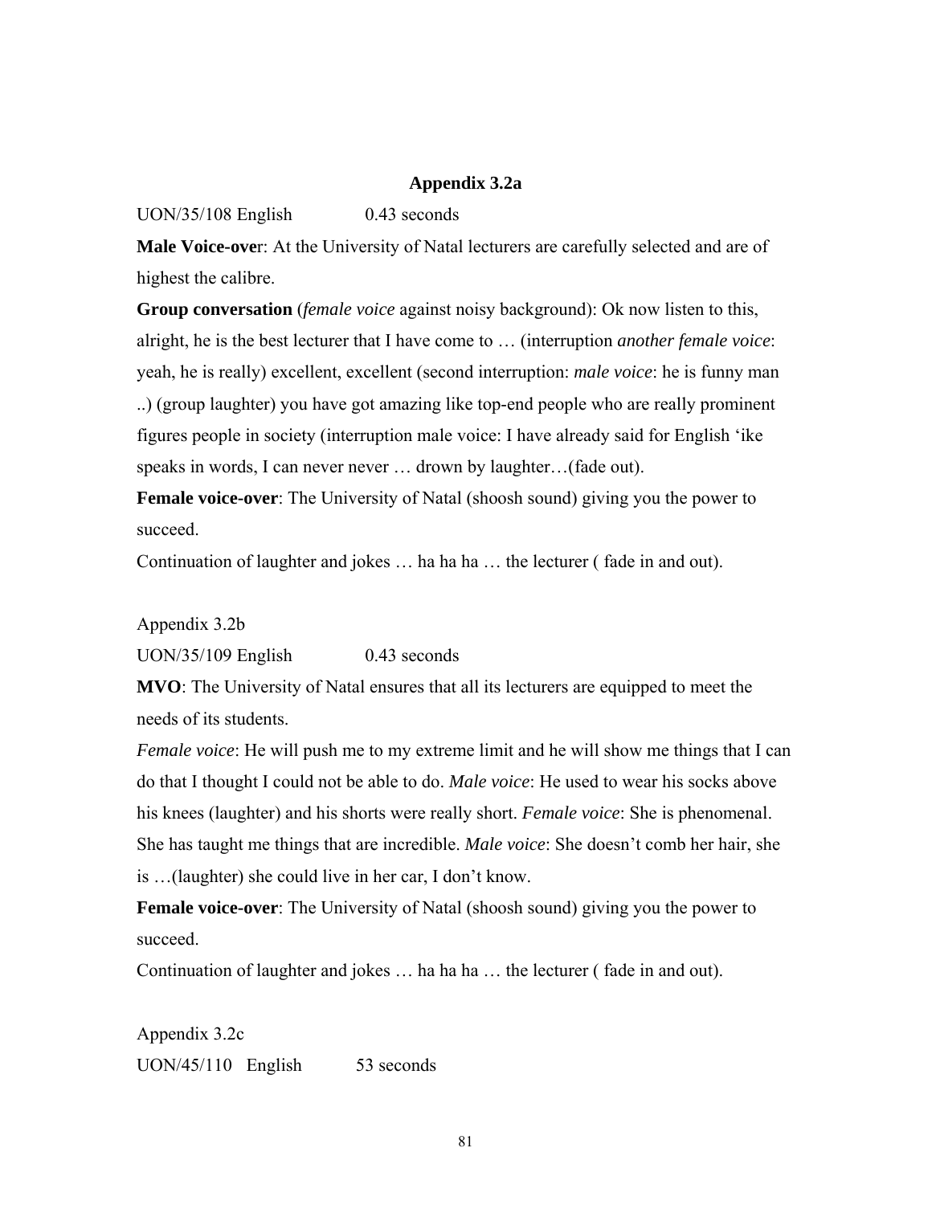**Appendix 3.2a**

UON/35/108 English 0.43 seconds

**Male Voice-over**: At the University of Natal lecturers are carefully selected and are of highest the calibre.

**Group conversation** (*female voice* against noisy background): Ok now listen to this, alright, he is the best lecturer that I have come to … (interruption *another female voice*: yeah, he is really) excellent, excellent (second interruption: *male voice*: he is funny man ..) (group laughter) you have got amazing like top-end people who are really prominent figures people in society (interruption male voice: I have already said for English 'ike speaks in words, I can never never … drown by laughter…(fade out).

**Female voice-over**: The University of Natal (shoosh sound) giving you the power to succeed.

Continuation of laughter and jokes … ha ha ha … the lecturer ( fade in and out).

Appendix 3.2b

UON/35/109 English 0.43 seconds

**MVO**: The University of Natal ensures that all its lecturers are equipped to meet the needs of its students.

*Female voice*: He will push me to my extreme limit and he will show me things that I can do that I thought I could not be able to do. *Male voice*: He used to wear his socks above his knees (laughter) and his shorts were really short. *Female voice*: She is phenomenal. She has taught me things that are incredible. *Male voice*: She doesn't comb her hair, she is …(laughter) she could live in her car, I don't know.

**Female voice-over**: The University of Natal (shoosh sound) giving you the power to succeed.

Continuation of laughter and jokes … ha ha ha … the lecturer ( fade in and out).

Appendix 3.2c

UON/45/110 English 53 seconds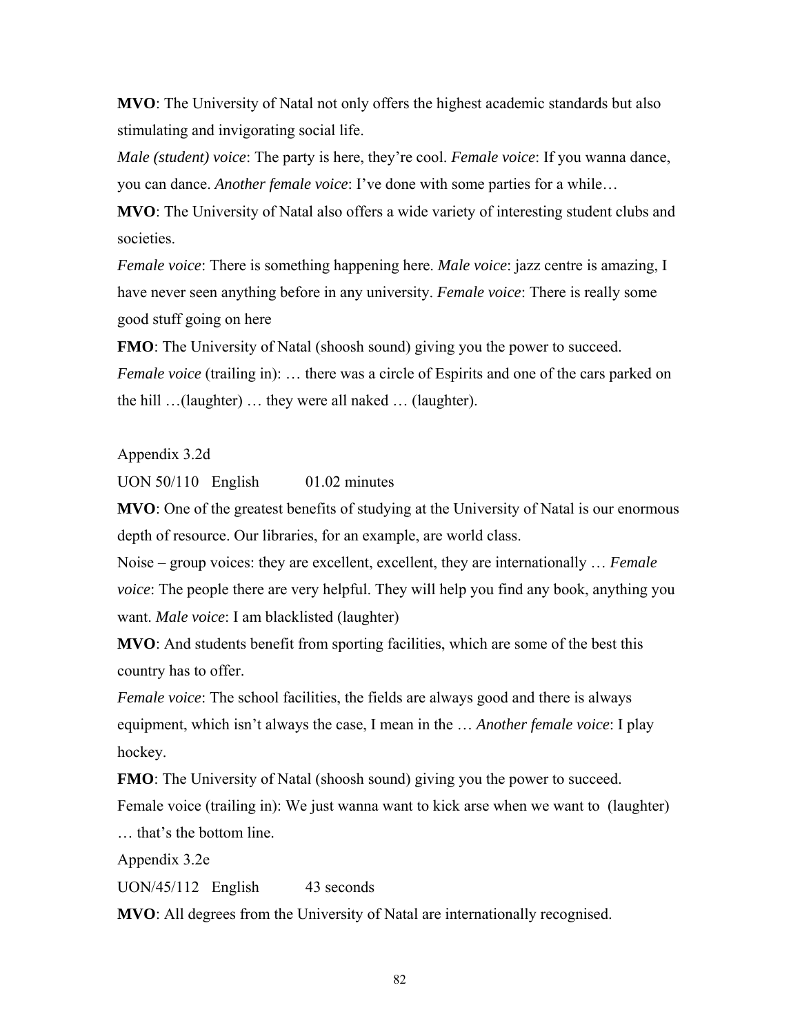**MVO**: The University of Natal not only offers the highest academic standards but also stimulating and invigorating social life.

*Male (student) voice*: The party is here, they're cool. *Female voice*: If you wanna dance, you can dance. *Another female voice*: I've done with some parties for a while…

**MVO**: The University of Natal also offers a wide variety of interesting student clubs and societies.

*Female voice*: There is something happening here. *Male voice*: jazz centre is amazing, I have never seen anything before in any university. *Female voice*: There is really some good stuff going on here

**FMO**: The University of Natal (shoosh sound) giving you the power to succeed.

*Female voice* (trailing in): … there was a circle of Espirits and one of the cars parked on the hill …(laughter) … they were all naked … (laughter).

Appendix 3.2d

UON 50/110 English 01.02 minutes

**MVO**: One of the greatest benefits of studying at the University of Natal is our enormous depth of resource. Our libraries, for an example, are world class.

Noise – group voices: they are excellent, excellent, they are internationally … *Female voice*: The people there are very helpful. They will help you find any book, anything you want. *Male voice*: I am blacklisted (laughter)

**MVO**: And students benefit from sporting facilities, which are some of the best this country has to offer.

*Female voice*: The school facilities, the fields are always good and there is always equipment, which isn't always the case, I mean in the … *Another female voice*: I play hockey.

**FMO**: The University of Natal (shoosh sound) giving you the power to succeed.

Female voice (trailing in): We just wanna want to kick arse when we want to (laughter) … that's the bottom line.

Appendix 3.2e

UON/45/112 English 43 seconds

**MVO**: All degrees from the University of Natal are internationally recognised.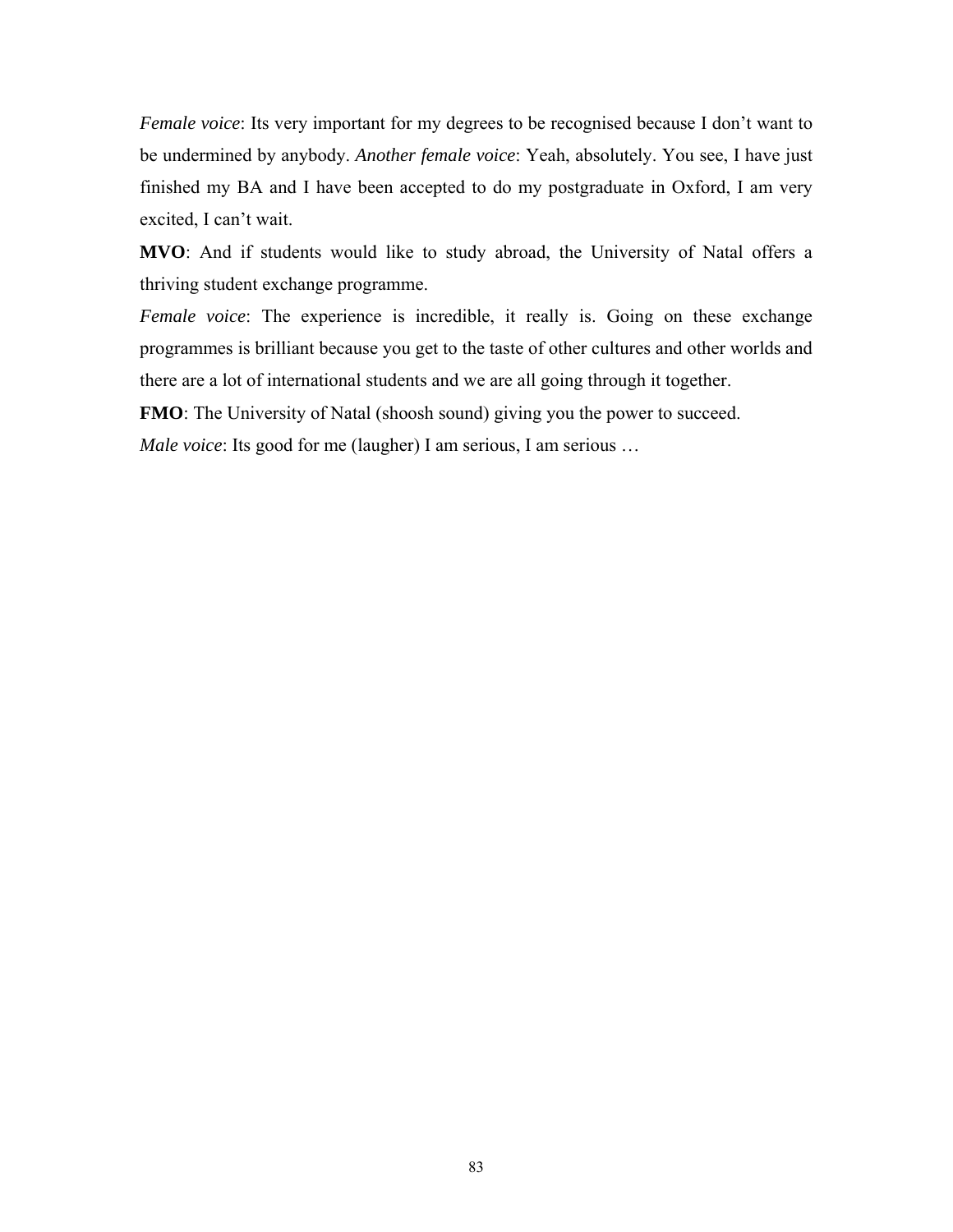*Female voice*: Its very important for my degrees to be recognised because I don't want to be undermined by anybody. *Another female voice*: Yeah, absolutely. You see, I have just finished my BA and I have been accepted to do my postgraduate in Oxford, I am very excited, I can't wait.

**MVO**: And if students would like to study abroad, the University of Natal offers a thriving student exchange programme.

*Female voice*: The experience is incredible, it really is. Going on these exchange programmes is brilliant because you get to the taste of other cultures and other worlds and there are a lot of international students and we are all going through it together.

**FMO**: The University of Natal (shoosh sound) giving you the power to succeed.

*Male voice*: Its good for me (laugher) I am serious, I am serious …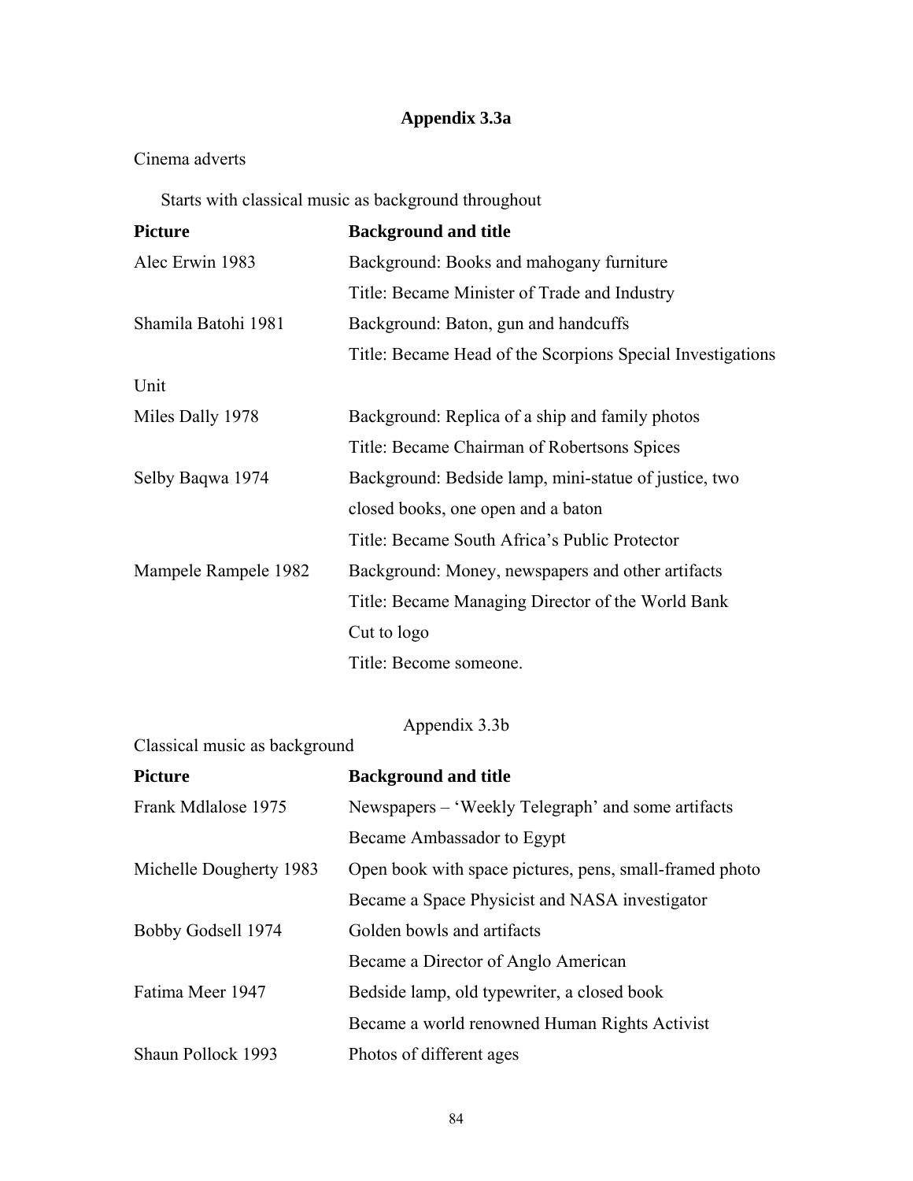## Appendix 3.3a

Cinema adverts

Starts with classical music as background throughout

| Picture | Background and title |
|---|---|
| Alec Erwin 1983 | Background: Books and mahogany furniture |
| | Title: Became Minister of Trade and Industry |
| Shamila Batohi 1981 | Background: Baton, gun and handcuffs |
| | Title: Became Head of the Scorpions Special Investigations Unit |
| Miles Dally 1978 | Background: Replica of a ship and family photos |
| | Title: Became Chairman of Robertsons Spices |
| Selby Baqwa 1974 | Background: Bedside lamp, mini-statue of justice, two closed books, one open and a baton |
| | Title: Became South Africa's Public Protector |
| Mampele Rampele 1982 | Background: Money, newspapers and other artifacts |
| | Title: Became Managing Director of the World Bank |
| | Cut to logo |
| | Title: Become someone. |

Appendix 3.3b

Classical music as background

| Picture | Background and title |
|---|---|
| Frank Mdlalose 1975 | Newspapers – 'Weekly Telegraph' and some artifacts |
| | Became Ambassador to Egypt |
| Michelle Dougherty 1983 | Open book with space pictures, pens, small-framed photo |
| | Became a Space Physicist and NASA investigator |
| Bobby Godsell 1974 | Golden bowls and artifacts |
| | Became a Director of Anglo American |
| Fatima Meer 1947 | Bedside lamp, old typewriter, a closed book |
| | Became a world renowned Human Rights Activist |
| Shaun Pollock 1993 | Photos of different ages |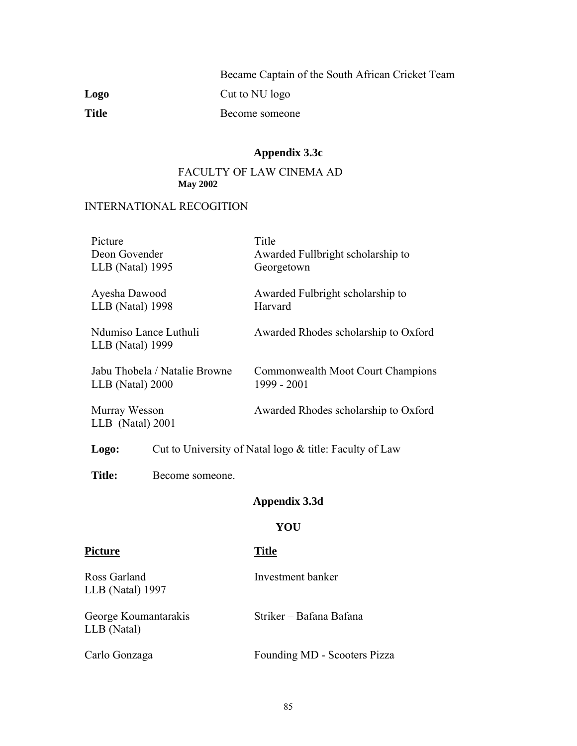| | |
|---|---|
| | Became Captain of the South African Cricket Team |
| **Logo** | Cut to NU logo |
| **Title** | Become someone |

## Appendix 3.3c

FACULTY OF LAW CINEMA AD
**May 2002**

INTERNATIONAL RECOGITION

| Picture | Title |
|---|---|
| Deon Govender<br>LLB (Natal) 1995 | Awarded Fullbright scholarship to Georgetown |
| Ayesha Dawood<br>LLB (Natal) 1998 | Awarded Fulbright scholarship to Harvard |
| Ndumiso Lance Luthuli<br>LLB (Natal) 1999 | Awarded Rhodes scholarship to Oxford |
| Jabu Thobela / Natalie Browne<br>LLB (Natal) 2000 | Commonwealth Moot Court Champions 1999 - 2001 |
| Murray Wesson<br>LLB (Natal) 2001 | Awarded Rhodes scholarship to Oxford |

**Logo:** Cut to University of Natal logo & title: Faculty of Law

**Title:** Become someone.

## Appendix 3.3d

**YOU**

| **Picture** | **Title** |
|---|---|
| Ross Garland<br>LLB (Natal) 1997 | Investment banker |
| George Koumantarakis<br>LLB (Natal) | Striker – Bafana Bafana |
| Carlo Gonzaga | Founding MD - Scooters Pizza |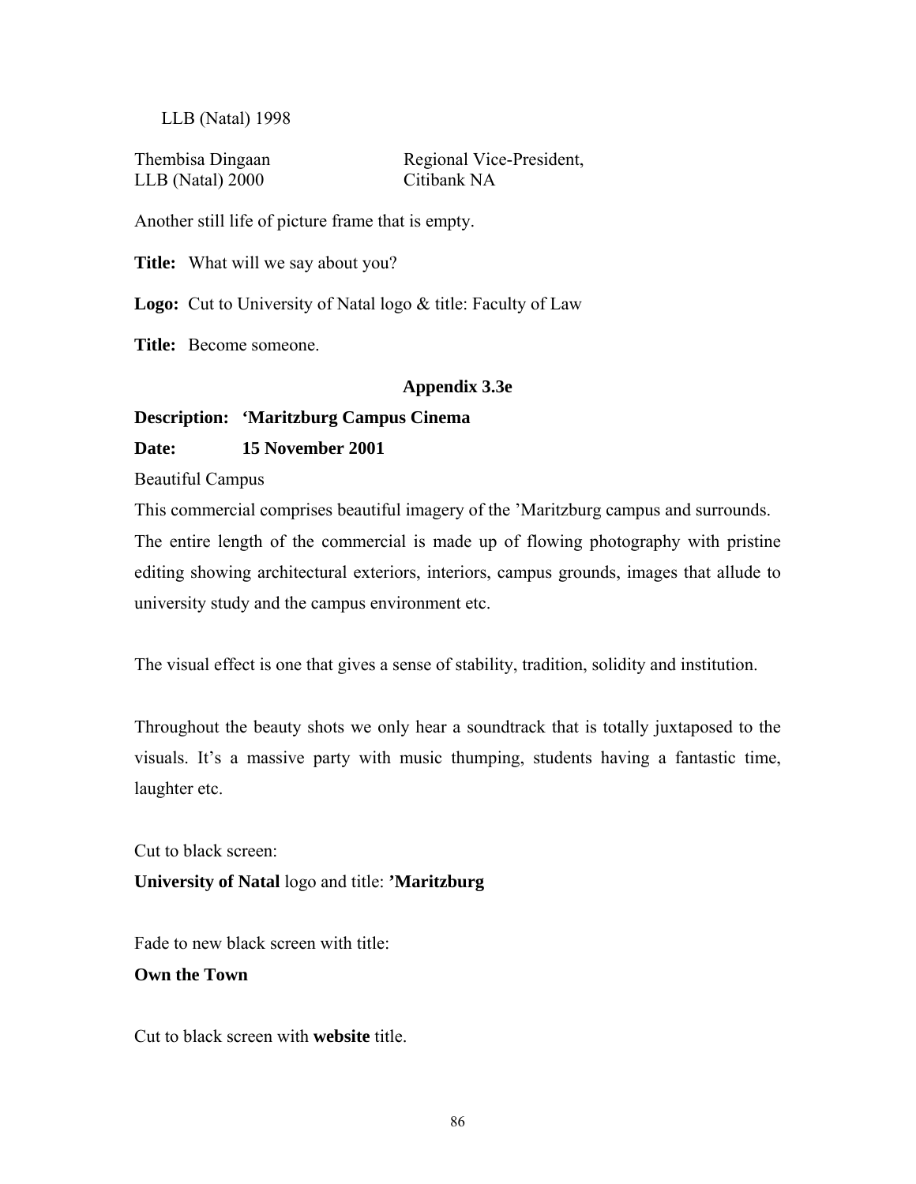LLB (Natal) 1998

| Thembisa Dingaan | Regional Vice-President, |
|---|---|
| LLB (Natal) 2000 | Citibank NA |

Another still life of picture frame that is empty.

**Title:** What will we say about you?

**Logo:** Cut to University of Natal logo & title: Faculty of Law

**Title:** Become someone.

### Appendix 3.3e

**Description: 'Maritzburg Campus Cinema**

**Date: 15 November 2001**

Beautiful Campus

This commercial comprises beautiful imagery of the 'Maritzburg campus and surrounds. The entire length of the commercial is made up of flowing photography with pristine editing showing architectural exteriors, interiors, campus grounds, images that allude to university study and the campus environment etc.

The visual effect is one that gives a sense of stability, tradition, solidity and institution.

Throughout the beauty shots we only hear a soundtrack that is totally juxtaposed to the visuals. It's a massive party with music thumping, students having a fantastic time, laughter etc.

Cut to black screen:

**University of Natal** logo and title: **'Maritzburg**

Fade to new black screen with title:

**Own the Town**

Cut to black screen with **website** title.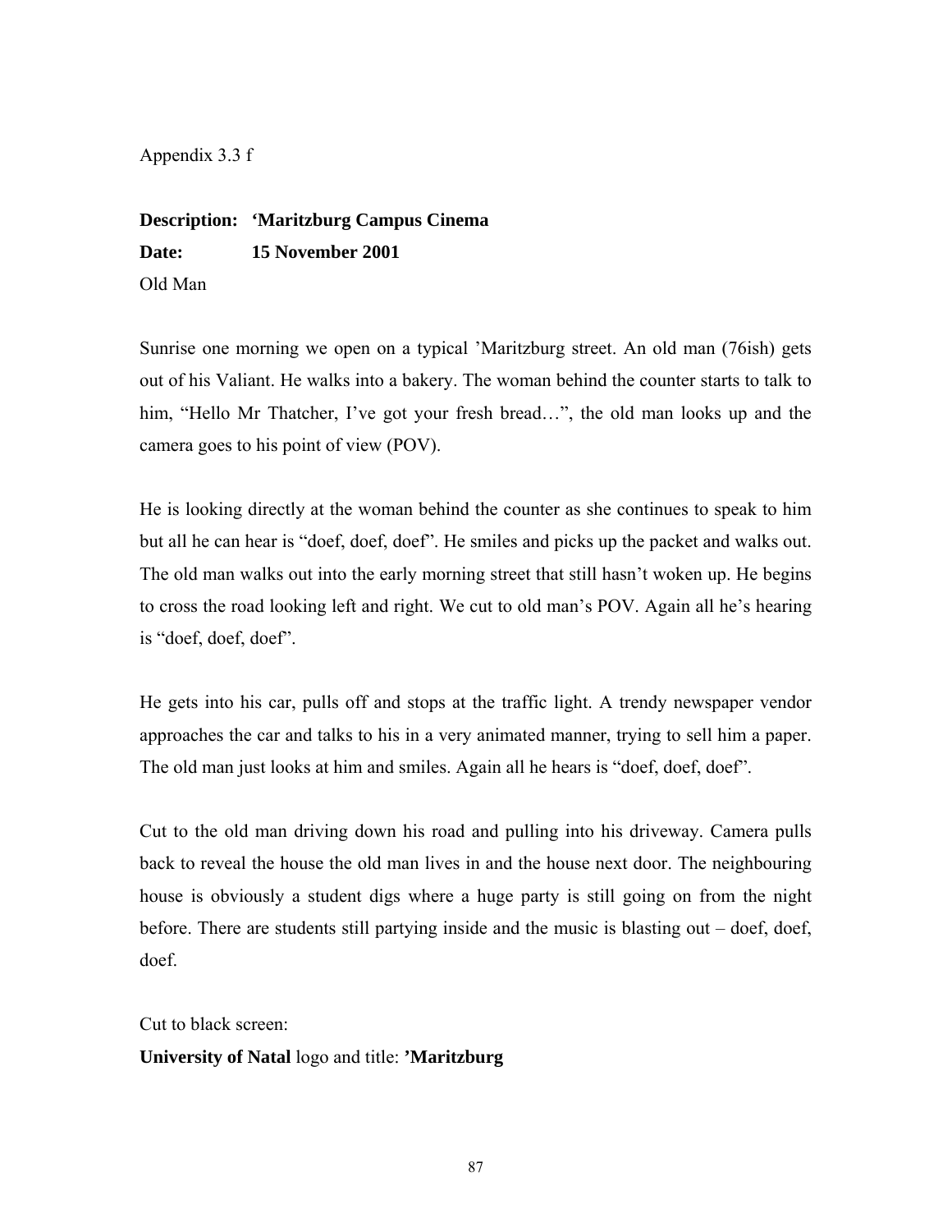Appendix 3.3 f

**Description: ‘Maritzburg Campus Cinema**
**Date: 15 November 2001**

Old Man

Sunrise one morning we open on a typical ’Maritzburg street. An old man (76ish) gets out of his Valiant. He walks into a bakery. The woman behind the counter starts to talk to him, “Hello Mr Thatcher, I’ve got your fresh bread…”, the old man looks up and the camera goes to his point of view (POV).

He is looking directly at the woman behind the counter as she continues to speak to him but all he can hear is “doef, doef, doef”. He smiles and picks up the packet and walks out. The old man walks out into the early morning street that still hasn’t woken up. He begins to cross the road looking left and right. We cut to old man’s POV. Again all he’s hearing is “doef, doef, doef”.

He gets into his car, pulls off and stops at the traffic light. A trendy newspaper vendor approaches the car and talks to his in a very animated manner, trying to sell him a paper. The old man just looks at him and smiles. Again all he hears is “doef, doef, doef”.

Cut to the old man driving down his road and pulling into his driveway. Camera pulls back to reveal the house the old man lives in and the house next door. The neighbouring house is obviously a student digs where a huge party is still going on from the night before. There are students still partying inside and the music is blasting out – doef, doef, doef.

Cut to black screen:
**University of Natal** logo and title: **’Maritzburg**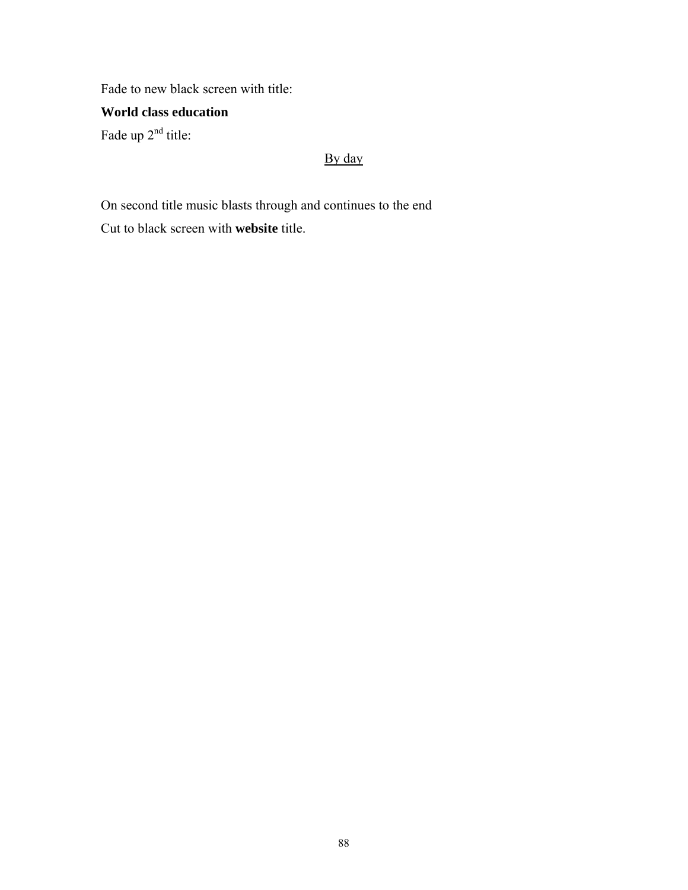Fade to new black screen with title:

**World class education**

Fade up $2^{nd}$ title:

<u>By day</u>

On second title music blasts through and continues to the end

Cut to black screen with **website** title.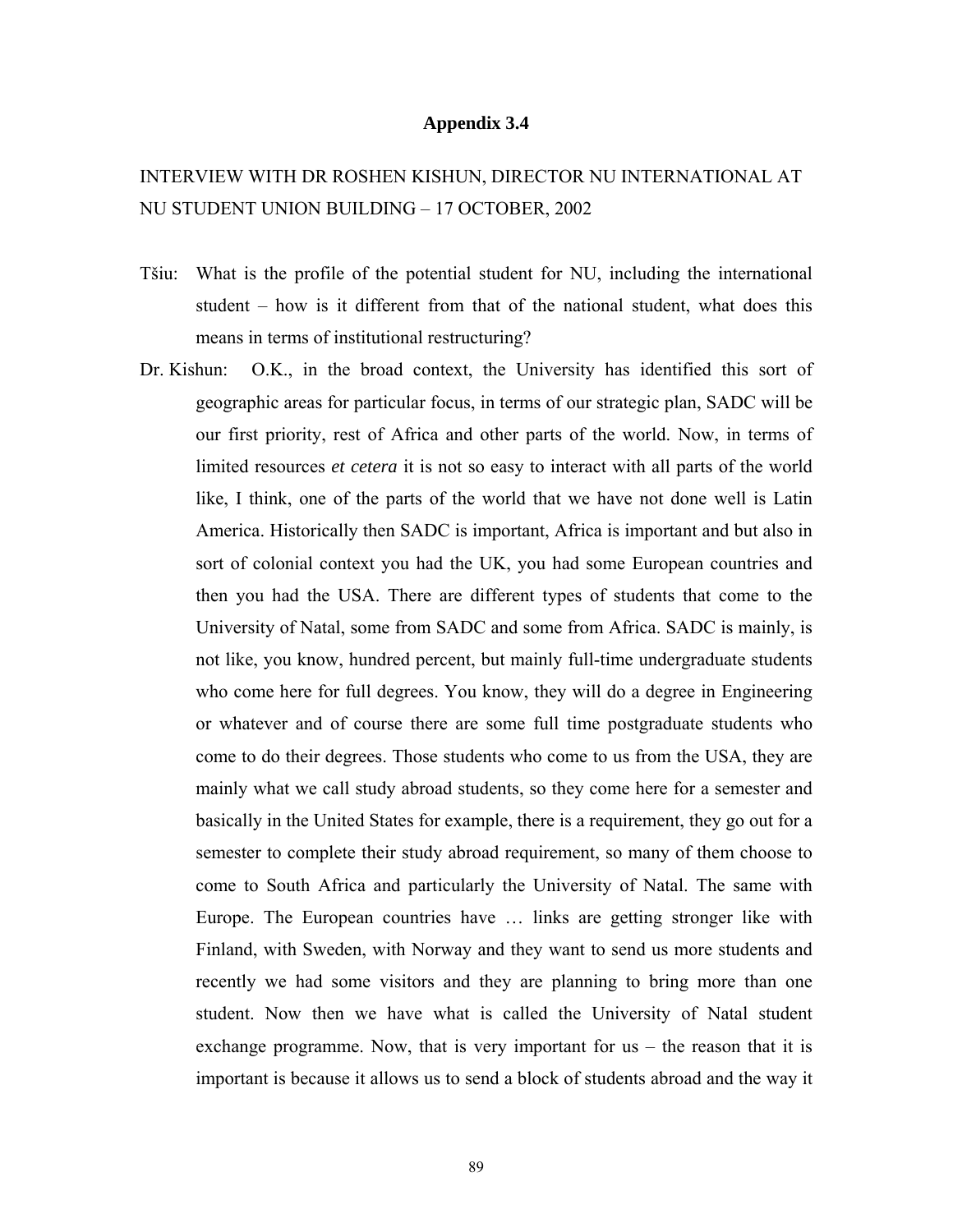**Appendix 3.4**

INTERVIEW WITH DR ROSHEN KISHUN, DIRECTOR NU INTERNATIONAL AT NU STUDENT UNION BUILDING – 17 OCTOBER, 2002

Tšiu: What is the profile of the potential student for NU, including the international student – how is it different from that of the national student, what does this means in terms of institutional restructuring?

Dr. Kishun: O.K., in the broad context, the University has identified this sort of geographic areas for particular focus, in terms of our strategic plan, SADC will be our first priority, rest of Africa and other parts of the world. Now, in terms of limited resources *et cetera* it is not so easy to interact with all parts of the world like, I think, one of the parts of the world that we have not done well is Latin America. Historically then SADC is important, Africa is important and but also in sort of colonial context you had the UK, you had some European countries and then you had the USA. There are different types of students that come to the University of Natal, some from SADC and some from Africa. SADC is mainly, is not like, you know, hundred percent, but mainly full-time undergraduate students who come here for full degrees. You know, they will do a degree in Engineering or whatever and of course there are some full time postgraduate students who come to do their degrees. Those students who come to us from the USA, they are mainly what we call study abroad students, so they come here for a semester and basically in the United States for example, there is a requirement, they go out for a semester to complete their study abroad requirement, so many of them choose to come to South Africa and particularly the University of Natal. The same with Europe. The European countries have … links are getting stronger like with Finland, with Sweden, with Norway and they want to send us more students and recently we had some visitors and they are planning to bring more than one student. Now then we have what is called the University of Natal student exchange programme. Now, that is very important for us – the reason that it is important is because it allows us to send a block of students abroad and the way it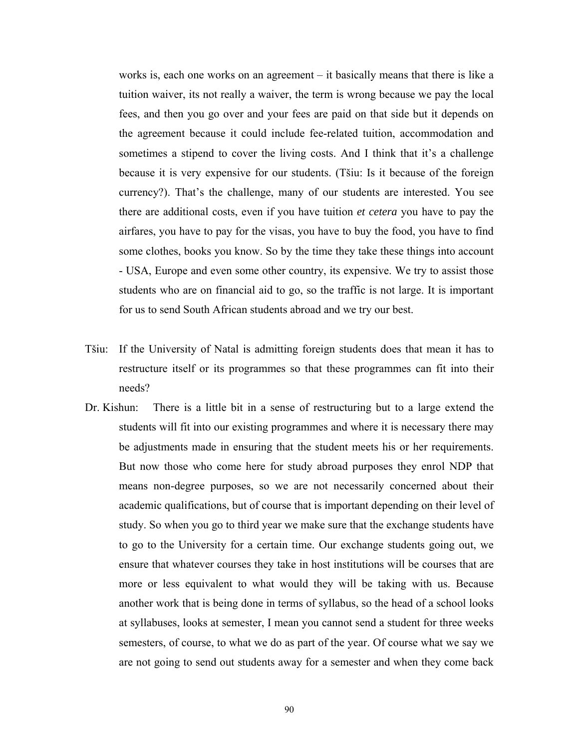works is, each one works on an agreement – it basically means that there is like a tuition waiver, its not really a waiver, the term is wrong because we pay the local fees, and then you go over and your fees are paid on that side but it depends on the agreement because it could include fee-related tuition, accommodation and sometimes a stipend to cover the living costs. And I think that it's a challenge because it is very expensive for our students. (Tšiu: Is it because of the foreign currency?). That's the challenge, many of our students are interested. You see there are additional costs, even if you have tuition *et cetera* you have to pay the airfares, you have to pay for the visas, you have to buy the food, you have to find some clothes, books you know. So by the time they take these things into account - USA, Europe and even some other country, its expensive. We try to assist those students who are on financial aid to go, so the traffic is not large. It is important for us to send South African students abroad and we try our best.

Tšiu: If the University of Natal is admitting foreign students does that mean it has to restructure itself or its programmes so that these programmes can fit into their needs?

Dr. Kishun: There is a little bit in a sense of restructuring but to a large extend the students will fit into our existing programmes and where it is necessary there may be adjustments made in ensuring that the student meets his or her requirements. But now those who come here for study abroad purposes they enrol NDP that means non-degree purposes, so we are not necessarily concerned about their academic qualifications, but of course that is important depending on their level of study. So when you go to third year we make sure that the exchange students have to go to the University for a certain time. Our exchange students going out, we ensure that whatever courses they take in host institutions will be courses that are more or less equivalent to what would they will be taking with us. Because another work that is being done in terms of syllabus, so the head of a school looks at syllabuses, looks at semester, I mean you cannot send a student for three weeks semesters, of course, to what we do as part of the year. Of course what we say we are not going to send out students away for a semester and when they come back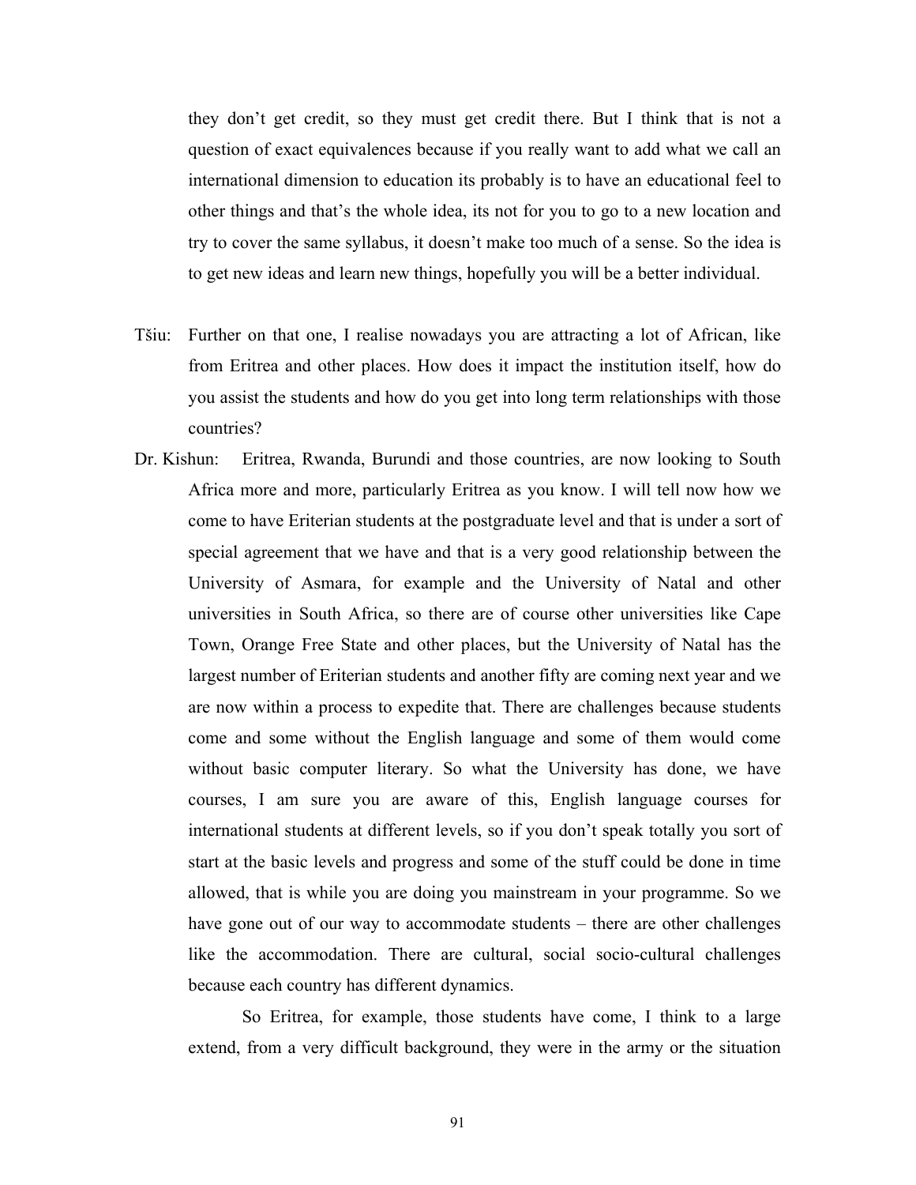they don't get credit, so they must get credit there. But I think that is not a question of exact equivalences because if you really want to add what we call an international dimension to education its probably is to have an educational feel to other things and that's the whole idea, its not for you to go to a new location and try to cover the same syllabus, it doesn't make too much of a sense. So the idea is to get new ideas and learn new things, hopefully you will be a better individual.

Tšiu: Further on that one, I realise nowadays you are attracting a lot of African, like from Eritrea and other places. How does it impact the institution itself, how do you assist the students and how do you get into long term relationships with those countries?

Dr. Kishun: Eritrea, Rwanda, Burundi and those countries, are now looking to South Africa more and more, particularly Eritrea as you know. I will tell now how we come to have Eriterian students at the postgraduate level and that is under a sort of special agreement that we have and that is a very good relationship between the University of Asmara, for example and the University of Natal and other universities in South Africa, so there are of course other universities like Cape Town, Orange Free State and other places, but the University of Natal has the largest number of Eriterian students and another fifty are coming next year and we are now within a process to expedite that. There are challenges because students come and some without the English language and some of them would come without basic computer literary. So what the University has done, we have courses, I am sure you are aware of this, English language courses for international students at different levels, so if you don't speak totally you sort of start at the basic levels and progress and some of the stuff could be done in time allowed, that is while you are doing you mainstream in your programme. So we have gone out of our way to accommodate students – there are other challenges like the accommodation. There are cultural, social socio-cultural challenges because each country has different dynamics.

So Eritrea, for example, those students have come, I think to a large extend, from a very difficult background, they were in the army or the situation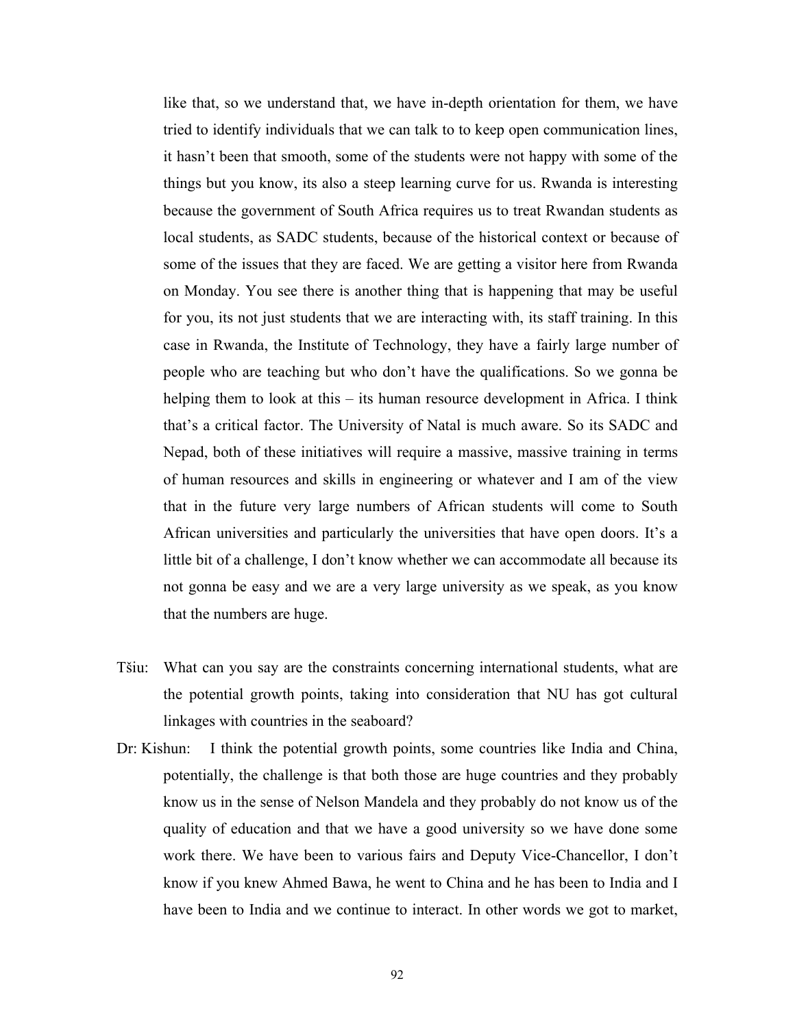like that, so we understand that, we have in-depth orientation for them, we have tried to identify individuals that we can talk to to keep open communication lines, it hasn't been that smooth, some of the students were not happy with some of the things but you know, its also a steep learning curve for us. Rwanda is interesting because the government of South Africa requires us to treat Rwandan students as local students, as SADC students, because of the historical context or because of some of the issues that they are faced. We are getting a visitor here from Rwanda on Monday. You see there is another thing that is happening that may be useful for you, its not just students that we are interacting with, its staff training. In this case in Rwanda, the Institute of Technology, they have a fairly large number of people who are teaching but who don't have the qualifications. So we gonna be helping them to look at this – its human resource development in Africa. I think that's a critical factor. The University of Natal is much aware. So its SADC and Nepad, both of these initiatives will require a massive, massive training in terms of human resources and skills in engineering or whatever and I am of the view that in the future very large numbers of African students will come to South African universities and particularly the universities that have open doors. It's a little bit of a challenge, I don't know whether we can accommodate all because its not gonna be easy and we are a very large university as we speak, as you know that the numbers are huge.

Tšiu: What can you say are the constraints concerning international students, what are the potential growth points, taking into consideration that NU has got cultural linkages with countries in the seaboard?

Dr: Kishun: I think the potential growth points, some countries like India and China, potentially, the challenge is that both those are huge countries and they probably know us in the sense of Nelson Mandela and they probably do not know us of the quality of education and that we have a good university so we have done some work there. We have been to various fairs and Deputy Vice-Chancellor, I don't know if you knew Ahmed Bawa, he went to China and he has been to India and I have been to India and we continue to interact. In other words we got to market,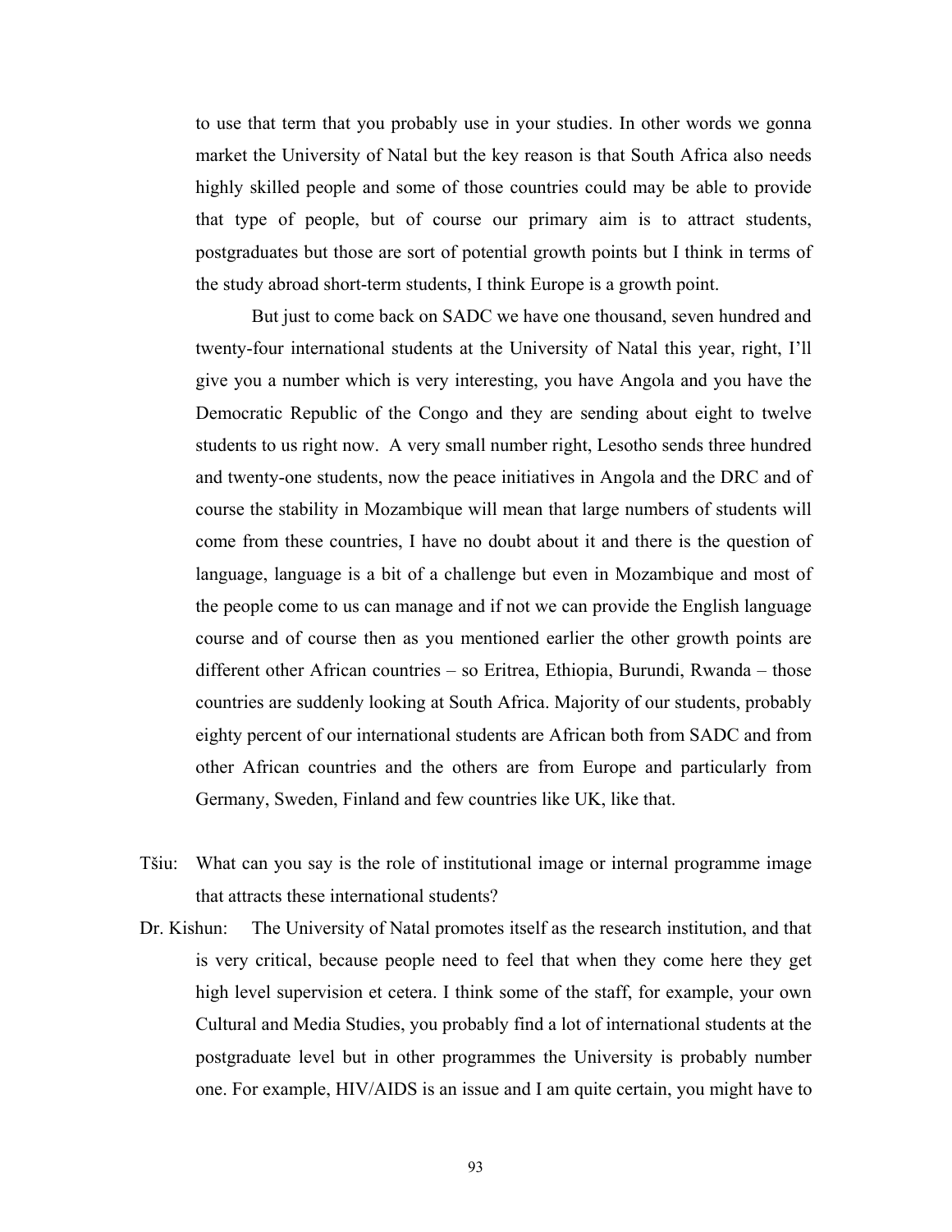to use that term that you probably use in your studies. In other words we gonna market the University of Natal but the key reason is that South Africa also needs highly skilled people and some of those countries could may be able to provide that type of people, but of course our primary aim is to attract students, postgraduates but those are sort of potential growth points but I think in terms of the study abroad short-term students, I think Europe is a growth point.

But just to come back on SADC we have one thousand, seven hundred and twenty-four international students at the University of Natal this year, right, I'll give you a number which is very interesting, you have Angola and you have the Democratic Republic of the Congo and they are sending about eight to twelve students to us right now. A very small number right, Lesotho sends three hundred and twenty-one students, now the peace initiatives in Angola and the DRC and of course the stability in Mozambique will mean that large numbers of students will come from these countries, I have no doubt about it and there is the question of language, language is a bit of a challenge but even in Mozambique and most of the people come to us can manage and if not we can provide the English language course and of course then as you mentioned earlier the other growth points are different other African countries – so Eritrea, Ethiopia, Burundi, Rwanda – those countries are suddenly looking at South Africa. Majority of our students, probably eighty percent of our international students are African both from SADC and from other African countries and the others are from Europe and particularly from Germany, Sweden, Finland and few countries like UK, like that.

Tšiu: What can you say is the role of institutional image or internal programme image that attracts these international students?

Dr. Kishun: The University of Natal promotes itself as the research institution, and that is very critical, because people need to feel that when they come here they get high level supervision et cetera. I think some of the staff, for example, your own Cultural and Media Studies, you probably find a lot of international students at the postgraduate level but in other programmes the University is probably number one. For example, HIV/AIDS is an issue and I am quite certain, you might have to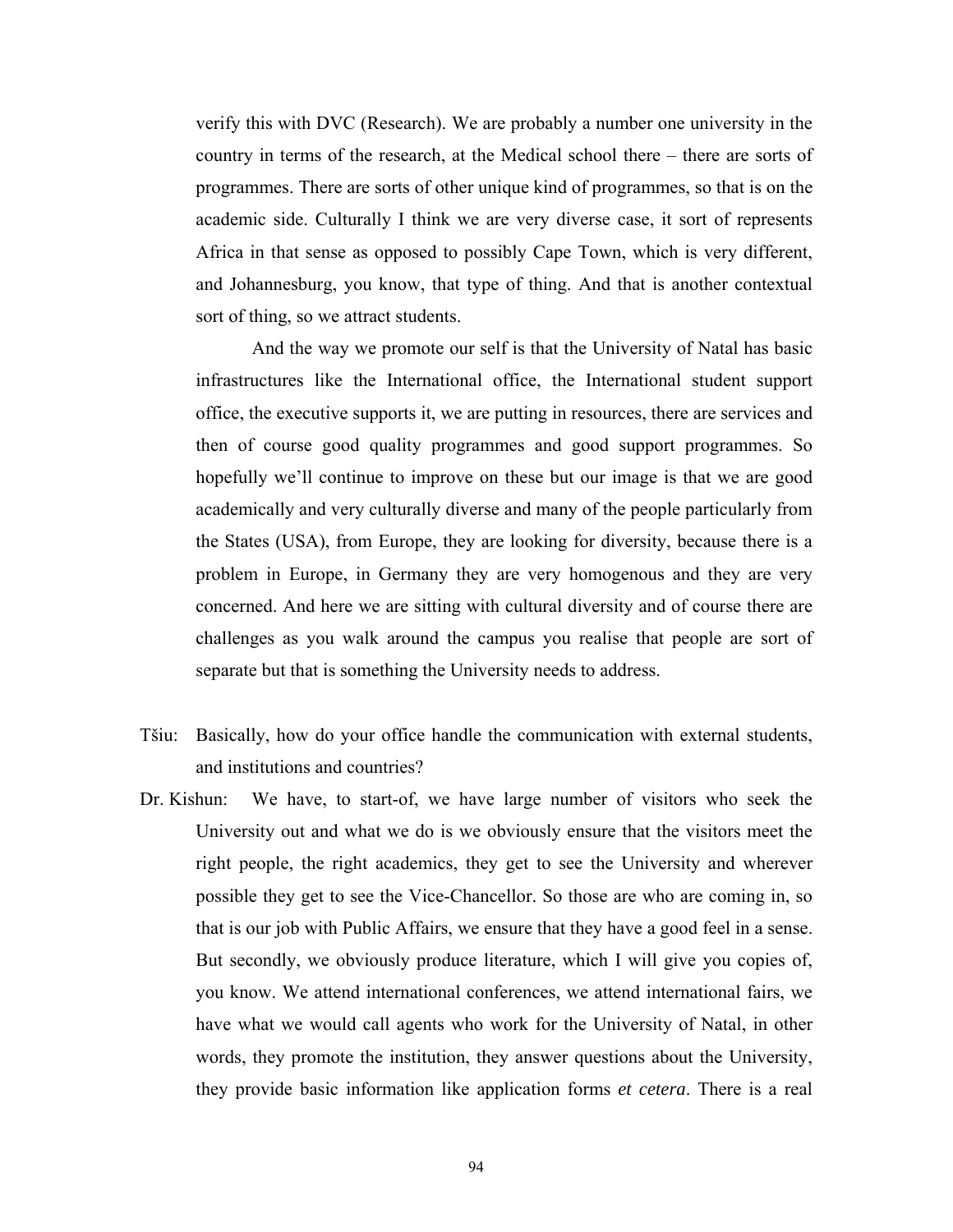verify this with DVC (Research). We are probably a number one university in the country in terms of the research, at the Medical school there – there are sorts of programmes. There are sorts of other unique kind of programmes, so that is on the academic side. Culturally I think we are very diverse case, it sort of represents Africa in that sense as opposed to possibly Cape Town, which is very different, and Johannesburg, you know, that type of thing. And that is another contextual sort of thing, so we attract students.

And the way we promote our self is that the University of Natal has basic infrastructures like the International office, the International student support office, the executive supports it, we are putting in resources, there are services and then of course good quality programmes and good support programmes. So hopefully we'll continue to improve on these but our image is that we are good academically and very culturally diverse and many of the people particularly from the States (USA), from Europe, they are looking for diversity, because there is a problem in Europe, in Germany they are very homogenous and they are very concerned. And here we are sitting with cultural diversity and of course there are challenges as you walk around the campus you realise that people are sort of separate but that is something the University needs to address.

Tšiu: Basically, how do your office handle the communication with external students, and institutions and countries?

Dr. Kishun: We have, to start-of, we have large number of visitors who seek the University out and what we do is we obviously ensure that the visitors meet the right people, the right academics, they get to see the University and wherever possible they get to see the Vice-Chancellor. So those are who are coming in, so that is our job with Public Affairs, we ensure that they have a good feel in a sense. But secondly, we obviously produce literature, which I will give you copies of, you know. We attend international conferences, we attend international fairs, we have what we would call agents who work for the University of Natal, in other words, they promote the institution, they answer questions about the University, they provide basic information like application forms *et cetera*. There is a real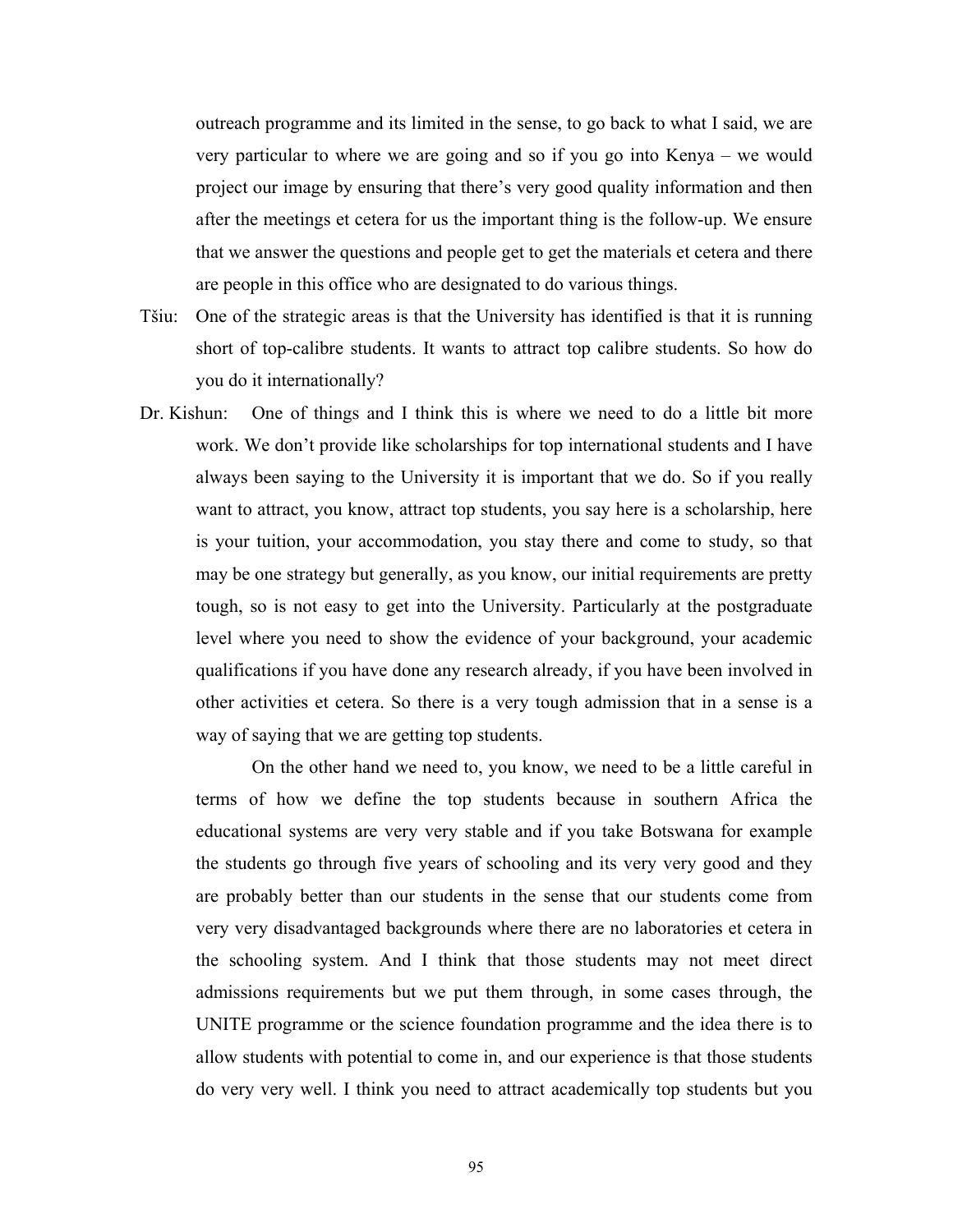outreach programme and its limited in the sense, to go back to what I said, we are very particular to where we are going and so if you go into Kenya – we would project our image by ensuring that there's very good quality information and then after the meetings et cetera for us the important thing is the follow-up. We ensure that we answer the questions and people get to get the materials et cetera and there are people in this office who are designated to do various things.

Tšiu: One of the strategic areas is that the University has identified is that it is running short of top-calibre students. It wants to attract top calibre students. So how do you do it internationally?

Dr. Kishun: One of things and I think this is where we need to do a little bit more work. We don't provide like scholarships for top international students and I have always been saying to the University it is important that we do. So if you really want to attract, you know, attract top students, you say here is a scholarship, here is your tuition, your accommodation, you stay there and come to study, so that may be one strategy but generally, as you know, our initial requirements are pretty tough, so is not easy to get into the University. Particularly at the postgraduate level where you need to show the evidence of your background, your academic qualifications if you have done any research already, if you have been involved in other activities et cetera. So there is a very tough admission that in a sense is a way of saying that we are getting top students.

On the other hand we need to, you know, we need to be a little careful in terms of how we define the top students because in southern Africa the educational systems are very very stable and if you take Botswana for example the students go through five years of schooling and its very very good and they are probably better than our students in the sense that our students come from very very disadvantaged backgrounds where there are no laboratories et cetera in the schooling system. And I think that those students may not meet direct admissions requirements but we put them through, in some cases through, the UNITE programme or the science foundation programme and the idea there is to allow students with potential to come in, and our experience is that those students do very very well. I think you need to attract academically top students but you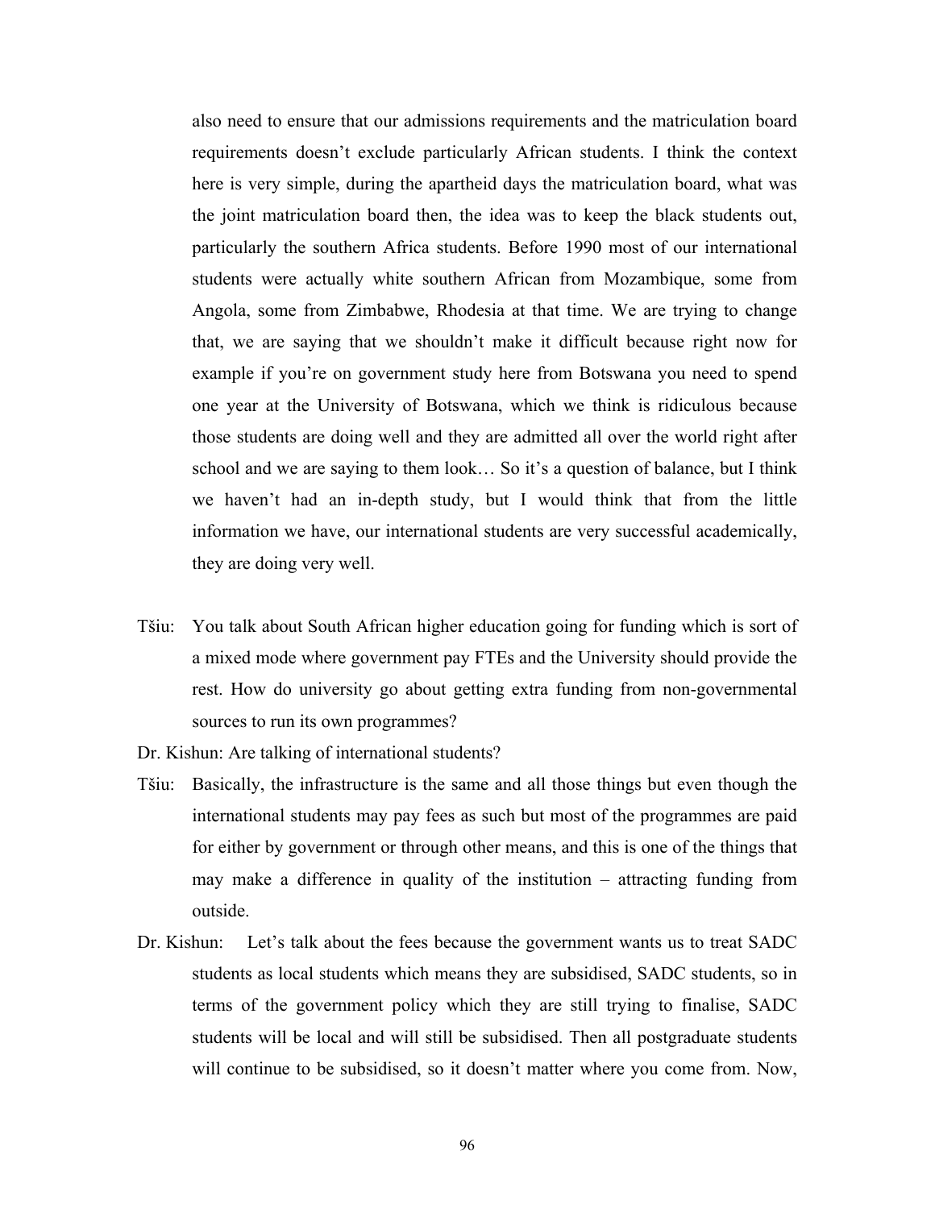also need to ensure that our admissions requirements and the matriculation board requirements doesn't exclude particularly African students. I think the context here is very simple, during the apartheid days the matriculation board, what was the joint matriculation board then, the idea was to keep the black students out, particularly the southern Africa students. Before 1990 most of our international students were actually white southern African from Mozambique, some from Angola, some from Zimbabwe, Rhodesia at that time. We are trying to change that, we are saying that we shouldn't make it difficult because right now for example if you're on government study here from Botswana you need to spend one year at the University of Botswana, which we think is ridiculous because those students are doing well and they are admitted all over the world right after school and we are saying to them look… So it's a question of balance, but I think we haven't had an in-depth study, but I would think that from the little information we have, our international students are very successful academically, they are doing very well.

Tšiu: You talk about South African higher education going for funding which is sort of a mixed mode where government pay FTEs and the University should provide the rest. How do university go about getting extra funding from non-governmental sources to run its own programmes?

Dr. Kishun: Are talking of international students?

Tšiu: Basically, the infrastructure is the same and all those things but even though the international students may pay fees as such but most of the programmes are paid for either by government or through other means, and this is one of the things that may make a difference in quality of the institution – attracting funding from outside.

Dr. Kishun: Let's talk about the fees because the government wants us to treat SADC students as local students which means they are subsidised, SADC students, so in terms of the government policy which they are still trying to finalise, SADC students will be local and will still be subsidised. Then all postgraduate students will continue to be subsidised, so it doesn't matter where you come from. Now,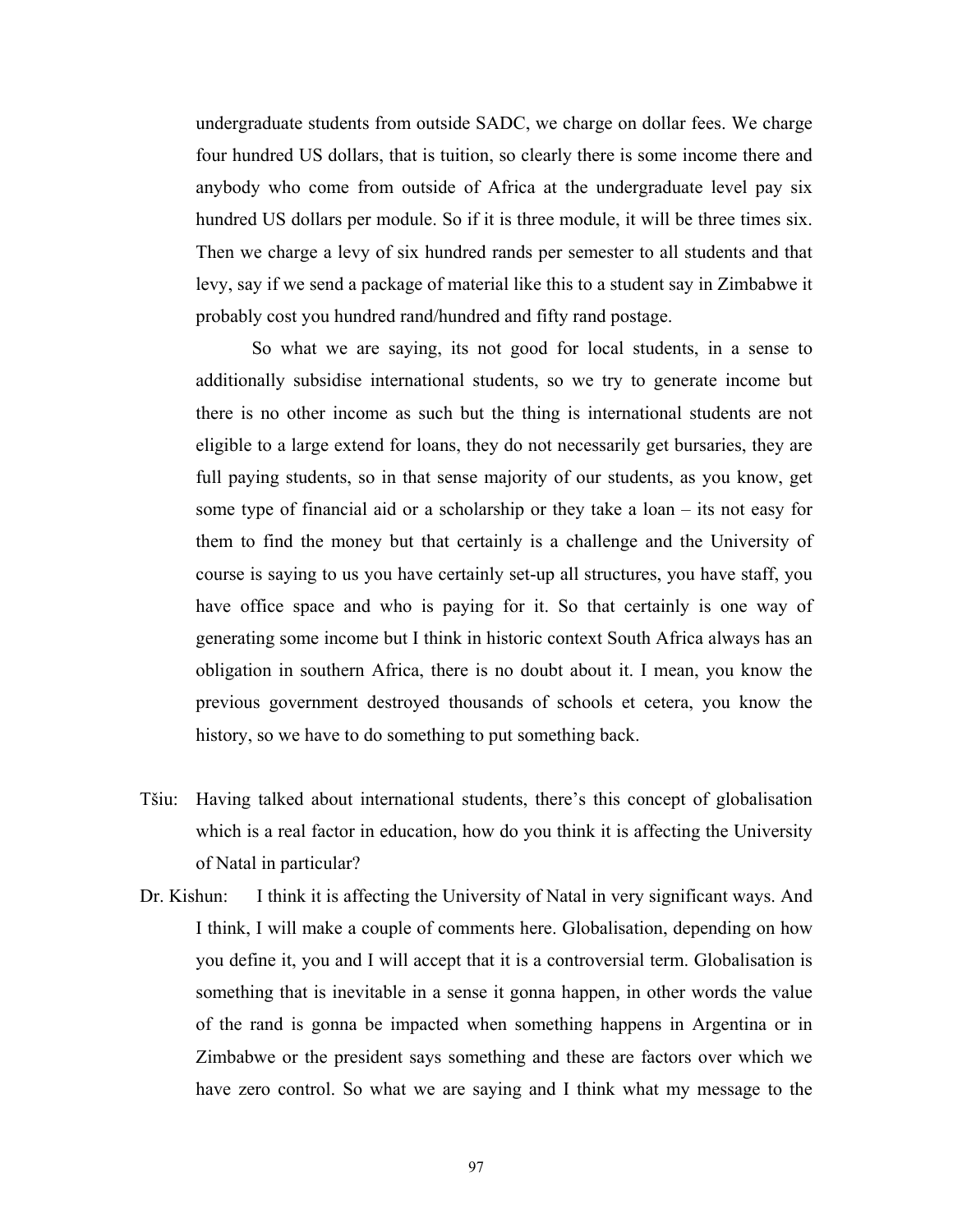undergraduate students from outside SADC, we charge on dollar fees. We charge four hundred US dollars, that is tuition, so clearly there is some income there and anybody who come from outside of Africa at the undergraduate level pay six hundred US dollars per module. So if it is three module, it will be three times six. Then we charge a levy of six hundred rands per semester to all students and that levy, say if we send a package of material like this to a student say in Zimbabwe it probably cost you hundred rand/hundred and fifty rand postage.

So what we are saying, its not good for local students, in a sense to additionally subsidise international students, so we try to generate income but there is no other income as such but the thing is international students are not eligible to a large extend for loans, they do not necessarily get bursaries, they are full paying students, so in that sense majority of our students, as you know, get some type of financial aid or a scholarship or they take a loan – its not easy for them to find the money but that certainly is a challenge and the University of course is saying to us you have certainly set-up all structures, you have staff, you have office space and who is paying for it. So that certainly is one way of generating some income but I think in historic context South Africa always has an obligation in southern Africa, there is no doubt about it. I mean, you know the previous government destroyed thousands of schools et cetera, you know the history, so we have to do something to put something back.

Tšiu: Having talked about international students, there's this concept of globalisation which is a real factor in education, how do you think it is affecting the University of Natal in particular?

Dr. Kishun: I think it is affecting the University of Natal in very significant ways. And I think, I will make a couple of comments here. Globalisation, depending on how you define it, you and I will accept that it is a controversial term. Globalisation is something that is inevitable in a sense it gonna happen, in other words the value of the rand is gonna be impacted when something happens in Argentina or in Zimbabwe or the president says something and these are factors over which we have zero control. So what we are saying and I think what my message to the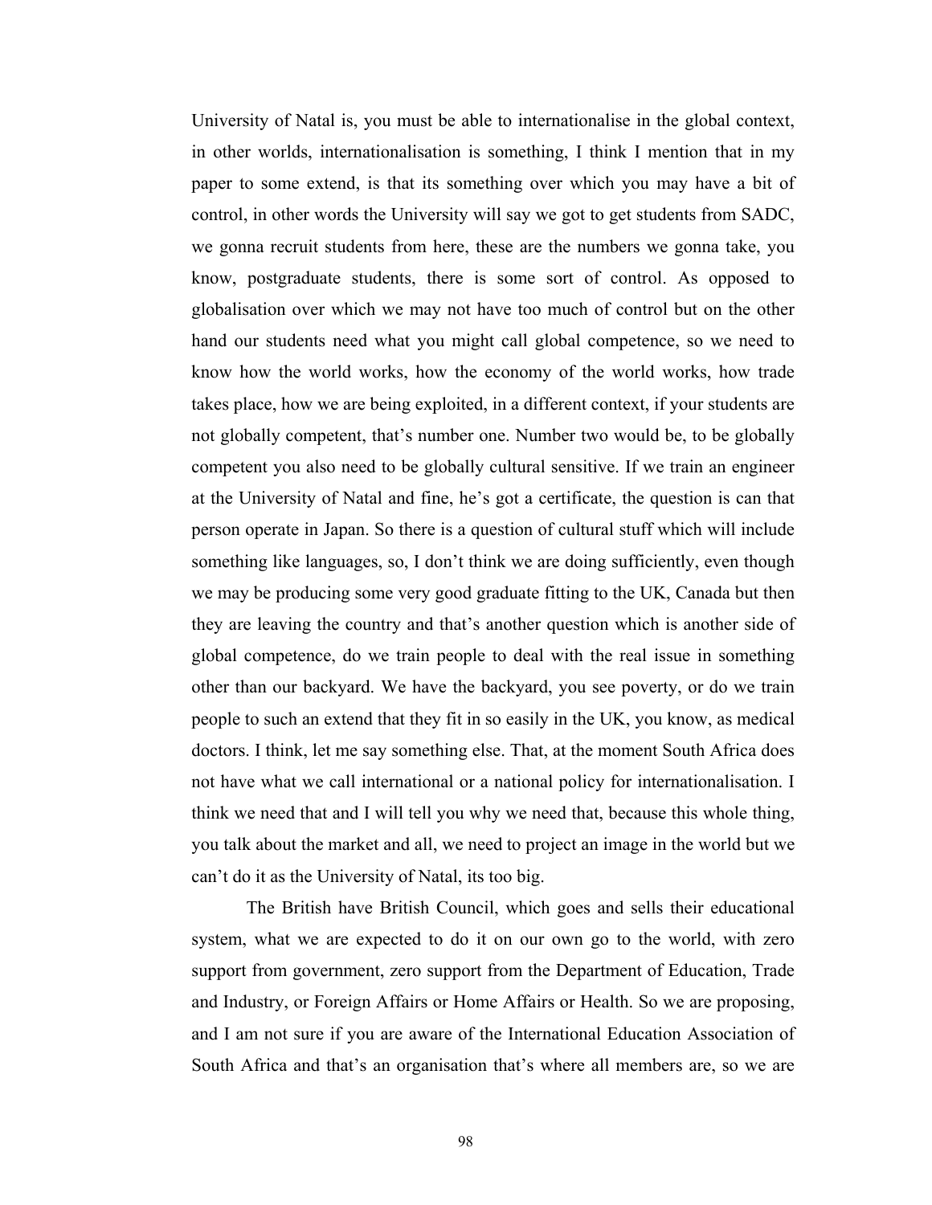University of Natal is, you must be able to internationalise in the global context, in other worlds, internationalisation is something, I think I mention that in my paper to some extend, is that its something over which you may have a bit of control, in other words the University will say we got to get students from SADC, we gonna recruit students from here, these are the numbers we gonna take, you know, postgraduate students, there is some sort of control. As opposed to globalisation over which we may not have too much of control but on the other hand our students need what you might call global competence, so we need to know how the world works, how the economy of the world works, how trade takes place, how we are being exploited, in a different context, if your students are not globally competent, that's number one. Number two would be, to be globally competent you also need to be globally cultural sensitive. If we train an engineer at the University of Natal and fine, he's got a certificate, the question is can that person operate in Japan. So there is a question of cultural stuff which will include something like languages, so, I don't think we are doing sufficiently, even though we may be producing some very good graduate fitting to the UK, Canada but then they are leaving the country and that's another question which is another side of global competence, do we train people to deal with the real issue in something other than our backyard. We have the backyard, you see poverty, or do we train people to such an extend that they fit in so easily in the UK, you know, as medical doctors. I think, let me say something else. That, at the moment South Africa does not have what we call international or a national policy for internationalisation. I think we need that and I will tell you why we need that, because this whole thing, you talk about the market and all, we need to project an image in the world but we can't do it as the University of Natal, its too big.

The British have British Council, which goes and sells their educational system, what we are expected to do it on our own go to the world, with zero support from government, zero support from the Department of Education, Trade and Industry, or Foreign Affairs or Home Affairs or Health. So we are proposing, and I am not sure if you are aware of the International Education Association of South Africa and that's an organisation that's where all members are, so we are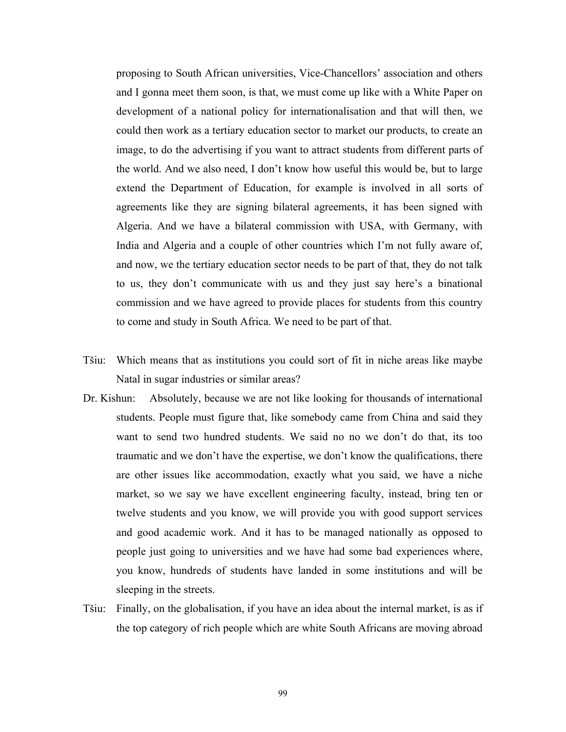proposing to South African universities, Vice-Chancellors' association and others and I gonna meet them soon, is that, we must come up like with a White Paper on development of a national policy for internationalisation and that will then, we could then work as a tertiary education sector to market our products, to create an image, to do the advertising if you want to attract students from different parts of the world. And we also need, I don't know how useful this would be, but to large extend the Department of Education, for example is involved in all sorts of agreements like they are signing bilateral agreements, it has been signed with Algeria. And we have a bilateral commission with USA, with Germany, with India and Algeria and a couple of other countries which I'm not fully aware of, and now, we the tertiary education sector needs to be part of that, they do not talk to us, they don't communicate with us and they just say here's a binational commission and we have agreed to provide places for students from this country to come and study in South Africa. We need to be part of that.

Tšiu: Which means that as institutions you could sort of fit in niche areas like maybe Natal in sugar industries or similar areas?

Dr. Kishun: Absolutely, because we are not like looking for thousands of international students. People must figure that, like somebody came from China and said they want to send two hundred students. We said no no we don't do that, its too traumatic and we don't have the expertise, we don't know the qualifications, there are other issues like accommodation, exactly what you said, we have a niche market, so we say we have excellent engineering faculty, instead, bring ten or twelve students and you know, we will provide you with good support services and good academic work. And it has to be managed nationally as opposed to people just going to universities and we have had some bad experiences where, you know, hundreds of students have landed in some institutions and will be sleeping in the streets.

Tšiu: Finally, on the globalisation, if you have an idea about the internal market, is as if the top category of rich people which are white South Africans are moving abroad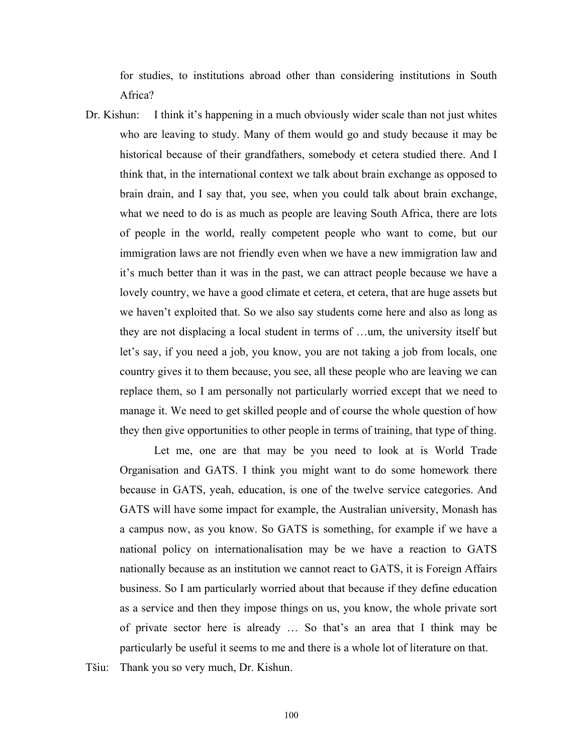for studies, to institutions abroad other than considering institutions in South Africa?

Dr. Kishun: I think it's happening in a much obviously wider scale than not just whites who are leaving to study. Many of them would go and study because it may be historical because of their grandfathers, somebody et cetera studied there. And I think that, in the international context we talk about brain exchange as opposed to brain drain, and I say that, you see, when you could talk about brain exchange, what we need to do is as much as people are leaving South Africa, there are lots of people in the world, really competent people who want to come, but our immigration laws are not friendly even when we have a new immigration law and it's much better than it was in the past, we can attract people because we have a lovely country, we have a good climate et cetera, et cetera, that are huge assets but we haven't exploited that. So we also say students come here and also as long as they are not displacing a local student in terms of …um, the university itself but let's say, if you need a job, you know, you are not taking a job from locals, one country gives it to them because, you see, all these people who are leaving we can replace them, so I am personally not particularly worried except that we need to manage it. We need to get skilled people and of course the whole question of how they then give opportunities to other people in terms of training, that type of thing.

Let me, one are that may be you need to look at is World Trade Organisation and GATS. I think you might want to do some homework there because in GATS, yeah, education, is one of the twelve service categories. And GATS will have some impact for example, the Australian university, Monash has a campus now, as you know. So GATS is something, for example if we have a national policy on internationalisation may be we have a reaction to GATS nationally because as an institution we cannot react to GATS, it is Foreign Affairs business. So I am particularly worried about that because if they define education as a service and then they impose things on us, you know, the whole private sort of private sector here is already … So that's an area that I think may be particularly be useful it seems to me and there is a whole lot of literature on that.

Tšiu: Thank you so very much, Dr. Kishun.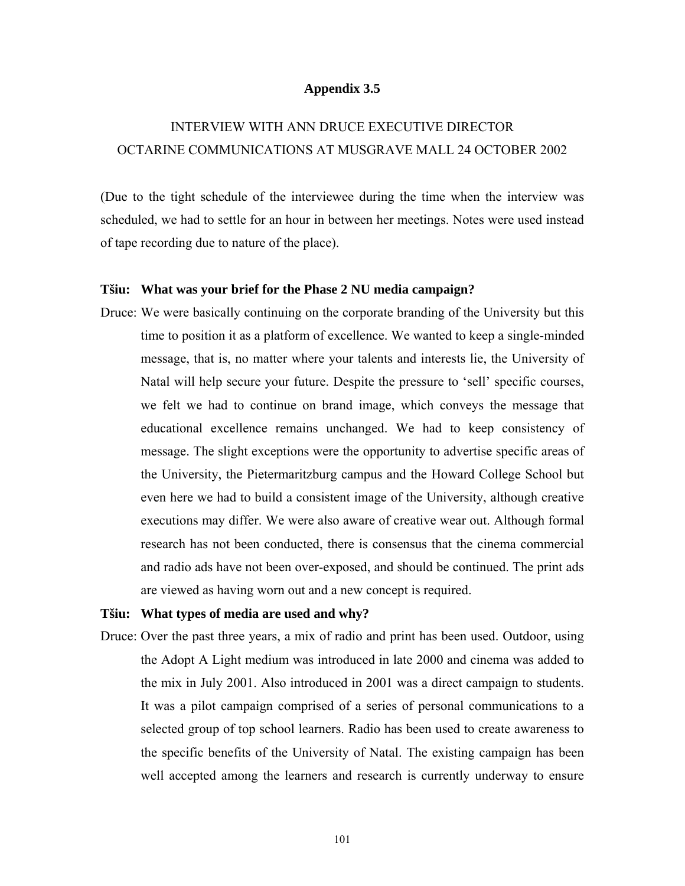# Appendix 3.5

## INTERVIEW WITH ANN DRUCE EXECUTIVE DIRECTOR OCTARINE COMMUNICATIONS AT MUSGRAVE MALL 24 OCTOBER 2002

(Due to the tight schedule of the interviewee during the time when the interview was scheduled, we had to settle for an hour in between her meetings. Notes were used instead of tape recording due to nature of the place).

**Tšiu: What was your brief for the Phase 2 NU media campaign?**

Druce: We were basically continuing on the corporate branding of the University but this time to position it as a platform of excellence. We wanted to keep a single-minded message, that is, no matter where your talents and interests lie, the University of Natal will help secure your future. Despite the pressure to 'sell' specific courses, we felt we had to continue on brand image, which conveys the message that educational excellence remains unchanged. We had to keep consistency of message. The slight exceptions were the opportunity to advertise specific areas of the University, the Pietermaritzburg campus and the Howard College School but even here we had to build a consistent image of the University, although creative executions may differ. We were also aware of creative wear out. Although formal research has not been conducted, there is consensus that the cinema commercial and radio ads have not been over-exposed, and should be continued. The print ads are viewed as having worn out and a new concept is required.

**Tšiu: What types of media are used and why?**

Druce: Over the past three years, a mix of radio and print has been used. Outdoor, using the Adopt A Light medium was introduced in late 2000 and cinema was added to the mix in July 2001. Also introduced in 2001 was a direct campaign to students. It was a pilot campaign comprised of a series of personal communications to a selected group of top school learners. Radio has been used to create awareness to the specific benefits of the University of Natal. The existing campaign has been well accepted among the learners and research is currently underway to ensure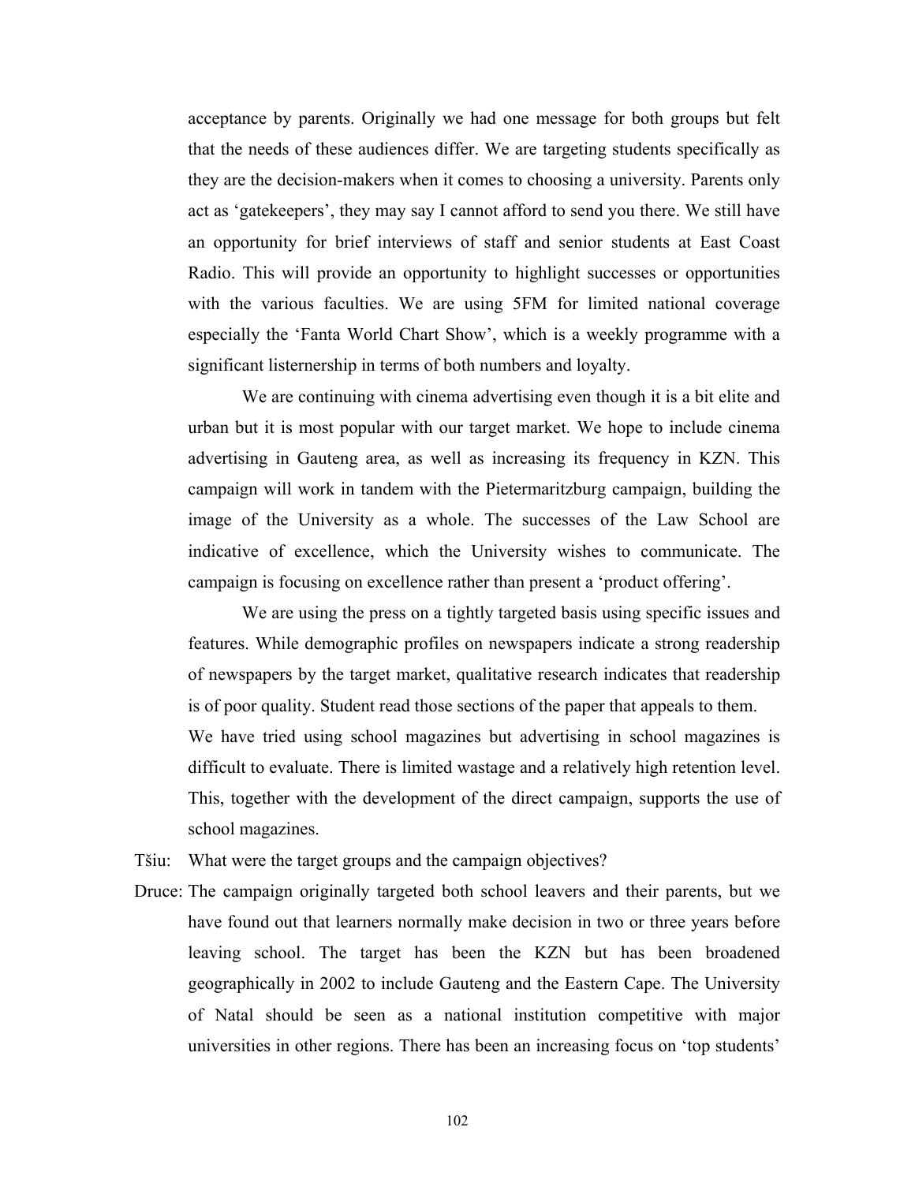acceptance by parents. Originally we had one message for both groups but felt that the needs of these audiences differ. We are targeting students specifically as they are the decision-makers when it comes to choosing a university. Parents only act as 'gatekeepers', they may say I cannot afford to send you there. We still have an opportunity for brief interviews of staff and senior students at East Coast Radio. This will provide an opportunity to highlight successes or opportunities with the various faculties. We are using 5FM for limited national coverage especially the 'Fanta World Chart Show', which is a weekly programme with a significant listernership in terms of both numbers and loyalty.

We are continuing with cinema advertising even though it is a bit elite and urban but it is most popular with our target market. We hope to include cinema advertising in Gauteng area, as well as increasing its frequency in KZN. This campaign will work in tandem with the Pietermaritzburg campaign, building the image of the University as a whole. The successes of the Law School are indicative of excellence, which the University wishes to communicate. The campaign is focusing on excellence rather than present a 'product offering'.

We are using the press on a tightly targeted basis using specific issues and features. While demographic profiles on newspapers indicate a strong readership of newspapers by the target market, qualitative research indicates that readership is of poor quality. Student read those sections of the paper that appeals to them. We have tried using school magazines but advertising in school magazines is difficult to evaluate. There is limited wastage and a relatively high retention level. This, together with the development of the direct campaign, supports the use of school magazines.

Tšiu: What were the target groups and the campaign objectives?

Druce: The campaign originally targeted both school leavers and their parents, but we have found out that learners normally make decision in two or three years before leaving school. The target has been the KZN but has been broadened geographically in 2002 to include Gauteng and the Eastern Cape. The University of Natal should be seen as a national institution competitive with major universities in other regions. There has been an increasing focus on 'top students'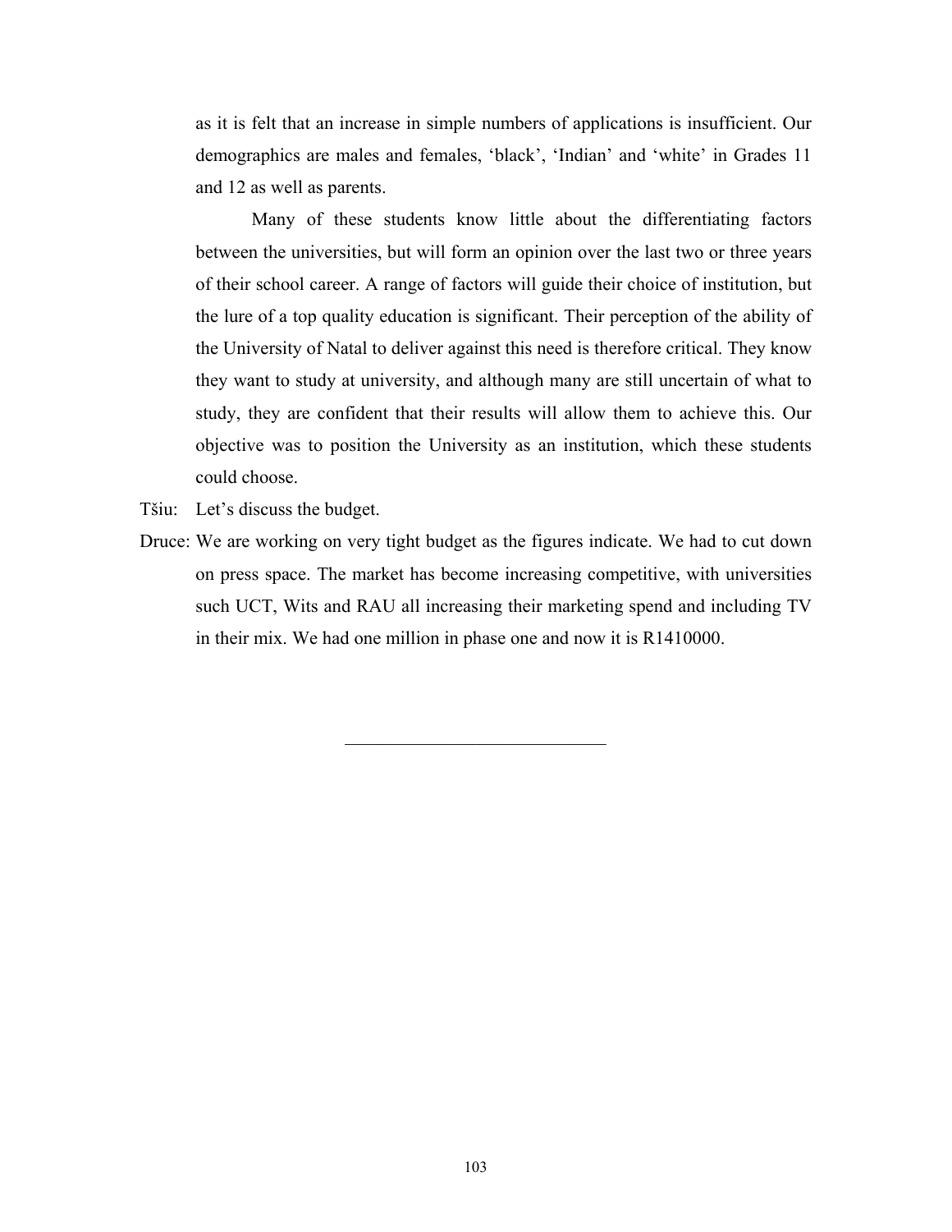as it is felt that an increase in simple numbers of applications is insufficient. Our demographics are males and females, 'black', 'Indian' and 'white' in Grades 11 and 12 as well as parents.

Many of these students know little about the differentiating factors between the universities, but will form an opinion over the last two or three years of their school career. A range of factors will guide their choice of institution, but the lure of a top quality education is significant. Their perception of the ability of the University of Natal to deliver against this need is therefore critical. They know they want to study at university, and although many are still uncertain of what to study, they are confident that their results will allow them to achieve this. Our objective was to position the University as an institution, which these students could choose.

Tšiu: Let's discuss the budget.

Druce: We are working on very tight budget as the figures indicate. We had to cut down on press space. The market has become increasing competitive, with universities such UCT, Wits and RAU all increasing their marketing spend and including TV in their mix. We had one million in phase one and now it is R1410000.

---